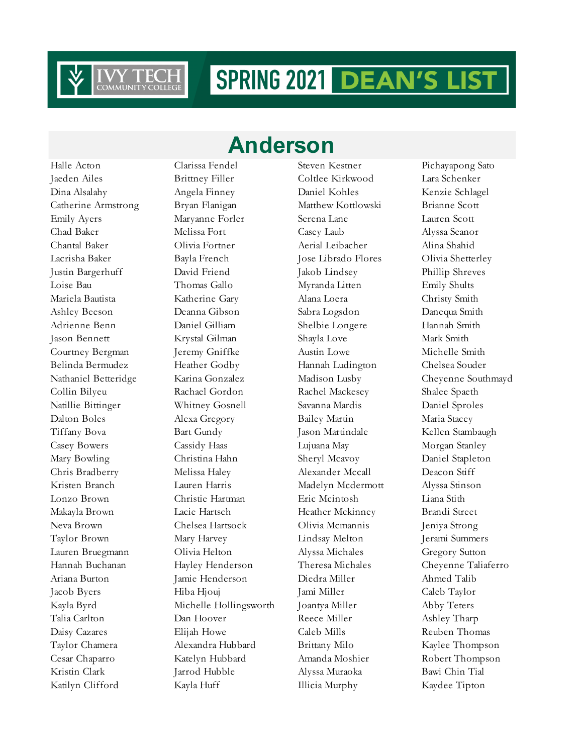# IVY TECH COMMUNITY COLLEGE — SPRING 2021 DEAN'S LIST

## Anderson

Halle Acton
Jaeden Ailes
Dina Alsalahy
Catherine Armstrong
Emily Ayers
Chad Baker
Chantal Baker
Lacrisha Baker
Justin Bargerhuff
Loise Bau
Mariela Bautista
Ashley Beeson
Adrienne Benn
Jason Bennett
Courtney Bergman
Belinda Bermudez
Nathaniel Betteridge
Collin Bilyeu
Natillie Bittinger
Dalton Boles
Tiffany Bova
Casey Bowers
Mary Bowling
Chris Bradberry
Kristen Branch
Lonzo Brown
Makayla Brown
Neva Brown
Taylor Brown
Lauren Bruegmann
Hannah Buchanan
Ariana Burton
Jacob Byers
Kayla Byrd
Talia Carlton
Daisy Cazares
Taylor Chamera
Cesar Chaparro
Kristin Clark
Katilyn Clifford
Clarissa Fendel
Brittney Filler
Angela Finney
Bryan Flanigan
Maryanne Forler
Melissa Fort
Olivia Fortner
Bayla French
David Friend
Thomas Gallo
Katherine Gary
Deanna Gibson
Daniel Gilliam
Krystal Gilman
Jeremy Gniffke
Heather Godby
Karina Gonzalez
Rachael Gordon
Whitney Gosnell
Alexa Gregory
Bart Gundy
Cassidy Haas
Christina Hahn
Melissa Haley
Lauren Harris
Christie Hartman
Lacie Hartsch
Chelsea Hartsock
Mary Harvey
Olivia Helton
Hayley Henderson
Jamie Henderson
Hiba Hjouj
Michelle Hollingsworth
Dan Hoover
Elijah Howe
Alexandra Hubbard
Katelyn Hubbard
Jarrod Hubble
Kayla Huff
Steven Kestner
Coltlee Kirkwood
Daniel Kohles
Matthew Kottlowski
Serena Lane
Casey Laub
Aerial Leibacher
Jose Librado Flores
Jakob Lindsey
Myranda Litten
Alana Loera
Sabra Logsdon
Shelbie Longere
Shayla Love
Austin Lowe
Hannah Ludington
Madison Lusby
Rachel Mackesey
Savanna Mardis
Bailey Martin
Jason Martindale
Lujuana May
Sheryl Mcavoy
Alexander Mccall
Madelyn Mcdermott
Eric Mcintosh
Heather Mckinney
Olivia Mcmannis
Lindsay Melton
Alyssa Michales
Theresa Michales
Diedra Miller
Jami Miller
Joantya Miller
Reece Miller
Caleb Mills
Brittany Milo
Amanda Moshier
Alyssa Muraoka
Illicia Murphy
Pichayapong Sato
Lara Schenker
Kenzie Schlagel
Brianne Scott
Lauren Scott
Alyssa Seanor
Alina Shahid
Olivia Shetterley
Phillip Shreves
Emily Shults
Christy Smith
Danequa Smith
Hannah Smith
Mark Smith
Michelle Smith
Chelsea Souder
Cheyenne Southmayd
Shalee Spaeth
Daniel Sproles
Maria Stacey
Kellen Stambaugh
Morgan Stanley
Daniel Stapleton
Deacon Stiff
Alyssa Stinson
Liana Stith
Brandi Street
Jeniya Strong
Jerami Summers
Gregory Sutton
Cheyenne Taliaferro
Ahmed Talib
Caleb Taylor
Abby Teters
Ashley Tharp
Reuben Thomas
Kaylee Thompson
Robert Thompson
Bawi Chin Tial
Kaydee Tipton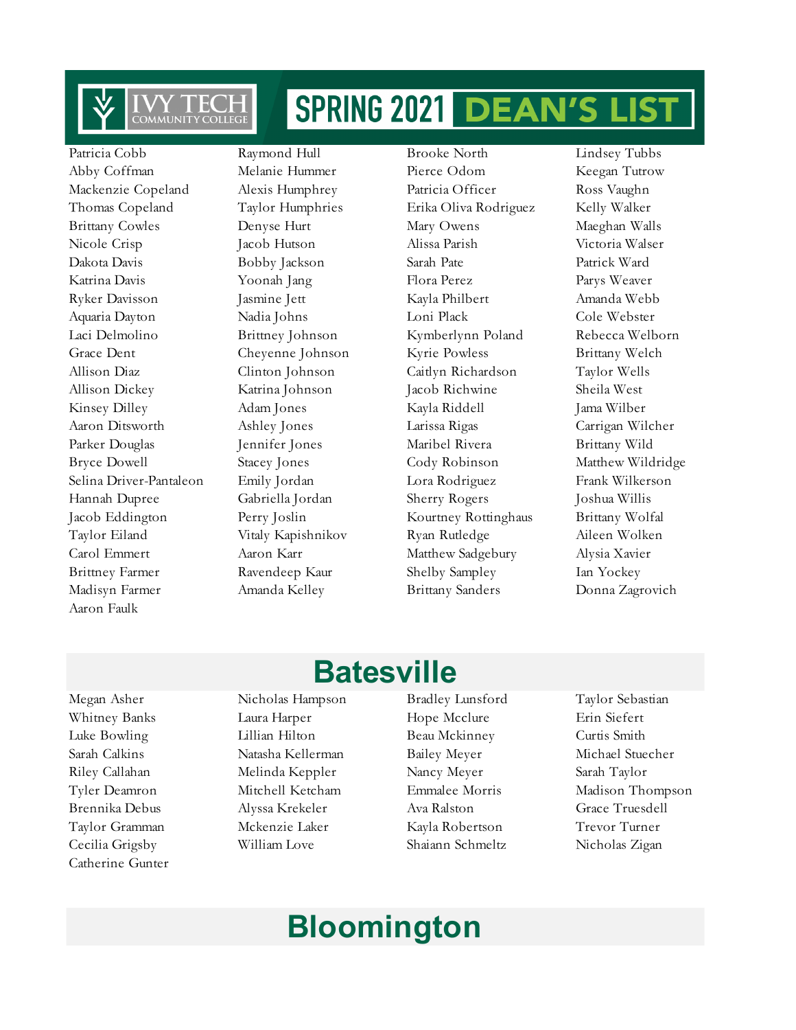# SPRING 2021 DEAN'S LIST

Patricia Cobb
Abby Coffman
Mackenzie Copeland
Thomas Copeland
Brittany Cowles
Nicole Crisp
Dakota Davis
Katrina Davis
Ryker Davisson
Aquaria Dayton
Laci Delmolino
Grace Dent
Allison Diaz
Allison Dickey
Kinsey Dilley
Aaron Ditsworth
Parker Douglas
Bryce Dowell
Selina Driver-Pantaleon
Hannah Dupree
Jacob Eddington
Taylor Eiland
Carol Emmert
Brittney Farmer
Madisyn Farmer
Aaron Faulk
Raymond Hull
Melanie Hummer
Alexis Humphrey
Taylor Humphries
Denyse Hurt
Jacob Hutson
Bobby Jackson
Yoonah Jang
Jasmine Jett
Nadia Johns
Brittney Johnson
Cheyenne Johnson
Clinton Johnson
Katrina Johnson
Adam Jones
Ashley Jones
Jennifer Jones
Stacey Jones
Emily Jordan
Gabriella Jordan
Perry Joslin
Vitaly Kapishnikov
Aaron Karr
Ravendeep Kaur
Amanda Kelley
Brooke North
Pierce Odom
Patricia Officer
Erika Oliva Rodriguez
Mary Owens
Alissa Parish
Sarah Pate
Flora Perez
Kayla Philbert
Loni Plack
Kymberlynn Poland
Kyrie Powless
Caitlyn Richardson
Jacob Richwine
Kayla Riddell
Larissa Rigas
Maribel Rivera
Cody Robinson
Lora Rodriguez
Sherry Rogers
Kourtney Rottinghaus
Ryan Rutledge
Matthew Sadgebury
Shelby Sampley
Brittany Sanders
Lindsey Tubbs
Keegan Tutrow
Ross Vaughn
Kelly Walker
Maeghan Walls
Victoria Walser
Patrick Ward
Parys Weaver
Amanda Webb
Cole Webster
Rebecca Welborn
Brittany Welch
Taylor Wells
Sheila West
Jama Wilber
Carrigan Wilcher
Brittany Wild
Matthew Wildridge
Frank Wilkerson
Joshua Willis
Brittany Wolfal
Aileen Wolken
Alysia Xavier
Ian Yockey
Donna Zagrovich

## Batesville

Megan Asher
Whitney Banks
Luke Bowling
Sarah Calkins
Riley Callahan
Tyler Deamron
Brennika Debus
Taylor Gramman
Cecilia Grigsby
Catherine Gunter
Nicholas Hampson
Laura Harper
Lillian Hilton
Natasha Kellerman
Melinda Keppler
Mitchell Ketcham
Alyssa Krekeler
Mckenzie Laker
William Love
Bradley Lunsford
Hope Mcclure
Beau Mckinney
Bailey Meyer
Nancy Meyer
Emmalee Morris
Ava Ralston
Kayla Robertson
Shaiann Schmeltz
Taylor Sebastian
Erin Siefert
Curtis Smith
Michael Stuecher
Sarah Taylor
Madison Thompson
Grace Truesdell
Trevor Turner
Nicholas Zigan

## Bloomington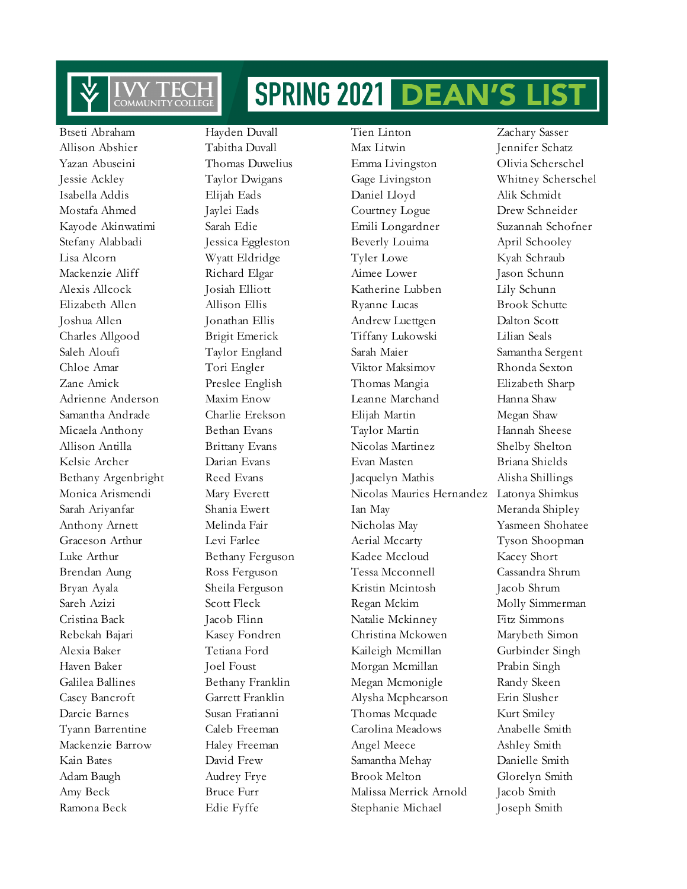# IVY TECH COMMUNITY COLLEGE SPRING 2021 DEAN'S LIST

Btseti Abraham
Allison Abshier
Yazan Abuseini
Jessie Ackley
Isabella Addis
Mostafa Ahmed
Kayode Akinwatimi
Stefany Alabbadi
Lisa Alcorn
Mackenzie Aliff
Alexis Allcock
Elizabeth Allen
Joshua Allen
Charles Allgood
Saleh Aloufi
Chloe Amar
Zane Amick
Adrienne Anderson
Samantha Andrade
Micaela Anthony
Allison Antilla
Kelsie Archer
Bethany Argenbright
Monica Arismendi
Sarah Ariyanfar
Anthony Arnett
Graceson Arthur
Luke Arthur
Brendan Aung
Bryan Ayala
Sareh Azizi
Cristina Back
Rebekah Bajari
Alexia Baker
Haven Baker
Galilea Ballines
Casey Bancroft
Darcie Barnes
Tyann Barrentine
Mackenzie Barrow
Kain Bates
Adam Baugh
Amy Beck
Ramona Beck

Hayden Duvall
Tabitha Duvall
Thomas Duwelius
Taylor Dwigans
Elijah Eads
Jaylei Eads
Sarah Edie
Jessica Eggleston
Wyatt Eldridge
Richard Elgar
Josiah Elliott
Allison Ellis
Jonathan Ellis
Brigit Emerick
Taylor England
Tori Engler
Preslee English
Maxim Enow
Charlie Erekson
Bethan Evans
Brittany Evans
Darian Evans
Reed Evans
Mary Everett
Shania Ewert
Melinda Fair
Levi Farlee
Bethany Ferguson
Ross Ferguson
Sheila Ferguson
Scott Fleck
Jacob Flinn
Kasey Fondren
Tetiana Ford
Joel Foust
Bethany Franklin
Garrett Franklin
Susan Fratianni
Caleb Freeman
Haley Freeman
David Frew
Audrey Frye
Bruce Furr
Edie Fyffe

Tien Linton
Max Litwin
Emma Livingston
Gage Livingston
Daniel Lloyd
Courtney Logue
Emili Longardner
Beverly Louima
Tyler Lowe
Aimee Lower
Katherine Lubben
Ryanne Lucas
Andrew Luettgen
Tiffany Lukowski
Sarah Maier
Viktor Maksimov
Thomas Mangia
Leanne Marchand
Elijah Martin
Taylor Martin
Nicolas Martinez
Evan Masten
Jacquelyn Mathis
Nicolas Mauries Hernandez
Ian May
Nicholas May
Aerial Mccarty
Kadee Mccloud
Tessa Mcconnell
Kristin Mcintosh
Regan Mckim
Natalie Mckinney
Christina Mckowen
Kaileigh Mcmillan
Morgan Mcmillan
Megan Mcmonigle
Alysha Mcphearson
Thomas Mcquade
Carolina Meadows
Angel Meece
Samantha Mehay
Brook Melton
Malissa Merrick Arnold
Stephanie Michael

Zachary Sasser
Jennifer Schatz
Olivia Scherschel
Whitney Scherschel
Alik Schmidt
Drew Schneider
Suzannah Schofner
April Schooley
Kyah Schraub
Jason Schunn
Lily Schunn
Brook Schutte
Dalton Scott
Lilian Seals
Samantha Sergent
Rhonda Sexton
Elizabeth Sharp
Hanna Shaw
Megan Shaw
Hannah Sheese
Shelby Shelton
Briana Shields
Alisha Shillings
Latonya Shimkus
Meranda Shipley
Yasmeen Shohatee
Tyson Shoopman
Kacey Short
Cassandra Shrum
Jacob Shrum
Molly Simmerman
Fitz Simmons
Marybeth Simon
Gurbinder Singh
Prabin Singh
Randy Skeen
Erin Slusher
Kurt Smiley
Anabelle Smith
Ashley Smith
Danielle Smith
Glorelyn Smith
Jacob Smith
Joseph Smith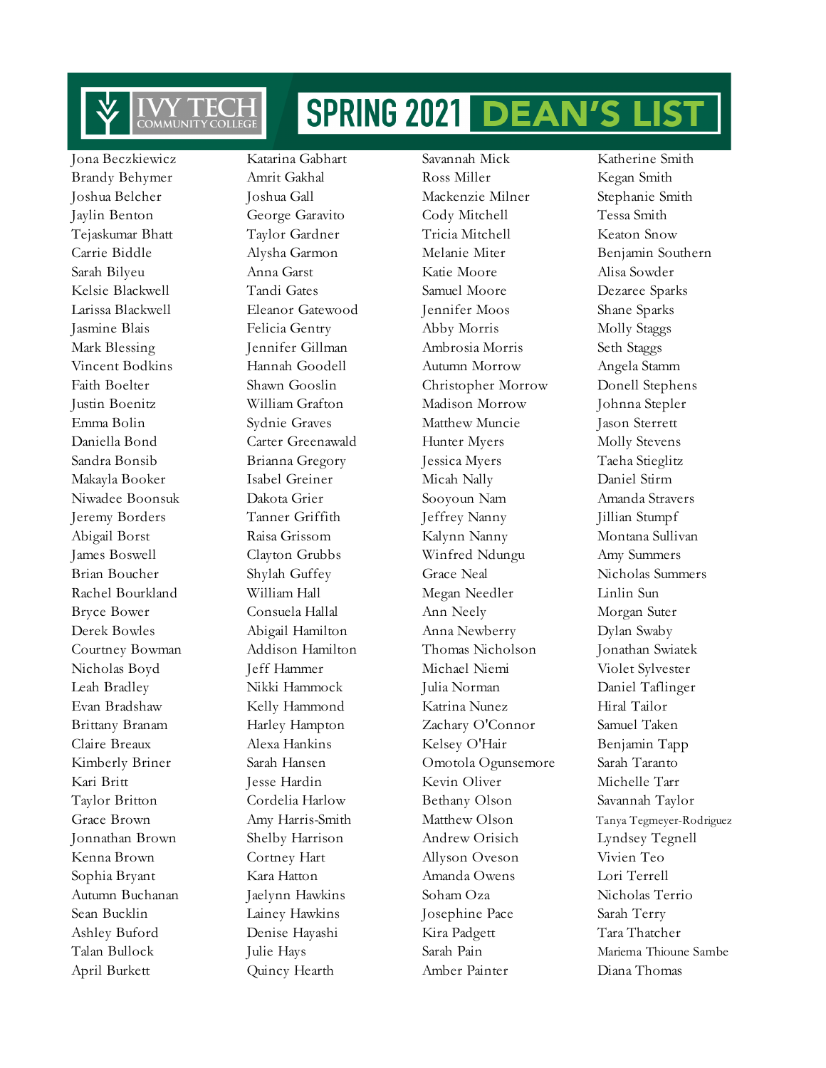# SPRING 2021 DEAN'S LIST

Jona Beczkiewicz
Brandy Behymer
Joshua Belcher
Jaylin Benton
Tejaskumar Bhatt
Carrie Biddle
Sarah Bilyeu
Kelsie Blackwell
Larissa Blackwell
Jasmine Blais
Mark Blessing
Vincent Bodkins
Faith Boelter
Justin Boenitz
Emma Bolin
Daniella Bond
Sandra Bonsib
Makayla Booker
Niwadee Boonsuk
Jeremy Borders
Abigail Borst
James Boswell
Brian Boucher
Rachel Bourkland
Bryce Bower
Derek Bowles
Courtney Bowman
Nicholas Boyd
Leah Bradley
Evan Bradshaw
Brittany Branam
Claire Breaux
Kimberly Briner
Kari Britt
Taylor Britton
Grace Brown
Jonnathan Brown
Kenna Brown
Sophia Bryant
Autumn Buchanan
Sean Bucklin
Ashley Buford
Talan Bullock
April Burkett

Katarina Gabhart
Amrit Gakhal
Joshua Gall
George Garavito
Taylor Gardner
Alysha Garmon
Anna Garst
Tandi Gates
Eleanor Gatewood
Felicia Gentry
Jennifer Gillman
Hannah Goodell
Shawn Gooslin
William Grafton
Sydnie Graves
Carter Greenawald
Brianna Gregory
Isabel Greiner
Dakota Grier
Tanner Griffith
Raisa Grissom
Clayton Grubbs
Shylah Guffey
William Hall
Consuela Hallal
Abigail Hamilton
Addison Hamilton
Jeff Hammer
Nikki Hammock
Kelly Hammond
Harley Hampton
Alexa Hankins
Sarah Hansen
Jesse Hardin
Cordelia Harlow
Amy Harris-Smith
Shelby Harrison
Cortney Hart
Kara Hatton
Jaelynn Hawkins
Lainey Hawkins
Denise Hayashi
Julie Hays
Quincy Hearth

Savannah Mick
Ross Miller
Mackenzie Milner
Cody Mitchell
Tricia Mitchell
Melanie Miter
Katie Moore
Samuel Moore
Jennifer Moos
Abby Morris
Ambrosia Morris
Autumn Morrow
Christopher Morrow
Madison Morrow
Matthew Muncie
Hunter Myers
Jessica Myers
Micah Nally
Sooyoun Nam
Jeffrey Nanny
Kalynn Nanny
Winfred Ndungu
Grace Neal
Megan Needler
Ann Neely
Anna Newberry
Thomas Nicholson
Michael Niemi
Julia Norman
Katrina Nunez
Zachary O'Connor
Kelsey O'Hair
Omotola Ogunsemore
Kevin Oliver
Bethany Olson
Matthew Olson
Andrew Orisich
Allyson Oveson
Amanda Owens
Soham Oza
Josephine Pace
Kira Padgett
Sarah Pain
Amber Painter

Katherine Smith
Kegan Smith
Stephanie Smith
Tessa Smith
Keaton Snow
Benjamin Southern
Alisa Sowder
Dezaree Sparks
Shane Sparks
Molly Staggs
Seth Staggs
Angela Stamm
Donell Stephens
Johnna Stepler
Jason Sterrett
Molly Stevens
Taeha Stieglitz
Daniel Stirm
Amanda Stravers
Jillian Stumpf
Montana Sullivan
Amy Summers
Nicholas Summers
Linlin Sun
Morgan Suter
Dylan Swaby
Jonathan Swiatek
Violet Sylvester
Daniel Taflinger
Hiral Tailor
Samuel Taken
Benjamin Tapp
Sarah Taranto
Michelle Tarr
Savannah Taylor
Tanya Tegmeyer-Rodriguez
Lyndsey Tegnell
Vivien Teo
Lori Terrell
Nicholas Terrio
Sarah Terry
Tara Thatcher
Mariema Thioune Sambe
Diana Thomas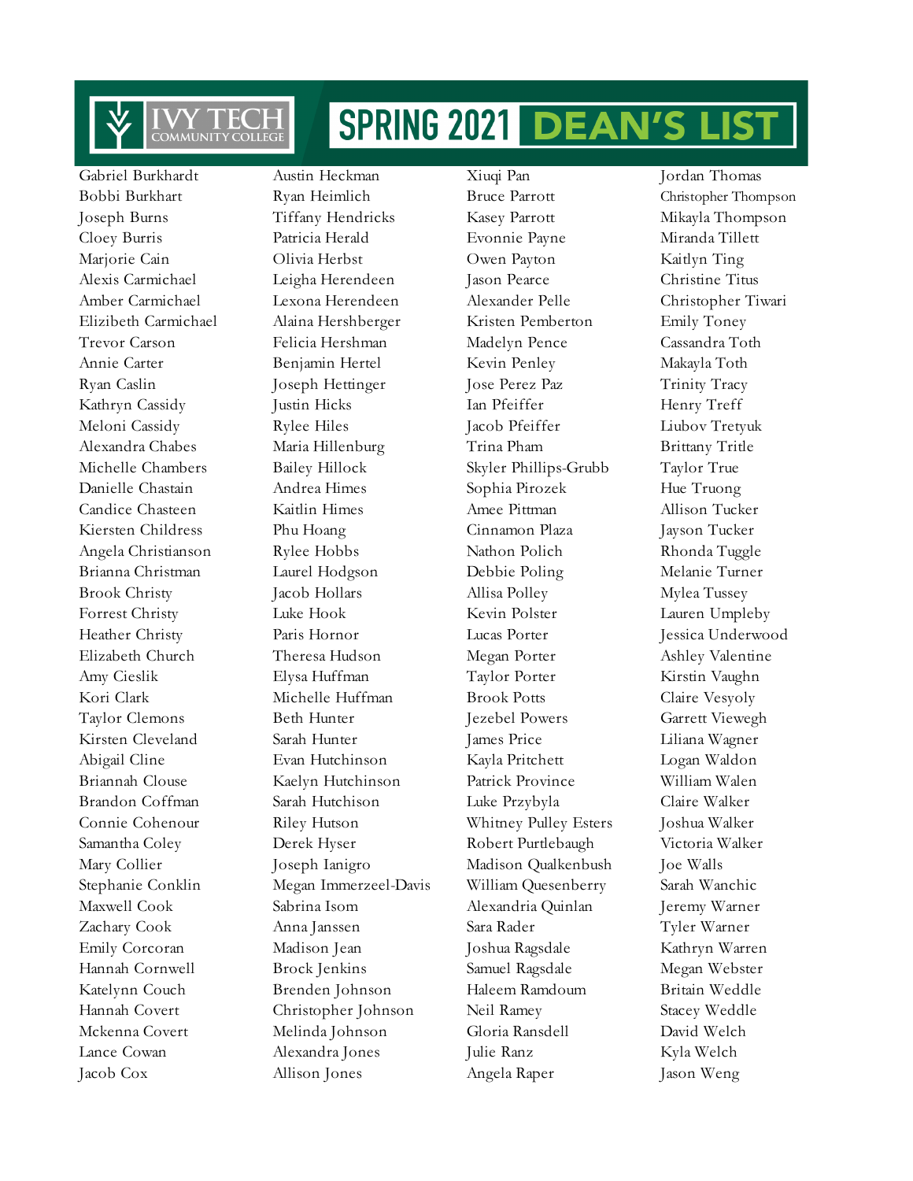# IVY TECH COMMUNITY COLLEGE SPRING 2021 DEAN'S LIST

Gabriel Burkhardt
Bobbi Burkhart
Joseph Burns
Cloey Burris
Marjorie Cain
Alexis Carmichael
Amber Carmichael
Elizibeth Carmichael
Trevor Carson
Annie Carter
Ryan Caslin
Kathryn Cassidy
Meloni Cassidy
Alexandra Chabes
Michelle Chambers
Danielle Chastain
Candice Chasteen
Kiersten Childress
Angela Christianson
Brianna Christman
Brook Christy
Forrest Christy
Heather Christy
Elizabeth Church
Amy Cieslik
Kori Clark
Taylor Clemons
Kirsten Cleveland
Abigail Cline
Briannah Clouse
Brandon Coffman
Connie Cohenour
Samantha Coley
Mary Collier
Stephanie Conklin
Maxwell Cook
Zachary Cook
Emily Corcoran
Hannah Cornwell
Katelynn Couch
Hannah Covert
Mckenna Covert
Lance Cowan
Jacob Cox

Austin Heckman
Ryan Heimlich
Tiffany Hendricks
Patricia Herald
Olivia Herbst
Leigha Herendeen
Lexona Herendeen
Alaina Hershberger
Felicia Hershman
Benjamin Hertel
Joseph Hettinger
Justin Hicks
Rylee Hiles
Maria Hillenburg
Bailey Hillock
Andrea Himes
Kaitlin Himes
Phu Hoang
Rylee Hobbs
Laurel Hodgson
Jacob Hollars
Luke Hook
Paris Hornor
Theresa Hudson
Elysa Huffman
Michelle Huffman
Beth Hunter
Sarah Hunter
Evan Hutchinson
Kaelyn Hutchinson
Sarah Hutchison
Riley Hutson
Derek Hyser
Joseph Ianigro
Megan Immerzeel-Davis
Sabrina Isom
Anna Janssen
Madison Jean
Brock Jenkins
Brenden Johnson
Christopher Johnson
Melinda Johnson
Alexandra Jones
Allison Jones

Xiuqi Pan
Bruce Parrott
Kasey Parrott
Evonnie Payne
Owen Payton
Jason Pearce
Alexander Pelle
Kristen Pemberton
Madelyn Pence
Kevin Penley
Jose Perez Paz
Ian Pfeiffer
Jacob Pfeiffer
Trina Pham
Skyler Phillips-Grubb
Sophia Pirozek
Amee Pittman
Cinnamon Plaza
Nathon Polich
Debbie Poling
Allisa Polley
Kevin Polster
Lucas Porter
Megan Porter
Taylor Porter
Brook Potts
Jezebel Powers
James Price
Kayla Pritchett
Patrick Province
Luke Przybyla
Whitney Pulley Esters
Robert Purtlebaugh
Madison Qualkenbush
William Quesenberry
Alexandria Quinlan
Sara Rader
Joshua Ragsdale
Samuel Ragsdale
Haleem Ramdoum
Neil Ramey
Gloria Ransdell
Julie Ranz
Angela Raper

Jordan Thomas
Christopher Thompson
Mikayla Thompson
Miranda Tillett
Kaitlyn Ting
Christine Titus
Christopher Tiwari
Emily Toney
Cassandra Toth
Makayla Toth
Trinity Tracy
Henry Treff
Liubov Tretyuk
Brittany Tritle
Taylor True
Hue Truong
Allison Tucker
Jayson Tucker
Rhonda Tuggle
Melanie Turner
Mylea Tussey
Lauren Umpleby
Jessica Underwood
Ashley Valentine
Kirstin Vaughn
Claire Vesyoly
Garrett Viewegh
Liliana Wagner
Logan Waldon
William Walen
Claire Walker
Joshua Walker
Victoria Walker
Joe Walls
Sarah Wanchic
Jeremy Warner
Tyler Warner
Kathryn Warren
Megan Webster
Britain Weddle
Stacey Weddle
David Welch
Kyla Welch
Jason Weng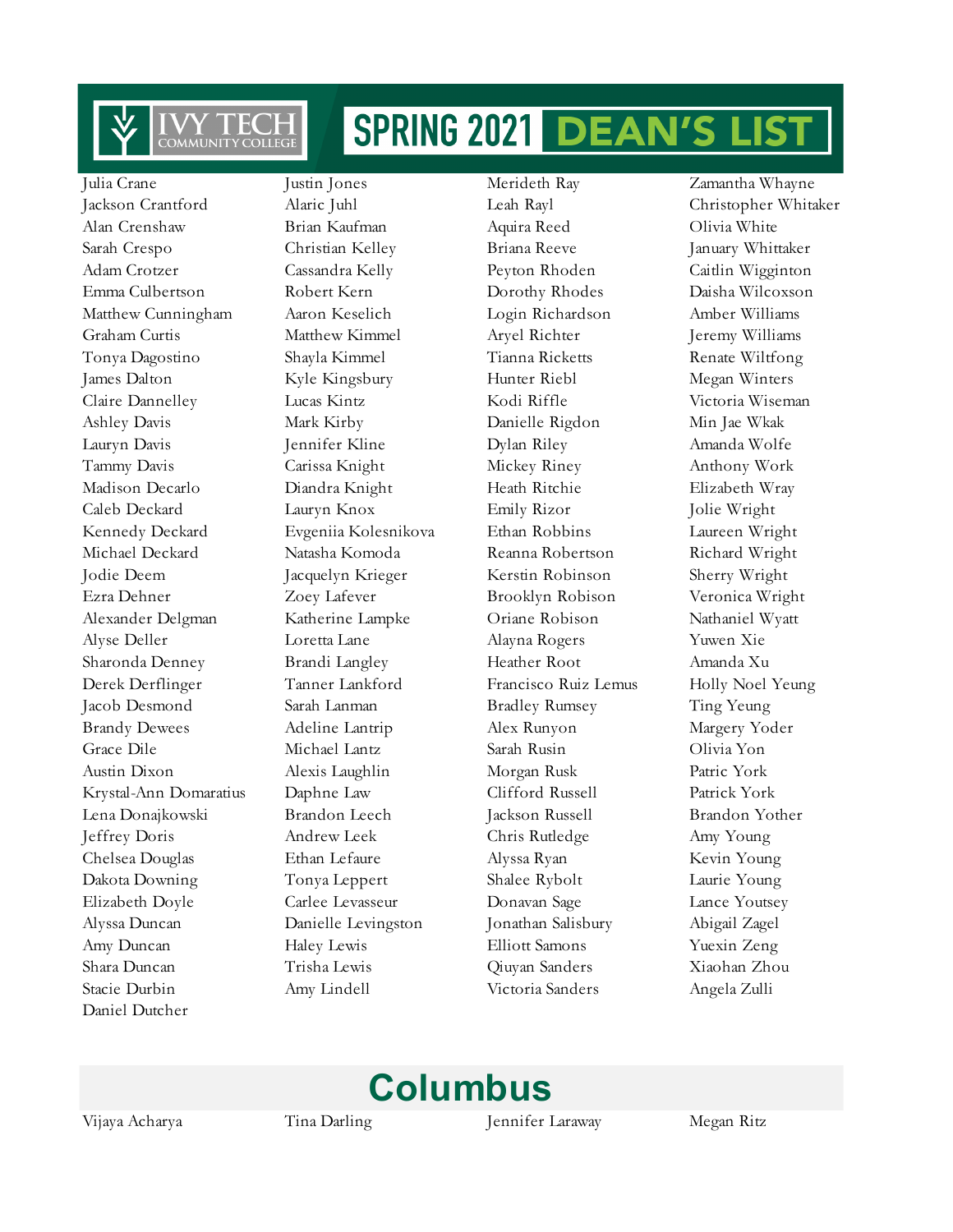# IVY TECH COMMUNITY COLLEGE SPRING 2021 DEAN'S LIST

Julia Crane
Jackson Crantford
Alan Crenshaw
Sarah Crespo
Adam Crotzer
Emma Culbertson
Matthew Cunningham
Graham Curtis
Tonya Dagostino
James Dalton
Claire Dannelley
Ashley Davis
Lauryn Davis
Tammy Davis
Madison Decarlo
Caleb Deckard
Kennedy Deckard
Michael Deckard
Jodie Deem
Ezra Dehner
Alexander Delgman
Alyse Deller
Sharonda Denney
Derek Derflinger
Jacob Desmond
Brandy Dewees
Grace Dile
Austin Dixon
Krystal-Ann Domaratius
Lena Donajkowski
Jeffrey Doris
Chelsea Douglas
Dakota Downing
Elizabeth Doyle
Alyssa Duncan
Amy Duncan
Shara Duncan
Stacie Durbin
Daniel Dutcher
Justin Jones
Alaric Juhl
Brian Kaufman
Christian Kelley
Cassandra Kelly
Robert Kern
Aaron Keselich
Matthew Kimmel
Shayla Kimmel
Kyle Kingsbury
Lucas Kintz
Mark Kirby
Jennifer Kline
Carissa Knight
Diandra Knight
Lauryn Knox
Evgeniia Kolesnikova
Natasha Komoda
Jacquelyn Krieger
Zoey Lafever
Katherine Lampke
Loretta Lane
Brandi Langley
Tanner Lankford
Sarah Lanman
Adeline Lantrip
Michael Lantz
Alexis Laughlin
Daphne Law
Brandon Leech
Andrew Leek
Ethan Lefaure
Tonya Leppert
Carlee Levasseur
Danielle Levingston
Haley Lewis
Trisha Lewis
Amy Lindell
Merideth Ray
Leah Rayl
Aquira Reed
Briana Reeve
Peyton Rhoden
Dorothy Rhodes
Login Richardson
Aryel Richter
Tianna Ricketts
Hunter Riebl
Kodi Riffle
Danielle Rigdon
Dylan Riley
Mickey Riney
Heath Ritchie
Emily Rizor
Ethan Robbins
Reanna Robertson
Kerstin Robinson
Brooklyn Robison
Oriane Robison
Alayna Rogers
Heather Root
Francisco Ruiz Lemus
Bradley Rumsey
Alex Runyon
Sarah Rusin
Morgan Rusk
Clifford Russell
Jackson Russell
Chris Rutledge
Alyssa Ryan
Shalee Rybolt
Donavan Sage
Jonathan Salisbury
Elliott Samons
Qiuyan Sanders
Victoria Sanders
Zamantha Whayne
Christopher Whitaker
Olivia White
January Whittaker
Caitlin Wigginton
Daisha Wilcoxson
Amber Williams
Jeremy Williams
Renate Wiltfong
Megan Winters
Victoria Wiseman
Min Jae Wkak
Amanda Wolfe
Anthony Work
Elizabeth Wray
Jolie Wright
Laureen Wright
Richard Wright
Sherry Wright
Veronica Wright
Nathaniel Wyatt
Yuwen Xie
Amanda Xu
Holly Noel Yeung
Ting Yeung
Margery Yoder
Olivia Yon
Patric York
Patrick York
Brandon Yother
Amy Young
Kevin Young
Laurie Young
Lance Youtsey
Abigail Zagel
Yuexin Zeng
Xiaohan Zhou
Angela Zulli

## Columbus

Vijaya Acharya
Tina Darling
Jennifer Laraway
Megan Ritz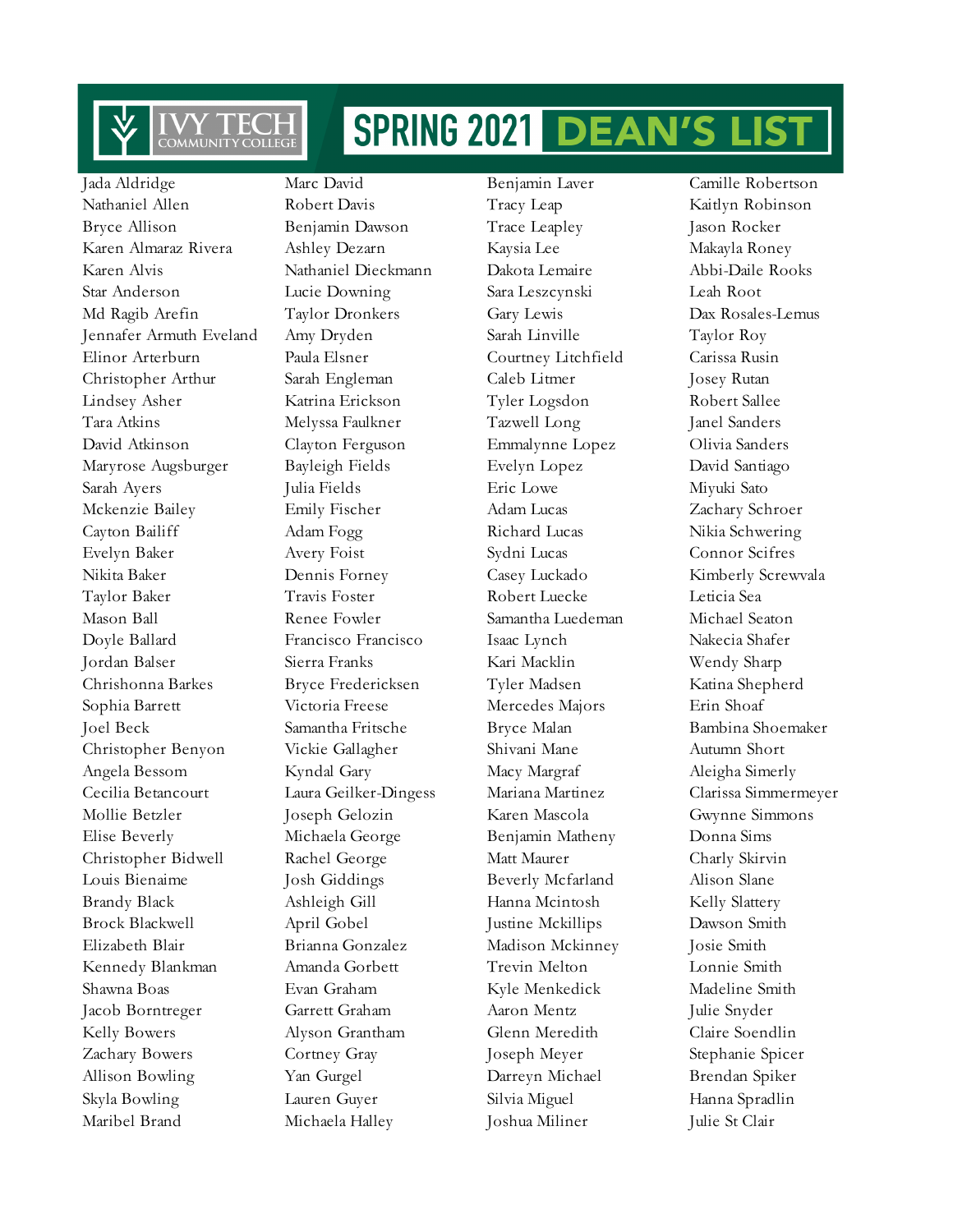# Ivy Tech Community College — Spring 2021 Dean's List

Jada Aldridge
Nathaniel Allen
Bryce Allison
Karen Almaraz Rivera
Karen Alvis
Star Anderson
Md Ragib Arefin
Jennafer Armuth Eveland
Elinor Arterburn
Christopher Arthur
Lindsey Asher
Tara Atkins
David Atkinson
Maryrose Augsburger
Sarah Ayers
Mckenzie Bailey
Cayton Bailiff
Evelyn Baker
Nikita Baker
Taylor Baker
Mason Ball
Doyle Ballard
Jordan Balser
Chrishonna Barkes
Sophia Barrett
Joel Beck
Christopher Benyon
Angela Bessom
Cecilia Betancourt
Mollie Betzler
Elise Beverly
Christopher Bidwell
Louis Bienaime
Brandy Black
Brock Blackwell
Elizabeth Blair
Kennedy Blankman
Shawna Boas
Jacob Borntreger
Kelly Bowers
Zachary Bowers
Allison Bowling
Skyla Bowling
Maribel Brand

Marc David
Robert Davis
Benjamin Dawson
Ashley Dezarn
Nathaniel Dieckmann
Lucie Downing
Taylor Dronkers
Amy Dryden
Paula Elsner
Sarah Engleman
Katrina Erickson
Melyssa Faulkner
Clayton Ferguson
Bayleigh Fields
Julia Fields
Emily Fischer
Adam Fogg
Avery Foist
Dennis Forney
Travis Foster
Renee Fowler
Francisco Francisco
Sierra Franks
Bryce Fredericksen
Victoria Freese
Samantha Fritsche
Vickie Gallagher
Kyndal Gary
Laura Geilker-Dingess
Joseph Gelozin
Michaela George
Rachel George
Josh Giddings
Ashleigh Gill
April Gobel
Brianna Gonzalez
Amanda Gorbett
Evan Graham
Garrett Graham
Alyson Grantham
Cortney Gray
Yan Gurgel
Lauren Guyer
Michaela Halley

Benjamin Laver
Tracy Leap
Trace Leapley
Kaysia Lee
Dakota Lemaire
Sara Leszcynski
Gary Lewis
Sarah Linville
Courtney Litchfield
Caleb Litmer
Tyler Logsdon
Tazwell Long
Emmalynne Lopez
Evelyn Lopez
Eric Lowe
Adam Lucas
Richard Lucas
Sydni Lucas
Casey Luckado
Robert Luecke
Samantha Luedeman
Isaac Lynch
Kari Macklin
Tyler Madsen
Mercedes Majors
Bryce Malan
Shivani Mane
Macy Margraf
Mariana Martinez
Karen Mascola
Benjamin Matheny
Matt Maurer
Beverly Mcfarland
Hanna Mcintosh
Justine Mckillips
Madison Mckinney
Trevin Melton
Kyle Menkedick
Aaron Mentz
Glenn Meredith
Joseph Meyer
Darreyn Michael
Silvia Miguel
Joshua Miliner

Camille Robertson
Kaitlyn Robinson
Jason Rocker
Makayla Roney
Abbi-Daile Rooks
Leah Root
Dax Rosales-Lemus
Taylor Roy
Carissa Rusin
Josey Rutan
Robert Sallee
Janel Sanders
Olivia Sanders
David Santiago
Miyuki Sato
Zachary Schroer
Nikia Schwering
Connor Scifres
Kimberly Screwvala
Leticia Sea
Michael Seaton
Nakecia Shafer
Wendy Sharp
Katina Shepherd
Erin Shoaf
Bambina Shoemaker
Autumn Short
Aleigha Simerly
Clarissa Simmermeyer
Gwynne Simmons
Donna Sims
Charly Skirvin
Alison Slane
Kelly Slattery
Dawson Smith
Josie Smith
Lonnie Smith
Madeline Smith
Julie Snyder
Claire Soendlin
Stephanie Spicer
Brendan Spiker
Hanna Spradlin
Julie St Clair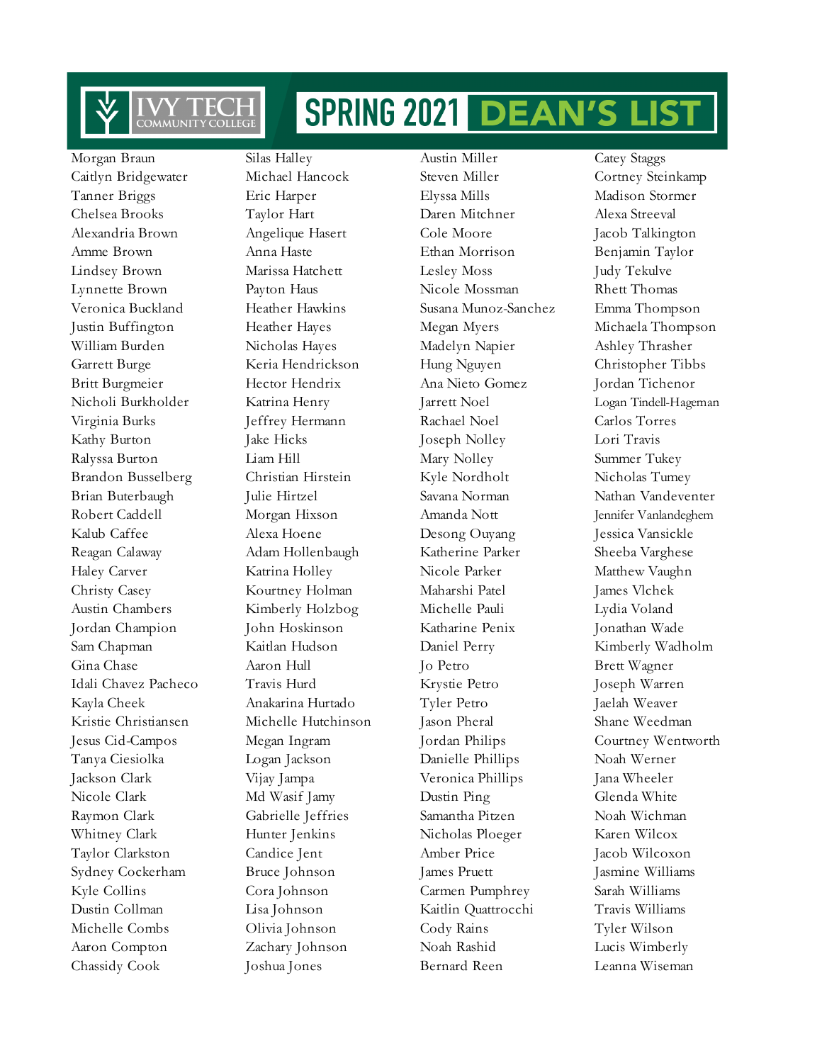# SPRING 2021 DEAN'S LIST

Morgan Braun
Caitlyn Bridgewater
Tanner Briggs
Chelsea Brooks
Alexandria Brown
Amme Brown
Lindsey Brown
Lynnette Brown
Veronica Buckland
Justin Buffington
William Burden
Garrett Burge
Britt Burgmeier
Nicholi Burkholder
Virginia Burks
Kathy Burton
Ralyssa Burton
Brandon Busselberg
Brian Buterbaugh
Robert Caddell
Kalub Caffee
Reagan Calaway
Haley Carver
Christy Casey
Austin Chambers
Jordan Champion
Sam Chapman
Gina Chase
Idali Chavez Pacheco
Kayla Cheek
Kristie Christiansen
Jesus Cid-Campos
Tanya Ciesiolka
Jackson Clark
Nicole Clark
Raymon Clark
Whitney Clark
Taylor Clarkston
Sydney Cockerham
Kyle Collins
Dustin Collman
Michelle Combs
Aaron Compton
Chassidy Cook

Silas Halley
Michael Hancock
Eric Harper
Taylor Hart
Angelique Hasert
Anna Haste
Marissa Hatchett
Payton Haus
Heather Hawkins
Heather Hayes
Nicholas Hayes
Keria Hendrickson
Hector Hendrix
Katrina Henry
Jeffrey Hermann
Jake Hicks
Liam Hill
Christian Hirstein
Julie Hirtzel
Morgan Hixson
Alexa Hoene
Adam Hollenbaugh
Katrina Holley
Kourtney Holman
Kimberly Holzbog
John Hoskinson
Kaitlan Hudson
Aaron Hull
Travis Hurd
Anakarina Hurtado
Michelle Hutchinson
Megan Ingram
Logan Jackson
Vijay Jampa
Md Wasif Jamy
Gabrielle Jeffries
Hunter Jenkins
Candice Jent
Bruce Johnson
Cora Johnson
Lisa Johnson
Olivia Johnson
Zachary Johnson
Joshua Jones

Austin Miller
Steven Miller
Elyssa Mills
Daren Mitchner
Cole Moore
Ethan Morrison
Lesley Moss
Nicole Mossman
Susana Munoz-Sanchez
Megan Myers
Madelyn Napier
Hung Nguyen
Ana Nieto Gomez
Jarrett Noel
Rachael Noel
Joseph Nolley
Mary Nolley
Kyle Nordholt
Savana Norman
Amanda Nott
Desong Ouyang
Katherine Parker
Nicole Parker
Maharshi Patel
Michelle Pauli
Katharine Penix
Daniel Perry
Jo Petro
Krystie Petro
Tyler Petro
Jason Pheral
Jordan Philips
Danielle Phillips
Veronica Phillips
Dustin Ping
Samantha Pitzen
Nicholas Ploeger
Amber Price
James Pruett
Carmen Pumphrey
Kaitlin Quattrocchi
Cody Rains
Noah Rashid
Bernard Reen

Catey Staggs
Cortney Steinkamp
Madison Stormer
Alexa Streeval
Jacob Talkington
Benjamin Taylor
Judy Tekulve
Rhett Thomas
Emma Thompson
Michaela Thompson
Ashley Thrasher
Christopher Tibbs
Jordan Tichenor
Logan Tindell-Hageman
Carlos Torres
Lori Travis
Summer Tukey
Nicholas Tumey
Nathan Vandeventer
Jennifer Vanlandeghem
Jessica Vansickle
Sheeba Varghese
Matthew Vaughn
James Vlchek
Lydia Voland
Jonathan Wade
Kimberly Wadholm
Brett Wagner
Joseph Warren
Jaelah Weaver
Shane Weedman
Courtney Wentworth
Noah Werner
Jana Wheeler
Glenda White
Noah Wichman
Karen Wilcox
Jacob Wilcoxon
Jasmine Williams
Sarah Williams
Travis Williams
Tyler Wilson
Lucis Wimberly
Leanna Wiseman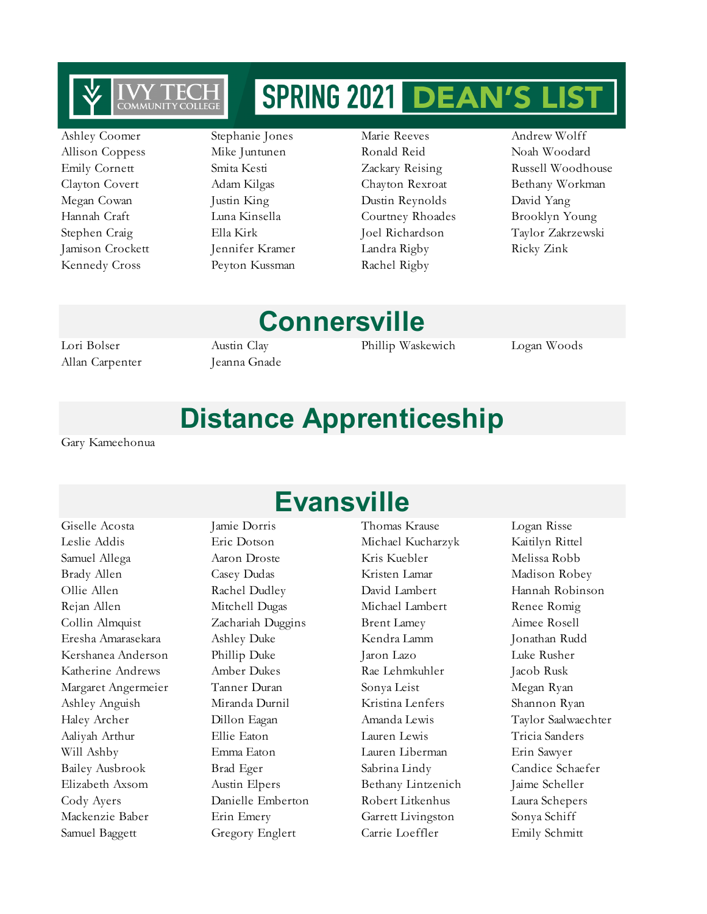# SPRING 2021 DEAN'S LIST

Ashley Coomer
Allison Coppess
Emily Cornett
Clayton Covert
Megan Cowan
Hannah Craft
Stephen Craig
Jamison Crockett
Kennedy Cross
Stephanie Jones
Mike Juntunen
Smita Kesti
Adam Kilgas
Justin King
Luna Kinsella
Ella Kirk
Jennifer Kramer
Peyton Kussman
Marie Reeves
Ronald Reid
Zackary Reising
Chayton Rexroat
Dustin Reynolds
Courtney Rhoades
Joel Richardson
Landra Rigby
Rachel Rigby
Andrew Wolff
Noah Woodard
Russell Woodhouse
Bethany Workman
David Yang
Brooklyn Young
Taylor Zakrzewski
Ricky Zink

## Connersville

Lori Bolser
Allan Carpenter
Austin Clay
Jeanna Gnade
Phillip Waskewich
Logan Woods

## Distance Apprenticeship

Gary Kameehonua

## Evansville

Giselle Acosta
Leslie Addis
Samuel Allega
Brady Allen
Ollie Allen
Rejan Allen
Collin Almquist
Eresha Amarasekara
Kershanea Anderson
Katherine Andrews
Margaret Angermeier
Ashley Anguish
Haley Archer
Aaliyah Arthur
Will Ashby
Bailey Ausbrook
Elizabeth Axsom
Cody Ayers
Mackenzie Baber
Samuel Baggett
Jamie Dorris
Eric Dotson
Aaron Droste
Casey Dudas
Rachel Dudley
Mitchell Dugas
Zachariah Duggins
Ashley Duke
Phillip Duke
Amber Dukes
Tanner Duran
Miranda Durnil
Dillon Eagan
Ellie Eaton
Emma Eaton
Brad Eger
Austin Elpers
Danielle Emberton
Erin Emery
Gregory Englert
Thomas Krause
Michael Kucharzyk
Kris Kuebler
Kristen Lamar
David Lambert
Michael Lambert
Brent Lamey
Kendra Lamm
Jaron Lazo
Rae Lehmkuhler
Sonya Leist
Kristina Lenfers
Amanda Lewis
Lauren Lewis
Lauren Liberman
Sabrina Lindy
Bethany Lintzenich
Robert Litkenhus
Garrett Livingston
Carrie Loeffler
Logan Risse
Kaitilyn Rittel
Melissa Robb
Madison Robey
Hannah Robinson
Renee Romig
Aimee Rosell
Jonathan Rudd
Luke Rusher
Jacob Rusk
Megan Ryan
Shannon Ryan
Taylor Saalwaechter
Tricia Sanders
Erin Sawyer
Candice Schaefer
Jaime Scheller
Laura Schepers
Sonya Schiff
Emily Schmitt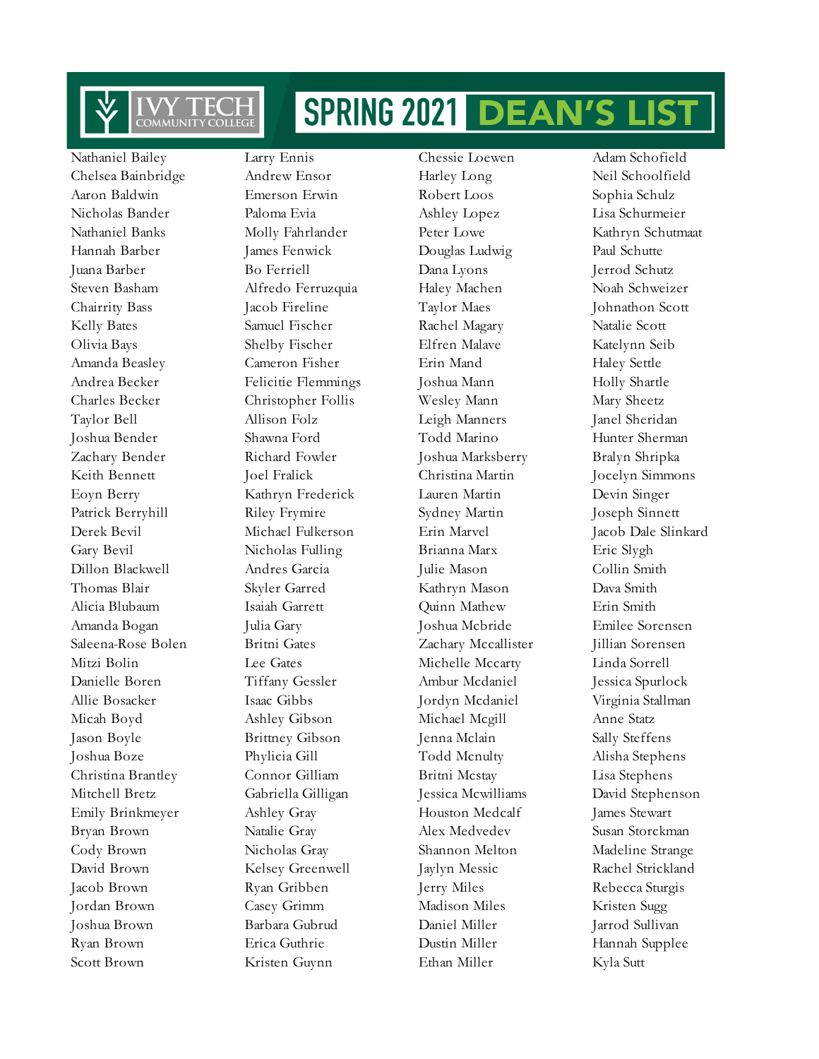# IVY TECH COMMUNITY COLLEGE SPRING 2021 DEAN'S LIST

Nathaniel Bailey
Chelsea Bainbridge
Aaron Baldwin
Nicholas Bander
Nathaniel Banks
Hannah Barber
Juana Barber
Steven Basham
Chairrity Bass
Kelly Bates
Olivia Bays
Amanda Beasley
Andrea Becker
Charles Becker
Taylor Bell
Joshua Bender
Zachary Bender
Keith Bennett
Eoyn Berry
Patrick Berryhill
Derek Bevil
Gary Bevil
Dillon Blackwell
Thomas Blair
Alicia Blubaum
Amanda Bogan
Saleena-Rose Bolen
Mitzi Bolin
Danielle Boren
Allie Bosacker
Micah Boyd
Jason Boyle
Joshua Boze
Christina Brantley
Mitchell Bretz
Emily Brinkmeyer
Bryan Brown
Cody Brown
David Brown
Jacob Brown
Jordan Brown
Joshua Brown
Ryan Brown
Scott Brown
Larry Ennis
Andrew Ensor
Emerson Erwin
Paloma Evia
Molly Fahrlander
James Fenwick
Bo Ferriell
Alfredo Ferruzquia
Jacob Fireline
Samuel Fischer
Shelby Fischer
Cameron Fisher
Felicitie Flemmings
Christopher Follis
Allison Folz
Shawna Ford
Richard Fowler
Joel Fralick
Kathryn Frederick
Riley Frymire
Michael Fulkerson
Nicholas Fulling
Andres Garcia
Skyler Garred
Isaiah Garrett
Julia Gary
Britni Gates
Lee Gates
Tiffany Gessler
Isaac Gibbs
Ashley Gibson
Brittney Gibson
Phylicia Gill
Connor Gilliam
Gabriella Gilligan
Ashley Gray
Natalie Gray
Nicholas Gray
Kelsey Greenwell
Ryan Gribben
Casey Grimm
Barbara Gubrud
Erica Guthrie
Kristen Guynn
Chessie Loewen
Harley Long
Robert Loos
Ashley Lopez
Peter Lowe
Douglas Ludwig
Dana Lyons
Haley Machen
Taylor Maes
Rachel Magary
Elfren Malave
Erin Mand
Joshua Mann
Wesley Mann
Leigh Manners
Todd Marino
Joshua Marksberry
Christina Martin
Lauren Martin
Sydney Martin
Erin Marvel
Brianna Marx
Julie Mason
Kathryn Mason
Quinn Mathew
Joshua Mcbride
Zachary Mccallister
Michelle Mccarty
Ambur Mcdaniel
Jordyn Mcdaniel
Michael Mcgill
Jenna Mclain
Todd Mcnulty
Britni Mcstay
Jessica Mcwilliams
Houston Medcalf
Alex Medvedev
Shannon Melton
Jaylyn Messic
Jerry Miles
Madison Miles
Daniel Miller
Dustin Miller
Ethan Miller
Adam Schofield
Neil Schoolfield
Sophia Schulz
Lisa Schurmeier
Kathryn Schutmaat
Paul Schutte
Jerrod Schutz
Noah Schweizer
Johnathon Scott
Natalie Scott
Katelynn Seib
Haley Settle
Holly Shartle
Mary Sheetz
Janel Sheridan
Hunter Sherman
Bralyn Shripka
Jocelyn Simmons
Devin Singer
Joseph Sinnett
Jacob Dale Slinkard
Eric Slygh
Collin Smith
Dava Smith
Erin Smith
Emilee Sorensen
Jillian Sorensen
Linda Sorrell
Jessica Spurlock
Virginia Stallman
Anne Statz
Sally Steffens
Alisha Stephens
Lisa Stephens
David Stephenson
James Stewart
Susan Storckman
Madeline Strange
Rachel Strickland
Rebecca Sturgis
Kristen Sugg
Jarrod Sullivan
Hannah Supplee
Kyla Sutt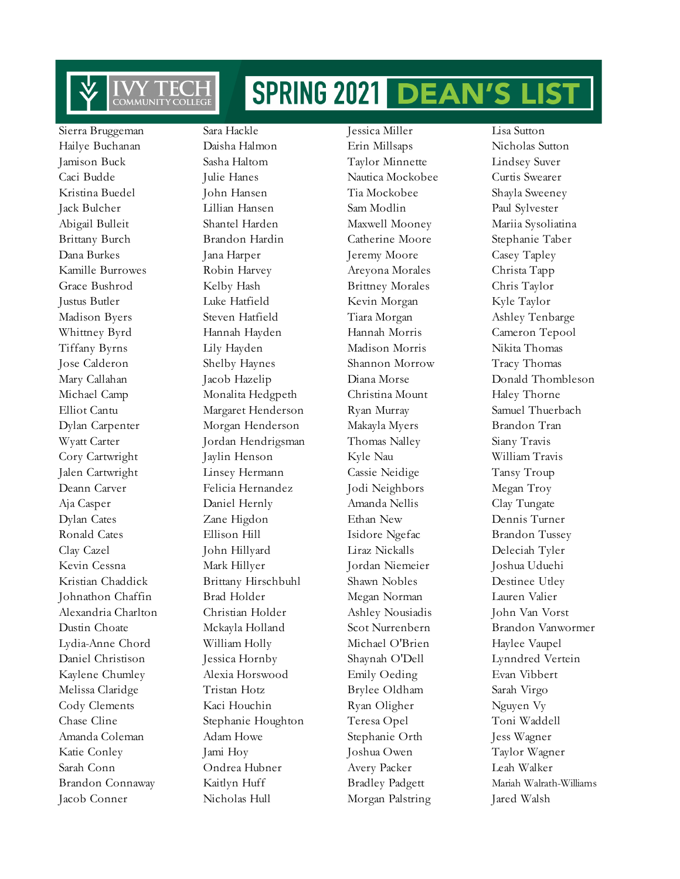# IVY TECH COMMUNITY COLLEGE SPRING 2021 DEAN'S LIST

Sierra Bruggeman
Hailye Buchanan
Jamison Buck
Caci Budde
Kristina Buedel
Jack Bulcher
Abigail Bulleit
Brittany Burch
Dana Burkes
Kamille Burrowes
Grace Bushrod
Justus Butler
Madison Byers
Whittney Byrd
Tiffany Byrns
Jose Calderon
Mary Callahan
Michael Camp
Elliot Cantu
Dylan Carpenter
Wyatt Carter
Cory Cartwright
Jalen Cartwright
Deann Carver
Aja Casper
Dylan Cates
Ronald Cates
Clay Cazel
Kevin Cessna
Kristian Chaddick
Johnathon Chaffin
Alexandria Charlton
Dustin Choate
Lydia-Anne Chord
Daniel Christison
Kaylene Chumley
Melissa Claridge
Cody Clements
Chase Cline
Amanda Coleman
Katie Conley
Sarah Conn
Brandon Connaway
Jacob Conner
Sara Hackle
Daisha Halmon
Sasha Haltom
Julie Hanes
John Hansen
Lillian Hansen
Shantel Harden
Brandon Hardin
Jana Harper
Robin Harvey
Kelby Hash
Luke Hatfield
Steven Hatfield
Hannah Hayden
Lily Hayden
Shelby Haynes
Jacob Hazelip
Monalita Hedgpeth
Margaret Henderson
Morgan Henderson
Jordan Hendrigsman
Jaylin Henson
Linsey Hermann
Felicia Hernandez
Daniel Hernly
Zane Higdon
Ellison Hill
John Hillyard
Mark Hillyer
Brittany Hirschbuhl
Brad Holder
Christian Holder
Mckayla Holland
William Holly
Jessica Hornby
Alexia Horswood
Tristan Hotz
Kaci Houchin
Stephanie Houghton
Adam Howe
Jami Hoy
Ondrea Hubner
Kaitlyn Huff
Nicholas Hull
Jessica Miller
Erin Millsaps
Taylor Minnette
Nautica Mockobee
Tia Mockobee
Sam Modlin
Maxwell Mooney
Catherine Moore
Jeremy Moore
Areyona Morales
Brittney Morales
Kevin Morgan
Tiara Morgan
Hannah Morris
Madison Morris
Shannon Morrow
Diana Morse
Christina Mount
Ryan Murray
Makayla Myers
Thomas Nalley
Kyle Nau
Cassie Neidige
Jodi Neighbors
Amanda Nellis
Ethan New
Isidore Ngefac
Liraz Nickalls
Jordan Niemeier
Shawn Nobles
Megan Norman
Ashley Nousiadis
Scot Nurrenbern
Michael O'Brien
Shaynah O'Dell
Emily Oeding
Brylee Oldham
Ryan Oligher
Teresa Opel
Stephanie Orth
Joshua Owen
Avery Packer
Bradley Padgett
Morgan Palstring
Lisa Sutton
Nicholas Sutton
Lindsey Suver
Curtis Swearer
Shayla Sweeney
Paul Sylvester
Mariia Sysoliatina
Stephanie Taber
Casey Tapley
Christa Tapp
Chris Taylor
Kyle Taylor
Ashley Tenbarge
Cameron Tepool
Nikita Thomas
Tracy Thomas
Donald Thombleson
Haley Thorne
Samuel Thuerbach
Brandon Tran
Siany Travis
William Travis
Tansy Troup
Megan Troy
Clay Tungate
Dennis Turner
Brandon Tussey
Deleciah Tyler
Joshua Uduehi
Destinee Utley
Lauren Valier
John Van Vorst
Brandon Vanwormer
Haylee Vaupel
Lynndred Vertein
Evan Vibbert
Sarah Virgo
Nguyen Vy
Toni Waddell
Jess Wagner
Taylor Wagner
Leah Walker
Mariah Walrath-Williams
Jared Walsh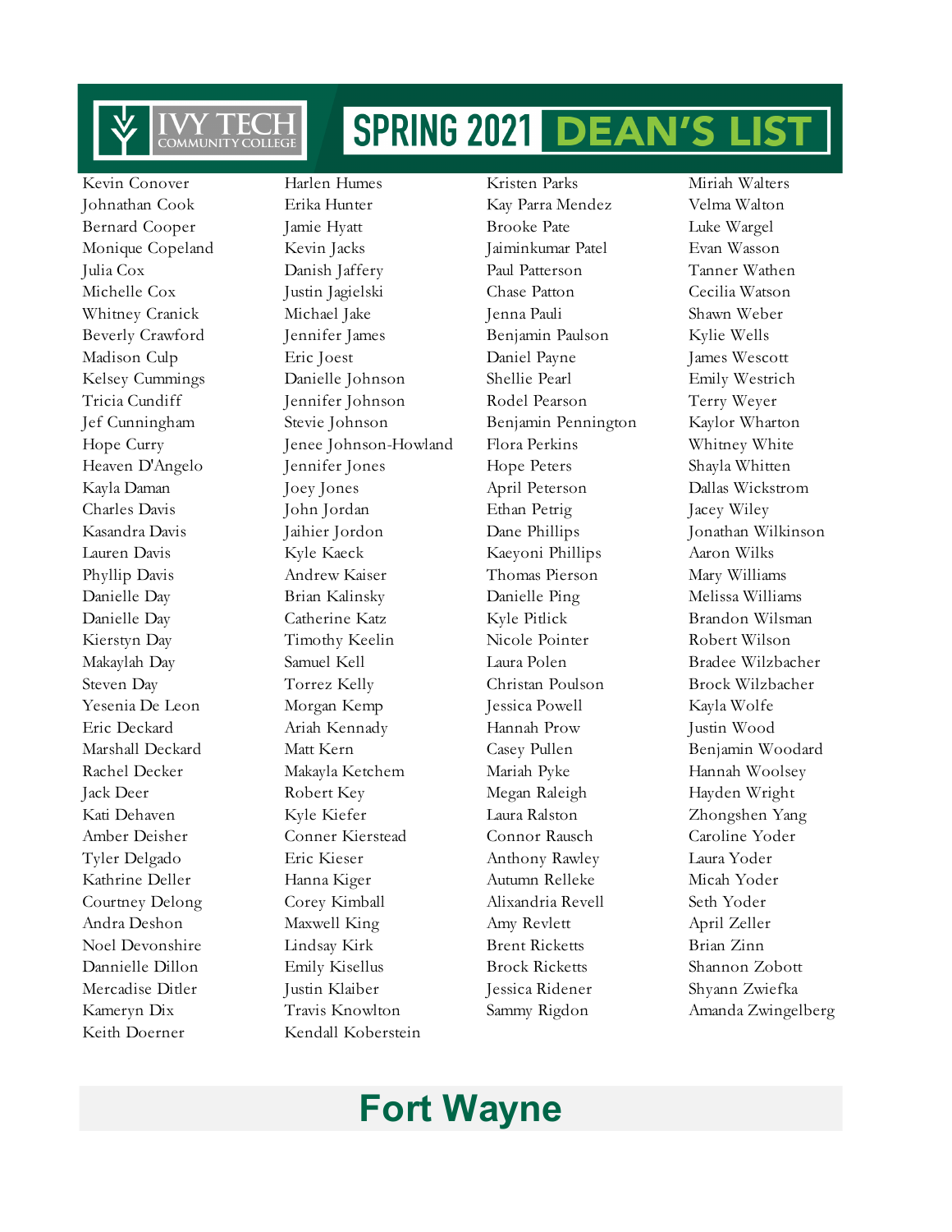# IVY TECH COMMUNITY COLLEGE SPRING 2021 DEAN'S LIST

Kevin Conover
Johnathan Cook
Bernard Cooper
Monique Copeland
Julia Cox
Michelle Cox
Whitney Cranick
Beverly Crawford
Madison Culp
Kelsey Cummings
Tricia Cundiff
Jef Cunningham
Hope Curry
Heaven D'Angelo
Kayla Daman
Charles Davis
Kasandra Davis
Lauren Davis
Phyllip Davis
Danielle Day
Danielle Day
Kierstyn Day
Makaylah Day
Steven Day
Yesenia De Leon
Eric Deckard
Marshall Deckard
Rachel Decker
Jack Deer
Kati Dehaven
Amber Deisher
Tyler Delgado
Kathrine Deller
Courtney Delong
Andra Deshon
Noel Devonshire
Dannielle Dillon
Mercadise Ditler
Kameryn Dix
Keith Doerner
Harlen Humes
Erika Hunter
Jamie Hyatt
Kevin Jacks
Danish Jaffery
Justin Jagielski
Michael Jake
Jennifer James
Eric Joest
Danielle Johnson
Jennifer Johnson
Stevie Johnson
Jenee Johnson-Howland
Jennifer Jones
Joey Jones
John Jordan
Jaihier Jordon
Kyle Kaeck
Andrew Kaiser
Brian Kalinsky
Catherine Katz
Timothy Keelin
Samuel Kell
Torrez Kelly
Morgan Kemp
Ariah Kennady
Matt Kern
Makayla Ketchem
Robert Key
Kyle Kiefer
Conner Kierstead
Eric Kieser
Hanna Kiger
Corey Kimball
Maxwell King
Lindsay Kirk
Emily Kisellus
Justin Klaiber
Travis Knowlton
Kendall Koberstein
Kristen Parks
Kay Parra Mendez
Brooke Pate
Jaiminkumar Patel
Paul Patterson
Chase Patton
Jenna Pauli
Benjamin Paulson
Daniel Payne
Shellie Pearl
Rodel Pearson
Benjamin Pennington
Flora Perkins
Hope Peters
April Peterson
Ethan Petrig
Dane Phillips
Kaeyoni Phillips
Thomas Pierson
Danielle Ping
Kyle Pitlick
Nicole Pointer
Laura Polen
Christan Poulson
Jessica Powell
Hannah Prow
Casey Pullen
Mariah Pyke
Megan Raleigh
Laura Ralston
Connor Rausch
Anthony Rawley
Autumn Relleke
Alixandria Revell
Amy Revlett
Brent Ricketts
Brock Ricketts
Jessica Ridener
Sammy Rigdon
Miriah Walters
Velma Walton
Luke Wargel
Evan Wasson
Tanner Wathen
Cecilia Watson
Shawn Weber
Kylie Wells
James Wescott
Emily Westrich
Terry Weyer
Kaylor Wharton
Whitney White
Shayla Whitten
Dallas Wickstrom
Jacey Wiley
Jonathan Wilkinson
Aaron Wilks
Mary Williams
Melissa Williams
Brandon Wilsman
Robert Wilson
Bradee Wilzbacher
Brock Wilzbacher
Kayla Wolfe
Justin Wood
Benjamin Woodard
Hannah Woolsey
Hayden Wright
Zhongshen Yang
Caroline Yoder
Laura Yoder
Micah Yoder
Seth Yoder
April Zeller
Brian Zinn
Shannon Zobott
Shyann Zwiefka
Amanda Zwingelberg

## Fort Wayne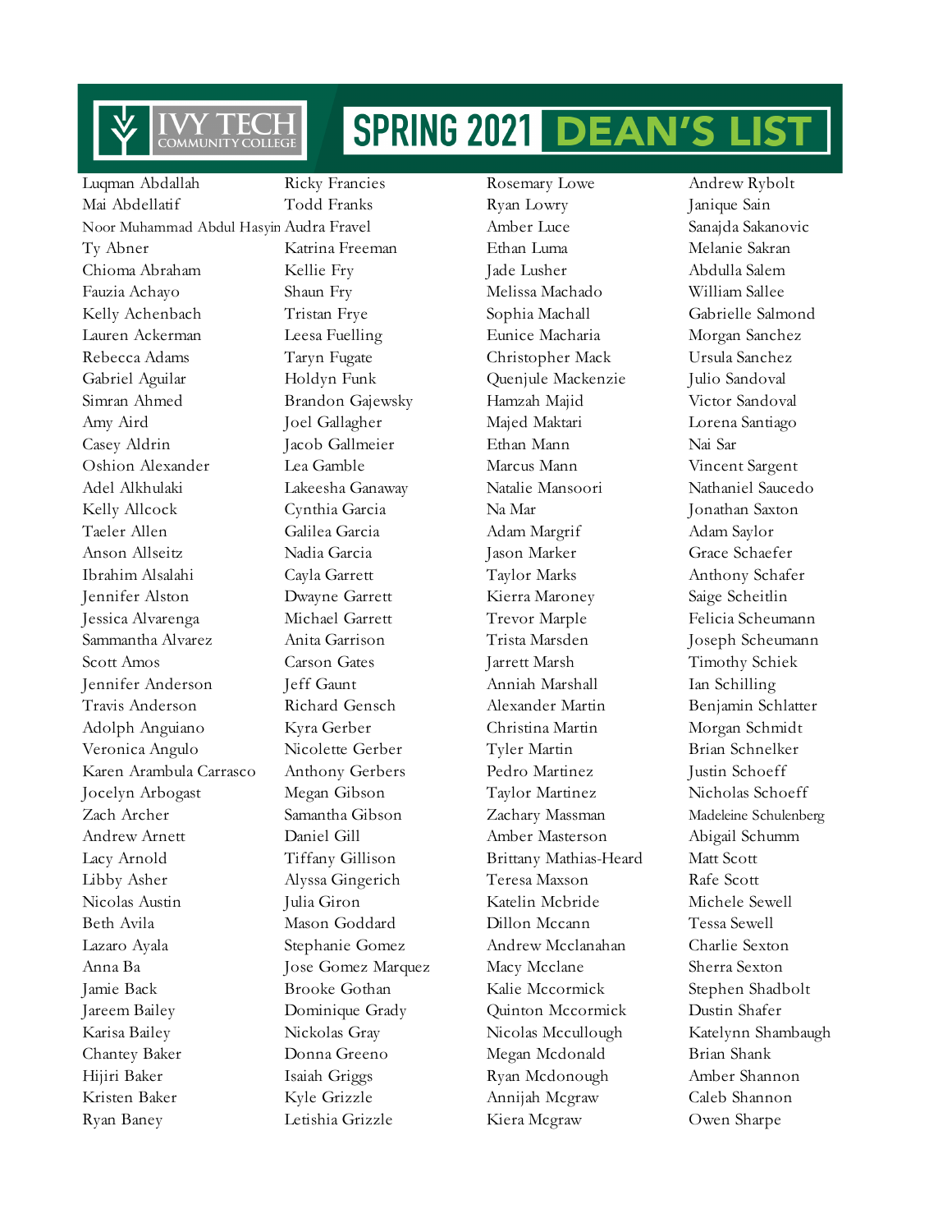# IVY TECH COMMUNITY COLLEGE — SPRING 2021 DEAN'S LIST

Luqman Abdallah
Mai Abdellatif
Noor Muhammad Abdul Hasyin
Ty Abner
Chioma Abraham
Fauzia Achayo
Kelly Achenbach
Lauren Ackerman
Rebecca Adams
Gabriel Aguilar
Simran Ahmed
Amy Aird
Casey Aldrin
Oshion Alexander
Adel Alkhulaki
Kelly Allcock
Taeler Allen
Anson Allseitz
Ibrahim Alsalahi
Jennifer Alston
Jessica Alvarenga
Sammantha Alvarez
Scott Amos
Jennifer Anderson
Travis Anderson
Adolph Anguiano
Veronica Angulo
Karen Arambula Carrasco
Jocelyn Arbogast
Zach Archer
Andrew Arnett
Lacy Arnold
Libby Asher
Nicolas Austin
Beth Avila
Lazaro Ayala
Anna Ba
Jamie Back
Jareem Bailey
Karisa Bailey
Chantey Baker
Hijiri Baker
Kristen Baker
Ryan Baney
Ricky Francies
Todd Franks
Audra Fravel
Katrina Freeman
Kellie Fry
Shaun Fry
Tristan Frye
Leesa Fuelling
Taryn Fugate
Holdyn Funk
Brandon Gajewsky
Joel Gallagher
Jacob Gallmeier
Lea Gamble
Lakeesha Ganaway
Cynthia Garcia
Galilea Garcia
Nadia Garcia
Cayla Garrett
Dwayne Garrett
Michael Garrett
Anita Garrison
Carson Gates
Jeff Gaunt
Richard Gensch
Kyra Gerber
Nicolette Gerber
Anthony Gerbers
Megan Gibson
Samantha Gibson
Daniel Gill
Tiffany Gillison
Alyssa Gingerich
Julia Giron
Mason Goddard
Stephanie Gomez
Jose Gomez Marquez
Brooke Gothan
Dominique Grady
Nickolas Gray
Donna Greeno
Isaiah Griggs
Kyle Grizzle
Letishia Grizzle
Rosemary Lowe
Ryan Lowry
Amber Luce
Ethan Luma
Jade Lusher
Melissa Machado
Sophia Machall
Eunice Macharia
Christopher Mack
Quenjule Mackenzie
Hamzah Majid
Majed Maktari
Ethan Mann
Marcus Mann
Natalie Mansoori
Na Mar
Adam Margrif
Jason Marker
Taylor Marks
Kierra Maroney
Trevor Marple
Trista Marsden
Jarrett Marsh
Anniah Marshall
Alexander Martin
Christina Martin
Tyler Martin
Pedro Martinez
Taylor Martinez
Zachary Massman
Amber Masterson
Brittany Mathias-Heard
Teresa Maxson
Katelin Mcbride
Dillon Mccann
Andrew Mcclanahan
Macy Mcclane
Kalie Mccormick
Quinton Mccormick
Nicolas Mccullough
Megan Mcdonald
Ryan Mcdonough
Annijah Mcgraw
Kiera Mcgraw
Andrew Rybolt
Janique Sain
Sanajda Sakanovic
Melanie Sakran
Abdulla Salem
William Sallee
Gabrielle Salmond
Morgan Sanchez
Ursula Sanchez
Julio Sandoval
Victor Sandoval
Lorena Santiago
Nai Sar
Vincent Sargent
Nathaniel Saucedo
Jonathan Saxton
Adam Saylor
Grace Schaefer
Anthony Schafer
Saige Scheitlin
Felicia Scheumann
Joseph Scheumann
Timothy Schiek
Ian Schilling
Benjamin Schlatter
Morgan Schmidt
Brian Schnelker
Justin Schoeff
Nicholas Schoeff
Madeleine Schulenberg
Abigail Schumm
Matt Scott
Rafe Scott
Michele Sewell
Tessa Sewell
Charlie Sexton
Sherra Sexton
Stephen Shadbolt
Dustin Shafer
Katelynn Shambaugh
Brian Shank
Amber Shannon
Caleb Shannon
Owen Sharpe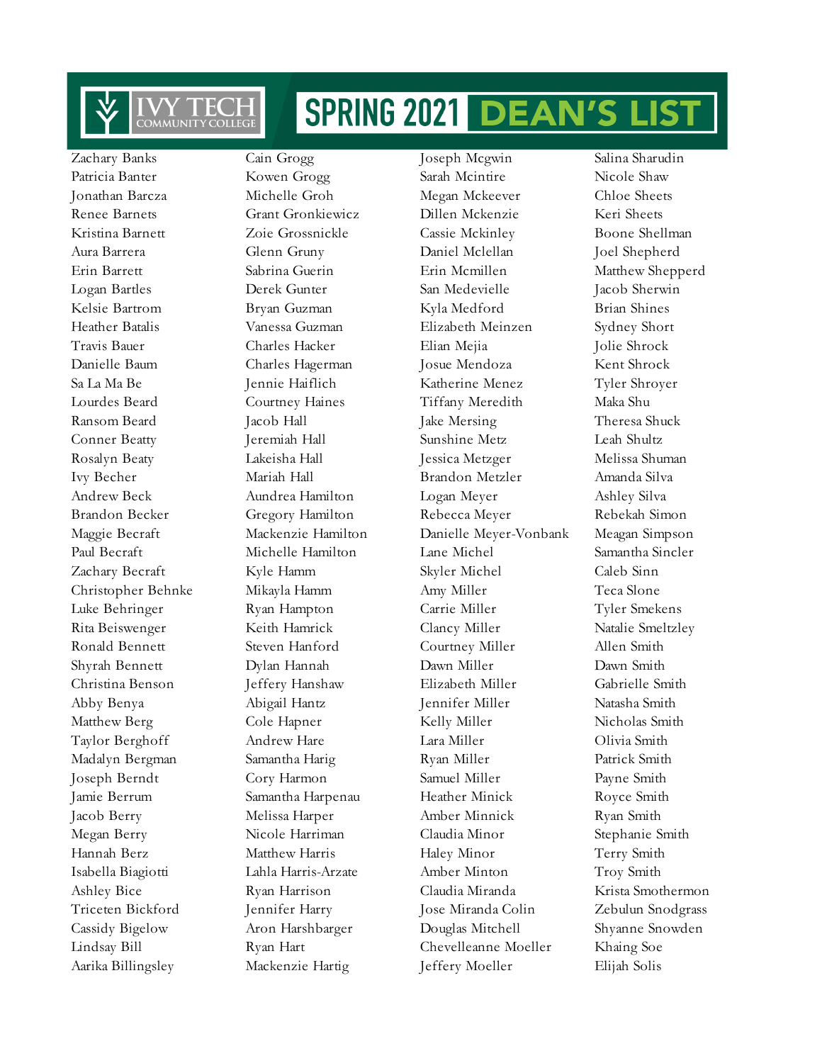# SPRING 2021 DEAN'S LIST

Ivy Tech Community College

Zachary Banks
Patricia Banter
Jonathan Barcza
Renee Barnets
Kristina Barnett
Aura Barrera
Erin Barrett
Logan Bartles
Kelsie Bartrom
Heather Batalis
Travis Bauer
Danielle Baum
Sa La Ma Be
Lourdes Beard
Ransom Beard
Conner Beatty
Rosalyn Beaty
Ivy Becher
Andrew Beck
Brandon Becker
Maggie Becraft
Paul Becraft
Zachary Becraft
Christopher Behnke
Luke Behringer
Rita Beiswenger
Ronald Bennett
Shyrah Bennett
Christina Benson
Abby Benya
Matthew Berg
Taylor Berghoff
Madalyn Bergman
Joseph Berndt
Jamie Berrum
Jacob Berry
Megan Berry
Hannah Berz
Isabella Biagiotti
Ashley Bice
Triceten Bickford
Cassidy Bigelow
Lindsay Bill
Aarika Billingsley

Cain Grogg
Kowen Grogg
Michelle Groh
Grant Gronkiewicz
Zoie Grossnickle
Glenn Gruny
Sabrina Guerin
Derek Gunter
Bryan Guzman
Vanessa Guzman
Charles Hacker
Charles Hagerman
Jennie Haiflich
Courtney Haines
Jacob Hall
Jeremiah Hall
Lakeisha Hall
Mariah Hall
Aundrea Hamilton
Gregory Hamilton
Mackenzie Hamilton
Michelle Hamilton
Kyle Hamm
Mikayla Hamm
Ryan Hampton
Keith Hamrick
Steven Hanford
Dylan Hannah
Jeffery Hanshaw
Abigail Hantz
Cole Hapner
Andrew Hare
Samantha Harig
Cory Harmon
Samantha Harpenau
Melissa Harper
Nicole Harriman
Matthew Harris
Lahla Harris-Arzate
Ryan Harrison
Jennifer Harry
Aron Harshbarger
Ryan Hart
Mackenzie Hartig

Joseph Mcgwin
Sarah Mcintire
Megan Mckeever
Dillen Mckenzie
Cassie Mckinley
Daniel Mclellan
Erin Mcmillen
San Medevielle
Kyla Medford
Elizabeth Meinzen
Elian Mejia
Josue Mendoza
Katherine Menez
Tiffany Meredith
Jake Mersing
Sunshine Metz
Jessica Metzger
Brandon Metzler
Logan Meyer
Rebecca Meyer
Danielle Meyer-Vonbank
Lane Michel
Skyler Michel
Amy Miller
Carrie Miller
Clancy Miller
Courtney Miller
Dawn Miller
Elizabeth Miller
Jennifer Miller
Kelly Miller
Lara Miller
Ryan Miller
Samuel Miller
Heather Minick
Amber Minnick
Claudia Minor
Haley Minor
Amber Minton
Claudia Miranda
Jose Miranda Colin
Douglas Mitchell
Chevelleanne Moeller
Jeffery Moeller

Salina Sharudin
Nicole Shaw
Chloe Sheets
Keri Sheets
Boone Shellman
Joel Shepherd
Matthew Shepperd
Jacob Sherwin
Brian Shines
Sydney Short
Jolie Shrock
Kent Shrock
Tyler Shroyer
Maka Shu
Theresa Shuck
Leah Shultz
Melissa Shuman
Amanda Silva
Ashley Silva
Rebekah Simon
Meagan Simpson
Samantha Sincler
Caleb Sinn
Teca Slone
Tyler Smekens
Natalie Smeltzley
Allen Smith
Dawn Smith
Gabrielle Smith
Natasha Smith
Nicholas Smith
Olivia Smith
Patrick Smith
Payne Smith
Royce Smith
Ryan Smith
Stephanie Smith
Terry Smith
Troy Smith
Krista Smothermon
Zebulun Snodgrass
Shyanne Snowden
Khaing Soe
Elijah Solis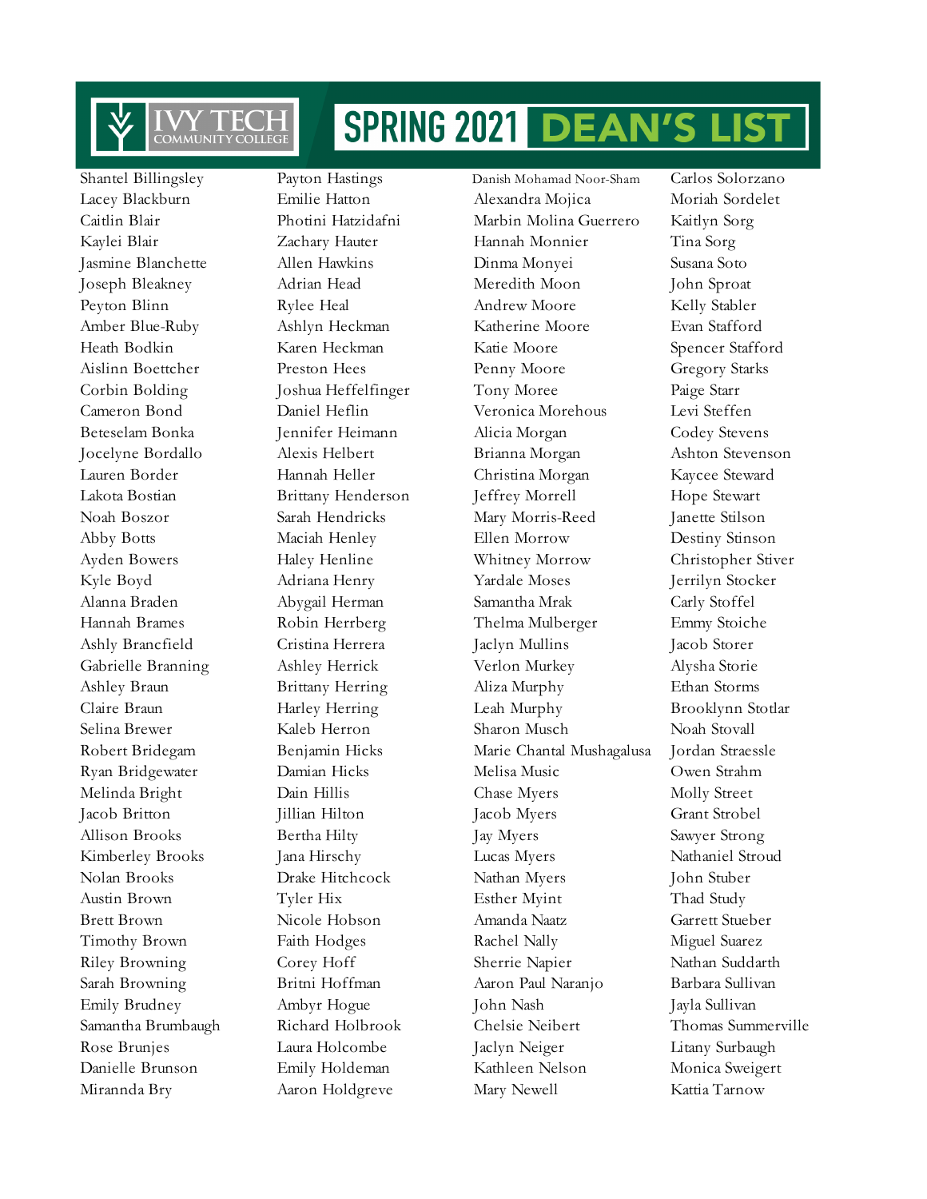# SPRING 2021 DEAN'S LIST

Shantel Billingsley
Lacey Blackburn
Caitlin Blair
Kaylei Blair
Jasmine Blanchette
Joseph Bleakney
Peyton Blinn
Amber Blue-Ruby
Heath Bodkin
Aislinn Boettcher
Corbin Bolding
Cameron Bond
Beteselam Bonka
Jocelyne Bordallo
Lauren Border
Lakota Bostian
Noah Boszor
Abby Botts
Ayden Bowers
Kyle Boyd
Alanna Braden
Hannah Brames
Ashly Brancfield
Gabrielle Branning
Ashley Braun
Claire Braun
Selina Brewer
Robert Bridegam
Ryan Bridgewater
Melinda Bright
Jacob Britton
Allison Brooks
Kimberley Brooks
Nolan Brooks
Austin Brown
Brett Brown
Timothy Brown
Riley Browning
Sarah Browning
Emily Brudney
Samantha Brumbaugh
Rose Brunjes
Danielle Brunson
Mirannda Bry

Payton Hastings
Emilie Hatton
Photini Hatzidafni
Zachary Hauter
Allen Hawkins
Adrian Head
Rylee Heal
Ashlyn Heckman
Karen Heckman
Preston Hees
Joshua Heffelfinger
Daniel Heflin
Jennifer Heimann
Alexis Helbert
Hannah Heller
Brittany Henderson
Sarah Hendricks
Maciah Henley
Haley Henline
Adriana Henry
Abygail Herman
Robin Herrberg
Cristina Herrera
Ashley Herrick
Brittany Herring
Harley Herring
Kaleb Herron
Benjamin Hicks
Damian Hicks
Dain Hillis
Jillian Hilton
Bertha Hilty
Jana Hirschy
Drake Hitchcock
Tyler Hix
Nicole Hobson
Faith Hodges
Corey Hoff
Britni Hoffman
Ambyr Hogue
Richard Holbrook
Laura Holcombe
Emily Holdeman
Aaron Holdgreve

Danish Mohamad Noor-Sham
Alexandra Mojica
Marbin Molina Guerrero
Hannah Monnier
Dinma Monyei
Meredith Moon
Andrew Moore
Katherine Moore
Katie Moore
Penny Moore
Tony Moree
Veronica Morehous
Alicia Morgan
Brianna Morgan
Christina Morgan
Jeffrey Morrell
Mary Morris-Reed
Ellen Morrow
Whitney Morrow
Yardale Moses
Samantha Mrak
Thelma Mulberger
Jaclyn Mullins
Verlon Murkey
Aliza Murphy
Leah Murphy
Sharon Musch
Marie Chantal Mushagalusa
Melisa Music
Chase Myers
Jacob Myers
Jay Myers
Lucas Myers
Nathan Myers
Esther Myint
Amanda Naatz
Rachel Nally
Sherrie Napier
Aaron Paul Naranjo
John Nash
Chelsie Neibert
Jaclyn Neiger
Kathleen Nelson
Mary Newell

Carlos Solorzano
Moriah Sordelet
Kaitlyn Sorg
Tina Sorg
Susana Soto
John Sproat
Kelly Stabler
Evan Stafford
Spencer Stafford
Gregory Starks
Paige Starr
Levi Steffen
Codey Stevens
Ashton Stevenson
Kaycee Steward
Hope Stewart
Janette Stilson
Destiny Stinson
Christopher Stiver
Jerrilyn Stocker
Carly Stoffel
Emmy Stoiche
Jacob Storer
Alysha Storie
Ethan Storms
Brooklynn Stotlar
Noah Stovall
Jordan Straessle
Owen Strahm
Molly Street
Grant Strobel
Sawyer Strong
Nathaniel Stroud
John Stuber
Thad Study
Garrett Stueber
Miguel Suarez
Nathan Suddarth
Barbara Sullivan
Jayla Sullivan
Thomas Summerville
Litany Surbaugh
Monica Sweigert
Kattia Tarnow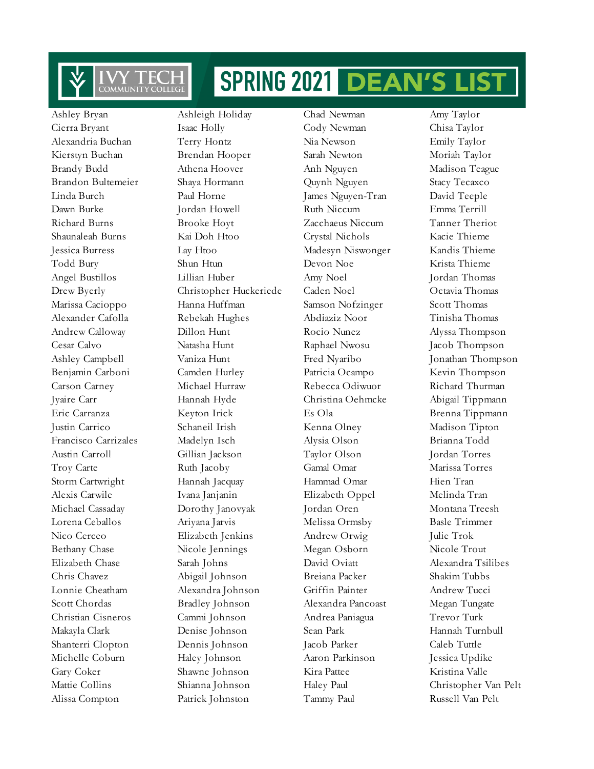# SPRING 2021 DEAN'S LIST

Ashley Bryan
Cierra Bryant
Alexandria Buchan
Kierstyn Buchan
Brandy Budd
Brandon Bultemeier
Linda Burch
Dawn Burke
Richard Burns
Shaunaleah Burns
Jessica Burress
Todd Bury
Angel Bustillos
Drew Byerly
Marissa Cacioppo
Alexander Cafolla
Andrew Calloway
Cesar Calvo
Ashley Campbell
Benjamin Carboni
Carson Carney
Jyaire Carr
Eric Carranza
Justin Carrico
Francisco Carrizales
Austin Carroll
Troy Carte
Storm Cartwright
Alexis Carwile
Michael Cassaday
Lorena Ceballos
Nico Cerceo
Bethany Chase
Elizabeth Chase
Chris Chavez
Lonnie Cheatham
Scott Chordas
Christian Cisneros
Makayla Clark
Shanterri Clopton
Michelle Coburn
Gary Coker
Mattie Collins
Alissa Compton

Ashleigh Holiday
Isaac Holly
Terry Hontz
Brendan Hooper
Athena Hoover
Shaya Hormann
Paul Horne
Jordan Howell
Brooke Hoyt
Kai Doh Htoo
Lay Htoo
Shun Htun
Lillian Huber
Christopher Huckeriede
Hanna Huffman
Rebekah Hughes
Dillon Hunt
Natasha Hunt
Vaniza Hunt
Camden Hurley
Michael Hurraw
Hannah Hyde
Keyton Irick
Schaneil Irish
Madelyn Isch
Gillian Jackson
Ruth Jacoby
Hannah Jacquay
Ivana Janjanin
Dorothy Janovyak
Ariyana Jarvis
Elizabeth Jenkins
Nicole Jennings
Sarah Johns
Abigail Johnson
Alexandra Johnson
Bradley Johnson
Cammi Johnson
Denise Johnson
Dennis Johnson
Haley Johnson
Shawne Johnson
Shianna Johnson
Patrick Johnston

Chad Newman
Cody Newman
Nia Newson
Sarah Newton
Anh Nguyen
Quynh Nguyen
James Nguyen-Tran
Ruth Niccum
Zacchaeus Niccum
Crystal Nichols
Madesyn Niswonger
Devon Noe
Amy Noel
Caden Noel
Samson Nofzinger
Abdiaziz Noor
Rocio Nunez
Raphael Nwosu
Fred Nyaribo
Patricia Ocampo
Rebecca Odiwuor
Christina Oehmcke
Es Ola
Kenna Olney
Alysia Olson
Taylor Olson
Gamal Omar
Hammad Omar
Elizabeth Oppel
Jordan Oren
Melissa Ormsby
Andrew Orwig
Megan Osborn
David Oviatt
Breiana Packer
Griffin Painter
Alexandra Pancoast
Andrea Paniagua
Sean Park
Jacob Parker
Aaron Parkinson
Kira Pattee
Haley Paul
Tammy Paul

Amy Taylor
Chisa Taylor
Emily Taylor
Moriah Taylor
Madison Teague
Stacy Tecaxco
David Teeple
Emma Terrill
Tanner Theriot
Kacie Thieme
Kandis Thieme
Krista Thieme
Jordan Thomas
Octavia Thomas
Scott Thomas
Tinisha Thomas
Alyssa Thompson
Jacob Thompson
Jonathan Thompson
Kevin Thompson
Richard Thurman
Abigail Tippmann
Brenna Tippmann
Madison Tipton
Brianna Todd
Jordan Torres
Marissa Torres
Hien Tran
Melinda Tran
Montana Treesh
Basle Trimmer
Julie Trok
Nicole Trout
Alexandra Tsilibes
Shakim Tubbs
Andrew Tucci
Megan Tungate
Trevor Turk
Hannah Turnbull
Caleb Tuttle
Jessica Updike
Kristina Valle
Christopher Van Pelt
Russell Van Pelt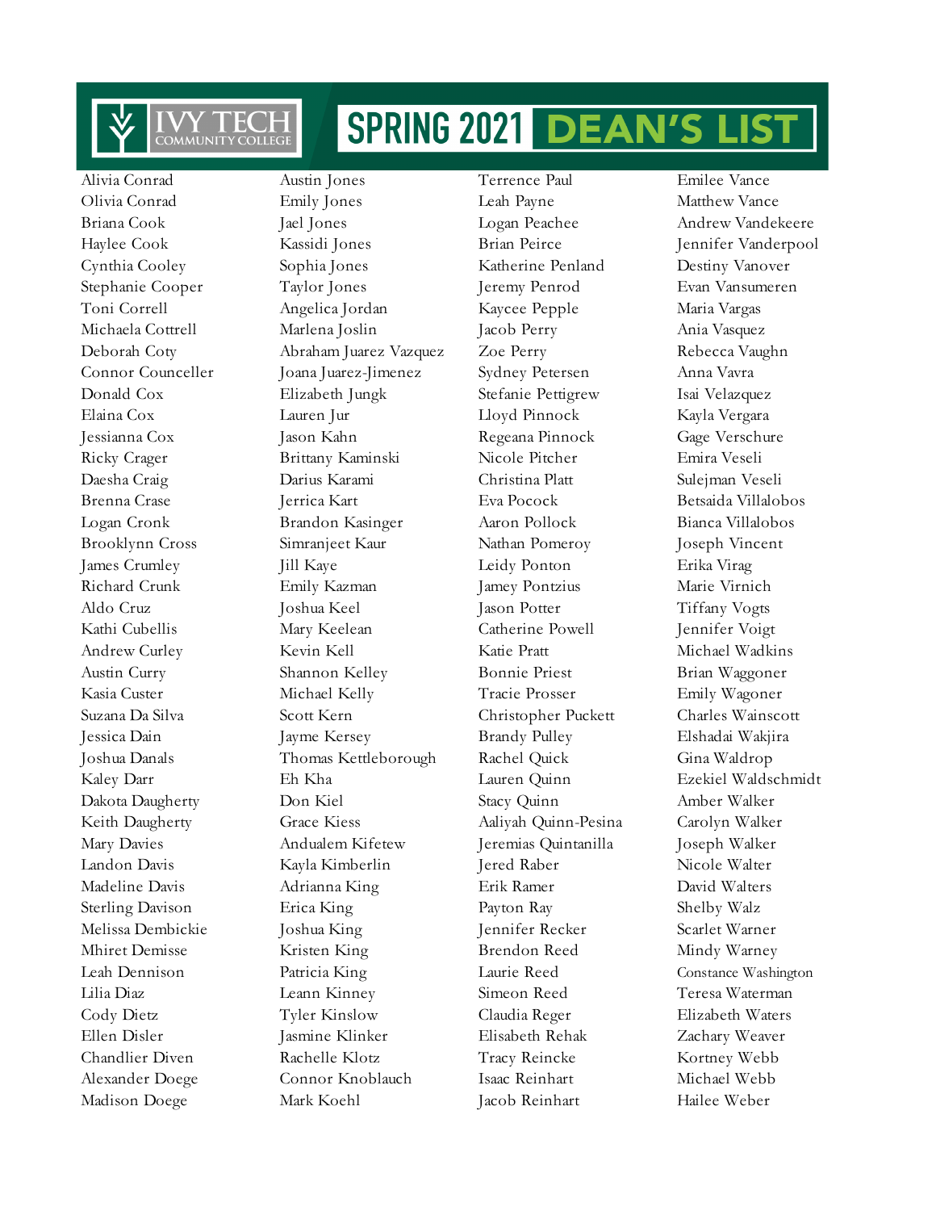# SPRING 2021 DEAN'S LIST

Ivy Tech Community College

Alivia Conrad
Olivia Conrad
Briana Cook
Haylee Cook
Cynthia Cooley
Stephanie Cooper
Toni Correll
Michaela Cottrell
Deborah Coty
Connor Counceller
Donald Cox
Elaina Cox
Jessianna Cox
Ricky Crager
Daesha Craig
Brenna Crase
Logan Cronk
Brooklynn Cross
James Crumley
Richard Crunk
Aldo Cruz
Kathi Cubellis
Andrew Curley
Austin Curry
Kasia Custer
Suzana Da Silva
Jessica Dain
Joshua Danals
Kaley Darr
Dakota Daugherty
Keith Daugherty
Mary Davies
Landon Davis
Madeline Davis
Sterling Davison
Melissa Dembickie
Mhiret Demisse
Leah Dennison
Lilia Diaz
Cody Dietz
Ellen Disler
Chandlier Diven
Alexander Doege
Madison Doege
Austin Jones
Emily Jones
Jael Jones
Kassidi Jones
Sophia Jones
Taylor Jones
Angelica Jordan
Marlena Joslin
Abraham Juarez Vazquez
Joana Juarez-Jimenez
Elizabeth Jungk
Lauren Jur
Jason Kahn
Brittany Kaminski
Darius Karami
Jerrica Kart
Brandon Kasinger
Simranjeet Kaur
Jill Kaye
Emily Kazman
Joshua Keel
Mary Keelean
Kevin Kell
Shannon Kelley
Michael Kelly
Scott Kern
Jayme Kersey
Thomas Kettleborough
Eh Kha
Don Kiel
Grace Kiess
Andualem Kifetew
Kayla Kimberlin
Adrianna King
Erica King
Joshua King
Kristen King
Patricia King
Leann Kinney
Tyler Kinslow
Jasmine Klinker
Rachelle Klotz
Connor Knoblauch
Mark Koehl
Terrence Paul
Leah Payne
Logan Peachee
Brian Peirce
Katherine Penland
Jeremy Penrod
Kaycee Pepple
Jacob Perry
Zoe Perry
Sydney Petersen
Stefanie Pettigrew
Lloyd Pinnock
Regeana Pinnock
Nicole Pitcher
Christina Platt
Eva Pocock
Aaron Pollock
Nathan Pomeroy
Leidy Ponton
Jamey Pontzius
Jason Potter
Catherine Powell
Katie Pratt
Bonnie Priest
Tracie Prosser
Christopher Puckett
Brandy Pulley
Rachel Quick
Lauren Quinn
Stacy Quinn
Aaliyah Quinn-Pesina
Jeremias Quintanilla
Jered Raber
Erik Ramer
Payton Ray
Jennifer Recker
Brendon Reed
Laurie Reed
Simeon Reed
Claudia Reger
Elisabeth Rehak
Tracy Reincke
Isaac Reinhart
Jacob Reinhart
Emilee Vance
Matthew Vance
Andrew Vandekeere
Jennifer Vanderpool
Destiny Vanover
Evan Vansumeren
Maria Vargas
Ania Vasquez
Rebecca Vaughn
Anna Vavra
Isai Velazquez
Kayla Vergara
Gage Verschure
Emira Veseli
Sulejman Veseli
Betsaida Villalobos
Bianca Villalobos
Joseph Vincent
Erika Virag
Marie Virnich
Tiffany Vogts
Jennifer Voigt
Michael Wadkins
Brian Waggoner
Emily Wagoner
Charles Wainscott
Elshadai Wakjira
Gina Waldrop
Ezekiel Waldschmidt
Amber Walker
Carolyn Walker
Joseph Walker
Nicole Walter
David Walters
Shelby Walz
Scarlet Warner
Mindy Warney
Constance Washington
Teresa Waterman
Elizabeth Waters
Zachary Weaver
Kortney Webb
Michael Webb
Hailee Weber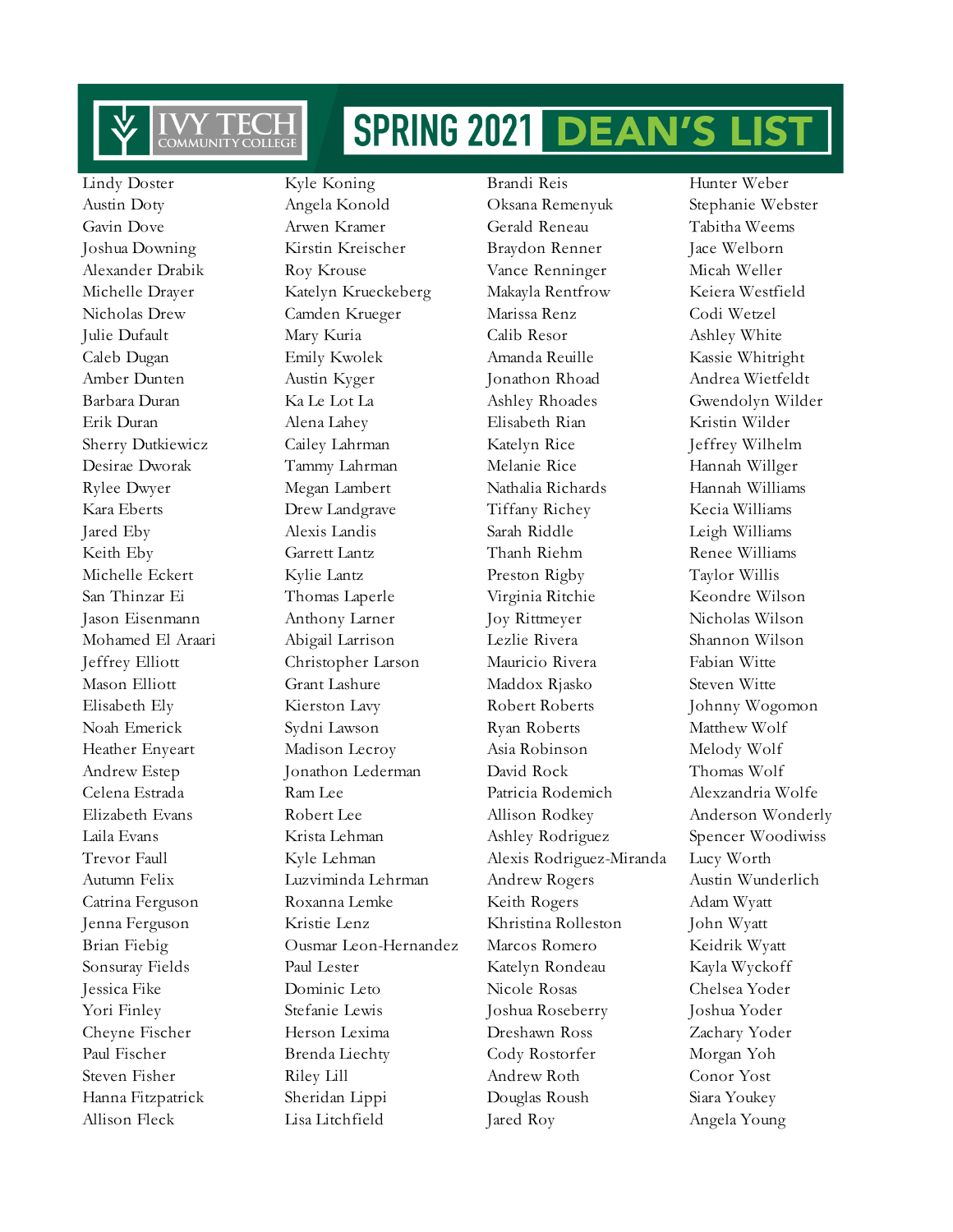# IVY TECH COMMUNITY COLLEGE SPRING 2021 DEAN'S LIST

Lindy Doster
Austin Doty
Gavin Dove
Joshua Downing
Alexander Drabik
Michelle Drayer
Nicholas Drew
Julie Dufault
Caleb Dugan
Amber Dunten
Barbara Duran
Erik Duran
Sherry Dutkiewicz
Desirae Dworak
Rylee Dwyer
Kara Eberts
Jared Eby
Keith Eby
Michelle Eckert
San Thinzar Ei
Jason Eisenmann
Mohamed El Araari
Jeffrey Elliott
Mason Elliott
Elisabeth Ely
Noah Emerick
Heather Enyeart
Andrew Estep
Celena Estrada
Elizabeth Evans
Laila Evans
Trevor Faull
Autumn Felix
Catrina Ferguson
Jenna Ferguson
Brian Fiebig
Sonsuray Fields
Jessica Fike
Yori Finley
Cheyne Fischer
Paul Fischer
Steven Fisher
Hanna Fitzpatrick
Allison Fleck

Kyle Koning
Angela Konold
Arwen Kramer
Kirstin Kreischer
Roy Krouse
Katelyn Krueckeberg
Camden Krueger
Mary Kuria
Emily Kwolek
Austin Kyger
Ka Le Lot La
Alena Lahey
Cailey Lahrman
Tammy Lahrman
Megan Lambert
Drew Landgrave
Alexis Landis
Garrett Lantz
Kylie Lantz
Thomas Laperle
Anthony Larner
Abigail Larrison
Christopher Larson
Grant Lashure
Kierston Lavy
Sydni Lawson
Madison Lecroy
Jonathon Lederman
Ram Lee
Robert Lee
Krista Lehman
Kyle Lehman
Luzviminda Lehrman
Roxanna Lemke
Kristie Lenz
Ousmar Leon-Hernandez
Paul Lester
Dominic Leto
Stefanie Lewis
Herson Lexima
Brenda Liechty
Riley Lill
Sheridan Lippi
Lisa Litchfield

Brandi Reis
Oksana Remenyuk
Gerald Reneau
Braydon Renner
Vance Renninger
Makayla Rentfrow
Marissa Renz
Calib Resor
Amanda Reuille
Jonathon Rhoad
Ashley Rhoades
Elisabeth Rian
Katelyn Rice
Melanie Rice
Nathalia Richards
Tiffany Richey
Sarah Riddle
Thanh Riehm
Preston Rigby
Virginia Ritchie
Joy Rittmeyer
Lezlie Rivera
Mauricio Rivera
Maddox Rjasko
Robert Roberts
Ryan Roberts
Asia Robinson
David Rock
Patricia Rodemich
Allison Rodkey
Ashley Rodriguez
Alexis Rodriguez-Miranda
Andrew Rogers
Keith Rogers
Khristina Rolleston
Marcos Romero
Katelyn Rondeau
Nicole Rosas
Joshua Roseberry
Dreshawn Ross
Cody Rostorfer
Andrew Roth
Douglas Roush
Jared Roy

Hunter Weber
Stephanie Webster
Tabitha Weems
Jace Welborn
Micah Weller
Keiera Westfield
Codi Wetzel
Ashley White
Kassie Whitright
Andrea Wietfeldt
Gwendolyn Wilder
Kristin Wilder
Jeffrey Wilhelm
Hannah Willger
Hannah Williams
Kecia Williams
Leigh Williams
Renee Williams
Taylor Willis
Keondre Wilson
Nicholas Wilson
Shannon Wilson
Fabian Witte
Steven Witte
Johnny Wogomon
Matthew Wolf
Melody Wolf
Thomas Wolf
Alexzandria Wolfe
Anderson Wonderly
Spencer Woodiwiss
Lucy Worth
Austin Wunderlich
Adam Wyatt
John Wyatt
Keidrik Wyatt
Kayla Wyckoff
Chelsea Yoder
Joshua Yoder
Zachary Yoder
Morgan Yoh
Conor Yost
Siara Youkey
Angela Young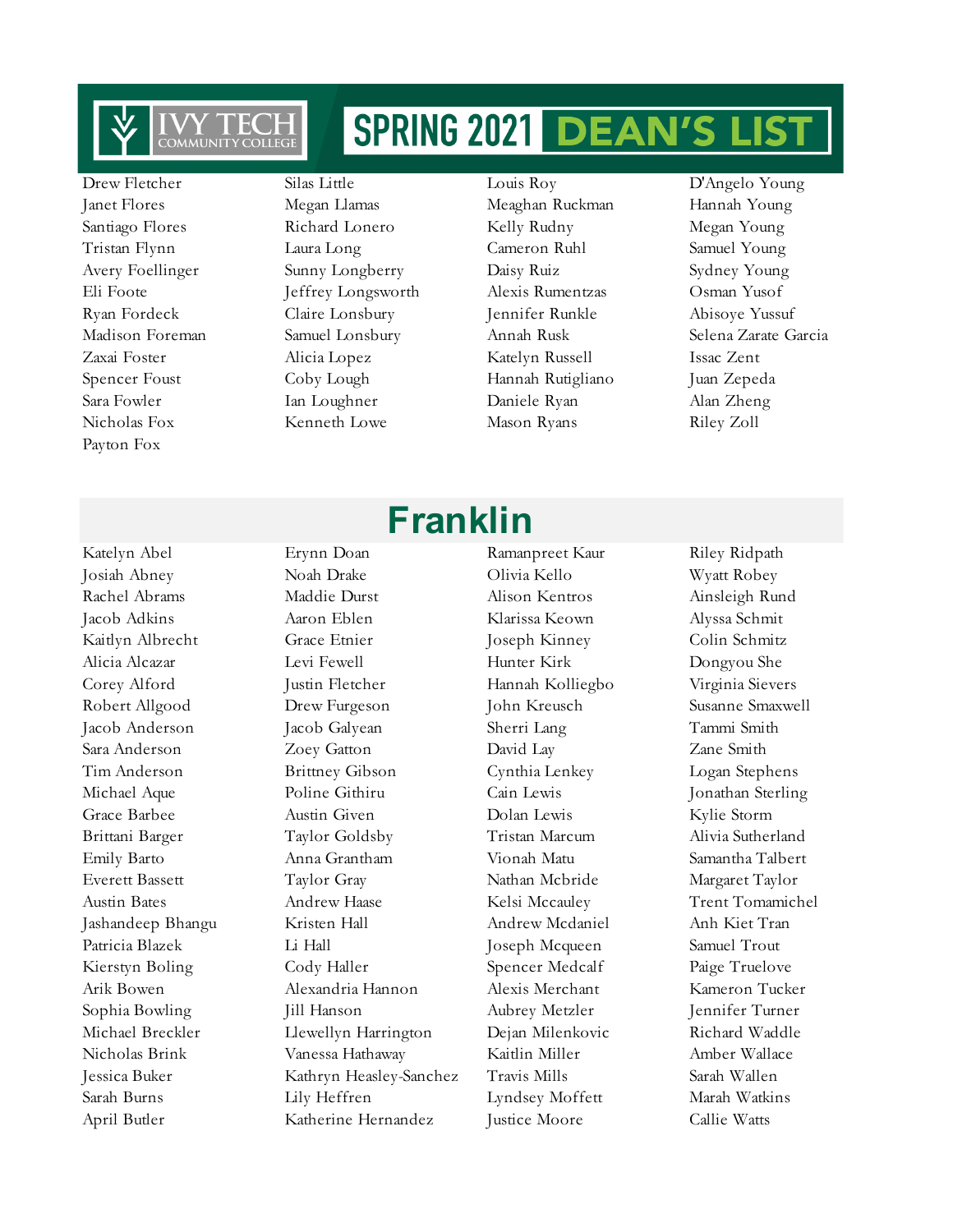# SPRING 2021 DEAN'S LIST

Drew Fletcher
Janet Flores
Santiago Flores
Tristan Flynn
Avery Foellinger
Eli Foote
Ryan Fordeck
Madison Foreman
Zaxai Foster
Spencer Foust
Sara Fowler
Nicholas Fox
Payton Fox
Silas Little
Megan Llamas
Richard Lonero
Laura Long
Sunny Longberry
Jeffrey Longsworth
Claire Lonsbury
Samuel Lonsbury
Alicia Lopez
Coby Lough
Ian Loughner
Kenneth Lowe
Louis Roy
Meaghan Ruckman
Kelly Rudny
Cameron Ruhl
Daisy Ruiz
Alexis Rumentzas
Jennifer Runkle
Annah Rusk
Katelyn Russell
Hannah Rutigliano
Daniele Ryan
Mason Ryans
D'Angelo Young
Hannah Young
Megan Young
Samuel Young
Sydney Young
Osman Yusof
Abisoye Yussuf
Selena Zarate Garcia
Issac Zent
Juan Zepeda
Alan Zheng
Riley Zoll

## Franklin

Katelyn Abel
Josiah Abney
Rachel Abrams
Jacob Adkins
Kaitlyn Albrecht
Alicia Alcazar
Corey Alford
Robert Allgood
Jacob Anderson
Sara Anderson
Tim Anderson
Michael Aque
Grace Barbee
Brittani Barger
Emily Barto
Everett Bassett
Austin Bates
Jashandeep Bhangu
Patricia Blazek
Kierstyn Boling
Arik Bowen
Sophia Bowling
Michael Breckler
Nicholas Brink
Jessica Buker
Sarah Burns
April Butler
Erynn Doan
Noah Drake
Maddie Durst
Aaron Eblen
Grace Etnier
Levi Fewell
Justin Fletcher
Drew Furgeson
Jacob Galyean
Zoey Gatton
Brittney Gibson
Poline Githiru
Austin Given
Taylor Goldsby
Anna Grantham
Taylor Gray
Andrew Haase
Kristen Hall
Li Hall
Cody Haller
Alexandria Hannon
Jill Hanson
Llewellyn Harrington
Vanessa Hathaway
Kathryn Heasley-Sanchez
Lily Heffren
Katherine Hernandez
Ramanpreet Kaur
Olivia Kello
Alison Kentros
Klarissa Keown
Joseph Kinney
Hunter Kirk
Hannah Kolliegbo
John Kreusch
Sherri Lang
David Lay
Cynthia Lenkey
Cain Lewis
Dolan Lewis
Tristan Marcum
Vionah Matu
Nathan Mcbride
Kelsi Mccauley
Andrew Mcdaniel
Joseph Mcqueen
Spencer Medcalf
Alexis Merchant
Aubrey Metzler
Dejan Milenkovic
Kaitlin Miller
Travis Mills
Lyndsey Moffett
Justice Moore
Riley Ridpath
Wyatt Robey
Ainsleigh Rund
Alyssa Schmit
Colin Schmitz
Dongyou She
Virginia Sievers
Susanne Smaxwell
Tammi Smith
Zane Smith
Logan Stephens
Jonathan Sterling
Kylie Storm
Alivia Sutherland
Samantha Talbert
Margaret Taylor
Trent Tomamichel
Anh Kiet Tran
Samuel Trout
Paige Truelove
Kameron Tucker
Jennifer Turner
Richard Waddle
Amber Wallace
Sarah Wallen
Marah Watkins
Callie Watts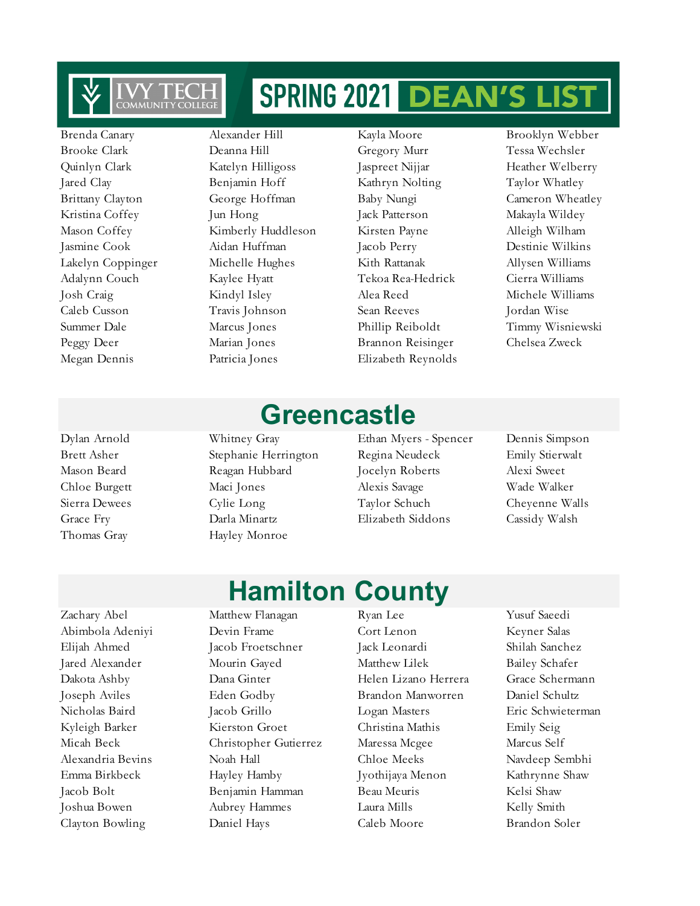# SPRING 2021 DEAN'S LIST

Brenda Canary
Brooke Clark
Quinlyn Clark
Jared Clay
Brittany Clayton
Kristina Coffey
Mason Coffey
Jasmine Cook
Lakelyn Coppinger
Adalynn Couch
Josh Craig
Caleb Cusson
Summer Dale
Peggy Deer
Megan Dennis
Alexander Hill
Deanna Hill
Katelyn Hilligoss
Benjamin Hoff
George Hoffman
Jun Hong
Kimberly Huddleson
Aidan Huffman
Michelle Hughes
Kaylee Hyatt
Kindyl Isley
Travis Johnson
Marcus Jones
Marian Jones
Patricia Jones
Kayla Moore
Gregory Murr
Jaspreet Nijjar
Kathryn Nolting
Baby Nungi
Jack Patterson
Kirsten Payne
Jacob Perry
Kith Rattanak
Tekoa Rea-Hedrick
Alea Reed
Sean Reeves
Phillip Reiboldt
Brannon Reisinger
Elizabeth Reynolds
Brooklyn Webber
Tessa Wechsler
Heather Welberry
Taylor Whatley
Cameron Wheatley
Makayla Wildey
Alleigh Wilham
Destinie Wilkins
Allysen Williams
Cierra Williams
Michele Williams
Jordan Wise
Timmy Wisniewski
Chelsea Zweck

## Greencastle

Dylan Arnold
Brett Asher
Mason Beard
Chloe Burgett
Sierra Dewees
Grace Fry
Thomas Gray
Whitney Gray
Stephanie Herrington
Reagan Hubbard
Maci Jones
Cylie Long
Darla Minartz
Hayley Monroe
Ethan Myers - Spencer
Regina Neudeck
Jocelyn Roberts
Alexis Savage
Taylor Schuch
Elizabeth Siddons
Dennis Simpson
Emily Stierwalt
Alexi Sweet
Wade Walker
Cheyenne Walls
Cassidy Walsh

## Hamilton County

Zachary Abel
Abimbola Adeniyi
Elijah Ahmed
Jared Alexander
Dakota Ashby
Joseph Aviles
Nicholas Baird
Kyleigh Barker
Micah Beck
Alexandria Bevins
Emma Birkbeck
Jacob Bolt
Joshua Bowen
Clayton Bowling
Matthew Flanagan
Devin Frame
Jacob Froetschner
Mourin Gayed
Dana Ginter
Eden Godby
Jacob Grillo
Kierston Groet
Christopher Gutierrez
Noah Hall
Hayley Hamby
Benjamin Hamman
Aubrey Hammes
Daniel Hays
Ryan Lee
Cort Lenon
Jack Leonardi
Matthew Lilek
Helen Lizano Herrera
Brandon Manworren
Logan Masters
Christina Mathis
Maressa Mcgee
Chloe Meeks
Jyothijaya Menon
Beau Meuris
Laura Mills
Caleb Moore
Yusuf Saeedi
Keyner Salas
Shilah Sanchez
Bailey Schafer
Grace Schermann
Daniel Schultz
Eric Schwieterman
Emily Seig
Marcus Self
Navdeep Sembhi
Kathrynne Shaw
Kelsi Shaw
Kelly Smith
Brandon Soler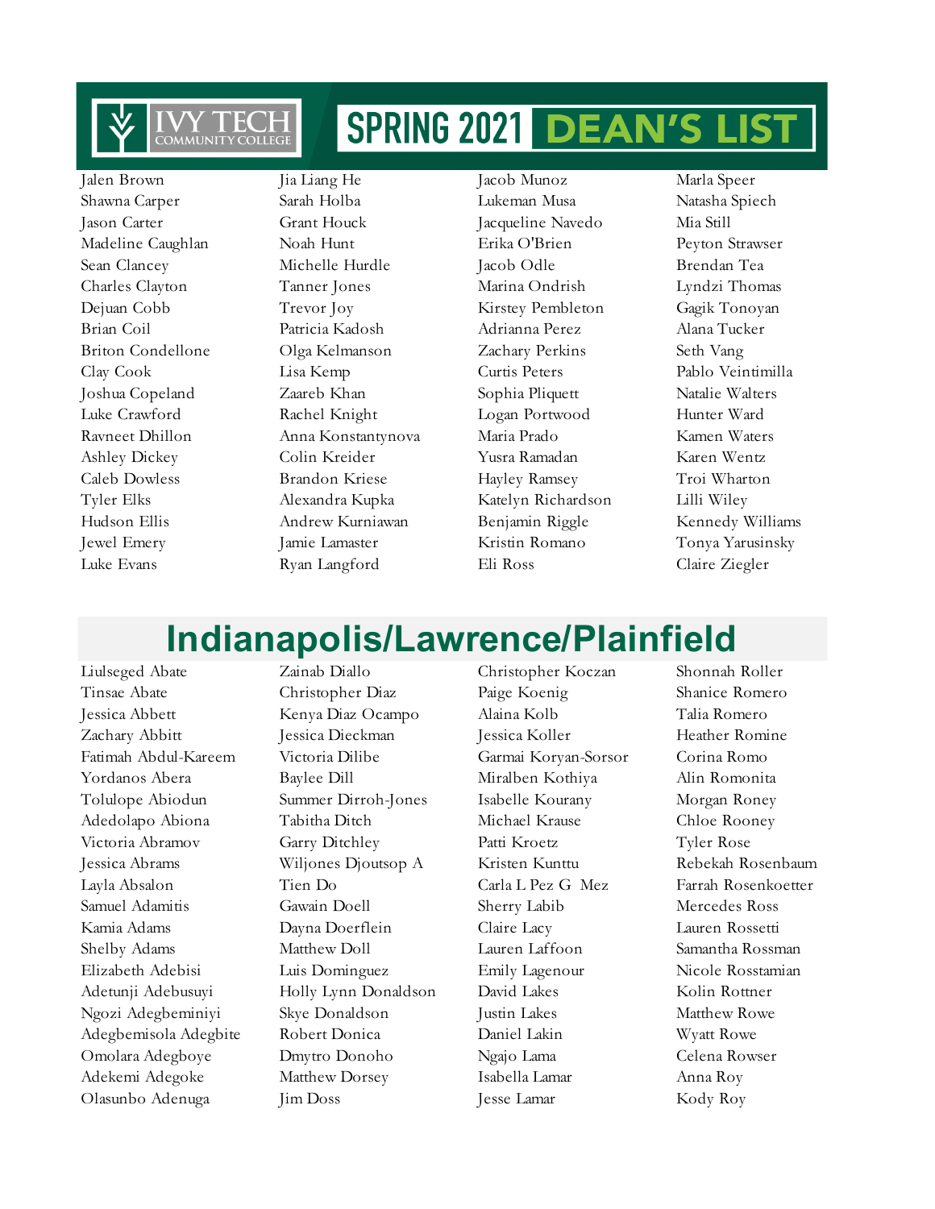# IVY TECH COMMUNITY COLLEGE SPRING 2021 DEAN'S LIST

Jalen Brown
Shawna Carper
Jason Carter
Madeline Caughlan
Sean Clancey
Charles Clayton
Dejuan Cobb
Brian Coil
Briton Condellone
Clay Cook
Joshua Copeland
Luke Crawford
Ravneet Dhillon
Ashley Dickey
Caleb Dowless
Tyler Elks
Hudson Ellis
Jewel Emery
Luke Evans
Jia Liang He
Sarah Holba
Grant Houck
Noah Hunt
Michelle Hurdle
Tanner Jones
Trevor Joy
Patricia Kadosh
Olga Kelmanson
Lisa Kemp
Zaareb Khan
Rachel Knight
Anna Konstantynova
Colin Kreider
Brandon Kriese
Alexandra Kupka
Andrew Kurniawan
Jamie Lamaster
Ryan Langford
Jacob Munoz
Lukeman Musa
Jacqueline Navedo
Erika O'Brien
Jacob Odle
Marina Ondrish
Kirstey Pembleton
Adrianna Perez
Zachary Perkins
Curtis Peters
Sophia Pliquett
Logan Portwood
Maria Prado
Yusra Ramadan
Hayley Ramsey
Katelyn Richardson
Benjamin Riggle
Kristin Romano
Eli Ross
Marla Speer
Natasha Spiech
Mia Still
Peyton Strawser
Brendan Tea
Lyndzi Thomas
Gagik Tonoyan
Alana Tucker
Seth Vang
Pablo Veintimilla
Natalie Walters
Hunter Ward
Kamen Waters
Karen Wentz
Troi Wharton
Lilli Wiley
Kennedy Williams
Tonya Yarusinsky
Claire Ziegler

## Indianapolis/Lawrence/Plainfield

Liulseged Abate
Tinsae Abate
Jessica Abbett
Zachary Abbitt
Fatimah Abdul-Kareem
Yordanos Abera
Tolulope Abiodun
Adedolapo Abiona
Victoria Abramov
Jessica Abrams
Layla Absalon
Samuel Adamitis
Kamia Adams
Shelby Adams
Elizabeth Adebisi
Adetunji Adebusuyi
Ngozi Adegbeminiyi
Adegbemisola Adegbite
Omolara Adegboye
Adekemi Adegoke
Olasunbo Adenuga
Zainab Diallo
Christopher Diaz
Kenya Diaz Ocampo
Jessica Dieckman
Victoria Dilibe
Baylee Dill
Summer Dirroh-Jones
Tabitha Ditch
Garry Ditchley
Wiljones Djoutsop A
Tien Do
Gawain Doell
Dayna Doerflein
Matthew Doll
Luis Dominguez
Holly Lynn Donaldson
Skye Donaldson
Robert Donica
Dmytro Donoho
Matthew Dorsey
Jim Doss
Christopher Koczan
Paige Koenig
Alaina Kolb
Jessica Koller
Garmai Koryan-Sorsor
Miralben Kothiya
Isabelle Kourany
Michael Krause
Patti Kroetz
Kristen Kunttu
Carla L Pez G Mez
Sherry Labib
Claire Lacy
Lauren Laffoon
Emily Lagenour
David Lakes
Justin Lakes
Daniel Lakin
Ngajo Lama
Isabella Lamar
Jesse Lamar
Shonnah Roller
Shanice Romero
Talia Romero
Heather Romine
Corina Romo
Alin Romonita
Morgan Roney
Chloe Rooney
Tyler Rose
Rebekah Rosenbaum
Farrah Rosenkoetter
Mercedes Ross
Lauren Rossetti
Samantha Rossman
Nicole Rosstamian
Kolin Rottner
Matthew Rowe
Wyatt Rowe
Celena Rowser
Anna Roy
Kody Roy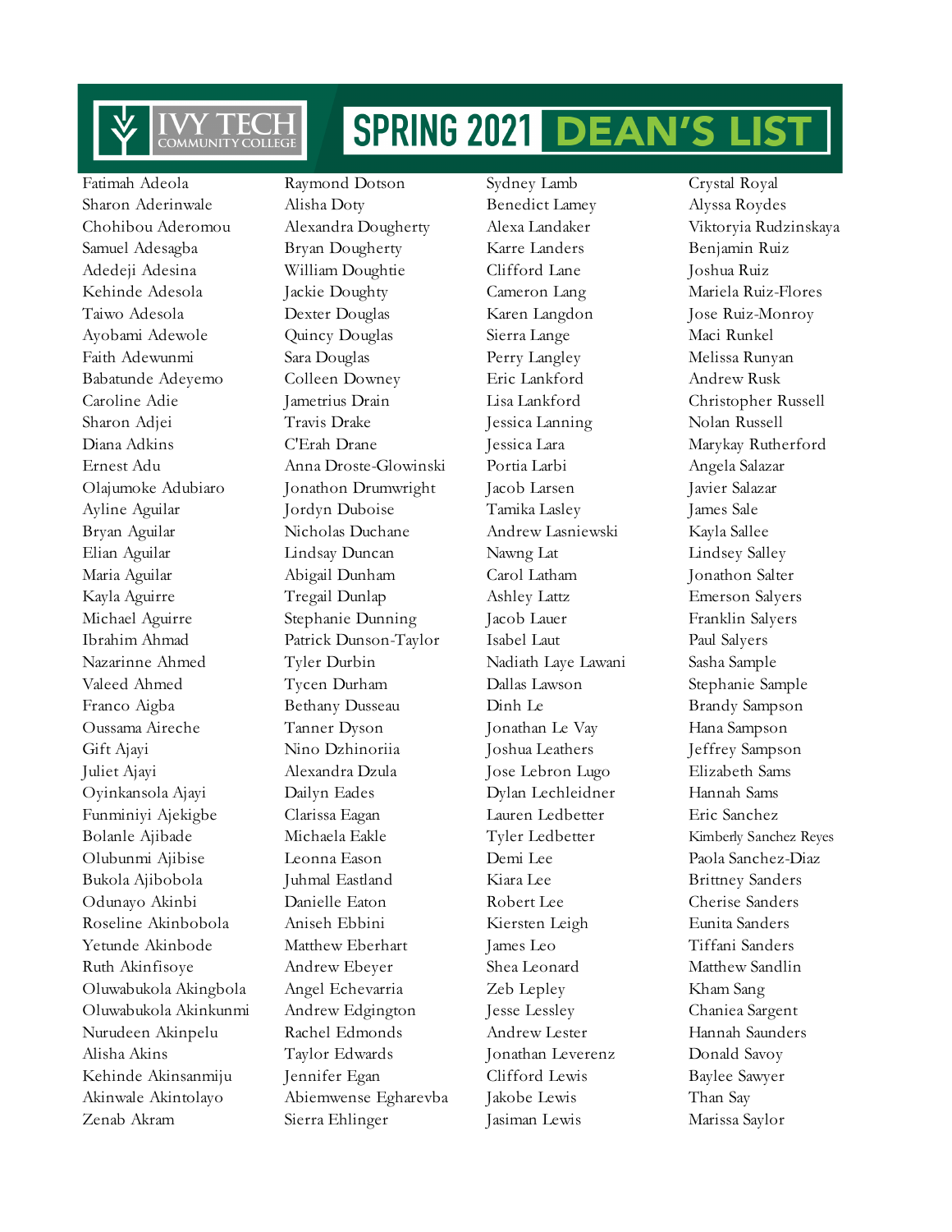# SPRING 2021 DEAN'S LIST

Fatimah Adeola
Sharon Aderinwale
Chohibou Aderomou
Samuel Adesagba
Adedeji Adesina
Kehinde Adesola
Taiwo Adesola
Ayobami Adewole
Faith Adewunmi
Babatunde Adeyemo
Caroline Adie
Sharon Adjei
Diana Adkins
Ernest Adu
Olajumoke Adubiaro
Ayline Aguilar
Bryan Aguilar
Elian Aguilar
Maria Aguilar
Kayla Aguirre
Michael Aguirre
Ibrahim Ahmad
Nazarinne Ahmed
Valeed Ahmed
Franco Aigba
Oussama Aireche
Gift Ajayi
Juliet Ajayi
Oyinkansola Ajayi
Funminiyi Ajekigbe
Bolanle Ajibade
Olubunmi Ajibise
Bukola Ajibobola
Odunayo Akinbi
Roseline Akinbobola
Yetunde Akinbode
Ruth Akinfisoye
Oluwabukola Akingbola
Oluwabukola Akinkunmi
Nurudeen Akinpelu
Alisha Akins
Kehinde Akinsanmiju
Akinwale Akintolayo
Zenab Akram

Raymond Dotson
Alisha Doty
Alexandra Dougherty
Bryan Dougherty
William Doughtie
Jackie Doughty
Dexter Douglas
Quincy Douglas
Sara Douglas
Colleen Downey
Jametrius Drain
Travis Drake
C'Erah Drane
Anna Droste-Glowinski
Jonathon Drumwright
Jordyn Duboise
Nicholas Duchane
Lindsay Duncan
Abigail Dunham
Tregail Dunlap
Stephanie Dunning
Patrick Dunson-Taylor
Tyler Durbin
Tycen Durham
Bethany Dusseau
Tanner Dyson
Nino Dzhinoriia
Alexandra Dzula
Dailyn Eades
Clarissa Eagan
Michaela Eakle
Leonna Eason
Juhmal Eastland
Danielle Eaton
Aniseh Ebbini
Matthew Eberhart
Andrew Ebeyer
Angel Echevarria
Andrew Edgington
Rachel Edmonds
Taylor Edwards
Jennifer Egan
Abiemwense Egharevba
Sierra Ehlinger

Sydney Lamb
Benedict Lamey
Alexa Landaker
Karre Landers
Clifford Lane
Cameron Lang
Karen Langdon
Sierra Lange
Perry Langley
Eric Lankford
Lisa Lankford
Jessica Lanning
Jessica Lara
Portia Larbi
Jacob Larsen
Tamika Lasley
Andrew Lasniewski
Nawng Lat
Carol Latham
Ashley Lattz
Jacob Lauer
Isabel Laut
Nadiath Laye Lawani
Dallas Lawson
Dinh Le
Jonathan Le Vay
Joshua Leathers
Jose Lebron Lugo
Dylan Lechleidner
Lauren Ledbetter
Tyler Ledbetter
Demi Lee
Kiara Lee
Robert Lee
Kiersten Leigh
James Leo
Shea Leonard
Zeb Lepley
Jesse Lessley
Andrew Lester
Jonathan Leverenz
Clifford Lewis
Jakobe Lewis
Jasiman Lewis

Crystal Royal
Alyssa Roydes
Viktoryia Rudzinskaya
Benjamin Ruiz
Joshua Ruiz
Mariela Ruiz-Flores
Jose Ruiz-Monroy
Maci Runkel
Melissa Runyan
Andrew Rusk
Christopher Russell
Nolan Russell
Marykay Rutherford
Angela Salazar
Javier Salazar
James Sale
Kayla Sallee
Lindsey Salley
Jonathon Salter
Emerson Salyers
Franklin Salyers
Paul Salyers
Sasha Sample
Stephanie Sample
Brandy Sampson
Hana Sampson
Jeffrey Sampson
Elizabeth Sams
Hannah Sams
Eric Sanchez
Kimberly Sanchez Reyes
Paola Sanchez-Diaz
Brittney Sanders
Cherise Sanders
Eunita Sanders
Tiffani Sanders
Matthew Sandlin
Kham Sang
Chaniea Sargent
Hannah Saunders
Donald Savoy
Baylee Sawyer
Than Say
Marissa Saylor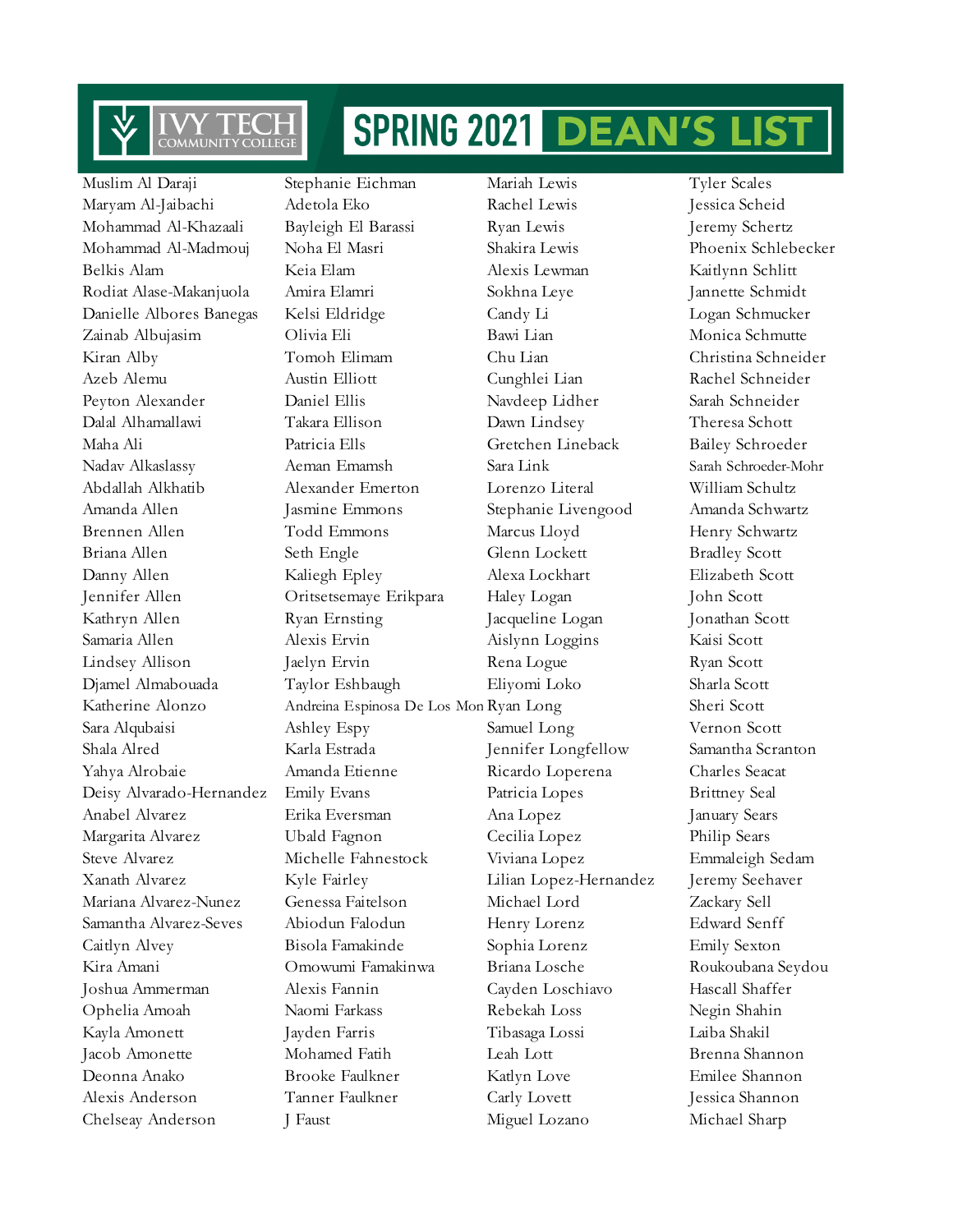# IVY TECH COMMUNITY COLLEGE SPRING 2021 DEAN'S LIST

Muslim Al Daraji
Maryam Al-Jaibachi
Mohammad Al-Khazaali
Mohammad Al-Madmouj
Belkis Alam
Rodiat Alase-Makanjuola
Danielle Albores Banegas
Zainab Albujasim
Kiran Alby
Azeb Alemu
Peyton Alexander
Dalal Alhamallawi
Maha Ali
Nadav Alkaslassy
Abdallah Alkhatib
Amanda Allen
Brennen Allen
Briana Allen
Danny Allen
Jennifer Allen
Kathryn Allen
Samaria Allen
Lindsey Allison
Djamel Almabouada
Katherine Alonzo
Sara Alqubaisi
Shala Alred
Yahya Alrobaie
Deisy Alvarado-Hernandez
Anabel Alvarez
Margarita Alvarez
Steve Alvarez
Xanath Alvarez
Mariana Alvarez-Nunez
Samantha Alvarez-Seves
Caitlyn Alvey
Kira Amani
Joshua Ammerman
Ophelia Amoah
Kayla Amonett
Jacob Amonette
Deonna Anako
Alexis Anderson
Chelseay Anderson
Stephanie Eichman
Adetola Eko
Bayleigh El Barassi
Noha El Masri
Keia Elam
Amira Elamri
Kelsi Eldridge
Olivia Eli
Tomoh Elimam
Austin Elliott
Daniel Ellis
Takara Ellison
Patricia Ells
Aeman Emamsh
Alexander Emerton
Jasmine Emmons
Todd Emmons
Seth Engle
Kaliegh Epley
Oritsetsemaye Erikpara
Ryan Ernsting
Alexis Ervin
Jaelyn Ervin
Taylor Eshbaugh
Andreina Espinosa De Los Mon
Ashley Espy
Karla Estrada
Amanda Etienne
Emily Evans
Erika Eversman
Ubald Fagnon
Michelle Fahnestock
Kyle Fairley
Genessa Faitelson
Abiodun Falodun
Bisola Famakinde
Omowumi Famakinwa
Alexis Fannin
Naomi Farkass
Jayden Farris
Mohamed Fatih
Brooke Faulkner
Tanner Faulkner
J Faust
Mariah Lewis
Rachel Lewis
Ryan Lewis
Shakira Lewis
Alexis Lewman
Sokhna Leye
Candy Li
Bawi Lian
Chu Lian
Cunghlei Lian
Navdeep Lidher
Dawn Lindsey
Gretchen Lineback
Sara Link
Lorenzo Literal
Stephanie Livengood
Marcus Lloyd
Glenn Lockett
Alexa Lockhart
Haley Logan
Jacqueline Logan
Aislynn Loggins
Rena Logue
Eliyomi Loko
Ryan Long
Samuel Long
Jennifer Longfellow
Ricardo Loperena
Patricia Lopes
Ana Lopez
Cecilia Lopez
Viviana Lopez
Lilian Lopez-Hernandez
Michael Lord
Henry Lorenz
Sophia Lorenz
Briana Losche
Cayden Loschiavo
Rebekah Loss
Tibasaga Lossi
Leah Lott
Katlyn Love
Carly Lovett
Miguel Lozano
Tyler Scales
Jessica Scheid
Jeremy Schertz
Phoenix Schlebecker
Kaitlynn Schlitt
Jannette Schmidt
Logan Schmucker
Monica Schmutte
Christina Schneider
Rachel Schneider
Sarah Schneider
Theresa Schott
Bailey Schroeder
Sarah Schroeder-Mohr
William Schultz
Amanda Schwartz
Henry Schwartz
Bradley Scott
Elizabeth Scott
John Scott
Jonathan Scott
Kaisi Scott
Ryan Scott
Sharla Scott
Sheri Scott
Vernon Scott
Samantha Scranton
Charles Seacat
Brittney Seal
January Sears
Philip Sears
Emmaleigh Sedam
Jeremy Seehaver
Zackary Sell
Edward Senff
Emily Sexton
Roukoubana Seydou
Hascall Shaffer
Negin Shahin
Laiba Shakil
Brenna Shannon
Emilee Shannon
Jessica Shannon
Michael Sharp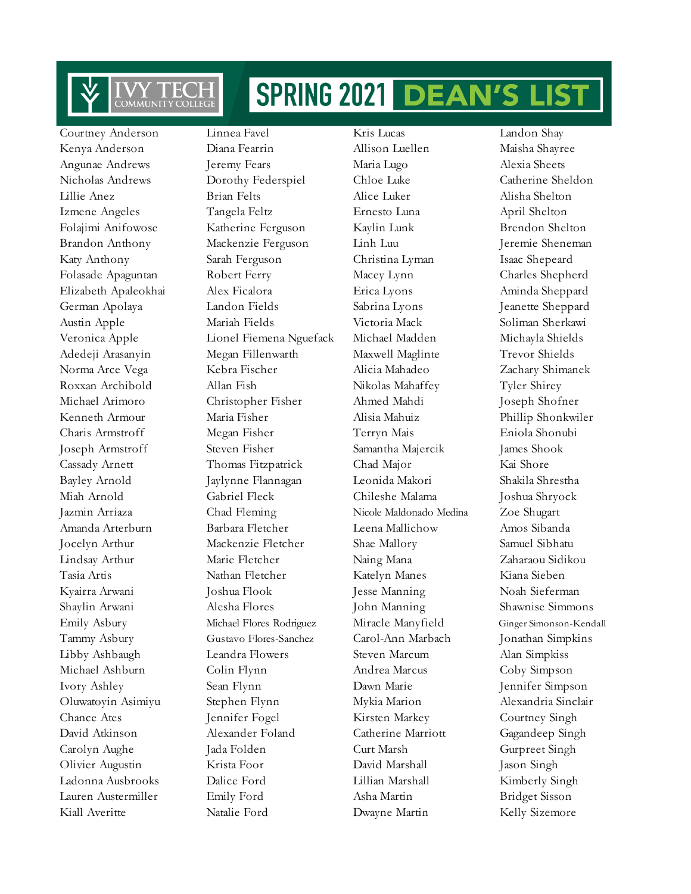# SPRING 2021 DEAN'S LIST

Courtney Anderson
Kenya Anderson
Angunae Andrews
Nicholas Andrews
Lillie Anez
Izmene Angeles
Folajimi Anifowose
Brandon Anthony
Katy Anthony
Folasade Apaguntan
Elizabeth Apaleokhai
German Apolaya
Austin Apple
Veronica Apple
Adedeji Arasanyin
Norma Arce Vega
Roxxan Archibold
Michael Arimoro
Kenneth Armour
Charis Armstroff
Joseph Armstroff
Cassady Arnett
Bayley Arnold
Miah Arnold
Jazmin Arriaza
Amanda Arterburn
Jocelyn Arthur
Lindsay Arthur
Tasia Artis
Kyairra Arwani
Shaylin Arwani
Emily Asbury
Tammy Asbury
Libby Ashbaugh
Michael Ashburn
Ivory Ashley
Oluwatoyin Asimiyu
Chance Ates
David Atkinson
Carolyn Aughe
Olivier Augustin
Ladonna Ausbrooks
Lauren Austermiller
Kiall Averitte

Linnea Favel
Diana Fearrin
Jeremy Fears
Dorothy Federspiel
Brian Felts
Tangela Feltz
Katherine Ferguson
Mackenzie Ferguson
Sarah Ferguson
Robert Ferry
Alex Ficalora
Landon Fields
Mariah Fields
Lionel Fiemena Nguefack
Megan Fillenwarth
Kebra Fischer
Allan Fish
Christopher Fisher
Maria Fisher
Megan Fisher
Steven Fisher
Thomas Fitzpatrick
Jaylynne Flannagan
Gabriel Fleck
Chad Fleming
Barbara Fletcher
Mackenzie Fletcher
Marie Fletcher
Nathan Fletcher
Joshua Flook
Alesha Flores
Michael Flores Rodriguez
Gustavo Flores-Sanchez
Leandra Flowers
Colin Flynn
Sean Flynn
Stephen Flynn
Jennifer Fogel
Alexander Foland
Jada Folden
Krista Foor
Dalice Ford
Emily Ford
Natalie Ford

Kris Lucas
Allison Luellen
Maria Lugo
Chloe Luke
Alice Luker
Ernesto Luna
Kaylin Lunk
Linh Luu
Christina Lyman
Macey Lynn
Erica Lyons
Sabrina Lyons
Victoria Mack
Michael Madden
Maxwell Maglinte
Alicia Mahadeo
Nikolas Mahaffey
Ahmed Mahdi
Alisia Mahuiz
Terryn Mais
Samantha Majercik
Chad Major
Leonida Makori
Chileshe Malama
Nicole Maldonado Medina
Leena Mallichow
Shae Mallory
Naing Mana
Katelyn Manes
Jesse Manning
John Manning
Miracle Manyfield
Carol-Ann Marbach
Steven Marcum
Andrea Marcus
Dawn Marie
Mykia Marion
Kirsten Markey
Catherine Marriott
Curt Marsh
David Marshall
Lillian Marshall
Asha Martin
Dwayne Martin

Landon Shay
Maisha Shayree
Alexia Sheets
Catherine Sheldon
Alisha Shelton
April Shelton
Brendon Shelton
Jeremie Sheneman
Isaac Shepeard
Charles Shepherd
Aminda Sheppard
Jeanette Sheppard
Soliman Sherkawi
Michayla Shields
Trevor Shields
Zachary Shimanek
Tyler Shirey
Joseph Shofner
Phillip Shonkwiler
Eniola Shonubi
James Shook
Kai Shore
Shakila Shrestha
Joshua Shryock
Zoe Shugart
Amos Sibanda
Samuel Sibhatu
Zaharaou Sidikou
Kiana Sieben
Noah Sieferman
Shawnise Simmons
Ginger Simonson-Kendall
Jonathan Simpkins
Alan Simpkiss
Coby Simpson
Jennifer Simpson
Alexandria Sinclair
Courtney Singh
Gagandeep Singh
Gurpreet Singh
Jason Singh
Kimberly Singh
Bridget Sisson
Kelly Sizemore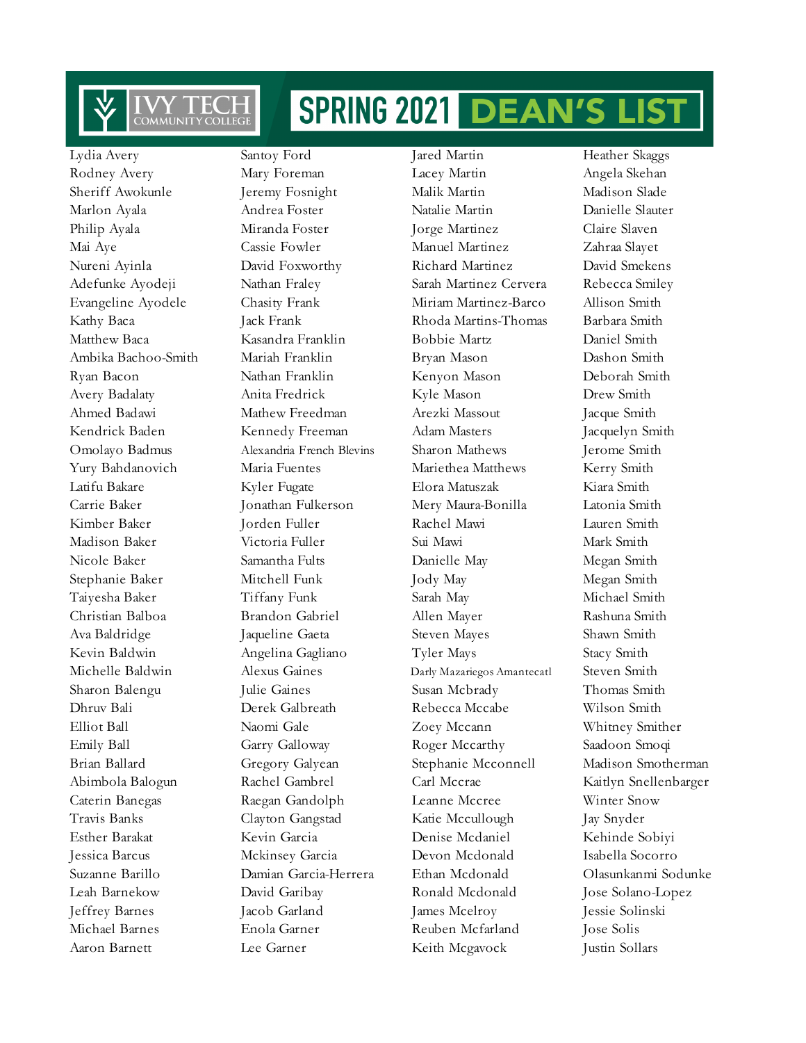# SPRING 2021 DEAN'S LIST

Lydia Avery
Rodney Avery
Sheriff Awokunle
Marlon Ayala
Philip Ayala
Mai Aye
Nureni Ayinla
Adefunke Ayodeji
Evangeline Ayodele
Kathy Baca
Matthew Baca
Ambika Bachoo-Smith
Ryan Bacon
Avery Badalaty
Ahmed Badawi
Kendrick Baden
Omolayo Badmus
Yury Bahdanovich
Latifu Bakare
Carrie Baker
Kimber Baker
Madison Baker
Nicole Baker
Stephanie Baker
Taiyesha Baker
Christian Balboa
Ava Baldridge
Kevin Baldwin
Michelle Baldwin
Sharon Balengu
Dhruv Bali
Elliot Ball
Emily Ball
Brian Ballard
Abimbola Balogun
Caterin Banegas
Travis Banks
Esther Barakat
Jessica Barcus
Suzanne Barillo
Leah Barnekow
Jeffrey Barnes
Michael Barnes
Aaron Barnett

Santoy Ford
Mary Foreman
Jeremy Fosnight
Andrea Foster
Miranda Foster
Cassie Fowler
David Foxworthy
Nathan Fraley
Chasity Frank
Jack Frank
Kasandra Franklin
Mariah Franklin
Nathan Franklin
Anita Fredrick
Mathew Freedman
Kennedy Freeman
Alexandria French Blevins
Maria Fuentes
Kyler Fugate
Jonathan Fulkerson
Jorden Fuller
Victoria Fuller
Samantha Fults
Mitchell Funk
Tiffany Funk
Brandon Gabriel
Jaqueline Gaeta
Angelina Gagliano
Alexus Gaines
Julie Gaines
Derek Galbreath
Naomi Gale
Garry Galloway
Gregory Galyean
Rachel Gambrel
Raegan Gandolph
Clayton Gangstad
Kevin Garcia
Mckinsey Garcia
Damian Garcia-Herrera
David Garibay
Jacob Garland
Enola Garner
Lee Garner

Jared Martin
Lacey Martin
Malik Martin
Natalie Martin
Jorge Martinez
Manuel Martinez
Richard Martinez
Sarah Martinez Cervera
Miriam Martinez-Barco
Rhoda Martins-Thomas
Bobbie Martz
Bryan Mason
Kenyon Mason
Kyle Mason
Arezki Massout
Adam Masters
Sharon Mathews
Mariethea Matthews
Elora Matuszak
Mery Maura-Bonilla
Rachel Mawi
Sui Mawi
Danielle May
Jody May
Sarah May
Allen Mayer
Steven Mayes
Tyler Mays
Darly Mazariegos Amantecatl
Susan Mcbrady
Rebecca Mccabe
Zoey Mccann
Roger Mccarthy
Stephanie Mcconnell
Carl Mccrae
Leanne Mccree
Katie Mccullough
Denise Mcdaniel
Devon Mcdonald
Ethan Mcdonald
Ronald Mcdonald
James Mcelroy
Reuben Mcfarland
Keith Mcgavock

Heather Skaggs
Angela Skehan
Madison Slade
Danielle Slauter
Claire Slaven
Zahraa Slayet
David Smekens
Rebecca Smiley
Allison Smith
Barbara Smith
Daniel Smith
Dashon Smith
Deborah Smith
Drew Smith
Jacque Smith
Jacquelyn Smith
Jerome Smith
Kerry Smith
Kiara Smith
Latonia Smith
Lauren Smith
Mark Smith
Megan Smith
Megan Smith
Michael Smith
Rashuna Smith
Shawn Smith
Stacy Smith
Steven Smith
Thomas Smith
Wilson Smith
Whitney Smither
Saadoon Smoqi
Madison Smotherman
Kaitlyn Snellenbarger
Winter Snow
Jay Snyder
Kehinde Sobiyi
Isabella Socorro
Olasunkanmi Sodunke
Jose Solano-Lopez
Jessie Solinski
Jose Solis
Justin Sollars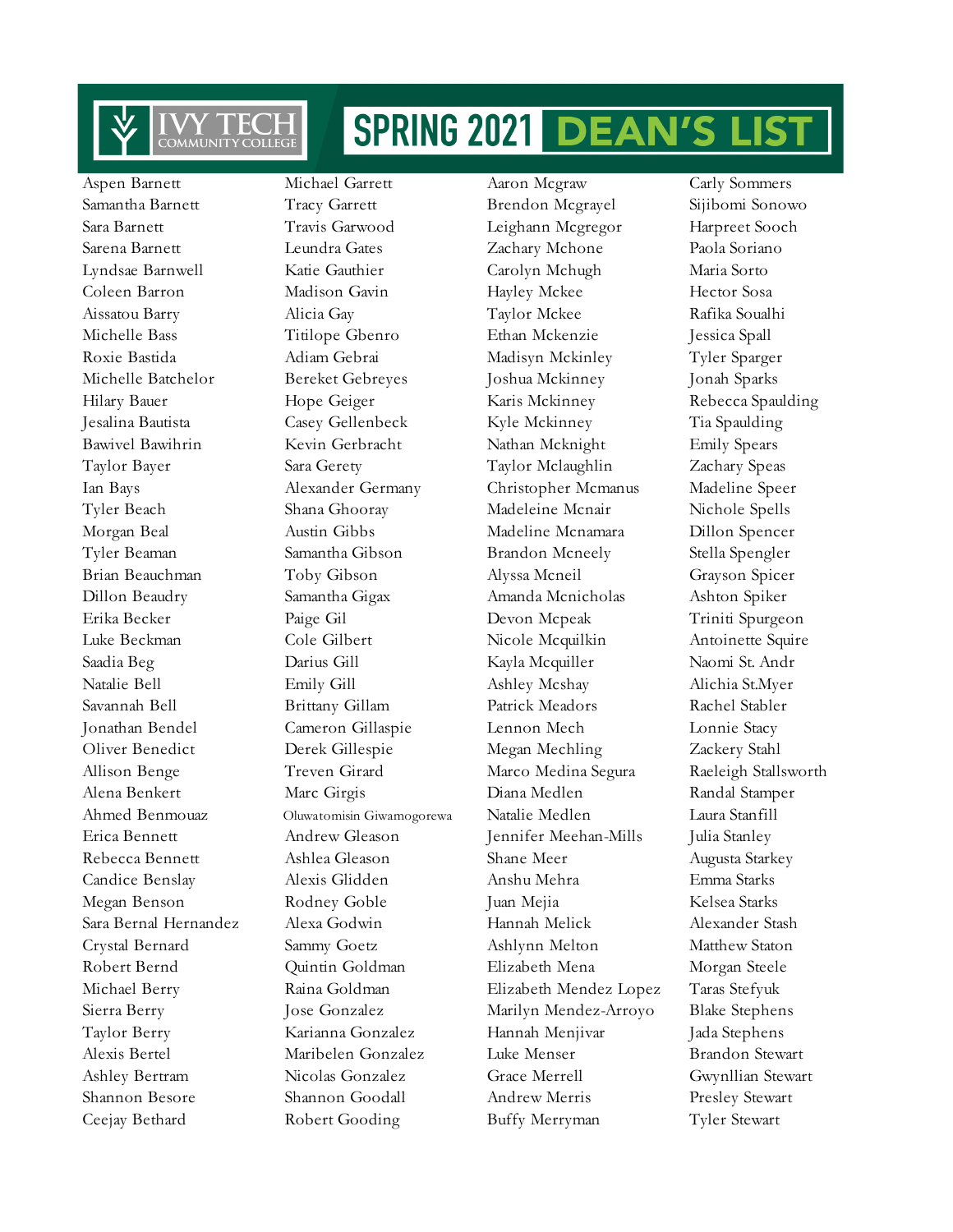# SPRING 2021 DEAN'S LIST

Aspen Barnett
Samantha Barnett
Sara Barnett
Sarena Barnett
Lyndsae Barnwell
Coleen Barron
Aissatou Barry
Michelle Bass
Roxie Bastida
Michelle Batchelor
Hilary Bauer
Jesalina Bautista
Bawivel Bawihrin
Taylor Bayer
Ian Bays
Tyler Beach
Morgan Beal
Tyler Beaman
Brian Beauchman
Dillon Beaudry
Erika Becker
Luke Beckman
Saadia Beg
Natalie Bell
Savannah Bell
Jonathan Bendel
Oliver Benedict
Allison Benge
Alena Benkert
Ahmed Benmouaz
Erica Bennett
Rebecca Bennett
Candice Benslay
Megan Benson
Sara Bernal Hernandez
Crystal Bernard
Robert Bernd
Michael Berry
Sierra Berry
Taylor Berry
Alexis Bertel
Ashley Bertram
Shannon Besore
Ceejay Bethard

Michael Garrett
Tracy Garrett
Travis Garwood
Leundra Gates
Katie Gauthier
Madison Gavin
Alicia Gay
Titilope Gbenro
Adiam Gebrai
Bereket Gebreyes
Hope Geiger
Casey Gellenbeck
Kevin Gerbracht
Sara Gerety
Alexander Germany
Shana Ghooray
Austin Gibbs
Samantha Gibson
Toby Gibson
Samantha Gigax
Paige Gil
Cole Gilbert
Darius Gill
Emily Gill
Brittany Gillam
Cameron Gillaspie
Derek Gillespie
Treven Girard
Marc Girgis
Oluwatomisin Giwamogorewa
Andrew Gleason
Ashlea Gleason
Alexis Glidden
Rodney Goble
Alexa Godwin
Sammy Goetz
Quintin Goldman
Raina Goldman
Jose Gonzalez
Karianna Gonzalez
Maribelen Gonzalez
Nicolas Gonzalez
Shannon Goodall
Robert Gooding

Aaron Mcgraw
Brendon Mcgrayel
Leighann Mcgregor
Zachary Mchone
Carolyn Mchugh
Hayley Mckee
Taylor Mckee
Ethan Mckenzie
Madisyn Mckinley
Joshua Mckinney
Karis Mckinney
Kyle Mckinney
Nathan Mcknight
Taylor Mclaughlin
Christopher Mcmanus
Madeleine Mcnair
Madeline Mcnamara
Brandon Mcneely
Alyssa Mcneil
Amanda Mcnicholas
Devon Mcpeak
Nicole Mcquilkin
Kayla Mcquiller
Ashley Mcshay
Patrick Meadors
Lennon Mech
Megan Mechling
Marco Medina Segura
Diana Medlen
Natalie Medlen
Jennifer Meehan-Mills
Shane Meer
Anshu Mehra
Juan Mejia
Hannah Melick
Ashlynn Melton
Elizabeth Mena
Elizabeth Mendez Lopez
Marilyn Mendez-Arroyo
Hannah Menjivar
Luke Menser
Grace Merrell
Andrew Merris
Buffy Merryman

Carly Sommers
Sijibomi Sonowo
Harpreet Sooch
Paola Soriano
Maria Sorto
Hector Sosa
Rafika Soualhi
Jessica Spall
Tyler Sparger
Jonah Sparks
Rebecca Spaulding
Tia Spaulding
Emily Spears
Zachary Speas
Madeline Speer
Nichole Spells
Dillon Spencer
Stella Spengler
Grayson Spicer
Ashton Spiker
Triniti Spurgeon
Antoinette Squire
Naomi St. Andr
Alichia St.Myer
Rachel Stabler
Lonnie Stacy
Zackery Stahl
Raeleigh Stallsworth
Randal Stamper
Laura Stanfill
Julia Stanley
Augusta Starkey
Emma Starks
Kelsea Starks
Alexander Stash
Matthew Staton
Morgan Steele
Taras Stefyuk
Blake Stephens
Jada Stephens
Brandon Stewart
Gwynllian Stewart
Presley Stewart
Tyler Stewart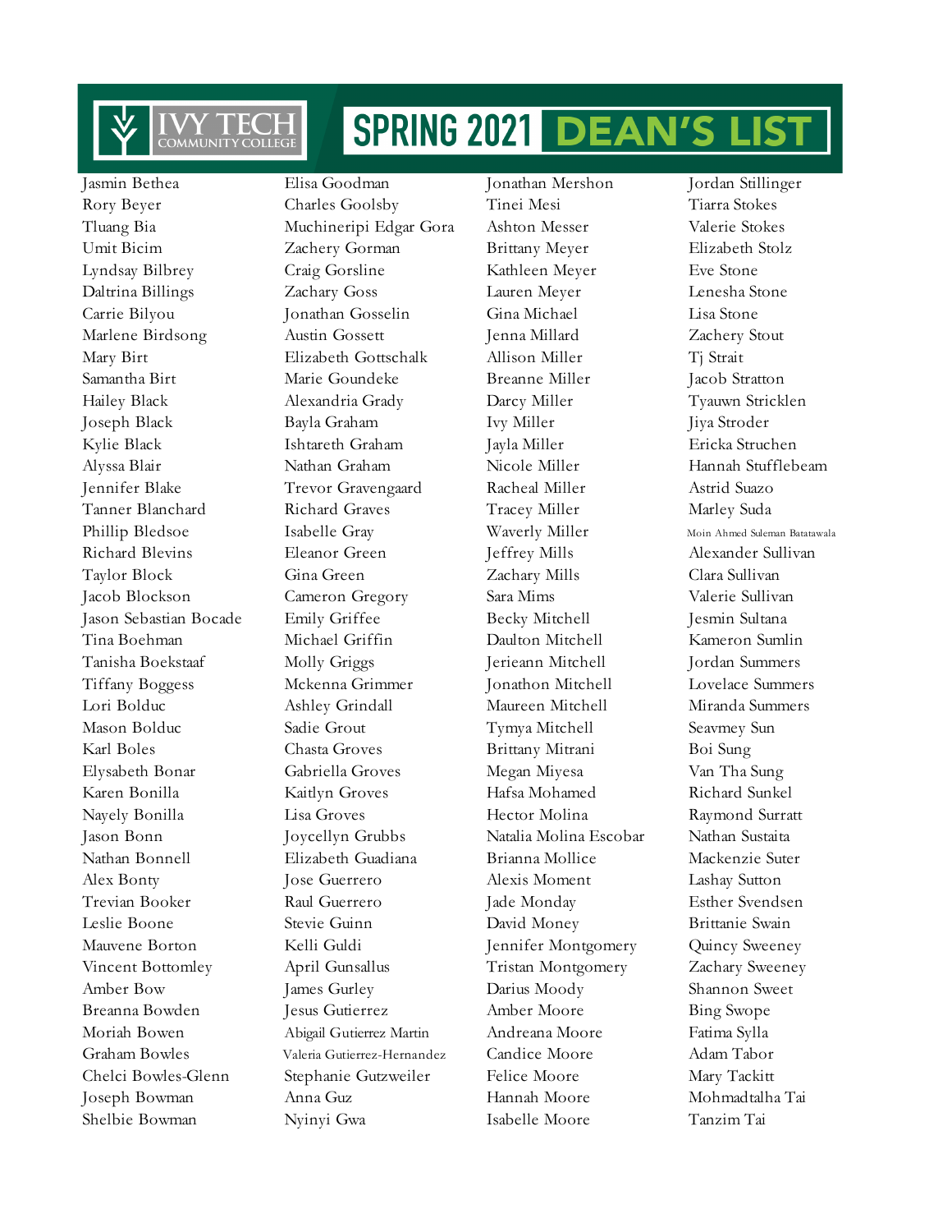# SPRING 2021 DEAN'S LIST

Jasmin Bethea
Rory Beyer
Tluang Bia
Umit Bicim
Lyndsay Bilbrey
Daltrina Billings
Carrie Bilyou
Marlene Birdsong
Mary Birt
Samantha Birt
Hailey Black
Joseph Black
Kylie Black
Alyssa Blair
Jennifer Blake
Tanner Blanchard
Phillip Bledsoe
Richard Blevins
Taylor Block
Jacob Blockson
Jason Sebastian Bocade
Tina Boehman
Tanisha Boekstaaf
Tiffany Boggess
Lori Bolduc
Mason Bolduc
Karl Boles
Elysabeth Bonar
Karen Bonilla
Nayely Bonilla
Jason Bonn
Nathan Bonnell
Alex Bonty
Trevian Booker
Leslie Boone
Mauvene Borton
Vincent Bottomley
Amber Bow
Breanna Bowden
Moriah Bowen
Graham Bowles
Chelci Bowles-Glenn
Joseph Bowman
Shelbie Bowman

Elisa Goodman
Charles Goolsby
Muchineripi Edgar Gora
Zachery Gorman
Craig Gorsline
Zachary Goss
Jonathan Gosselin
Austin Gossett
Elizabeth Gottschalk
Marie Goundeke
Alexandria Grady
Bayla Graham
Ishtareth Graham
Nathan Graham
Trevor Gravengaard
Richard Graves
Isabelle Gray
Eleanor Green
Gina Green
Cameron Gregory
Emily Griffee
Michael Griffin
Molly Griggs
Mckenna Grimmer
Ashley Grindall
Sadie Grout
Chasta Groves
Gabriella Groves
Kaitlyn Groves
Lisa Groves
Joycellyn Grubbs
Elizabeth Guadiana
Jose Guerrero
Raul Guerrero
Stevie Guinn
Kelli Guldi
April Gunsallus
James Gurley
Jesus Gutierrez
Abigail Gutierrez Martin
Valeria Gutierrez-Hernandez
Stephanie Gutzweiler
Anna Guz
Nyinyi Gwa

Jonathan Mershon
Tinei Mesi
Ashton Messer
Brittany Meyer
Kathleen Meyer
Lauren Meyer
Gina Michael
Jenna Millard
Allison Miller
Breanne Miller
Darcy Miller
Ivy Miller
Jayla Miller
Nicole Miller
Racheal Miller
Tracey Miller
Waverly Miller
Jeffrey Mills
Zachary Mills
Sara Mims
Becky Mitchell
Daulton Mitchell
Jerieann Mitchell
Jonathon Mitchell
Maureen Mitchell
Tymya Mitchell
Brittany Mitrani
Megan Miyesa
Hafsa Mohamed
Hector Molina
Natalia Molina Escobar
Brianna Mollice
Alexis Moment
Jade Monday
David Money
Jennifer Montgomery
Tristan Montgomery
Darius Moody
Amber Moore
Andreana Moore
Candice Moore
Felice Moore
Hannah Moore
Isabelle Moore

Jordan Stillinger
Tiarra Stokes
Valerie Stokes
Elizabeth Stolz
Eve Stone
Lenesha Stone
Lisa Stone
Zachery Stout
Tj Strait
Jacob Stratton
Tyauwn Stricklen
Jiya Stroder
Ericka Struchen
Hannah Stufflebeam
Astrid Suazo
Marley Suda
Moin Ahmed Suleman Batatawala
Alexander Sullivan
Clara Sullivan
Valerie Sullivan
Jesmin Sultana
Kameron Sumlin
Jordan Summers
Lovelace Summers
Miranda Summers
Seavmey Sun
Boi Sung
Van Tha Sung
Richard Sunkel
Raymond Surratt
Nathan Sustaita
Mackenzie Suter
Lashay Sutton
Esther Svendsen
Brittanie Swain
Quincy Sweeney
Zachary Sweeney
Shannon Sweet
Bing Swope
Fatima Sylla
Adam Tabor
Mary Tackitt
Mohmadtalha Tai
Tanzim Tai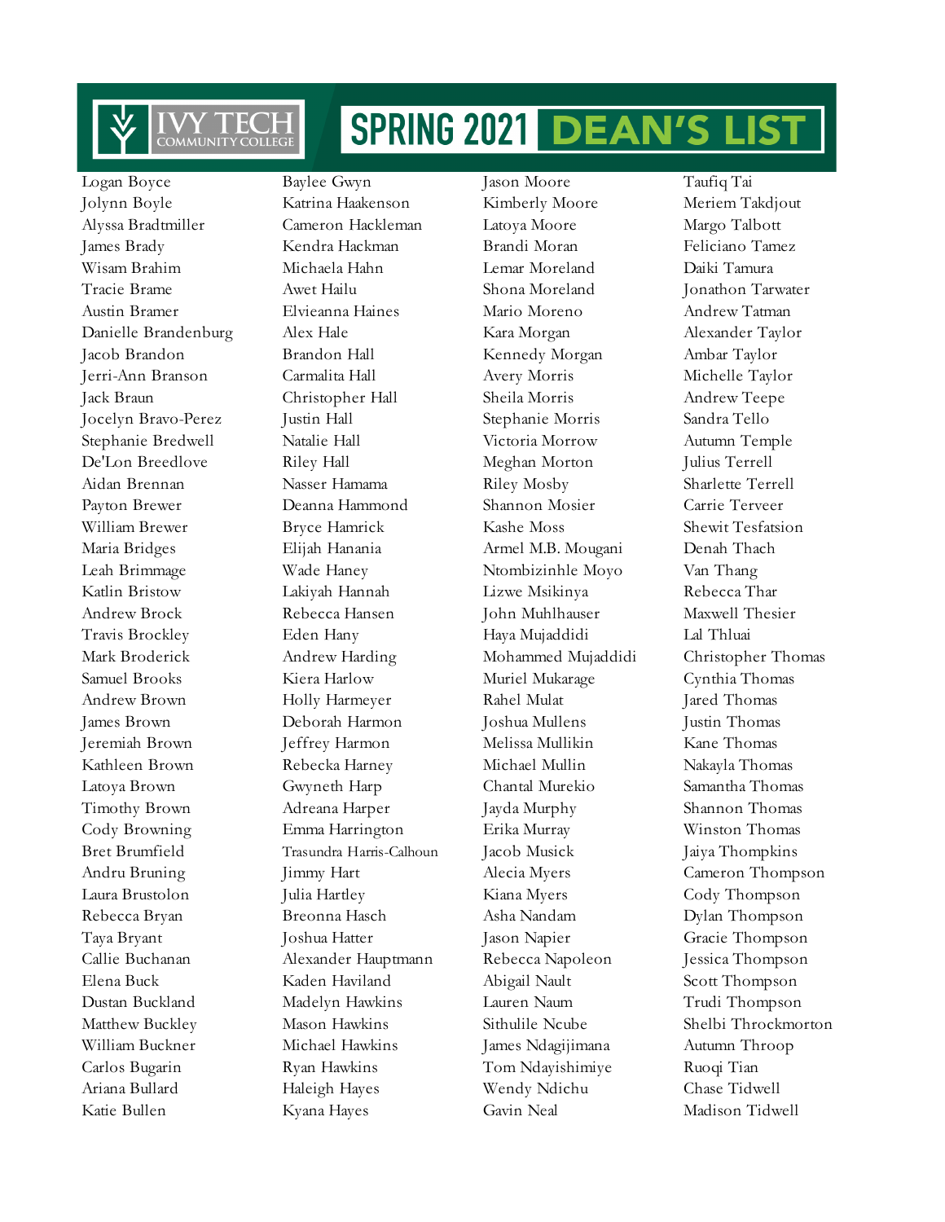# IVY TECH COMMUNITY COLLEGE SPRING 2021 DEAN'S LIST

Logan Boyce
Jolynn Boyle
Alyssa Bradtmiller
James Brady
Wisam Brahim
Tracie Brame
Austin Bramer
Danielle Brandenburg
Jacob Brandon
Jerri-Ann Branson
Jack Braun
Jocelyn Bravo-Perez
Stephanie Bredwell
De'Lon Breedlove
Aidan Brennan
Payton Brewer
William Brewer
Maria Bridges
Leah Brimmage
Katlin Bristow
Andrew Brock
Travis Brockley
Mark Broderick
Samuel Brooks
Andrew Brown
James Brown
Jeremiah Brown
Kathleen Brown
Latoya Brown
Timothy Brown
Cody Browning
Bret Brumfield
Andru Bruning
Laura Brustolon
Rebecca Bryan
Taya Bryant
Callie Buchanan
Elena Buck
Dustan Buckland
Matthew Buckley
William Buckner
Carlos Bugarin
Ariana Bullard
Katie Bullen

Baylee Gwyn
Katrina Haakenson
Cameron Hackleman
Kendra Hackman
Michaela Hahn
Awet Hailu
Elvieanna Haines
Alex Hale
Brandon Hall
Carmalita Hall
Christopher Hall
Justin Hall
Natalie Hall
Riley Hall
Nasser Hamama
Deanna Hammond
Bryce Hamrick
Elijah Hanania
Wade Haney
Lakiyah Hannah
Rebecca Hansen
Eden Hany
Andrew Harding
Kiera Harlow
Holly Harmeyer
Deborah Harmon
Jeffrey Harmon
Rebecka Harney
Gwyneth Harp
Adreana Harper
Emma Harrington
Trasundra Harris-Calhoun
Jimmy Hart
Julia Hartley
Breonna Hasch
Joshua Hatter
Alexander Hauptmann
Kaden Haviland
Madelyn Hawkins
Mason Hawkins
Michael Hawkins
Ryan Hawkins
Haleigh Hayes
Kyana Hayes

Jason Moore
Kimberly Moore
Latoya Moore
Brandi Moran
Lemar Moreland
Shona Moreland
Mario Moreno
Kara Morgan
Kennedy Morgan
Avery Morris
Sheila Morris
Stephanie Morris
Victoria Morrow
Meghan Morton
Riley Mosby
Shannon Mosier
Kashe Moss
Armel M.B. Mougani
Ntombizinhle Moyo
Lizwe Msikinya
John Muhlhauser
Haya Mujaddidi
Mohammed Mujaddidi
Muriel Mukarage
Rahel Mulat
Joshua Mullens
Melissa Mullikin
Michael Mullin
Chantal Murekio
Jayda Murphy
Erika Murray
Jacob Musick
Alecia Myers
Kiana Myers
Asha Nandam
Jason Napier
Rebecca Napoleon
Abigail Nault
Lauren Naum
Sithulile Ncube
James Ndagijimana
Tom Ndayishimiye
Wendy Ndichu
Gavin Neal

Taufiq Tai
Meriem Takdjout
Margo Talbott
Feliciano Tamez
Daiki Tamura
Jonathon Tarwater
Andrew Tatman
Alexander Taylor
Ambar Taylor
Michelle Taylor
Andrew Teepe
Sandra Tello
Autumn Temple
Julius Terrell
Sharlette Terrell
Carrie Terveer
Shewit Tesfatsion
Denah Thach
Van Thang
Rebecca Thar
Maxwell Thesier
Lal Thluai
Christopher Thomas
Cynthia Thomas
Jared Thomas
Justin Thomas
Kane Thomas
Nakayla Thomas
Samantha Thomas
Shannon Thomas
Winston Thomas
Jaiya Thompkins
Cameron Thompson
Cody Thompson
Dylan Thompson
Gracie Thompson
Jessica Thompson
Scott Thompson
Trudi Thompson
Shelbi Throckmorton
Autumn Throop
Ruoqi Tian
Chase Tidwell
Madison Tidwell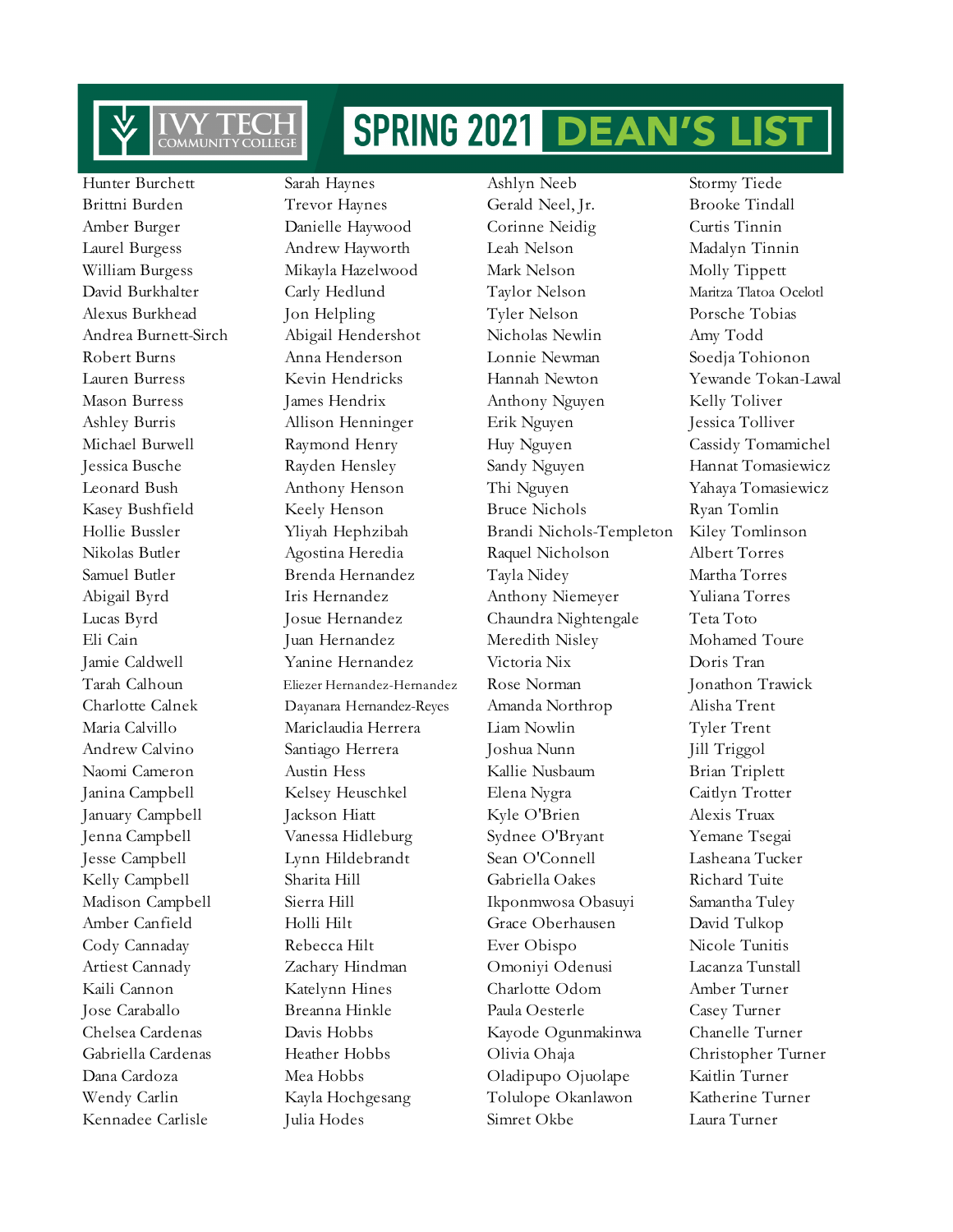# SPRING 2021 DEAN'S LIST

Hunter Burchett
Brittni Burden
Amber Burger
Laurel Burgess
William Burgess
David Burkhalter
Alexus Burkhead
Andrea Burnett-Sirch
Robert Burns
Lauren Burress
Mason Burress
Ashley Burris
Michael Burwell
Jessica Busche
Leonard Bush
Kasey Bushfield
Hollie Bussler
Nikolas Butler
Samuel Butler
Abigail Byrd
Lucas Byrd
Eli Cain
Jamie Caldwell
Tarah Calhoun
Charlotte Calnek
Maria Calvillo
Andrew Calvino
Naomi Cameron
Janina Campbell
January Campbell
Jenna Campbell
Jesse Campbell
Kelly Campbell
Madison Campbell
Amber Canfield
Cody Cannaday
Artiest Cannady
Kaili Cannon
Jose Caraballo
Chelsea Cardenas
Gabriella Cardenas
Dana Cardoza
Wendy Carlin
Kennadee Carlisle
Sarah Haynes
Trevor Haynes
Danielle Haywood
Andrew Hayworth
Mikayla Hazelwood
Carly Hedlund
Jon Helpling
Abigail Hendershot
Anna Henderson
Kevin Hendricks
James Hendrix
Allison Henninger
Raymond Henry
Rayden Hensley
Anthony Henson
Keely Henson
Yliyah Hephzibah
Agostina Heredia
Brenda Hernandez
Iris Hernandez
Josue Hernandez
Juan Hernandez
Yanine Hernandez
Eliezer Hernandez-Hernandez
Dayanara Hernandez-Reyes
Mariclaudia Herrera
Santiago Herrera
Austin Hess
Kelsey Heuschkel
Jackson Hiatt
Vanessa Hidleburg
Lynn Hildebrandt
Sharita Hill
Sierra Hill
Holli Hilt
Rebecca Hilt
Zachary Hindman
Katelynn Hines
Breanna Hinkle
Davis Hobbs
Heather Hobbs
Mea Hobbs
Kayla Hochgesang
Julia Hodes
Ashlyn Neeb
Gerald Neel, Jr.
Corinne Neidig
Leah Nelson
Mark Nelson
Taylor Nelson
Tyler Nelson
Nicholas Newlin
Lonnie Newman
Hannah Newton
Anthony Nguyen
Erik Nguyen
Huy Nguyen
Sandy Nguyen
Thi Nguyen
Bruce Nichols
Brandi Nichols-Templeton
Raquel Nicholson
Tayla Nidey
Anthony Niemeyer
Chaundra Nightengale
Meredith Nisley
Victoria Nix
Rose Norman
Amanda Northrop
Liam Nowlin
Joshua Nunn
Kallie Nusbaum
Elena Nygra
Kyle O'Brien
Sydnee O'Bryant
Sean O'Connell
Gabriella Oakes
Ikponmwosa Obasuyi
Grace Oberhausen
Ever Obispo
Omoniyi Odenusi
Charlotte Odom
Paula Oesterle
Kayode Ogunmakinwa
Olivia Ohaja
Oladipupo Ojuolape
Tolulope Okanlawon
Simret Okbe
Stormy Tiede
Brooke Tindall
Curtis Tinnin
Madalyn Tinnin
Molly Tippett
Maritza Tlatoa Ocelotl
Porsche Tobias
Amy Todd
Soedja Tohionon
Yewande Tokan-Lawal
Kelly Toliver
Jessica Tolliver
Cassidy Tomamichel
Hannat Tomasiewicz
Yahaya Tomasiewicz
Ryan Tomlin
Kiley Tomlinson
Albert Torres
Martha Torres
Yuliana Torres
Teta Toto
Mohamed Toure
Doris Tran
Jonathon Trawick
Alisha Trent
Tyler Trent
Jill Triggol
Brian Triplett
Caitlyn Trotter
Alexis Truax
Yemane Tsegai
Lasheana Tucker
Richard Tuite
Samantha Tuley
David Tulkop
Nicole Tunitis
Lacanza Tunstall
Amber Turner
Casey Turner
Chanelle Turner
Christopher Turner
Kaitlin Turner
Katherine Turner
Laura Turner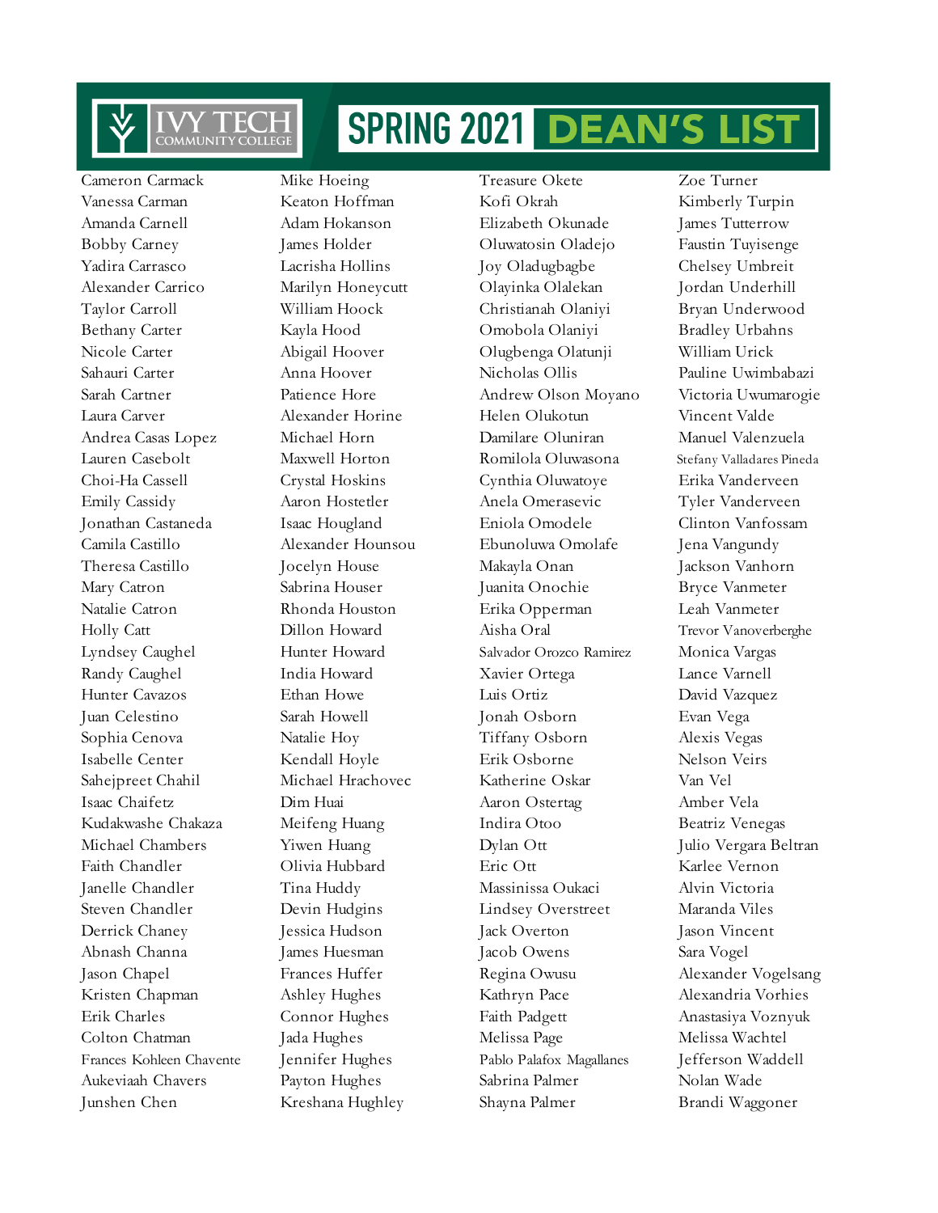# IVY TECH COMMUNITY COLLEGE SPRING 2021 DEAN'S LIST

Cameron Carmack
Vanessa Carman
Amanda Carnell
Bobby Carney
Yadira Carrasco
Alexander Carrico
Taylor Carroll
Bethany Carter
Nicole Carter
Sahauri Carter
Sarah Cartner
Laura Carver
Andrea Casas Lopez
Lauren Casebolt
Choi-Ha Cassell
Emily Cassidy
Jonathan Castaneda
Camila Castillo
Theresa Castillo
Mary Catron
Natalie Catron
Holly Catt
Lyndsey Caughel
Randy Caughel
Hunter Cavazos
Juan Celestino
Sophia Cenova
Isabelle Center
Sahejpreet Chahil
Isaac Chaifetz
Kudakwashe Chakaza
Michael Chambers
Faith Chandler
Janelle Chandler
Steven Chandler
Derrick Chaney
Abnash Channa
Jason Chapel
Kristen Chapman
Erik Charles
Colton Chatman
Frances Kohleen Chavente
Aukeviaah Chavers
Junshen Chen

Mike Hoeing
Keaton Hoffman
Adam Hokanson
James Holder
Lacrisha Hollins
Marilyn Honeycutt
William Hoock
Kayla Hood
Abigail Hoover
Anna Hoover
Patience Hore
Alexander Horine
Michael Horn
Maxwell Horton
Crystal Hoskins
Aaron Hostetler
Isaac Hougland
Alexander Hounsou
Jocelyn House
Sabrina Houser
Rhonda Houston
Dillon Howard
Hunter Howard
India Howard
Ethan Howe
Sarah Howell
Natalie Hoy
Kendall Hoyle
Michael Hrachovec
Dim Huai
Meifeng Huang
Yiwen Huang
Olivia Hubbard
Tina Huddy
Devin Hudgins
Jessica Hudson
James Huesman
Frances Huffer
Ashley Hughes
Connor Hughes
Jada Hughes
Jennifer Hughes
Payton Hughes
Kreshana Hughley

Treasure Okete
Kofi Okrah
Elizabeth Okunade
Oluwatosin Oladejo
Joy Oladugbagbe
Olayinka Olalekan
Christianah Olaniyi
Omobola Olaniyi
Olugbenga Olatunji
Nicholas Ollis
Andrew Olson Moyano
Helen Olukotun
Damilare Oluniran
Romilola Oluwasona
Cynthia Oluwatoye
Anela Omerasevic
Eniola Omodele
Ebunoluwa Omolafe
Makayla Onan
Juanita Onochie
Erika Opperman
Aisha Oral
Salvador Orozco Ramirez
Xavier Ortega
Luis Ortiz
Jonah Osborn
Tiffany Osborn
Erik Osborne
Katherine Oskar
Aaron Ostertag
Indira Otoo
Dylan Ott
Eric Ott
Massinissa Oukaci
Lindsey Overstreet
Jack Overton
Jacob Owens
Regina Owusu
Kathryn Pace
Faith Padgett
Melissa Page
Pablo Palafox Magallanes
Sabrina Palmer
Shayna Palmer

Zoe Turner
Kimberly Turpin
James Tutterrow
Faustin Tuyisenge
Chelsey Umbreit
Jordan Underhill
Bryan Underwood
Bradley Urbahns
William Urick
Pauline Uwimbabazi
Victoria Uwumarogie
Vincent Valde
Manuel Valenzuela
Stefany Valladares Pineda
Erika Vanderveen
Tyler Vanderveen
Clinton Vanfossam
Jena Vangundy
Jackson Vanhorn
Bryce Vanmeter
Leah Vanmeter
Trevor Vanoverberghe
Monica Vargas
Lance Varnell
David Vazquez
Evan Vega
Alexis Vegas
Nelson Veirs
Van Vel
Amber Vela
Beatriz Venegas
Julio Vergara Beltran
Karlee Vernon
Alvin Victoria
Maranda Viles
Jason Vincent
Sara Vogel
Alexander Vogelsang
Alexandria Vorhies
Anastasiya Voznyuk
Melissa Wachtel
Jefferson Waddell
Nolan Wade
Brandi Waggoner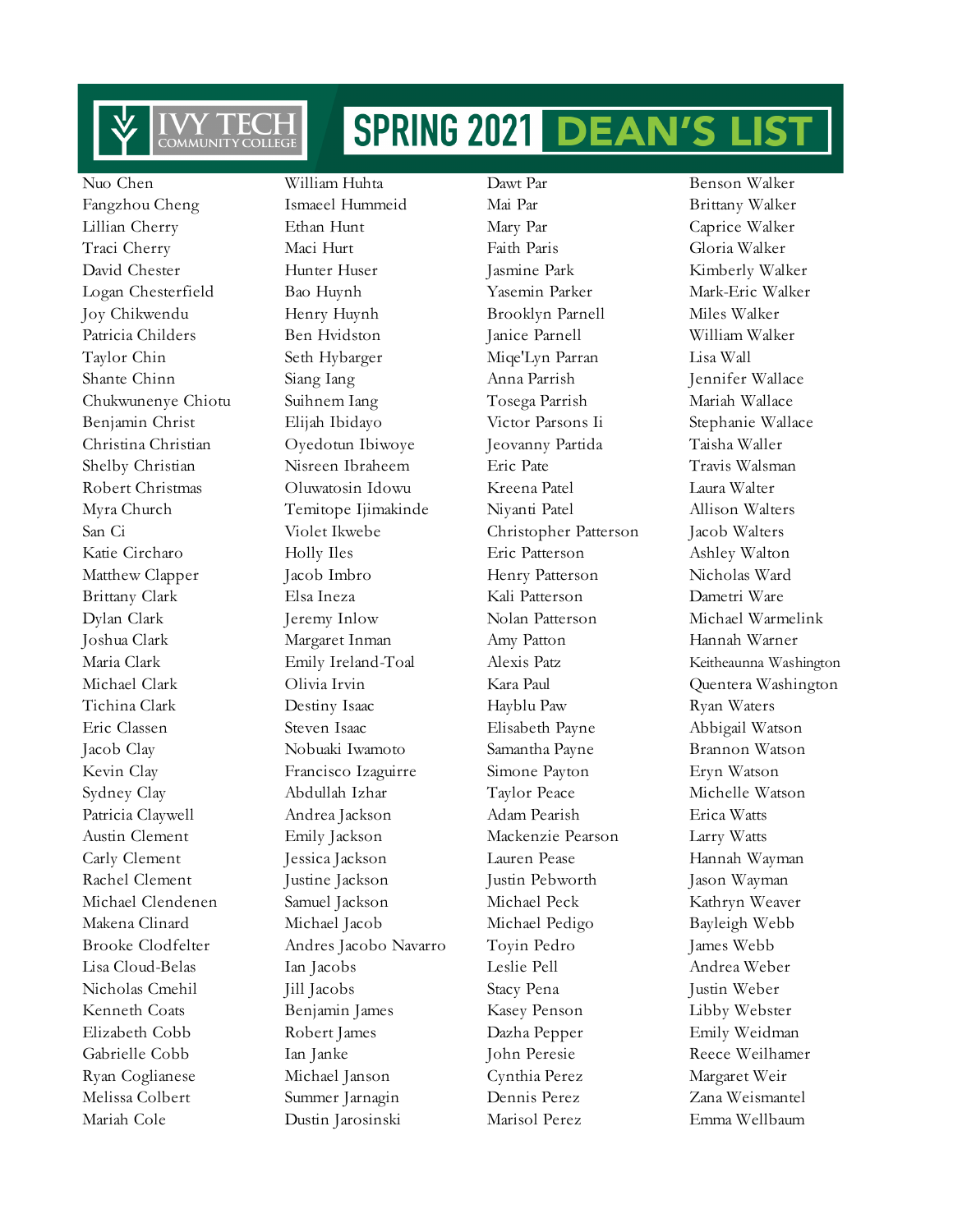# SPRING 2021 DEAN'S LIST

Nuo Chen
Fangzhou Cheng
Lillian Cherry
Traci Cherry
David Chester
Logan Chesterfield
Joy Chikwendu
Patricia Childers
Taylor Chin
Shante Chinn
Chukwunenye Chiotu
Benjamin Christ
Christina Christian
Shelby Christian
Robert Christmas
Myra Church
San Ci
Katie Circharo
Matthew Clapper
Brittany Clark
Dylan Clark
Joshua Clark
Maria Clark
Michael Clark
Tichina Clark
Eric Classen
Jacob Clay
Kevin Clay
Sydney Clay
Patricia Claywell
Austin Clement
Carly Clement
Rachel Clement
Michael Clendenen
Makena Clinard
Brooke Clodfelter
Lisa Cloud-Belas
Nicholas Cmehil
Kenneth Coats
Elizabeth Cobb
Gabrielle Cobb
Ryan Coglianese
Melissa Colbert
Mariah Cole

William Huhta
Ismaeel Hummeid
Ethan Hunt
Maci Hurt
Hunter Huser
Bao Huynh
Henry Huynh
Ben Hvidston
Seth Hybarger
Siang Iang
Suihnem Iang
Elijah Ibidayo
Oyedotun Ibiwoye
Nisreen Ibraheem
Oluwatosin Idowu
Temitope Ijimakinde
Violet Ikwebe
Holly Iles
Jacob Imbro
Elsa Ineza
Jeremy Inlow
Margaret Inman
Emily Ireland-Toal
Olivia Irvin
Destiny Isaac
Steven Isaac
Nobuaki Iwamoto
Francisco Izaguirre
Abdullah Izhar
Andrea Jackson
Emily Jackson
Jessica Jackson
Justine Jackson
Samuel Jackson
Michael Jacob
Andres Jacobo Navarro
Ian Jacobs
Jill Jacobs
Benjamin James
Robert James
Ian Janke
Michael Janson
Summer Jarnagin
Dustin Jarosinski

Dawt Par
Mai Par
Mary Par
Faith Paris
Jasmine Park
Yasemin Parker
Brooklyn Parnell
Janice Parnell
Miqe'Lyn Parran
Anna Parrish
Tosega Parrish
Victor Parsons Ii
Jeovanny Partida
Eric Pate
Kreena Patel
Niyanti Patel
Christopher Patterson
Eric Patterson
Henry Patterson
Kali Patterson
Nolan Patterson
Amy Patton
Alexis Patz
Kara Paul
Hayblu Paw
Elisabeth Payne
Samantha Payne
Simone Payton
Taylor Peace
Adam Pearish
Mackenzie Pearson
Lauren Pease
Justin Pebworth
Michael Peck
Michael Pedigo
Toyin Pedro
Leslie Pell
Stacy Pena
Kasey Penson
Dazha Pepper
John Peresie
Cynthia Perez
Dennis Perez
Marisol Perez

Benson Walker
Brittany Walker
Caprice Walker
Gloria Walker
Kimberly Walker
Mark-Eric Walker
Miles Walker
William Walker
Lisa Wall
Jennifer Wallace
Mariah Wallace
Stephanie Wallace
Taisha Waller
Travis Walsman
Laura Walter
Allison Walters
Jacob Walters
Ashley Walton
Nicholas Ward
Dametri Ware
Michael Warmelink
Hannah Warner
Keitheaunna Washington
Quentera Washington
Ryan Waters
Abbigail Watson
Brannon Watson
Eryn Watson
Michelle Watson
Erica Watts
Larry Watts
Hannah Wayman
Jason Wayman
Kathryn Weaver
Bayleigh Webb
James Webb
Andrea Weber
Justin Weber
Libby Webster
Emily Weidman
Reece Weilhamer
Margaret Weir
Zana Weismantel
Emma Wellbaum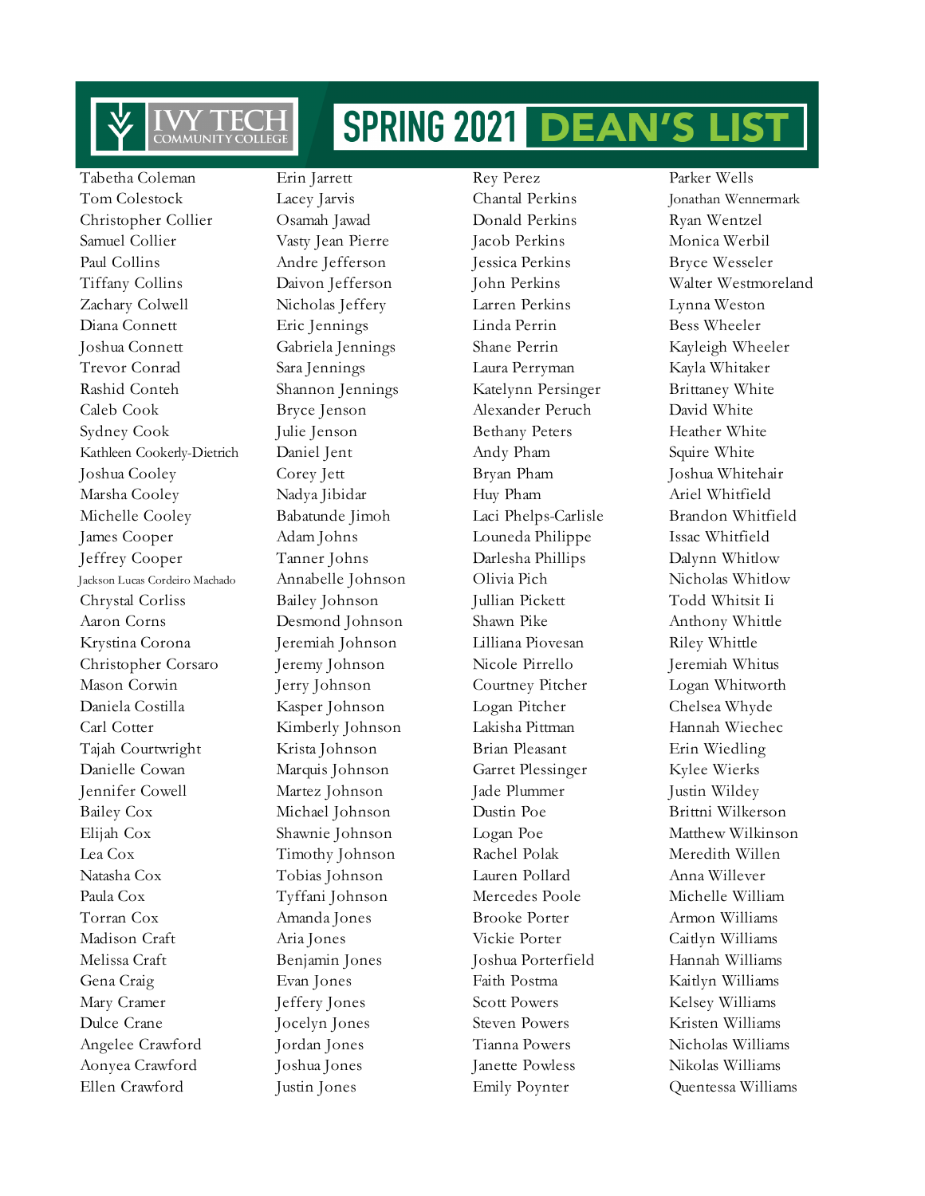# Ivy Tech Community College — SPRING 2021 DEAN'S LIST

Tabetha Coleman
Tom Colestock
Christopher Collier
Samuel Collier
Paul Collins
Tiffany Collins
Zachary Colwell
Diana Connett
Joshua Connett
Trevor Conrad
Rashid Conteh
Caleb Cook
Sydney Cook
Kathleen Cookerly-Dietrich
Joshua Cooley
Marsha Cooley
Michelle Cooley
James Cooper
Jeffrey Cooper
Jackson Lucas Cordeiro Machado
Chrystal Corliss
Aaron Corns
Krystina Corona
Christopher Corsaro
Mason Corwin
Daniela Costilla
Carl Cotter
Tajah Courtwright
Danielle Cowan
Jennifer Cowell
Bailey Cox
Elijah Cox
Lea Cox
Natasha Cox
Paula Cox
Torran Cox
Madison Craft
Melissa Craft
Gena Craig
Mary Cramer
Dulce Crane
Angelee Crawford
Aonyea Crawford
Ellen Crawford
Erin Jarrett
Lacey Jarvis
Osamah Jawad
Vasty Jean Pierre
Andre Jefferson
Daivon Jefferson
Nicholas Jeffery
Eric Jennings
Gabriela Jennings
Sara Jennings
Shannon Jennings
Bryce Jenson
Julie Jenson
Daniel Jent
Corey Jett
Nadya Jibidar
Babatunde Jimoh
Adam Johns
Tanner Johns
Annabelle Johnson
Bailey Johnson
Desmond Johnson
Jeremiah Johnson
Jeremy Johnson
Jerry Johnson
Kasper Johnson
Kimberly Johnson
Krista Johnson
Marquis Johnson
Martez Johnson
Michael Johnson
Shawnie Johnson
Timothy Johnson
Tobias Johnson
Tyffani Johnson
Amanda Jones
Aria Jones
Benjamin Jones
Evan Jones
Jeffery Jones
Jocelyn Jones
Jordan Jones
Joshua Jones
Justin Jones
Rey Perez
Chantal Perkins
Donald Perkins
Jacob Perkins
Jessica Perkins
John Perkins
Larren Perkins
Linda Perrin
Shane Perrin
Laura Perryman
Katelynn Persinger
Alexander Peruch
Bethany Peters
Andy Pham
Bryan Pham
Huy Pham
Laci Phelps-Carlisle
Louneda Philippe
Darlesha Phillips
Olivia Pich
Jullian Pickett
Shawn Pike
Lilliana Piovesan
Nicole Pirrello
Courtney Pitcher
Logan Pitcher
Lakisha Pittman
Brian Pleasant
Garret Plessinger
Jade Plummer
Dustin Poe
Logan Poe
Rachel Polak
Lauren Pollard
Mercedes Poole
Brooke Porter
Vickie Porter
Joshua Porterfield
Faith Postma
Scott Powers
Steven Powers
Tianna Powers
Janette Powless
Emily Poynter
Parker Wells
Jonathan Wennermark
Ryan Wentzel
Monica Werbil
Bryce Wesseler
Walter Westmoreland
Lynna Weston
Bess Wheeler
Kayleigh Wheeler
Kayla Whitaker
Brittaney White
David White
Heather White
Squire White
Joshua Whitehair
Ariel Whitfield
Brandon Whitfield
Issac Whitfield
Dalynn Whitlow
Nicholas Whitlow
Todd Whitsit Ii
Anthony Whittle
Riley Whittle
Jeremiah Whitus
Logan Whitworth
Chelsea Whyde
Hannah Wiechec
Erin Wiedling
Kylee Wierks
Justin Wildey
Brittni Wilkerson
Matthew Wilkinson
Meredith Willen
Anna Willever
Michelle William
Armon Williams
Caitlyn Williams
Hannah Williams
Kaitlyn Williams
Kelsey Williams
Kristen Williams
Nicholas Williams
Nikolas Williams
Quentessa Williams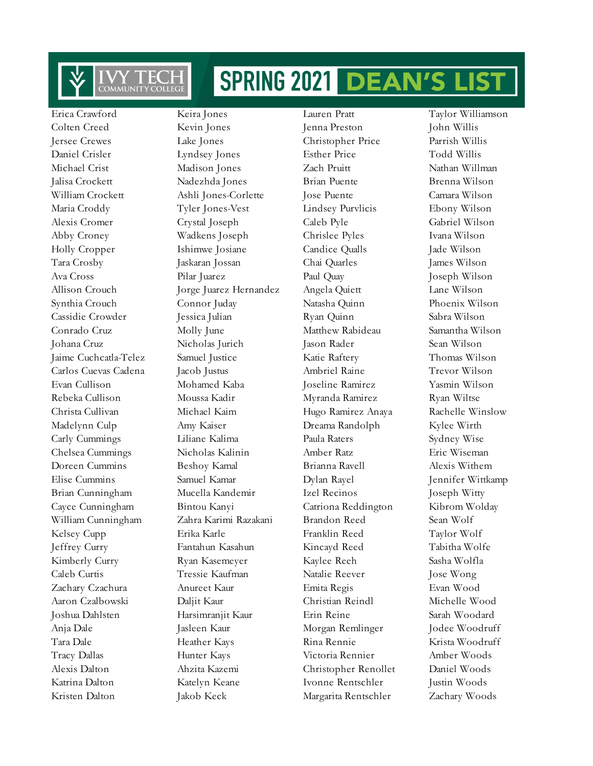# SPRING 2021 DEAN'S LIST

Erica Crawford
Colten Creed
Jersee Crewes
Daniel Crisler
Michael Crist
Jalisa Crockett
William Crockett
Maria Croddy
Alexis Cromer
Abby Croney
Holly Cropper
Tara Crosby
Ava Cross
Allison Crouch
Synthia Crouch
Cassidie Crowder
Conrado Cruz
Johana Cruz
Jaime Cuchcatla-Telez
Carlos Cuevas Cadena
Evan Cullison
Rebeka Cullison
Christa Cullivan
Madelynn Culp
Carly Cummings
Chelsea Cummings
Doreen Cummins
Elise Cummins
Brian Cunningham
Cayce Cunningham
William Cunningham
Kelsey Cupp
Jeffrey Curry
Kimberly Curry
Caleb Curtis
Zachary Czachura
Aaron Czalbowski
Joshua Dahlsten
Anja Dale
Tara Dale
Tracy Dallas
Alexis Dalton
Katrina Dalton
Kristen Dalton

Keira Jones
Kevin Jones
Lake Jones
Lyndsey Jones
Madison Jones
Nadezhda Jones
Ashli Jones-Corlette
Tyler Jones-Vest
Crystal Joseph
Wadkens Joseph
Ishimwe Josiane
Jaskaran Jossan
Pilar Juarez
Jorge Juarez Hernandez
Connor Juday
Jessica Julian
Molly June
Nicholas Jurich
Samuel Justice
Jacob Justus
Mohamed Kaba
Moussa Kadir
Michael Kaim
Amy Kaiser
Liliane Kalima
Nicholas Kalinin
Beshoy Kamal
Samuel Kamar
Mucella Kandemir
Bintou Kanyi
Zahra Karimi Razakani
Erika Karle
Fantahun Kasahun
Ryan Kasemeyer
Tressie Kaufman
Anureet Kaur
Daljit Kaur
Harsimranjit Kaur
Jasleen Kaur
Heather Kays
Hunter Kays
Ahzita Kazemi
Katelyn Keane
Jakob Keck

Lauren Pratt
Jenna Preston
Christopher Price
Esther Price
Zach Pruitt
Brian Puente
Jose Puente
Lindsey Purvlicis
Caleb Pyle
Chrislee Pyles
Candice Qualls
Chai Quarles
Paul Quay
Angela Quiett
Natasha Quinn
Ryan Quinn
Matthew Rabideau
Jason Rader
Katie Raftery
Ambriel Raine
Joseline Ramirez
Myranda Ramirez
Hugo Ramirez Anaya
Dreama Randolph
Paula Raters
Amber Ratz
Brianna Ravell
Dylan Rayel
Izel Recinos
Catriona Reddington
Brandon Reed
Franklin Reed
Kincayd Reed
Kaylee Reeh
Natalie Reever
Emita Regis
Christian Reindl
Erin Reine
Morgan Remlinger
Rina Rennie
Victoria Rennier
Christopher Renollet
Ivonne Rentschler
Margarita Rentschler

Taylor Williamson
John Willis
Parrish Willis
Todd Willis
Nathan Willman
Brenna Wilson
Camara Wilson
Ebony Wilson
Gabriel Wilson
Ivana Wilson
Jade Wilson
James Wilson
Joseph Wilson
Lane Wilson
Phoenix Wilson
Sabra Wilson
Samantha Wilson
Sean Wilson
Thomas Wilson
Trevor Wilson
Yasmin Wilson
Ryan Wiltse
Rachelle Winslow
Kylee Wirth
Sydney Wise
Eric Wiseman
Alexis Withem
Jennifer Wittkamp
Joseph Witty
Kibrom Wolday
Sean Wolf
Taylor Wolf
Tabitha Wolfe
Sasha Wolfla
Jose Wong
Evan Wood
Michelle Wood
Sarah Woodard
Jodee Woodruff
Krista Woodruff
Amber Woods
Daniel Woods
Justin Woods
Zachary Woods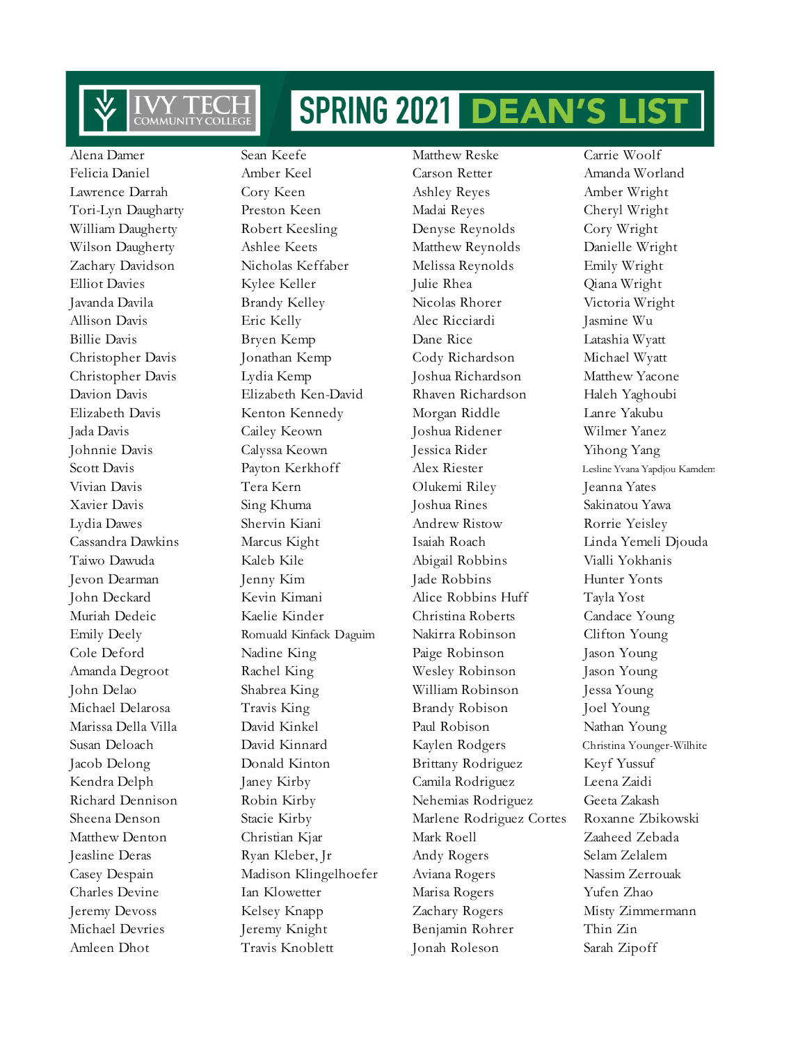# SPRING 2021 DEAN'S LIST

Ivy Tech Community College

Alena Damer
Felicia Daniel
Lawrence Darrah
Tori-Lyn Daugharty
William Daugherty
Wilson Daugherty
Zachary Davidson
Elliot Davies
Javanda Davila
Allison Davis
Billie Davis
Christopher Davis
Christopher Davis
Davion Davis
Elizabeth Davis
Jada Davis
Johnnie Davis
Scott Davis
Vivian Davis
Xavier Davis
Lydia Dawes
Cassandra Dawkins
Taiwo Dawuda
Jevon Dearman
John Deckard
Muriah Dedeic
Emily Deely
Cole Deford
Amanda Degroot
John Delao
Michael Delarosa
Marissa Della Villa
Susan Deloach
Jacob Delong
Kendra Delph
Richard Dennison
Sheena Denson
Matthew Denton
Jeasline Deras
Casey Despain
Charles Devine
Jeremy Devoss
Michael Devries
Amleen Dhot

Sean Keefe
Amber Keel
Cory Keen
Preston Keen
Robert Keesling
Ashlee Keets
Nicholas Keffaber
Kylee Keller
Brandy Kelley
Eric Kelly
Bryen Kemp
Jonathan Kemp
Lydia Kemp
Elizabeth Ken-David
Kenton Kennedy
Cailey Keown
Calyssa Keown
Payton Kerkhoff
Tera Kern
Sing Khuma
Shervin Kiani
Marcus Kight
Kaleb Kile
Jenny Kim
Kevin Kimani
Kaelie Kinder
Romuald Kinfack Daguim
Nadine King
Rachel King
Shabrea King
Travis King
David Kinkel
David Kinnard
Donald Kinton
Janey Kirby
Robin Kirby
Stacie Kirby
Christian Kjar
Ryan Kleber, Jr
Madison Klingelhoefer
Ian Klowetter
Kelsey Knapp
Jeremy Knight
Travis Knoblett

Matthew Reske
Carson Retter
Ashley Reyes
Madai Reyes
Denyse Reynolds
Matthew Reynolds
Melissa Reynolds
Julie Rhea
Nicolas Rhorer
Alec Ricciardi
Dane Rice
Cody Richardson
Joshua Richardson
Rhaven Richardson
Morgan Riddle
Joshua Ridener
Jessica Rider
Alex Riester
Olukemi Riley
Joshua Rines
Andrew Ristow
Isaiah Roach
Abigail Robbins
Jade Robbins
Alice Robbins Huff
Christina Roberts
Nakirra Robinson
Paige Robinson
Wesley Robinson
William Robinson
Brandy Robison
Paul Robison
Kaylen Rodgers
Brittany Rodriguez
Camila Rodriguez
Nehemias Rodriguez
Marlene Rodriguez Cortes
Mark Roell
Andy Rogers
Aviana Rogers
Marisa Rogers
Zachary Rogers
Benjamin Rohrer
Jonah Roleson

Carrie Woolf
Amanda Worland
Amber Wright
Cheryl Wright
Cory Wright
Danielle Wright
Emily Wright
Qiana Wright
Victoria Wright
Jasmine Wu
Latashia Wyatt
Michael Wyatt
Matthew Yacone
Haleh Yaghoubi
Lanre Yakubu
Wilmer Yanez
Yihong Yang
Lesline Yvana Yapdjou Kamdem
Jeanna Yates
Sakinatou Yawa
Rorrie Yeisley
Linda Yemeli Djouda
Vialli Yokhanis
Hunter Yonts
Tayla Yost
Candace Young
Clifton Young
Jason Young
Jason Young
Jessa Young
Joel Young
Nathan Young
Christina Younger-Wilhite
Keyf Yussuf
Leena Zaidi
Geeta Zakash
Roxanne Zbikowski
Zaaheed Zebada
Selam Zelalem
Nassim Zerrouak
Yufen Zhao
Misty Zimmermann
Thin Zin
Sarah Zipoff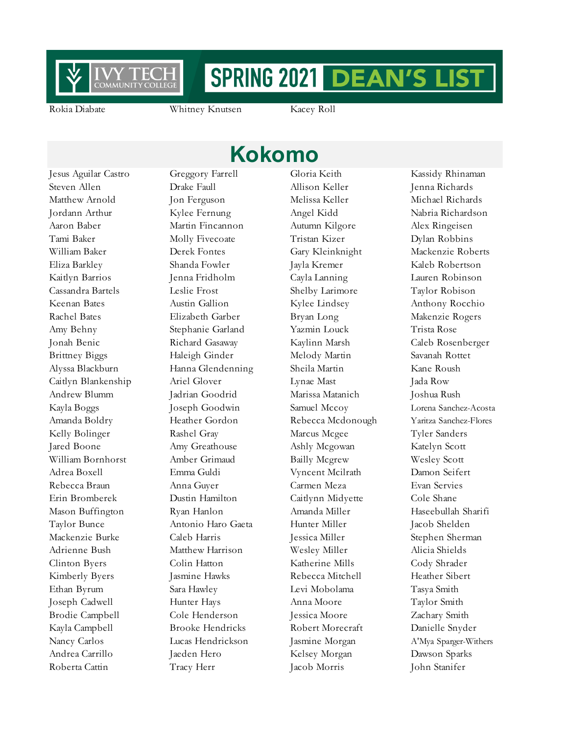Rokia Diabate
Whitney Knutsen
Kacey Roll

## Kokomo

Jesus Aguilar Castro
Steven Allen
Matthew Arnold
Jordann Arthur
Aaron Baber
Tami Baker
William Baker
Eliza Barkley
Kaitlyn Barrios
Cassandra Bartels
Keenan Bates
Rachel Bates
Amy Behny
Jonah Benic
Brittney Biggs
Alyssa Blackburn
Caitlyn Blankenship
Andrew Blumm
Kayla Boggs
Amanda Boldry
Kelly Bolinger
Jared Boone
William Bornhorst
Adrea Boxell
Rebecca Braun
Erin Bromberek
Mason Buffington
Taylor Bunce
Mackenzie Burke
Adrienne Bush
Clinton Byers
Kimberly Byers
Ethan Byrum
Joseph Cadwell
Brodie Campbell
Kayla Campbell
Nancy Carlos
Andrea Carrillo
Roberta Cattin
Greggory Farrell
Drake Faull
Jon Ferguson
Kylee Fernung
Martin Fincannon
Molly Fivecoate
Derek Fontes
Shanda Fowler
Jenna Fridholm
Leslie Frost
Austin Gallion
Elizabeth Garber
Stephanie Garland
Richard Gasaway
Haleigh Ginder
Hanna Glendenning
Ariel Glover
Jadrian Goodrid
Joseph Goodwin
Heather Gordon
Rashel Gray
Amy Greathouse
Amber Grimaud
Emma Guldi
Anna Guyer
Dustin Hamilton
Ryan Hanlon
Antonio Haro Gaeta
Caleb Harris
Matthew Harrison
Colin Hatton
Jasmine Hawks
Sara Hawley
Hunter Hays
Cole Henderson
Brooke Hendricks
Lucas Hendrickson
Jaeden Hero
Tracy Herr
Gloria Keith
Allison Keller
Melissa Keller
Angel Kidd
Autumn Kilgore
Tristan Kizer
Gary Kleinknight
Jayla Kremer
Cayla Lanning
Shelby Larimore
Kylee Lindsey
Bryan Long
Yazmin Louck
Kaylinn Marsh
Melody Martin
Sheila Martin
Lynae Mast
Marissa Matanich
Samuel Mccoy
Rebecca Mcdonough
Marcus Mcgee
Ashly Mcgowan
Bailly Mcgrew
Vyncent Mcilrath
Carmen Meza
Caitlynn Midyette
Amanda Miller
Hunter Miller
Jessica Miller
Wesley Miller
Katherine Mills
Rebecca Mitchell
Levi Mobolama
Anna Moore
Jessica Moore
Robert Morecraft
Jasmine Morgan
Kelsey Morgan
Jacob Morris
Kassidy Rhinaman
Jenna Richards
Michael Richards
Nabria Richardson
Alex Ringeisen
Dylan Robbins
Mackenzie Roberts
Kaleb Robertson
Lauren Robinson
Taylor Robison
Anthony Rocchio
Makenzie Rogers
Trista Rose
Caleb Rosenberger
Savanah Rottet
Kane Roush
Jada Row
Joshua Rush
Lorena Sanchez-Acosta
Yaritza Sanchez-Flores
Tyler Sanders
Katelyn Scott
Wesley Scott
Damon Seifert
Evan Servies
Cole Shane
Haseebullah Sharifi
Jacob Shelden
Stephen Sherman
Alicia Shields
Cody Shrader
Heather Sibert
Tasya Smith
Taylor Smith
Zachary Smith
Danielle Snyder
A'Mya Sparger-Withers
Dawson Sparks
John Stanifer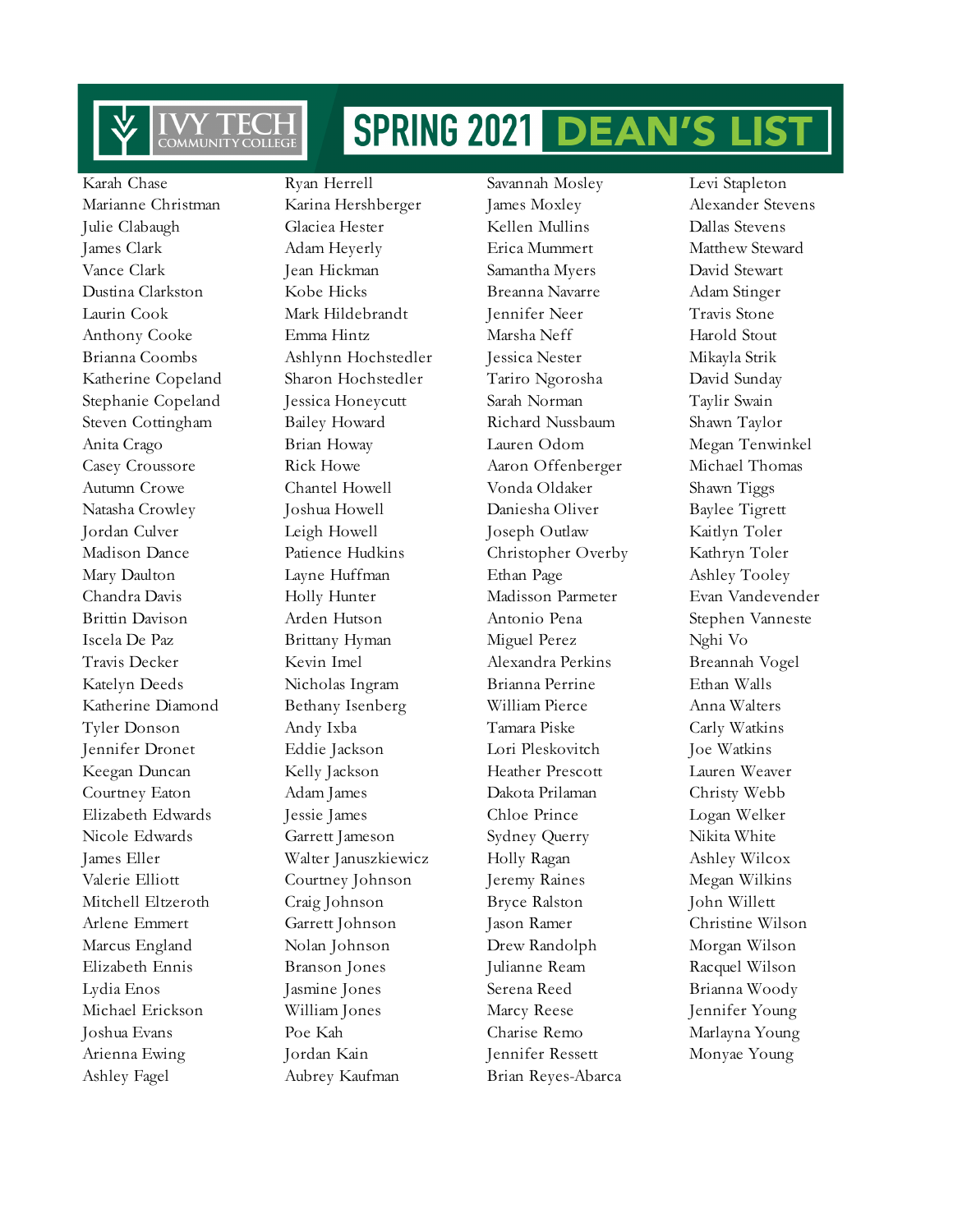# Ivy Tech Community College — SPRING 2021 DEAN'S LIST

Karah Chase
Marianne Christman
Julie Clabaugh
James Clark
Vance Clark
Dustina Clarkston
Laurin Cook
Anthony Cooke
Brianna Coombs
Katherine Copeland
Stephanie Copeland
Steven Cottingham
Anita Crago
Casey Croussore
Autumn Crowe
Natasha Crowley
Jordan Culver
Madison Dance
Mary Daulton
Chandra Davis
Brittin Davison
Iscela De Paz
Travis Decker
Katelyn Deeds
Katherine Diamond
Tyler Donson
Jennifer Dronet
Keegan Duncan
Courtney Eaton
Elizabeth Edwards
Nicole Edwards
James Eller
Valerie Elliott
Mitchell Eltzeroth
Arlene Emmert
Marcus England
Elizabeth Ennis
Lydia Enos
Michael Erickson
Joshua Evans
Arienna Ewing
Ashley Fagel

Ryan Herrell
Karina Hershberger
Glaciea Hester
Adam Heyerly
Jean Hickman
Kobe Hicks
Mark Hildebrandt
Emma Hintz
Ashlynn Hochstedler
Sharon Hochstedler
Jessica Honeycutt
Bailey Howard
Brian Howay
Rick Howe
Chantel Howell
Joshua Howell
Leigh Howell
Patience Hudkins
Layne Huffman
Holly Hunter
Arden Hutson
Brittany Hyman
Kevin Imel
Nicholas Ingram
Bethany Isenberg
Andy Ixba
Eddie Jackson
Kelly Jackson
Adam James
Jessie James
Garrett Jameson
Walter Januszkiewicz
Courtney Johnson
Craig Johnson
Garrett Johnson
Nolan Johnson
Branson Jones
Jasmine Jones
William Jones
Poe Kah
Jordan Kain
Aubrey Kaufman

Savannah Mosley
James Moxley
Kellen Mullins
Erica Mummert
Samantha Myers
Breanna Navarre
Jennifer Neer
Marsha Neff
Jessica Nester
Tariro Ngorosha
Sarah Norman
Richard Nussbaum
Lauren Odom
Aaron Offenberger
Vonda Oldaker
Daniesha Oliver
Joseph Outlaw
Christopher Overby
Ethan Page
Madisson Parmeter
Antonio Pena
Miguel Perez
Alexandra Perkins
Brianna Perrine
William Pierce
Tamara Piske
Lori Pleskovitch
Heather Prescott
Dakota Prilaman
Chloe Prince
Sydney Querry
Holly Ragan
Jeremy Raines
Bryce Ralston
Jason Ramer
Drew Randolph
Julianne Ream
Serena Reed
Marcy Reese
Charise Remo
Jennifer Ressett
Brian Reyes-Abarca

Levi Stapleton
Alexander Stevens
Dallas Stevens
Matthew Steward
David Stewart
Adam Stinger
Travis Stone
Harold Stout
Mikayla Strik
David Sunday
Taylir Swain
Shawn Taylor
Megan Tenwinkel
Michael Thomas
Shawn Tiggs
Baylee Tigrett
Kaitlyn Toler
Kathryn Toler
Ashley Tooley
Evan Vandevender
Stephen Vanneste
Nghi Vo
Breannah Vogel
Ethan Walls
Anna Walters
Carly Watkins
Joe Watkins
Lauren Weaver
Christy Webb
Logan Welker
Nikita White
Ashley Wilcox
Megan Wilkins
John Willett
Christine Wilson
Morgan Wilson
Racquel Wilson
Brianna Woody
Jennifer Young
Marlayna Young
Monyae Young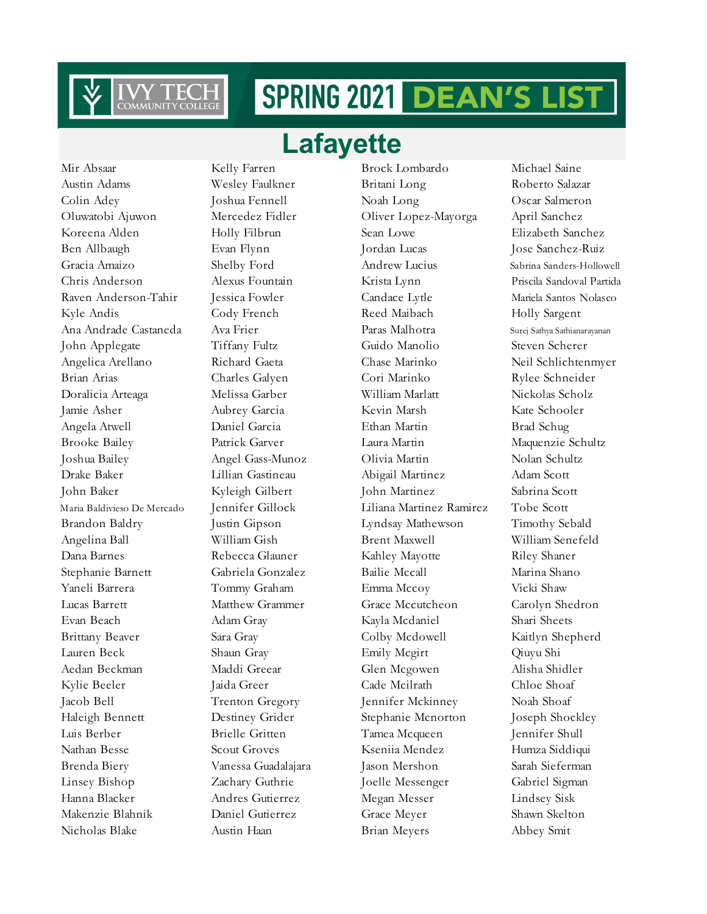# SPRING 2021 DEAN'S LIST

## Lafayette

Mir Absaar
Austin Adams
Colin Adey
Oluwatobi Ajuwon
Koreena Alden
Ben Allbaugh
Gracia Amaizo
Chris Anderson
Raven Anderson-Tahir
Kyle Andis
Ana Andrade Castaneda
John Applegate
Angelica Arellano
Brian Arias
Doralicia Arteaga
Jamie Asher
Angela Atwell
Brooke Bailey
Joshua Bailey
Drake Baker
John Baker
Maria Baldivieso De Mercado
Brandon Baldry
Angelina Ball
Dana Barnes
Stephanie Barnett
Yaneli Barrera
Lucas Barrett
Evan Beach
Brittany Beaver
Lauren Beck
Aedan Beckman
Kylie Beeler
Jacob Bell
Haleigh Bennett
Luis Berber
Nathan Besse
Brenda Biery
Linsey Bishop
Hanna Blacker
Makenzie Blahnik
Nicholas Blake
Kelly Farren
Wesley Faulkner
Joshua Fennell
Mercedez Fidler
Holly Filbrun
Evan Flynn
Shelby Ford
Alexus Fountain
Jessica Fowler
Cody French
Ava Frier
Tiffany Fultz
Richard Gaeta
Charles Galyen
Melissa Garber
Aubrey Garcia
Daniel Garcia
Patrick Garver
Angel Gass-Munoz
Lillian Gastineau
Kyleigh Gilbert
Jennifer Gillock
Justin Gipson
William Gish
Rebecca Glauner
Gabriela Gonzalez
Tommy Graham
Matthew Grammer
Adam Gray
Sara Gray
Shaun Gray
Maddi Greear
Jaida Greer
Trenton Gregory
Destiney Grider
Brielle Gritten
Scout Groves
Vanessa Guadalajara
Zachary Guthrie
Andres Gutierrez
Daniel Gutierrez
Austin Haan
Brock Lombardo
Britani Long
Noah Long
Oliver Lopez-Mayorga
Sean Lowe
Jordan Lucas
Andrew Lucius
Krista Lynn
Candace Lytle
Reed Maibach
Paras Malhotra
Guido Manolio
Chase Marinko
Cori Marinko
William Marlatt
Kevin Marsh
Ethan Martin
Laura Martin
Olivia Martin
Abigail Martinez
John Martinez
Liliana Martinez Ramirez
Lyndsay Mathewson
Brent Maxwell
Kahley Mayotte
Bailie Mccall
Emma Mccoy
Grace Mccutcheon
Kayla Mcdaniel
Colby Mcdowell
Emily Mcgirt
Glen Mcgowen
Cade Mcilrath
Jennifer Mckinney
Stephanie Mcnorton
Tamea Mcqueen
Kseniia Mendez
Jason Mershon
Joelle Messenger
Megan Messer
Grace Meyer
Brian Meyers
Michael Saine
Roberto Salazar
Oscar Salmeron
April Sanchez
Elizabeth Sanchez
Jose Sanchez-Ruiz
Sabrina Sanders-Hollowell
Priscila Sandoval Partida
Mariela Santos Nolasco
Holly Sargent
Surej Sathya Sathianarayanan
Steven Scherer
Neil Schlichtenmyer
Rylee Schneider
Nickolas Scholz
Kate Schooler
Brad Schug
Maquenzie Schultz
Nolan Schultz
Adam Scott
Sabrina Scott
Tobe Scott
Timothy Sebald
William Senefeld
Riley Shaner
Marina Shano
Vicki Shaw
Carolyn Shedron
Shari Sheets
Kaitlyn Shepherd
Qiuyu Shi
Alisha Shidler
Chloe Shoaf
Noah Shoaf
Joseph Shockley
Jennifer Shull
Humza Siddiqui
Sarah Sieferman
Gabriel Sigman
Lindsey Sisk
Shawn Skelton
Abbey Smit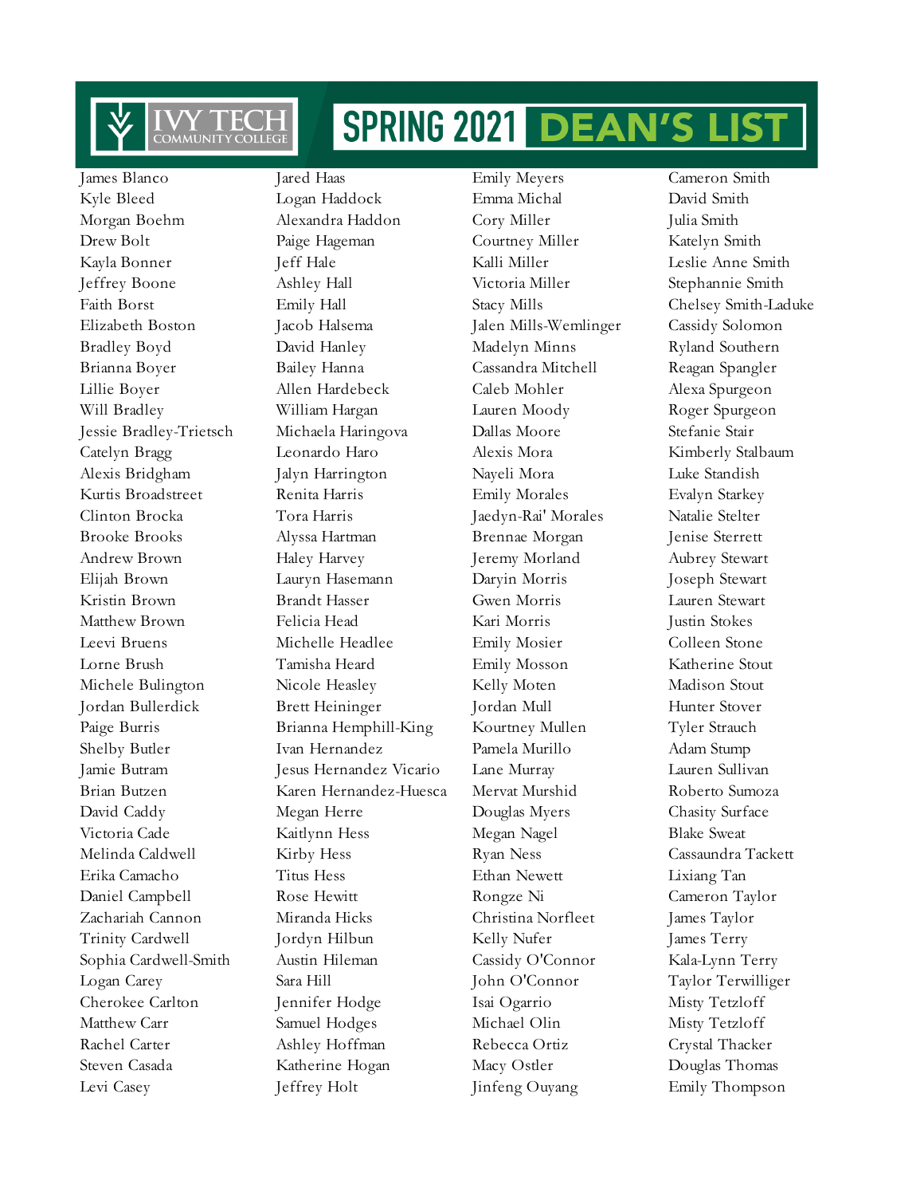# SPRING 2021 DEAN'S LIST

IVY TECH COMMUNITY COLLEGE

James Blanco
Kyle Bleed
Morgan Boehm
Drew Bolt
Kayla Bonner
Jeffrey Boone
Faith Borst
Elizabeth Boston
Bradley Boyd
Brianna Boyer
Lillie Boyer
Will Bradley
Jessie Bradley-Trietsch
Catelyn Bragg
Alexis Bridgham
Kurtis Broadstreet
Clinton Brocka
Brooke Brooks
Andrew Brown
Elijah Brown
Kristin Brown
Matthew Brown
Leevi Bruens
Lorne Brush
Michele Bulington
Jordan Bullerdick
Paige Burris
Shelby Butler
Jamie Butram
Brian Butzen
David Caddy
Victoria Cade
Melinda Caldwell
Erika Camacho
Daniel Campbell
Zachariah Cannon
Trinity Cardwell
Sophia Cardwell-Smith
Logan Carey
Cherokee Carlton
Matthew Carr
Rachel Carter
Steven Casada
Levi Casey

Jared Haas
Logan Haddock
Alexandra Haddon
Paige Hageman
Jeff Hale
Ashley Hall
Emily Hall
Jacob Halsema
David Hanley
Bailey Hanna
Allen Hardebeck
William Hargan
Michaela Haringova
Leonardo Haro
Jalyn Harrington
Renita Harris
Tora Harris
Alyssa Hartman
Haley Harvey
Lauryn Hasemann
Brandt Hasser
Felicia Head
Michelle Headlee
Tamisha Heard
Nicole Heasley
Brett Heininger
Brianna Hemphill-King
Ivan Hernandez
Jesus Hernandez Vicario
Karen Hernandez-Huesca
Megan Herre
Kaitlynn Hess
Kirby Hess
Titus Hess
Rose Hewitt
Miranda Hicks
Jordyn Hilbun
Austin Hileman
Sara Hill
Jennifer Hodge
Samuel Hodges
Ashley Hoffman
Katherine Hogan
Jeffrey Holt

Emily Meyers
Emma Michal
Cory Miller
Courtney Miller
Kalli Miller
Victoria Miller
Stacy Mills
Jalen Mills-Wemlinger
Madelyn Minns
Cassandra Mitchell
Caleb Mohler
Lauren Moody
Dallas Moore
Alexis Mora
Nayeli Mora
Emily Morales
Jaedyn-Rai' Morales
Brennae Morgan
Jeremy Morland
Daryin Morris
Gwen Morris
Kari Morris
Emily Mosier
Emily Mosson
Kelly Moten
Jordan Mull
Kourtney Mullen
Pamela Murillo
Lane Murray
Mervat Murshid
Douglas Myers
Megan Nagel
Ryan Ness
Ethan Newett
Rongze Ni
Christina Norfleet
Kelly Nufer
Cassidy O'Connor
John O'Connor
Isai Ogarrio
Michael Olin
Rebecca Ortiz
Macy Ostler
Jinfeng Ouyang

Cameron Smith
David Smith
Julia Smith
Katelyn Smith
Leslie Anne Smith
Stephannie Smith
Chelsey Smith-Laduke
Cassidy Solomon
Ryland Southern
Reagan Spangler
Alexa Spurgeon
Roger Spurgeon
Stefanie Stair
Kimberly Stalbaum
Luke Standish
Evalyn Starkey
Natalie Stelter
Jenise Sterrett
Aubrey Stewart
Joseph Stewart
Lauren Stewart
Justin Stokes
Colleen Stone
Katherine Stout
Madison Stout
Hunter Stover
Tyler Strauch
Adam Stump
Lauren Sullivan
Roberto Sumoza
Chasity Surface
Blake Sweat
Cassaundra Tackett
Lixiang Tan
Cameron Taylor
James Taylor
James Terry
Kala-Lynn Terry
Taylor Terwilliger
Misty Tetzloff
Misty Tetzloff
Crystal Thacker
Douglas Thomas
Emily Thompson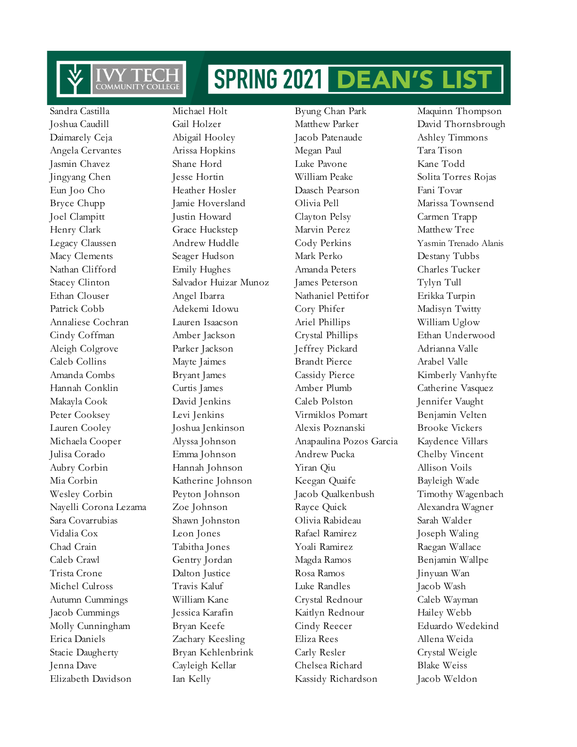# IVY TECH COMMUNITY COLLEGE SPRING 2021 DEAN'S LIST

Sandra Castilla
Joshua Caudill
Daimarely Ceja
Angela Cervantes
Jasmin Chavez
Jingyang Chen
Eun Joo Cho
Bryce Chupp
Joel Clampitt
Henry Clark
Legacy Claussen
Macy Clements
Nathan Clifford
Stacey Clinton
Ethan Clouser
Patrick Cobb
Annaliese Cochran
Cindy Coffman
Aleigh Colgrove
Caleb Collins
Amanda Combs
Hannah Conklin
Makayla Cook
Peter Cooksey
Lauren Cooley
Michaela Cooper
Julisa Corado
Aubry Corbin
Mia Corbin
Wesley Corbin
Nayelli Corona Lezama
Sara Covarrubias
Vidalia Cox
Chad Crain
Caleb Crawl
Trista Crone
Michel Culross
Autumn Cummings
Jacob Cummings
Molly Cunningham
Erica Daniels
Stacie Daugherty
Jenna Dave
Elizabeth Davidson

Michael Holt
Gail Holzer
Abigail Hooley
Arissa Hopkins
Shane Hord
Jesse Hortin
Heather Hosler
Jamie Hoversland
Justin Howard
Grace Huckstep
Andrew Huddle
Seager Hudson
Emily Hughes
Salvador Huizar Munoz
Angel Ibarra
Adekemi Idowu
Lauren Isaacson
Amber Jackson
Parker Jackson
Mayte Jaimes
Bryant James
Curtis James
David Jenkins
Levi Jenkins
Joshua Jenkinson
Alyssa Johnson
Emma Johnson
Hannah Johnson
Katherine Johnson
Peyton Johnson
Zoe Johnson
Shawn Johnston
Leon Jones
Tabitha Jones
Gentry Jordan
Dalton Justice
Travis Kaluf
William Kane
Jessica Karafin
Bryan Keefe
Zachary Keesling
Bryan Kehlenbrink
Cayleigh Kellar
Ian Kelly

Byung Chan Park
Matthew Parker
Jacob Patenaude
Megan Paul
Luke Pavone
William Peake
Daasch Pearson
Olivia Pell
Clayton Pelsy
Marvin Perez
Cody Perkins
Mark Perko
Amanda Peters
James Peterson
Nathaniel Pettifor
Cory Phifer
Ariel Phillips
Crystal Phillips
Jeffrey Pickard
Brandt Pierce
Cassidy Pierce
Amber Plumb
Caleb Polston
Virmiklos Pomart
Alexis Poznanski
Anapaulina Pozos Garcia
Andrew Pucka
Yiran Qiu
Keegan Quaife
Jacob Qualkenbush
Rayce Quick
Olivia Rabideau
Rafael Ramirez
Yoali Ramirez
Magda Ramos
Rosa Ramos
Luke Randles
Crystal Rednour
Kaitlyn Rednour
Cindy Reecer
Eliza Rees
Carly Resler
Chelsea Richard
Kassidy Richardson

Maquinn Thompson
David Thornsbrough
Ashley Timmons
Tara Tison
Kane Todd
Solita Torres Rojas
Fani Tovar
Marissa Townsend
Carmen Trapp
Matthew Tree
Yasmin Trenado Alanis
Destany Tubbs
Charles Tucker
Tylyn Tull
Erikka Turpin
Madisyn Twitty
William Uglow
Ethan Underwood
Adrianna Valle
Arabel Valle
Kimberly Vanhyfte
Catherine Vasquez
Jennifer Vaught
Benjamin Velten
Brooke Vickers
Kaydence Villars
Chelby Vincent
Allison Voils
Bayleigh Wade
Timothy Wagenbach
Alexandra Wagner
Sarah Walder
Joseph Waling
Raegan Wallace
Benjamin Wallpe
Jinyuan Wan
Jacob Wash
Caleb Wayman
Hailey Webb
Eduardo Wedekind
Allena Weida
Crystal Weigle
Blake Weiss
Jacob Weldon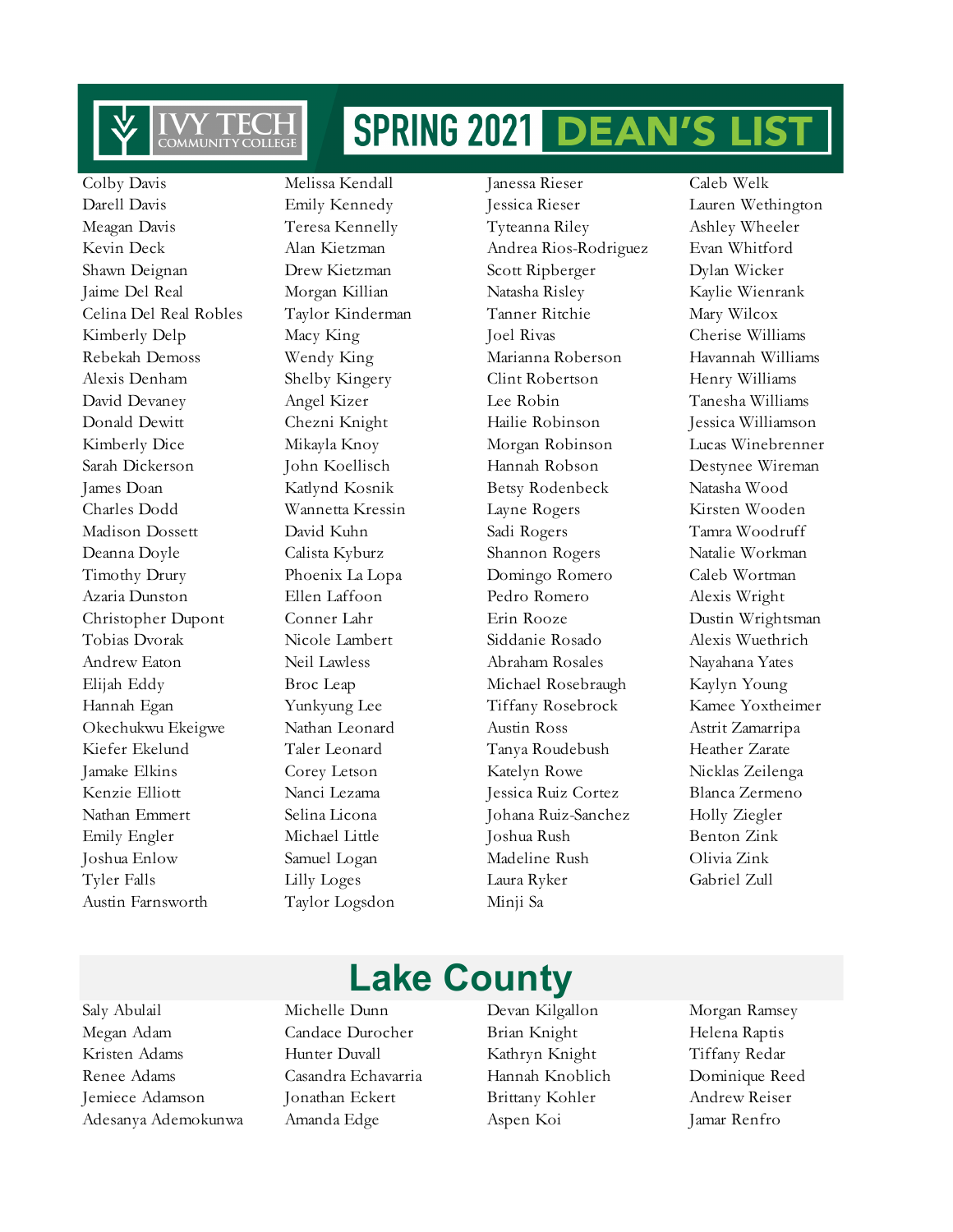# SPRING 2021 DEAN'S LIST

Colby Davis
Darell Davis
Meagan Davis
Kevin Deck
Shawn Deignan
Jaime Del Real
Celina Del Real Robles
Kimberly Delp
Rebekah Demoss
Alexis Denham
David Devaney
Donald Dewitt
Kimberly Dice
Sarah Dickerson
James Doan
Charles Dodd
Madison Dossett
Deanna Doyle
Timothy Drury
Azaria Dunston
Christopher Dupont
Tobias Dvorak
Andrew Eaton
Elijah Eddy
Hannah Egan
Okechukwu Ekeigwe
Kiefer Ekelund
Jamake Elkins
Kenzie Elliott
Nathan Emmert
Emily Engler
Joshua Enlow
Tyler Falls
Austin Farnsworth
Melissa Kendall
Emily Kennedy
Teresa Kennelly
Alan Kietzman
Drew Kietzman
Morgan Killian
Taylor Kinderman
Macy King
Wendy King
Shelby Kingery
Angel Kizer
Chezni Knight
Mikayla Knoy
John Koellisch
Katlynd Kosnik
Wannetta Kressin
David Kuhn
Calista Kyburz
Phoenix La Lopa
Ellen Laffoon
Conner Lahr
Nicole Lambert
Neil Lawless
Broc Leap
Yunkyung Lee
Nathan Leonard
Taler Leonard
Corey Letson
Nanci Lezama
Selina Licona
Michael Little
Samuel Logan
Lilly Loges
Taylor Logsdon
Janessa Rieser
Jessica Rieser
Tyteanna Riley
Andrea Rios-Rodriguez
Scott Ripberger
Natasha Risley
Tanner Ritchie
Joel Rivas
Marianna Roberson
Clint Robertson
Lee Robin
Hailie Robinson
Morgan Robinson
Hannah Robson
Betsy Rodenbeck
Layne Rogers
Sadi Rogers
Shannon Rogers
Domingo Romero
Pedro Romero
Erin Rooze
Siddanie Rosado
Abraham Rosales
Michael Rosebraugh
Tiffany Rosebrock
Austin Ross
Tanya Roudebush
Katelyn Rowe
Jessica Ruiz Cortez
Johana Ruiz-Sanchez
Joshua Rush
Madeline Rush
Laura Ryker
Minji Sa
Caleb Welk
Lauren Wethington
Ashley Wheeler
Evan Whitford
Dylan Wicker
Kaylie Wienrank
Mary Wilcox
Cherise Williams
Havannah Williams
Henry Williams
Tanesha Williams
Jessica Williamson
Lucas Winebrenner
Destynee Wireman
Natasha Wood
Kirsten Wooden
Tamra Woodruff
Natalie Workman
Caleb Wortman
Alexis Wright
Dustin Wrightsman
Alexis Wuethrich
Nayahana Yates
Kaylyn Young
Kamee Yoxtheimer
Astrit Zamarripa
Heather Zarate
Nicklas Zeilenga
Blanca Zermeno
Holly Ziegler
Benton Zink
Olivia Zink
Gabriel Zull

## Lake County

Saly Abulail
Megan Adam
Kristen Adams
Renee Adams
Jemiece Adamson
Adesanya Ademokunwa
Michelle Dunn
Candace Durocher
Hunter Duvall
Casandra Echavarria
Jonathan Eckert
Amanda Edge
Devan Kilgallon
Brian Knight
Kathryn Knight
Hannah Knoblich
Brittany Kohler
Aspen Koi
Morgan Ramsey
Helena Raptis
Tiffany Redar
Dominique Reed
Andrew Reiser
Jamar Renfro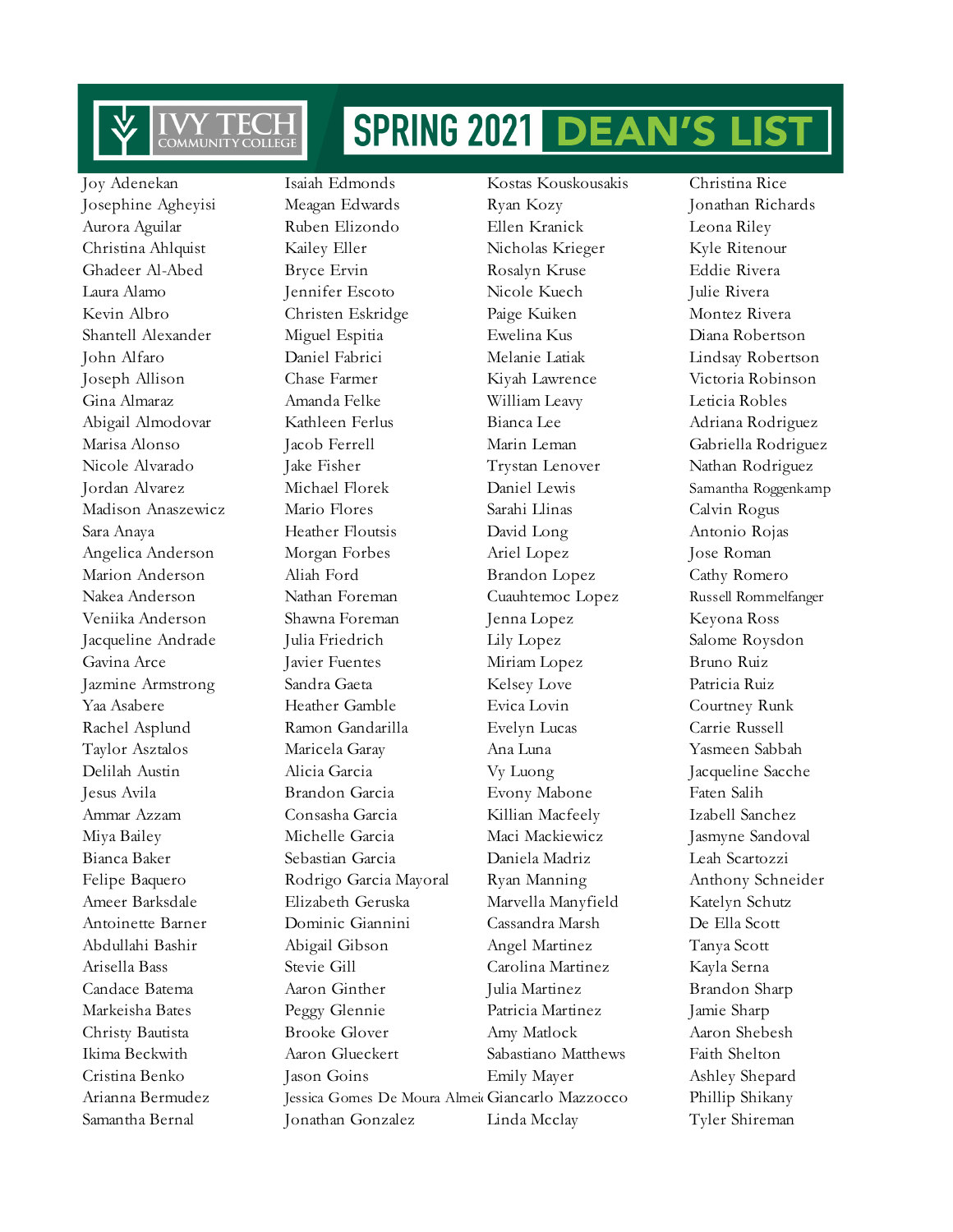# SPRING 2021 DEAN'S LIST

Ivy Tech Community College

Joy Adenekan
Josephine Agheyisi
Aurora Aguilar
Christina Ahlquist
Ghadeer Al-Abed
Laura Alamo
Kevin Albro
Shantell Alexander
John Alfaro
Joseph Allison
Gina Almaraz
Abigail Almodovar
Marisa Alonso
Nicole Alvarado
Jordan Alvarez
Madison Anaszewicz
Sara Anaya
Angelica Anderson
Marion Anderson
Nakea Anderson
Veniika Anderson
Jacqueline Andrade
Gavina Arce
Jazmine Armstrong
Yaa Asabere
Rachel Asplund
Taylor Asztalos
Delilah Austin
Jesus Avila
Ammar Azzam
Miya Bailey
Bianca Baker
Felipe Baquero
Ameer Barksdale
Antoinette Barner
Abdullahi Bashir
Arisella Bass
Candace Batema
Markeisha Bates
Christy Bautista
Ikima Beckwith
Cristina Benko
Arianna Bermudez
Samantha Bernal

Isaiah Edmonds
Meagan Edwards
Ruben Elizondo
Kailey Eller
Bryce Ervin
Jennifer Escoto
Christen Eskridge
Miguel Espitia
Daniel Fabrici
Chase Farmer
Amanda Felke
Kathleen Ferlus
Jacob Ferrell
Jake Fisher
Michael Florek
Mario Flores
Heather Floutsis
Morgan Forbes
Aliah Ford
Nathan Foreman
Shawna Foreman
Julia Friedrich
Javier Fuentes
Sandra Gaeta
Heather Gamble
Ramon Gandarilla
Maricela Garay
Alicia Garcia
Brandon Garcia
Consasha Garcia
Michelle Garcia
Sebastian Garcia
Rodrigo Garcia Mayoral
Elizabeth Geruska
Dominic Giannini
Abigail Gibson
Stevie Gill
Aaron Ginther
Peggy Glennie
Brooke Glover
Aaron Glueckert
Jason Goins
Jessica Gomes De Moura Almei
Jonathan Gonzalez

Kostas Kouskousakis
Ryan Kozy
Ellen Kranick
Nicholas Krieger
Rosalyn Kruse
Nicole Kuech
Paige Kuiken
Ewelina Kus
Melanie Latiak
Kiyah Lawrence
William Leavy
Bianca Lee
Marin Leman
Trystan Lenover
Daniel Lewis
Sarahi Llinas
David Long
Ariel Lopez
Brandon Lopez
Cuauhtemoc Lopez
Jenna Lopez
Lily Lopez
Miriam Lopez
Kelsey Love
Evica Lovin
Evelyn Lucas
Ana Luna
Vy Luong
Evony Mabone
Killian Macfeely
Maci Mackiewicz
Daniela Madriz
Ryan Manning
Marvella Manyfield
Cassandra Marsh
Angel Martinez
Carolina Martinez
Julia Martinez
Patricia Martinez
Amy Matlock
Sabastiano Matthews
Emily Mayer
Giancarlo Mazzocco
Linda Mcclay

Christina Rice
Jonathan Richards
Leona Riley
Kyle Ritenour
Eddie Rivera
Julie Rivera
Montez Rivera
Diana Robertson
Lindsay Robertson
Victoria Robinson
Leticia Robles
Adriana Rodriguez
Gabriella Rodriguez
Nathan Rodriguez
Samantha Roggenkamp
Calvin Rogus
Antonio Rojas
Jose Roman
Cathy Romero
Russell Rommelfanger
Keyona Ross
Salome Roysdon
Bruno Ruiz
Patricia Ruiz
Courtney Runk
Carrie Russell
Yasmeen Sabbah
Jacqueline Sacche
Faten Salih
Izabell Sanchez
Jasmyne Sandoval
Leah Scartozzi
Anthony Schneider
Katelyn Schutz
De Ella Scott
Tanya Scott
Kayla Serna
Brandon Sharp
Jamie Sharp
Aaron Shebesh
Faith Shelton
Ashley Shepard
Phillip Shikany
Tyler Shireman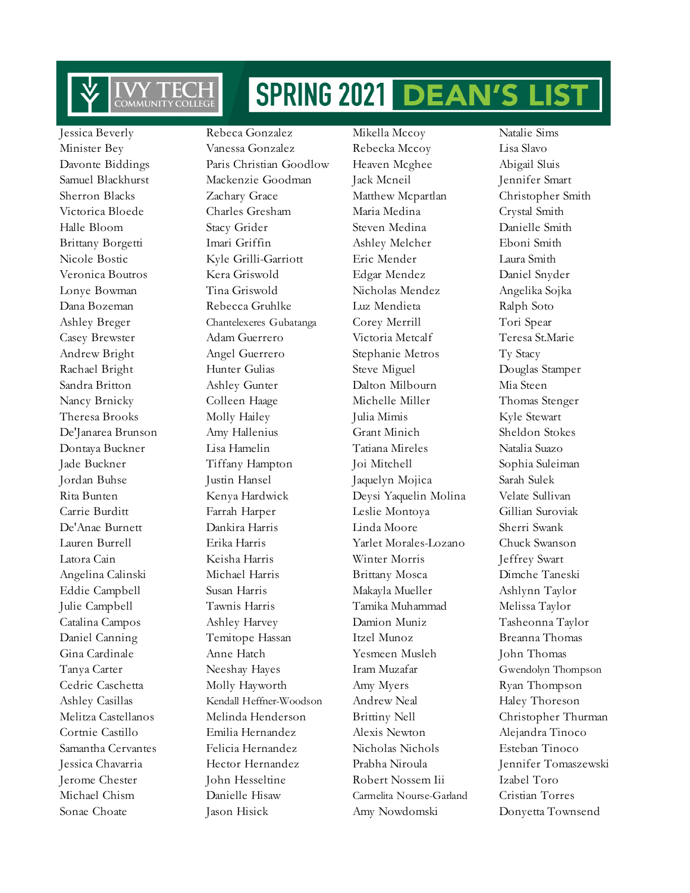# SPRING 2021 DEAN'S LIST

Jessica Beverly
Minister Bey
Davonte Biddings
Samuel Blackhurst
Sherron Blacks
Victorica Bloede
Halle Bloom
Brittany Borgetti
Nicole Bostic
Veronica Boutros
Lonye Bowman
Dana Bozeman
Ashley Breger
Casey Brewster
Andrew Bright
Rachael Bright
Sandra Britton
Nancy Brnicky
Theresa Brooks
De'Janarea Brunson
Dontaya Buckner
Jade Buckner
Jordan Buhse
Rita Bunten
Carrie Burditt
De'Anae Burnett
Lauren Burrell
Latora Cain
Angelina Calinski
Eddie Campbell
Julie Campbell
Catalina Campos
Daniel Canning
Gina Cardinale
Tanya Carter
Cedric Caschetta
Ashley Casillas
Melitza Castellanos
Cortnie Castillo
Samantha Cervantes
Jessica Chavarria
Jerome Chester
Michael Chism
Sonae Choate

Rebeca Gonzalez
Vanessa Gonzalez
Paris Christian Goodlow
Mackenzie Goodman
Zachary Grace
Charles Gresham
Stacy Grider
Imari Griffin
Kyle Grilli-Garriott
Kera Griswold
Tina Griswold
Rebecca Gruhlke
Chantelexeres Gubatanga
Adam Guerrero
Angel Guerrero
Hunter Gulias
Ashley Gunter
Colleen Haage
Molly Hailey
Amy Hallenius
Lisa Hamelin
Tiffany Hampton
Justin Hansel
Kenya Hardwick
Farrah Harper
Dankira Harris
Erika Harris
Keisha Harris
Michael Harris
Susan Harris
Tawnis Harris
Ashley Harvey
Temitope Hassan
Anne Hatch
Neeshay Hayes
Molly Hayworth
Kendall Heffner-Woodson
Melinda Henderson
Emilia Hernandez
Felicia Hernandez
Hector Hernandez
John Hesseltine
Danielle Hisaw
Jason Hisick

Mikella Mccoy
Rebecka Mccoy
Heaven Mcghee
Jack Mcneil
Matthew Mcpartlan
Maria Medina
Steven Medina
Ashley Melcher
Eric Mender
Edgar Mendez
Nicholas Mendez
Luz Mendieta
Corey Merrill
Victoria Metcalf
Stephanie Metros
Steve Miguel
Dalton Milbourn
Michelle Miller
Julia Mimis
Grant Minich
Tatiana Mireles
Joi Mitchell
Jaquelyn Mojica
Deysi Yaquelin Molina
Leslie Montoya
Linda Moore
Yarlet Morales-Lozano
Winter Morris
Brittany Mosca
Makayla Mueller
Tamika Muhammad
Damion Muniz
Itzel Munoz
Yesmeen Musleh
Iram Muzafar
Amy Myers
Andrew Neal
Brittiny Nell
Alexis Newton
Nicholas Nichols
Prabha Niroula
Robert Nossem Iii
Carmelita Nourse-Garland
Amy Nowdomski

Natalie Sims
Lisa Slavo
Abigail Sluis
Jennifer Smart
Christopher Smith
Crystal Smith
Danielle Smith
Eboni Smith
Laura Smith
Daniel Snyder
Angelika Sojka
Ralph Soto
Tori Spear
Teresa St.Marie
Ty Stacy
Douglas Stamper
Mia Steen
Thomas Stenger
Kyle Stewart
Sheldon Stokes
Natalia Suazo
Sophia Suleiman
Sarah Sulek
Velate Sullivan
Gillian Suroviak
Sherri Swank
Chuck Swanson
Jeffrey Swart
Dimche Taneski
Ashlynn Taylor
Melissa Taylor
Tasheonna Taylor
Breanna Thomas
John Thomas
Gwendolyn Thompson
Ryan Thompson
Haley Thoreson
Christopher Thurman
Alejandra Tinoco
Esteban Tinoco
Jennifer Tomaszewski
Izabel Toro
Cristian Torres
Donyetta Townsend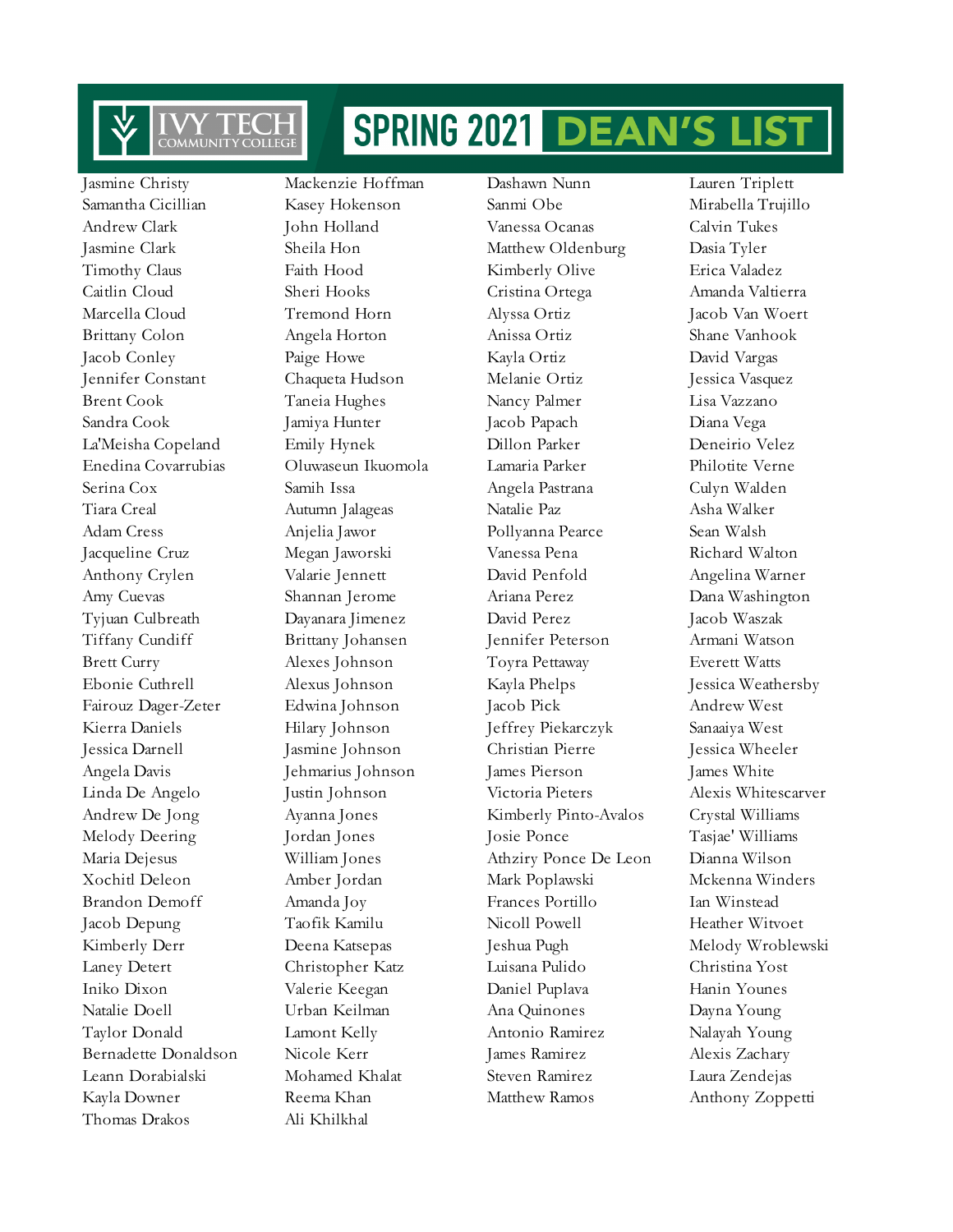# SPRING 2021 DEAN'S LIST

Ivy Tech Community College

Jasmine Christy
Samantha Cicillian
Andrew Clark
Jasmine Clark
Timothy Claus
Caitlin Cloud
Marcella Cloud
Brittany Colon
Jacob Conley
Jennifer Constant
Brent Cook
Sandra Cook
La'Meisha Copeland
Enedina Covarrubias
Serina Cox
Tiara Creal
Adam Cress
Jacqueline Cruz
Anthony Crylen
Amy Cuevas
Tyjuan Culbreath
Tiffany Cundiff
Brett Curry
Ebonie Cuthrell
Fairouz Dager-Zeter
Kierra Daniels
Jessica Darnell
Angela Davis
Linda De Angelo
Andrew De Jong
Melody Deering
Maria Dejesus
Xochitl Deleon
Brandon Demoff
Jacob Depung
Kimberly Derr
Laney Detert
Iniko Dixon
Natalie Doell
Taylor Donald
Bernadette Donaldson
Leann Dorabialski
Kayla Downer
Thomas Drakos
Mackenzie Hoffman
Kasey Hokenson
John Holland
Sheila Hon
Faith Hood
Sheri Hooks
Tremond Horn
Angela Horton
Paige Howe
Chaqueta Hudson
Taneia Hughes
Jamiya Hunter
Emily Hynek
Oluwaseun Ikuomola
Samih Issa
Autumn Jalageas
Anjelia Jawor
Megan Jaworski
Valarie Jennett
Shannan Jerome
Dayanara Jimenez
Brittany Johansen
Alexes Johnson
Alexus Johnson
Edwina Johnson
Hilary Johnson
Jasmine Johnson
Jehmarius Johnson
Justin Johnson
Ayanna Jones
Jordan Jones
William Jones
Amber Jordan
Amanda Joy
Taofik Kamilu
Deena Katsepas
Christopher Katz
Valerie Keegan
Urban Keilman
Lamont Kelly
Nicole Kerr
Mohamed Khalat
Reema Khan
Ali Khilkhal
Dashawn Nunn
Sanmi Obe
Vanessa Ocanas
Matthew Oldenburg
Kimberly Olive
Cristina Ortega
Alyssa Ortiz
Anissa Ortiz
Kayla Ortiz
Melanie Ortiz
Nancy Palmer
Jacob Papach
Dillon Parker
Lamaria Parker
Angela Pastrana
Natalie Paz
Pollyanna Pearce
Vanessa Pena
David Penfold
Ariana Perez
David Perez
Jennifer Peterson
Toyra Pettaway
Kayla Phelps
Jacob Pick
Jeffrey Piekarczyk
Christian Pierre
James Pierson
Victoria Pieters
Kimberly Pinto-Avalos
Josie Ponce
Athziry Ponce De Leon
Mark Poplawski
Frances Portillo
Nicoll Powell
Jeshua Pugh
Luisana Pulido
Daniel Puplava
Ana Quinones
Antonio Ramirez
James Ramirez
Steven Ramirez
Matthew Ramos
Lauren Triplett
Mirabella Trujillo
Calvin Tukes
Dasia Tyler
Erica Valadez
Amanda Valtierra
Jacob Van Woert
Shane Vanhook
David Vargas
Jessica Vasquez
Lisa Vazzano
Diana Vega
Deneirio Velez
Philotite Verne
Culyn Walden
Asha Walker
Sean Walsh
Richard Walton
Angelina Warner
Dana Washington
Jacob Waszak
Armani Watson
Everett Watts
Jessica Weathersby
Andrew West
Sanaaiya West
Jessica Wheeler
James White
Alexis Whitescarver
Crystal Williams
Tasjae' Williams
Dianna Wilson
Mckenna Winders
Ian Winstead
Heather Witvoet
Melody Wroblewski
Christina Yost
Hanin Younes
Dayna Young
Nalayah Young
Alexis Zachary
Laura Zendejas
Anthony Zoppetti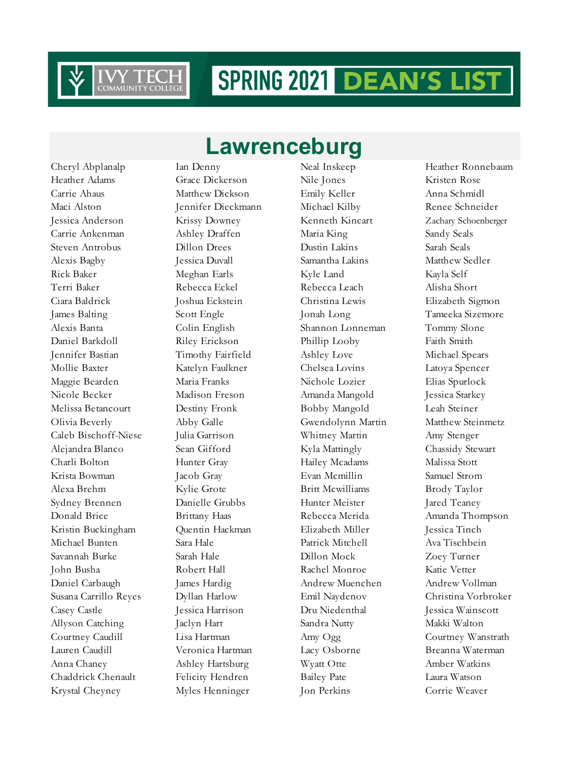# SPRING 2021 DEAN'S LIST

## Lawrenceburg

Cheryl Abplanalp
Heather Adams
Carrie Ahaus
Maci Alston
Jessica Anderson
Carrie Ankenman
Steven Antrobus
Alexis Bagby
Rick Baker
Terri Baker
Ciara Baldrick
James Balting
Alexis Banta
Daniel Barkdoll
Jennifer Bastian
Mollie Baxter
Maggie Bearden
Nicole Becker
Melissa Betancourt
Olivia Beverly
Caleb Bischoff-Niese
Alejandra Blanco
Charli Bolton
Krista Bowman
Alexa Brehm
Sydney Brennen
Donald Brice
Kristin Buckingham
Michael Bunten
Savannah Burke
John Busha
Daniel Carbaugh
Susana Carrillo Reyes
Casey Castle
Allyson Catching
Courtney Caudill
Lauren Caudill
Anna Chaney
Chaddrick Chenault
Krystal Cheyney
Ian Denny
Grace Dickerson
Matthew Dickson
Jennifer Dieckmann
Krissy Downey
Ashley Draffen
Dillon Drees
Jessica Duvall
Meghan Earls
Rebecca Eckel
Joshua Eckstein
Scott Engle
Colin English
Riley Erickson
Timothy Fairfield
Katelyn Faulkner
Maria Franks
Madison Freson
Destiny Fronk
Abby Galle
Julia Garrison
Sean Gifford
Hunter Gray
Jacob Gray
Kylie Grote
Danielle Grubbs
Brittany Haas
Quentin Hackman
Sara Hale
Sarah Hale
Robert Hall
James Hardig
Dyllan Harlow
Jessica Harrison
Jaclyn Hart
Lisa Hartman
Veronica Hartman
Ashley Hartsburg
Felicity Hendren
Myles Henninger
Neal Inskeep
Nile Jones
Emily Keller
Michael Kilby
Kenneth Kincart
Maria King
Dustin Lakins
Samantha Lakins
Kyle Land
Rebecca Leach
Christina Lewis
Jonah Long
Shannon Lonneman
Phillip Looby
Ashley Love
Chelsea Lovins
Nichole Lozier
Amanda Mangold
Bobby Mangold
Gwendolynn Martin
Whitney Martin
Kyla Mattingly
Hailey Mcadams
Evan Mcmillin
Britt Mcwilliams
Hunter Meister
Rebecca Merida
Elizabeth Miller
Patrick Mitchell
Dillon Mock
Rachel Monroe
Andrew Muenchen
Emil Naydenov
Dru Niedenthal
Sandra Nutty
Amy Ogg
Lacy Osborne
Wyatt Otte
Bailey Pate
Jon Perkins
Heather Ronnebaum
Kristen Rose
Anna Schmidl
Renee Schneider
Zachary Schoenberger
Sandy Seals
Sarah Seals
Matthew Sedler
Kayla Self
Alisha Short
Elizabeth Sigmon
Tameeka Sizemore
Tommy Slone
Faith Smith
Michael Spears
Latoya Spencer
Elias Spurlock
Jessica Starkey
Leah Steiner
Matthew Steinmetz
Amy Stenger
Chassidy Stewart
Malissa Stott
Samuel Strom
Brody Taylor
Jared Teaney
Amanda Thompson
Jessica Tinch
Ava Tischbein
Zoey Turner
Katie Vetter
Andrew Vollman
Christina Vorbroker
Jessica Wainscott
Makki Walton
Courtney Wanstrath
Breanna Waterman
Amber Watkins
Laura Watson
Corrie Weaver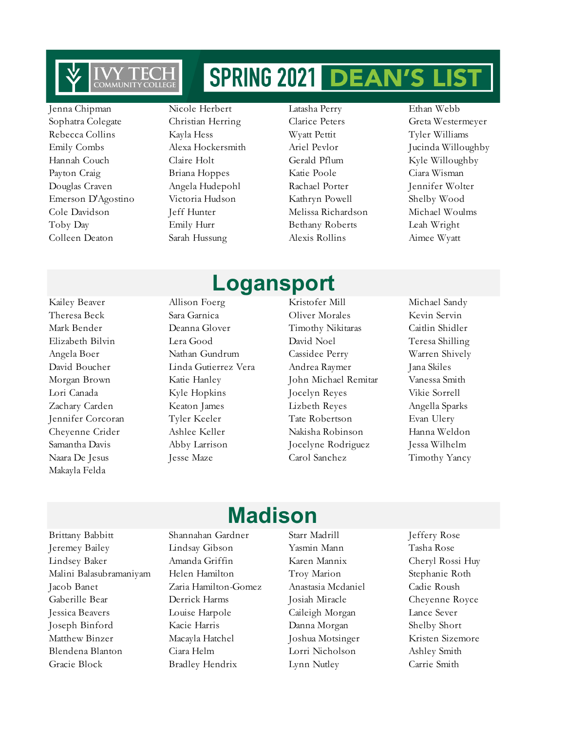# SPRING 2021 DEAN'S LIST

Jenna Chipman
Sophatra Colegate
Rebecca Collins
Emily Combs
Hannah Couch
Payton Craig
Douglas Craven
Emerson D'Agostino
Cole Davidson
Toby Day
Colleen Deaton
Nicole Herbert
Christian Herring
Kayla Hess
Alexa Hockersmith
Claire Holt
Briana Hoppes
Angela Hudepohl
Victoria Hudson
Jeff Hunter
Emily Hurr
Sarah Hussung
Latasha Perry
Clarice Peters
Wyatt Pettit
Ariel Pevlor
Gerald Pflum
Katie Poole
Rachael Porter
Kathryn Powell
Melissa Richardson
Bethany Roberts
Alexis Rollins
Ethan Webb
Greta Westermeyer
Tyler Williams
Jucinda Willoughby
Kyle Willoughby
Ciara Wisman
Jennifer Wolter
Shelby Wood
Michael Woulms
Leah Wright
Aimee Wyatt

## Logansport

Kailey Beaver
Theresa Beck
Mark Bender
Elizabeth Bilvin
Angela Boer
David Boucher
Morgan Brown
Lori Canada
Zachary Carden
Jennifer Corcoran
Cheyenne Crider
Samantha Davis
Naara De Jesus
Makayla Felda
Allison Foerg
Sara Garnica
Deanna Glover
Lera Good
Nathan Gundrum
Linda Gutierrez Vera
Katie Hanley
Kyle Hopkins
Keaton James
Tyler Keeler
Ashlee Keller
Abby Larrison
Jesse Maze
Kristofer Mill
Oliver Morales
Timothy Nikitaras
David Noel
Cassidee Perry
Andrea Raymer
John Michael Remitar
Jocelyn Reyes
Lizbeth Reyes
Tate Robertson
Nakisha Robinson
Jocelyne Rodriguez
Carol Sanchez
Michael Sandy
Kevin Servin
Caitlin Shidler
Teresa Shilling
Warren Shively
Jana Skiles
Vanessa Smith
Vikie Sorrell
Angella Sparks
Evan Ulery
Hanna Weldon
Jessa Wilhelm
Timothy Yancy

## Madison

Brittany Babbitt
Jeremey Bailey
Lindsey Baker
Malini Balasubramaniyam
Jacob Banet
Gaberille Bear
Jessica Beavers
Joseph Binford
Matthew Binzer
Blendena Blanton
Gracie Block
Shannahan Gardner
Lindsay Gibson
Amanda Griffin
Helen Hamilton
Zaria Hamilton-Gomez
Derrick Harms
Louise Harpole
Kacie Harris
Macayla Hatchel
Ciara Helm
Bradley Hendrix
Starr Madrill
Yasmin Mann
Karen Mannix
Troy Marion
Anastasia Mcdaniel
Josiah Miracle
Caileigh Morgan
Danna Morgan
Joshua Motsinger
Lorri Nicholson
Lynn Nutley
Jeffery Rose
Tasha Rose
Cheryl Rossi Huy
Stephanie Roth
Cadie Roush
Cheyenne Royce
Lance Sever
Shelby Short
Kristen Sizemore
Ashley Smith
Carrie Smith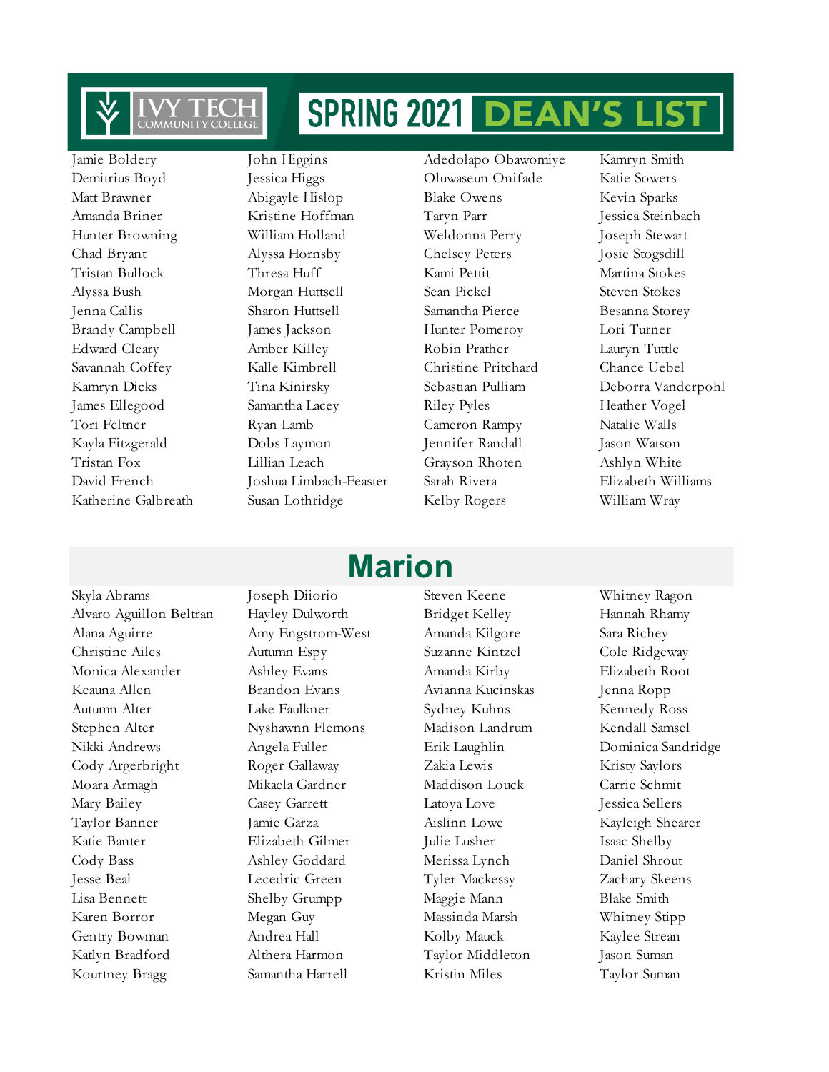# SPRING 2021 DEAN'S LIST

Jamie Boldery
Demitrius Boyd
Matt Brawner
Amanda Briner
Hunter Browning
Chad Bryant
Tristan Bullock
Alyssa Bush
Jenna Callis
Brandy Campbell
Edward Cleary
Savannah Coffey
Kamryn Dicks
James Ellegood
Tori Feltner
Kayla Fitzgerald
Tristan Fox
David French
Katherine Galbreath
John Higgins
Jessica Higgs
Abigayle Hislop
Kristine Hoffman
William Holland
Alyssa Hornsby
Thresa Huff
Morgan Huttsell
Sharon Huttsell
James Jackson
Amber Killey
Kalle Kimbrell
Tina Kinirsky
Samantha Lacey
Ryan Lamb
Dobs Laymon
Lillian Leach
Joshua Limbach-Feaster
Susan Lothridge
Adedolapo Obawomiye
Oluwaseun Onifade
Blake Owens
Taryn Parr
Weldonna Perry
Chelsey Peters
Kami Pettit
Sean Pickel
Samantha Pierce
Hunter Pomeroy
Robin Prather
Christine Pritchard
Sebastian Pulliam
Riley Pyles
Cameron Rampy
Jennifer Randall
Grayson Rhoten
Sarah Rivera
Kelby Rogers
Kamryn Smith
Katie Sowers
Kevin Sparks
Jessica Steinbach
Joseph Stewart
Josie Stogsdill
Martina Stokes
Steven Stokes
Besanna Storey
Lori Turner
Lauryn Tuttle
Chance Uebel
Deborra Vanderpohl
Heather Vogel
Natalie Walls
Jason Watson
Ashlyn White
Elizabeth Williams
William Wray

## Marion

Skyla Abrams
Alvaro Aguillon Beltran
Alana Aguirre
Christine Ailes
Monica Alexander
Keauna Allen
Autumn Alter
Stephen Alter
Nikki Andrews
Cody Argerbright
Moara Armagh
Mary Bailey
Taylor Banner
Katie Banter
Cody Bass
Jesse Beal
Lisa Bennett
Karen Borror
Gentry Bowman
Katlyn Bradford
Kourtney Bragg
Joseph Diiorio
Hayley Dulworth
Amy Engstrom-West
Autumn Espy
Ashley Evans
Brandon Evans
Lake Faulkner
Nyshawnn Flemons
Angela Fuller
Roger Gallaway
Mikaela Gardner
Casey Garrett
Jamie Garza
Elizabeth Gilmer
Ashley Goddard
Lecedric Green
Shelby Grumpp
Megan Guy
Andrea Hall
Althera Harmon
Samantha Harrell
Steven Keene
Bridget Kelley
Amanda Kilgore
Suzanne Kintzel
Amanda Kirby
Avianna Kucinskas
Sydney Kuhns
Madison Landrum
Erik Laughlin
Zakia Lewis
Maddison Louck
Latoya Love
Aislinn Lowe
Julie Lusher
Merissa Lynch
Tyler Mackessy
Maggie Mann
Massinda Marsh
Kolby Mauck
Taylor Middleton
Kristin Miles
Whitney Ragon
Hannah Rhamy
Sara Richey
Cole Ridgeway
Elizabeth Root
Jenna Ropp
Kennedy Ross
Kendall Samsel
Dominica Sandridge
Kristy Saylors
Carrie Schmit
Jessica Sellers
Kayleigh Shearer
Isaac Shelby
Daniel Shrout
Zachary Skeens
Blake Smith
Whitney Stipp
Kaylee Strean
Jason Suman
Taylor Suman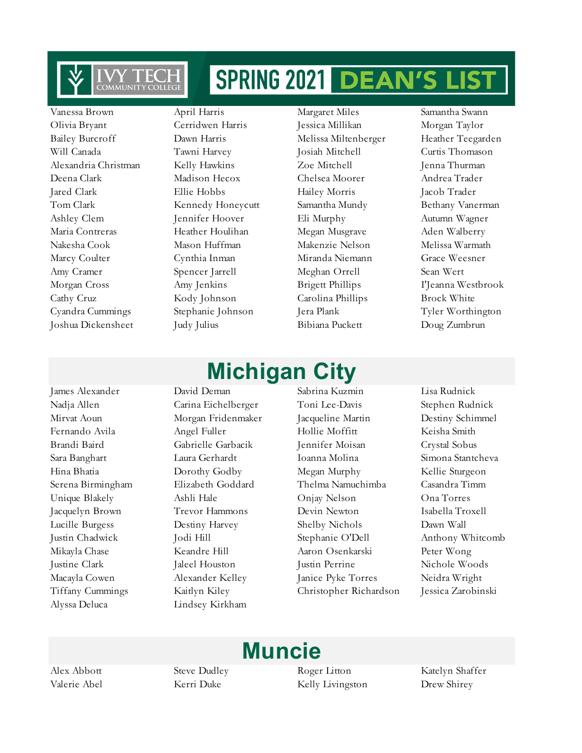# SPRING 2021 DEAN'S LIST

Vanessa Brown
Olivia Bryant
Bailey Burcroff
Will Canada
Alexandria Christman
Deena Clark
Jared Clark
Tom Clark
Ashley Clem
Maria Contreras
Nakesha Cook
Marcy Coulter
Amy Cramer
Morgan Cross
Cathy Cruz
Cyandra Cummings
Joshua Dickensheet
April Harris
Cerridwen Harris
Dawn Harris
Tawni Harvey
Kelly Hawkins
Madison Hecox
Ellie Hobbs
Kennedy Honeycutt
Jennifer Hoover
Heather Houlihan
Mason Huffman
Cynthia Inman
Spencer Jarrell
Amy Jenkins
Kody Johnson
Stephanie Johnson
Judy Julius
Margaret Miles
Jessica Millikan
Melissa Miltenberger
Josiah Mitchell
Zoe Mitchell
Chelsea Moorer
Hailey Morris
Samantha Mundy
Eli Murphy
Megan Musgrave
Makenzie Nelson
Miranda Niemann
Meghan Orrell
Brigett Phillips
Carolina Phillips
Jera Plank
Bibiana Puckett
Samantha Swann
Morgan Taylor
Heather Teegarden
Curtis Thomason
Jenna Thurman
Andrea Trader
Jacob Trader
Bethany Vanerman
Autumn Wagner
Aden Walberry
Melissa Warmath
Grace Weesner
Sean Wert
I'Jeanna Westbrook
Brock White
Tyler Worthington
Doug Zumbrun

## Michigan City

James Alexander
Nadja Allen
Mirvat Aoun
Fernando Avila
Brandi Baird
Sara Banghart
Hina Bhatia
Serena Birmingham
Unique Blakely
Jacquelyn Brown
Lucille Burgess
Justin Chadwick
Mikayla Chase
Justine Clark
Macayla Cowen
Tiffany Cummings
Alyssa Deluca
David Deman
Carina Eichelberger
Morgan Fridenmaker
Angel Fuller
Gabrielle Garbacik
Laura Gerhardt
Dorothy Godby
Elizabeth Goddard
Ashli Hale
Trevor Hammons
Destiny Harvey
Jodi Hill
Keandre Hill
Jaleel Houston
Alexander Kelley
Kaitlyn Kiley
Lindsey Kirkham
Sabrina Kuzmin
Toni Lee-Davis
Jacqueline Martin
Hollie Moffitt
Jennifer Moisan
Ioanna Molina
Megan Murphy
Thelma Namuchimba
Onjay Nelson
Devin Newton
Shelby Nichols
Stephanie O'Dell
Aaron Osenkarski
Justin Perrine
Janice Pyke Torres
Christopher Richardson
Lisa Rudnick
Stephen Rudnick
Destiny Schimmel
Keisha Smith
Crystal Sobus
Simona Stantcheva
Kellie Sturgeon
Casandra Timm
Ona Torres
Isabella Troxell
Dawn Wall
Anthony Whitcomb
Peter Wong
Nichole Woods
Neidra Wright
Jessica Zarobinski

## Muncie

Alex Abbott
Valerie Abel
Steve Dudley
Kerri Duke
Roger Litton
Kelly Livingston
Katelyn Shaffer
Drew Shirey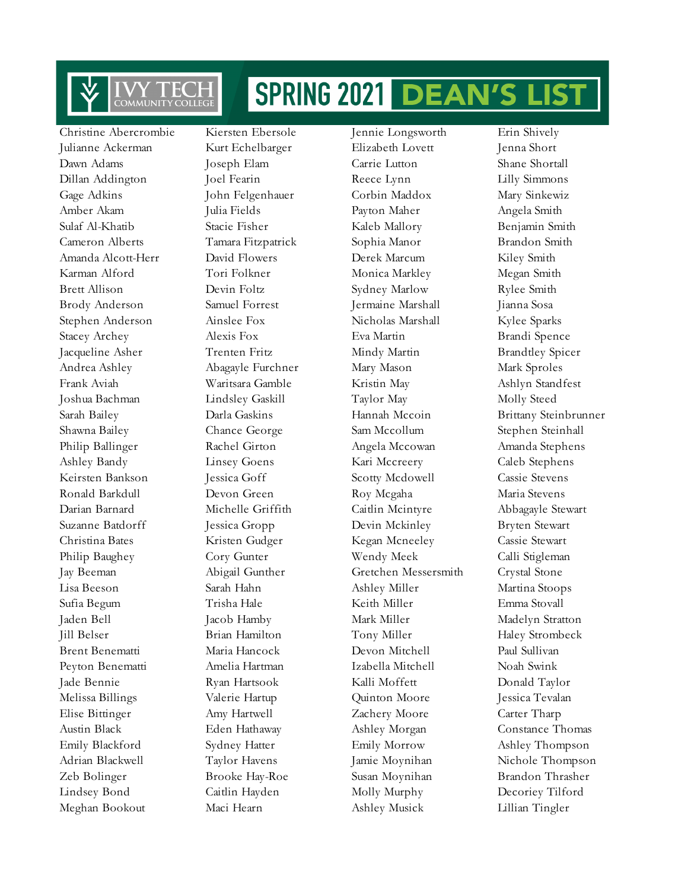# SPRING 2021 DEAN'S LIST

Christine Abercrombie
Julianne Ackerman
Dawn Adams
Dillan Addington
Gage Adkins
Amber Akam
Sulaf Al-Khatib
Cameron Alberts
Amanda Alcott-Herr
Karman Alford
Brett Allison
Brody Anderson
Stephen Anderson
Stacey Archey
Jacqueline Asher
Andrea Ashley
Frank Aviah
Joshua Bachman
Sarah Bailey
Shawna Bailey
Philip Ballinger
Ashley Bandy
Keirsten Bankson
Ronald Barkdull
Darian Barnard
Suzanne Batdorff
Christina Bates
Philip Baughey
Jay Beeman
Lisa Beeson
Sufia Begum
Jaden Bell
Jill Belser
Brent Benematti
Peyton Benematti
Jade Bennie
Melissa Billings
Elise Bittinger
Austin Black
Emily Blackford
Adrian Blackwell
Zeb Bolinger
Lindsey Bond
Meghan Bookout

Kiersten Ebersole
Kurt Echelbarger
Joseph Elam
Joel Fearin
John Felgenhauer
Julia Fields
Stacie Fisher
Tamara Fitzpatrick
David Flowers
Tori Folkner
Devin Foltz
Samuel Forrest
Ainslee Fox
Alexis Fox
Trenten Fritz
Abagayle Furchner
Waritsara Gamble
Lindsley Gaskill
Darla Gaskins
Chance George
Rachel Girton
Linsey Goens
Jessica Goff
Devon Green
Michelle Griffith
Jessica Gropp
Kristen Gudger
Cory Gunter
Abigail Gunther
Sarah Hahn
Trisha Hale
Jacob Hamby
Brian Hamilton
Maria Hancock
Amelia Hartman
Ryan Hartsook
Valerie Hartup
Amy Hartwell
Eden Hathaway
Sydney Hatter
Taylor Havens
Brooke Hay-Roe
Caitlin Hayden
Maci Hearn

Jennie Longsworth
Elizabeth Lovett
Carrie Lutton
Reece Lynn
Corbin Maddox
Payton Maher
Kaleb Mallory
Sophia Manor
Derek Marcum
Monica Markley
Sydney Marlow
Jermaine Marshall
Nicholas Marshall
Eva Martin
Mindy Martin
Mary Mason
Kristin May
Taylor May
Hannah Mccoin
Sam Mccollum
Angela Mccowan
Kari Mccreery
Scotty Mcdowell
Roy Mcgaha
Caitlin Mcintyre
Devin Mckinley
Kegan Mcneeley
Wendy Meek
Gretchen Messersmith
Ashley Miller
Keith Miller
Mark Miller
Tony Miller
Devon Mitchell
Izabella Mitchell
Kalli Moffett
Quinton Moore
Zachery Moore
Ashley Morgan
Emily Morrow
Jamie Moynihan
Susan Moynihan
Molly Murphy
Ashley Musick

Erin Shively
Jenna Short
Shane Shortall
Lilly Simmons
Mary Sinkewiz
Angela Smith
Benjamin Smith
Brandon Smith
Kiley Smith
Megan Smith
Rylee Smith
Jianna Sosa
Kylee Sparks
Brandi Spence
Brandtley Spicer
Mark Sproles
Ashlyn Standfest
Molly Steed
Brittany Steinbrunner
Stephen Steinhall
Amanda Stephens
Caleb Stephens
Cassie Stevens
Maria Stevens
Abbagayle Stewart
Bryten Stewart
Cassie Stewart
Calli Stigleman
Crystal Stone
Martina Stoops
Emma Stovall
Madelyn Stratton
Haley Strombeck
Paul Sullivan
Noah Swink
Donald Taylor
Jessica Tevalan
Carter Tharp
Constance Thomas
Ashley Thompson
Nichole Thompson
Brandon Thrasher
Decoriey Tilford
Lillian Tingler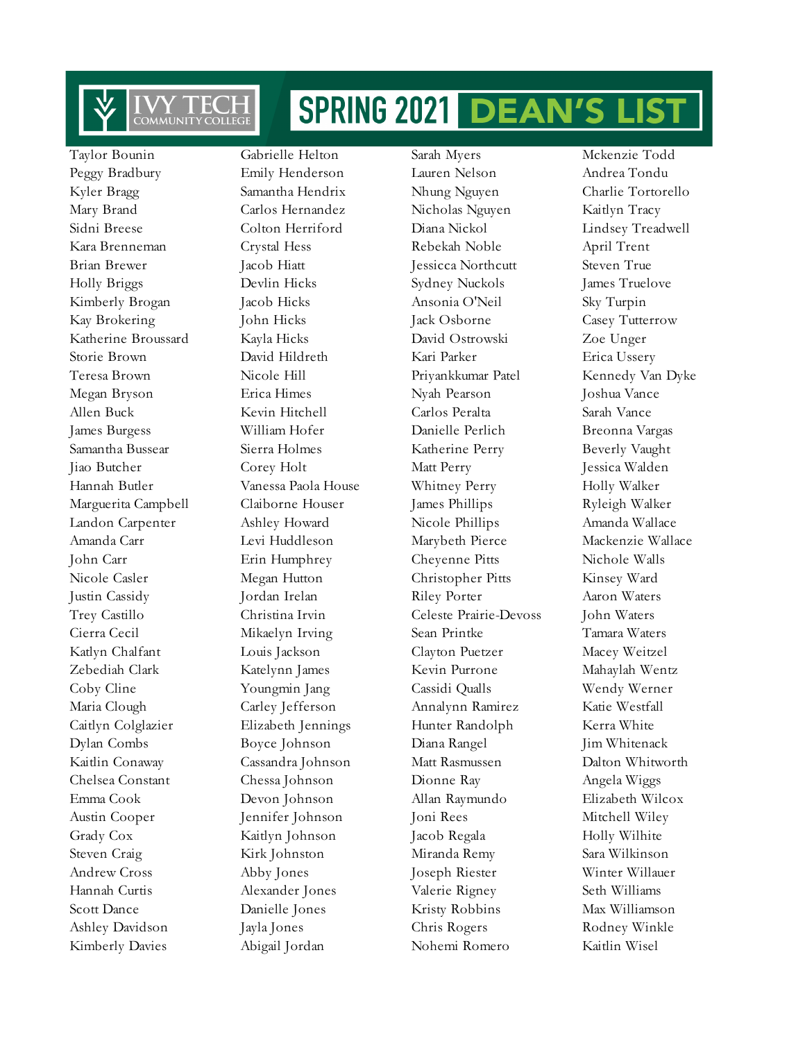# Ivy Tech Community College — SPRING 2021 DEAN'S LIST

Taylor Bounin
Peggy Bradbury
Kyler Bragg
Mary Brand
Sidni Breese
Kara Brenneman
Brian Brewer
Holly Briggs
Kimberly Brogan
Kay Brokering
Katherine Broussard
Storie Brown
Teresa Brown
Megan Bryson
Allen Buck
James Burgess
Samantha Bussear
Jiao Butcher
Hannah Butler
Marguerita Campbell
Landon Carpenter
Amanda Carr
John Carr
Nicole Casler
Justin Cassidy
Trey Castillo
Cierra Cecil
Katlyn Chalfant
Zebediah Clark
Coby Cline
Maria Clough
Caitlyn Colglazier
Dylan Combs
Kaitlin Conaway
Chelsea Constant
Emma Cook
Austin Cooper
Grady Cox
Steven Craig
Andrew Cross
Hannah Curtis
Scott Dance
Ashley Davidson
Kimberly Davies

Gabrielle Helton
Emily Henderson
Samantha Hendrix
Carlos Hernandez
Colton Herriford
Crystal Hess
Jacob Hiatt
Devlin Hicks
Jacob Hicks
John Hicks
Kayla Hicks
David Hildreth
Nicole Hill
Erica Himes
Kevin Hitchell
William Hofer
Sierra Holmes
Corey Holt
Vanessa Paola House
Claiborne Houser
Ashley Howard
Levi Huddleson
Erin Humphrey
Megan Hutton
Jordan Irelan
Christina Irvin
Mikaelyn Irving
Louis Jackson
Katelynn James
Youngmin Jang
Carley Jefferson
Elizabeth Jennings
Boyce Johnson
Cassandra Johnson
Chessa Johnson
Devon Johnson
Jennifer Johnson
Kaitlyn Johnson
Kirk Johnston
Abby Jones
Alexander Jones
Danielle Jones
Jayla Jones
Abigail Jordan

Sarah Myers
Lauren Nelson
Nhung Nguyen
Nicholas Nguyen
Diana Nickol
Rebekah Noble
Jessicca Northcutt
Sydney Nuckols
Ansonia O'Neil
Jack Osborne
David Ostrowski
Kari Parker
Priyankkumar Patel
Nyah Pearson
Carlos Peralta
Danielle Perlich
Katherine Perry
Matt Perry
Whitney Perry
James Phillips
Nicole Phillips
Marybeth Pierce
Cheyenne Pitts
Christopher Pitts
Riley Porter
Celeste Prairie-Devoss
Sean Printke
Clayton Puetzer
Kevin Purrone
Cassidi Qualls
Annalynn Ramirez
Hunter Randolph
Diana Rangel
Matt Rasmussen
Dionne Ray
Allan Raymundo
Joni Rees
Jacob Regala
Miranda Remy
Joseph Riester
Valerie Rigney
Kristy Robbins
Chris Rogers
Nohemi Romero

Mckenzie Todd
Andrea Tondu
Charlie Tortorello
Kaitlyn Tracy
Lindsey Treadwell
April Trent
Steven True
James Truelove
Sky Turpin
Casey Tutterrow
Zoe Unger
Erica Ussery
Kennedy Van Dyke
Joshua Vance
Sarah Vance
Breonna Vargas
Beverly Vaught
Jessica Walden
Holly Walker
Ryleigh Walker
Amanda Wallace
Mackenzie Wallace
Nichole Walls
Kinsey Ward
Aaron Waters
John Waters
Tamara Waters
Macey Weitzel
Mahaylah Wentz
Wendy Werner
Katie Westfall
Kerra White
Jim Whitenack
Dalton Whitworth
Angela Wiggs
Elizabeth Wilcox
Mitchell Wiley
Holly Wilhite
Sara Wilkinson
Winter Willauer
Seth Williams
Max Williamson
Rodney Winkle
Kaitlin Wisel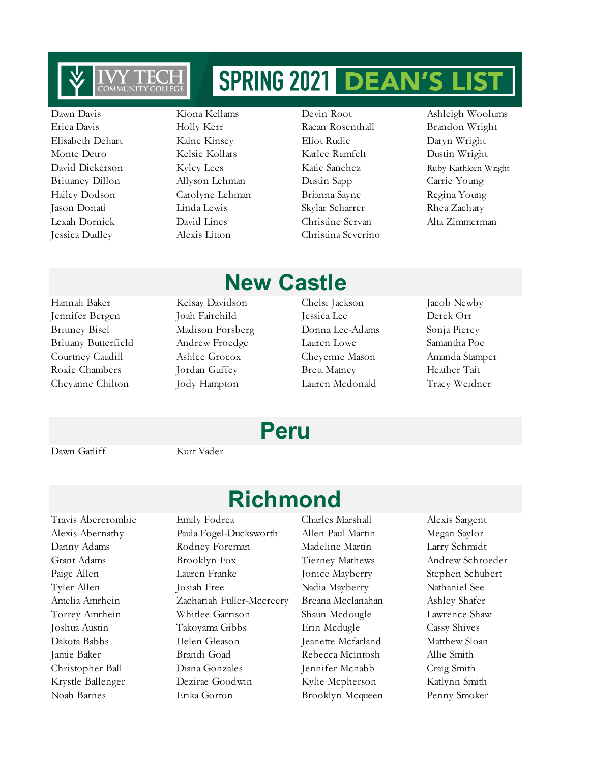# SPRING 2021 DEAN'S LIST

Dawn Davis
Erica Davis
Elisabeth Dehart
Monte Detro
David Dickerson
Brittaney Dillon
Hailey Dodson
Jason Donati
Lexah Dornick
Jessica Dudley
Kiona Kellams
Holly Kerr
Kaine Kinsey
Kelsie Kollars
Kyley Lees
Allyson Lehman
Carolyne Lehman
Linda Lewis
David Lines
Alexis Litton
Devin Root
Raean Rosenthall
Eliot Rudie
Karlee Rumfelt
Katie Sanchez
Dustin Sapp
Brianna Sayne
Skylar Scharrer
Christine Servan
Christina Severino
Ashleigh Woolums
Brandon Wright
Daryn Wright
Dustin Wright
Ruby-Kathleen Wright
Carrie Young
Regina Young
Rhea Zachary
Alta Zimmerman

## New Castle

Hannah Baker
Jennifer Bergen
Brittney Bisel
Brittany Butterfield
Courtney Caudill
Roxie Chambers
Cheyenne Chilton
Kelsay Davidson
Joah Fairchild
Madison Forsberg
Andrew Froedge
Ashlee Grocox
Jordan Guffey
Jody Hampton
Chelsi Jackson
Jessica Lee
Donna Lee-Adams
Lauren Lowe
Cheyenne Mason
Brett Matney
Lauren Mcdonald
Jacob Newby
Derek Orr
Sonja Piercy
Samantha Poe
Amanda Stamper
Heather Tait
Tracy Weidner

## Peru

Dawn Gatliff
Kurt Vader

## Richmond

Travis Abercrombie
Alexis Abernathy
Danny Adams
Grant Adams
Paige Allen
Tyler Allen
Amelia Amrhein
Torrey Amrhein
Joshua Austin
Dakota Babbs
Jamie Baker
Christopher Ball
Krystle Ballenger
Noah Barnes
Emily Fodrea
Paula Fogel-Ducksworth
Rodney Foreman
Brooklyn Fox
Lauren Franke
Josiah Free
Zachariah Fuller-Mccreery
Whitlee Garrison
Takoyama Gibbs
Helen Gleason
Brandi Goad
Diana Gonzales
Dezirae Goodwin
Erika Gorton
Charles Marshall
Allen Paul Martin
Madeline Martin
Tierney Mathews
Jonice Mayberry
Nadia Mayberry
Breana Mcclanahan
Shaun Mcdougle
Erin Mcdugle
Jeanette Mcfarland
Rebecca Mcintosh
Jennifer Mcnabb
Kylie Mcpherson
Brooklyn Mcqueen
Alexis Sargent
Megan Saylor
Larry Schmidt
Andrew Schroeder
Stephen Schubert
Nathaniel See
Ashley Shafer
Lawrence Shaw
Cassy Shives
Matthew Sloan
Allie Smith
Craig Smith
Katlynn Smith
Penny Smoker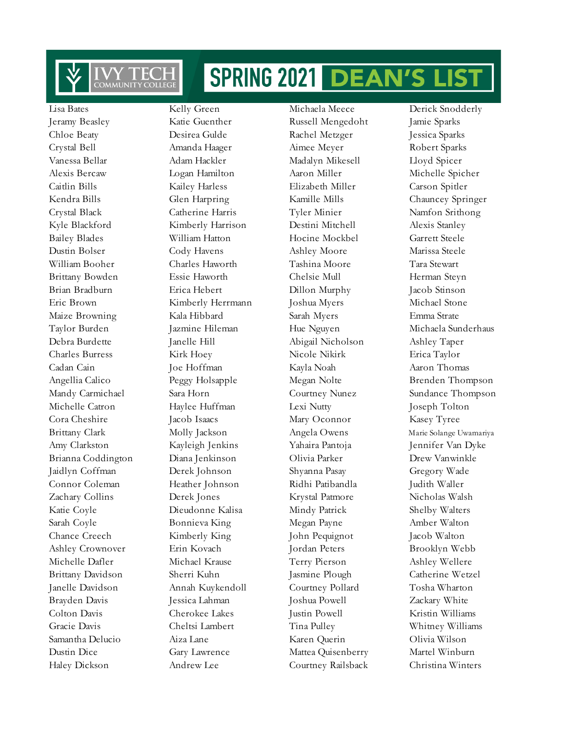# IVY TECH COMMUNITY COLLEGE — SPRING 2021 DEAN'S LIST

Lisa Bates
Jeramy Beasley
Chloe Beaty
Crystal Bell
Vanessa Bellar
Alexis Bercaw
Caitlin Bills
Kendra Bills
Crystal Black
Kyle Blackford
Bailey Blades
Dustin Bolser
William Booher
Brittany Bowden
Brian Bradburn
Eric Brown
Maize Browning
Taylor Burden
Debra Burdette
Charles Burress
Cadan Cain
Angellia Calico
Mandy Carmichael
Michelle Catron
Cora Cheshire
Brittany Clark
Amy Clarkston
Brianna Coddington
Jaidlyn Coffman
Connor Coleman
Zachary Collins
Katie Coyle
Sarah Coyle
Chance Creech
Ashley Crownover
Michelle Dafler
Brittany Davidson
Janelle Davidson
Brayden Davis
Colton Davis
Gracie Davis
Samantha Delucio
Dustin Dice
Haley Dickson

Kelly Green
Katie Guenther
Desirea Gulde
Amanda Haager
Adam Hackler
Logan Hamilton
Kailey Harless
Glen Harpring
Catherine Harris
Kimberly Harrison
William Hatton
Cody Havens
Charles Haworth
Essie Haworth
Erica Hebert
Kimberly Herrmann
Kala Hibbard
Jazmine Hileman
Janelle Hill
Kirk Hoey
Joe Hoffman
Peggy Holsapple
Sara Horn
Haylee Huffman
Jacob Isaacs
Molly Jackson
Kayleigh Jenkins
Diana Jenkinson
Derek Johnson
Heather Johnson
Derek Jones
Dieudonne Kalisa
Bonnieva King
Kimberly King
Erin Kovach
Michael Krause
Sherri Kuhn
Annah Kuykendoll
Jessica Lahman
Cherokee Lakes
Cheltsi Lambert
Aiza Lane
Gary Lawrence
Andrew Lee

Michaela Meece
Russell Mengedoht
Rachel Metzger
Aimee Meyer
Madalyn Mikesell
Aaron Miller
Elizabeth Miller
Kamille Mills
Tyler Minier
Destini Mitchell
Hocine Mockbel
Ashley Moore
Tashina Moore
Chelsie Mull
Dillon Murphy
Joshua Myers
Sarah Myers
Hue Nguyen
Abigail Nicholson
Nicole Nikirk
Kayla Noah
Megan Nolte
Courtney Nunez
Lexi Nutty
Mary Oconnor
Angela Owens
Yahaira Pantoja
Olivia Parker
Shyanna Pasay
Ridhi Patibandla
Krystal Patmore
Mindy Patrick
Megan Payne
John Pequignot
Jordan Peters
Terry Pierson
Jasmine Plough
Courtney Pollard
Joshua Powell
Justin Powell
Tina Pulley
Karen Querin
Mattea Quisenberry
Courtney Railsback

Derick Snodderly
Jamie Sparks
Jessica Sparks
Robert Sparks
Lloyd Spicer
Michelle Spicher
Carson Spitler
Chauncey Springer
Namfon Srithong
Alexis Stanley
Garrett Steele
Marissa Steele
Tara Stewart
Herman Steyn
Jacob Stinson
Michael Stone
Emma Strate
Michaela Sunderhaus
Ashley Taper
Erica Taylor
Aaron Thomas
Brenden Thompson
Sundance Thompson
Joseph Tolton
Kasey Tyree
Marie Solange Uwamariya
Jennifer Van Dyke
Drew Vanwinkle
Gregory Wade
Judith Waller
Nicholas Walsh
Shelby Walters
Amber Walton
Jacob Walton
Brooklyn Webb
Ashley Wellere
Catherine Wetzel
Tosha Wharton
Zackary White
Kristin Williams
Whitney Williams
Olivia Wilson
Martel Winburn
Christina Winters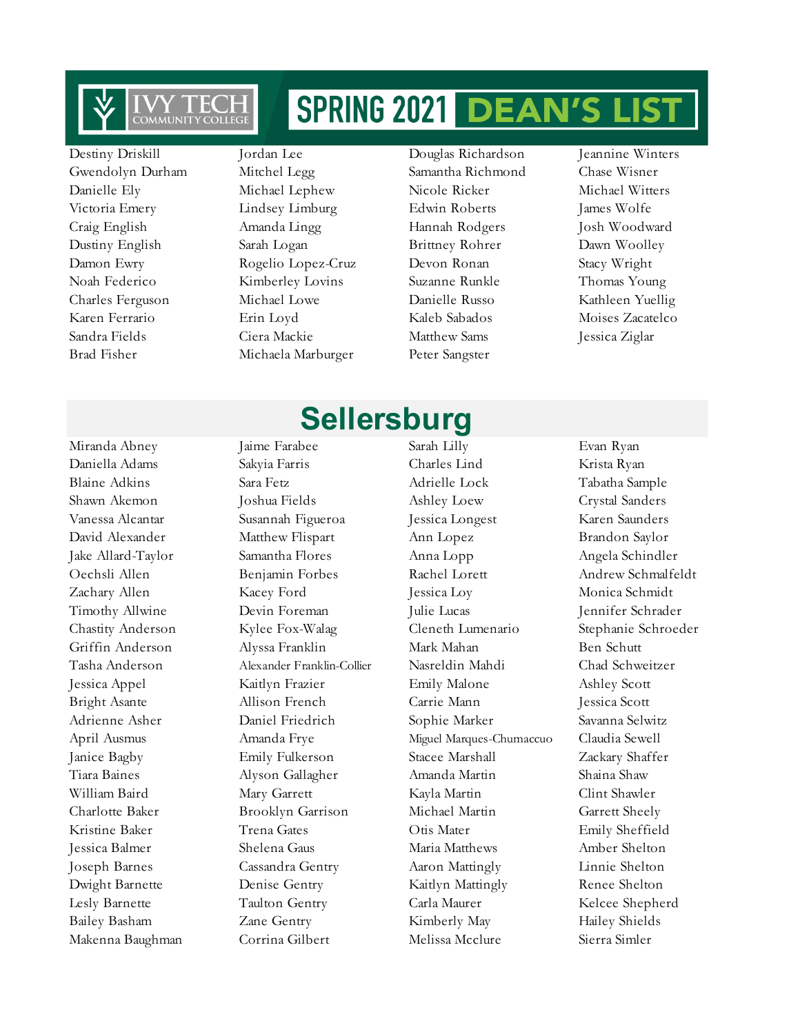# SPRING 2021 DEAN'S LIST

Destiny Driskill
Gwendolyn Durham
Danielle Ely
Victoria Emery
Craig English
Dustiny English
Damon Ewry
Noah Federico
Charles Ferguson
Karen Ferrario
Sandra Fields
Brad Fisher
Jordan Lee
Mitchel Legg
Michael Lephew
Lindsey Limburg
Amanda Lingg
Sarah Logan
Rogelio Lopez-Cruz
Kimberley Lovins
Michael Lowe
Erin Loyd
Ciera Mackie
Michaela Marburger
Douglas Richardson
Samantha Richmond
Nicole Ricker
Edwin Roberts
Hannah Rodgers
Brittney Rohrer
Devon Ronan
Suzanne Runkle
Danielle Russo
Kaleb Sabados
Matthew Sams
Peter Sangster
Jeannine Winters
Chase Wisner
Michael Witters
James Wolfe
Josh Woodward
Dawn Woolley
Stacy Wright
Thomas Young
Kathleen Yuellig
Moises Zacatelco
Jessica Ziglar

## Sellersburg

Miranda Abney
Daniella Adams
Blaine Adkins
Shawn Akemon
Vanessa Alcantar
David Alexander
Jake Allard-Taylor
Oechsli Allen
Zachary Allen
Timothy Allwine
Chastity Anderson
Griffin Anderson
Tasha Anderson
Jessica Appel
Bright Asante
Adrienne Asher
April Ausmus
Janice Bagby
Tiara Baines
William Baird
Charlotte Baker
Kristine Baker
Jessica Balmer
Joseph Barnes
Dwight Barnette
Lesly Barnette
Bailey Basham
Makenna Baughman
Jaime Farabee
Sakyia Farris
Sara Fetz
Joshua Fields
Susannah Figueroa
Matthew Flispart
Samantha Flores
Benjamin Forbes
Kacey Ford
Devin Foreman
Kylee Fox-Walag
Alyssa Franklin
Alexander Franklin-Collier
Kaitlyn Frazier
Allison French
Daniel Friedrich
Amanda Frye
Emily Fulkerson
Alyson Gallagher
Mary Garrett
Brooklyn Garrison
Trena Gates
Shelena Gaus
Cassandra Gentry
Denise Gentry
Taulton Gentry
Zane Gentry
Corrina Gilbert
Sarah Lilly
Charles Lind
Adrielle Lock
Ashley Loew
Jessica Longest
Ann Lopez
Anna Lopp
Rachel Lorett
Jessica Loy
Julie Lucas
Cleneth Lumenario
Mark Mahan
Nasreldin Mahdi
Emily Malone
Carrie Mann
Sophie Marker
Miguel Marques-Chumacuo
Stacee Marshall
Amanda Martin
Kayla Martin
Michael Martin
Otis Mater
Maria Matthews
Aaron Mattingly
Kaitlyn Mattingly
Carla Maurer
Kimberly May
Melissa Mcclure
Evan Ryan
Krista Ryan
Tabatha Sample
Crystal Sanders
Karen Saunders
Brandon Saylor
Angela Schindler
Andrew Schmalfeldt
Monica Schmidt
Jennifer Schrader
Stephanie Schroeder
Ben Schutt
Chad Schweitzer
Ashley Scott
Jessica Scott
Savanna Selwitz
Claudia Sewell
Zackary Shaffer
Shaina Shaw
Clint Shawler
Garrett Sheely
Emily Sheffield
Amber Shelton
Linnie Shelton
Renee Shelton
Kelcee Shepherd
Hailey Shields
Sierra Simler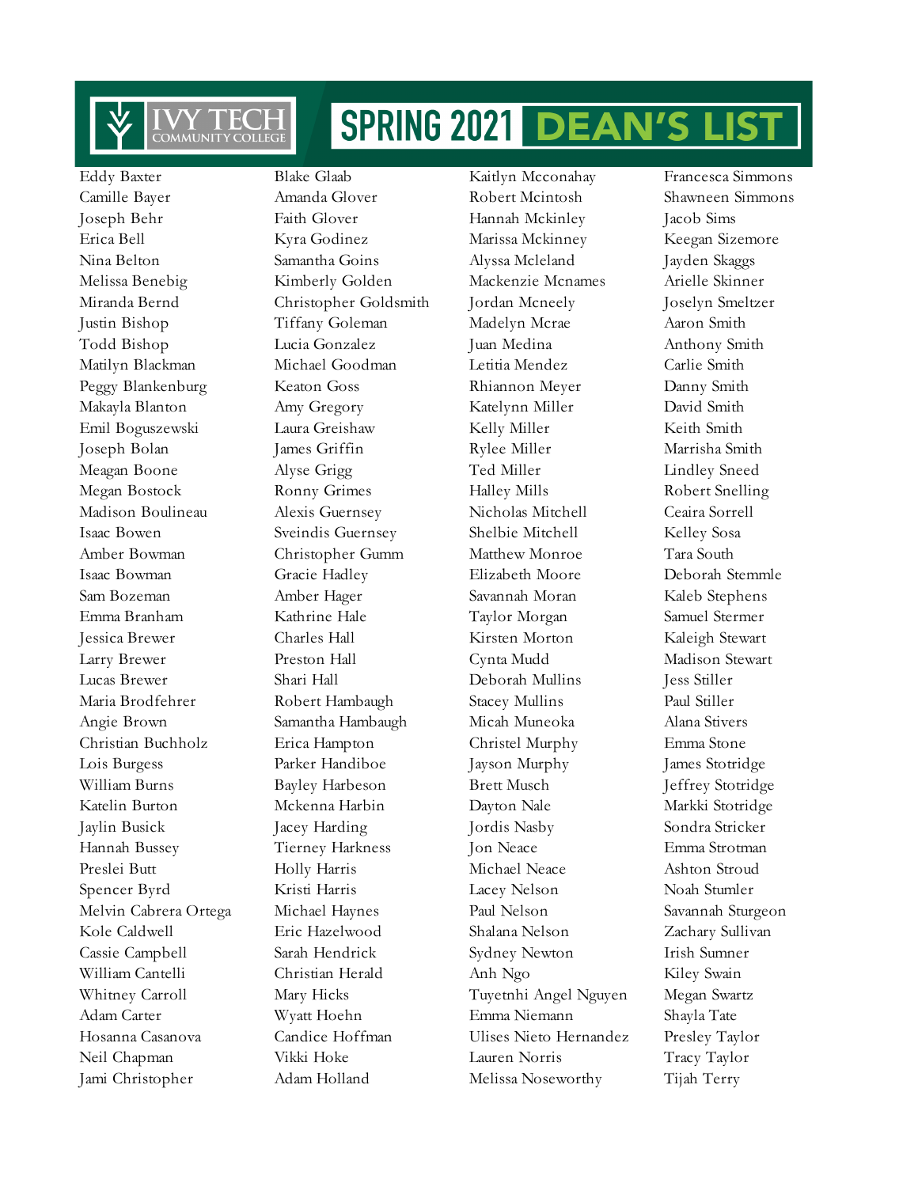# SPRING 2021 DEAN'S LIST

Eddy Baxter
Camille Bayer
Joseph Behr
Erica Bell
Nina Belton
Melissa Benebig
Miranda Bernd
Justin Bishop
Todd Bishop
Matilyn Blackman
Peggy Blankenburg
Makayla Blanton
Emil Boguszewski
Joseph Bolan
Meagan Boone
Megan Bostock
Madison Boulineau
Isaac Bowen
Amber Bowman
Isaac Bowman
Sam Bozeman
Emma Branham
Jessica Brewer
Larry Brewer
Lucas Brewer
Maria Brodfehrer
Angie Brown
Christian Buchholz
Lois Burgess
William Burns
Katelin Burton
Jaylin Busick
Hannah Bussey
Preslei Butt
Spencer Byrd
Melvin Cabrera Ortega
Kole Caldwell
Cassie Campbell
William Cantelli
Whitney Carroll
Adam Carter
Hosanna Casanova
Neil Chapman
Jami Christopher

Blake Glaab
Amanda Glover
Faith Glover
Kyra Godinez
Samantha Goins
Kimberly Golden
Christopher Goldsmith
Tiffany Goleman
Lucia Gonzalez
Michael Goodman
Keaton Goss
Amy Gregory
Laura Greishaw
James Griffin
Alyse Grigg
Ronny Grimes
Alexis Guernsey
Sveindis Guernsey
Christopher Gumm
Gracie Hadley
Amber Hager
Kathrine Hale
Charles Hall
Preston Hall
Shari Hall
Robert Hambaugh
Samantha Hambaugh
Erica Hampton
Parker Handiboe
Bayley Harbeson
Mckenna Harbin
Jacey Harding
Tierney Harkness
Holly Harris
Kristi Harris
Michael Haynes
Eric Hazelwood
Sarah Hendrick
Christian Herald
Mary Hicks
Wyatt Hoehn
Candice Hoffman
Vikki Hoke
Adam Holland

Kaitlyn Mcconahay
Robert Mcintosh
Hannah Mckinley
Marissa Mckinney
Alyssa Mcleland
Mackenzie Mcnames
Jordan Mcneely
Madelyn Mcrae
Juan Medina
Letitia Mendez
Rhiannon Meyer
Katelynn Miller
Kelly Miller
Rylee Miller
Ted Miller
Halley Mills
Nicholas Mitchell
Shelbie Mitchell
Matthew Monroe
Elizabeth Moore
Savannah Moran
Taylor Morgan
Kirsten Morton
Cynta Mudd
Deborah Mullins
Stacey Mullins
Micah Muneoka
Christel Murphy
Jayson Murphy
Brett Musch
Dayton Nale
Jordis Nasby
Jon Neace
Michael Neace
Lacey Nelson
Paul Nelson
Shalana Nelson
Sydney Newton
Anh Ngo
Tuyetnhi Angel Nguyen
Emma Niemann
Ulises Nieto Hernandez
Lauren Norris
Melissa Noseworthy

Francesca Simmons
Shawneen Simmons
Jacob Sims
Keegan Sizemore
Jayden Skaggs
Arielle Skinner
Joselyn Smeltzer
Aaron Smith
Anthony Smith
Carlie Smith
Danny Smith
David Smith
Keith Smith
Marrisha Smith
Lindley Sneed
Robert Snelling
Ceaira Sorrell
Kelley Sosa
Tara South
Deborah Stemmle
Kaleb Stephens
Samuel Stermer
Kaleigh Stewart
Madison Stewart
Jess Stiller
Paul Stiller
Alana Stivers
Emma Stone
James Stotridge
Jeffrey Stotridge
Markki Stotridge
Sondra Stricker
Emma Strotman
Ashton Stroud
Noah Stumler
Savannah Sturgeon
Zachary Sullivan
Irish Sumner
Kiley Swain
Megan Swartz
Shayla Tate
Presley Taylor
Tracy Taylor
Tijah Terry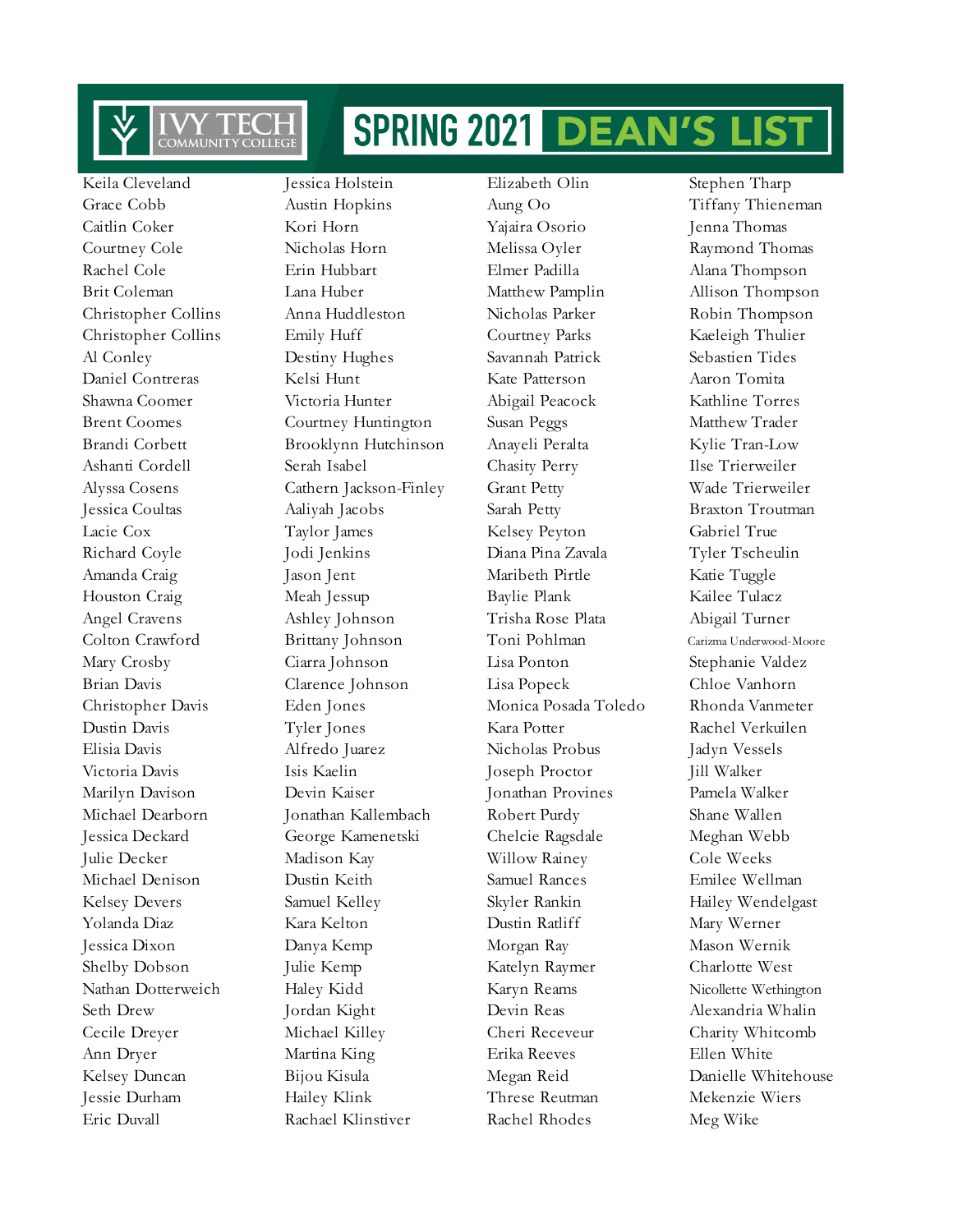# SPRING 2021 DEAN'S LIST

Keila Cleveland
Grace Cobb
Caitlin Coker
Courtney Cole
Rachel Cole
Brit Coleman
Christopher Collins
Christopher Collins
Al Conley
Daniel Contreras
Shawna Coomer
Brent Coomes
Brandi Corbett
Ashanti Cordell
Alyssa Cosens
Jessica Coultas
Lacie Cox
Richard Coyle
Amanda Craig
Houston Craig
Angel Cravens
Colton Crawford
Mary Crosby
Brian Davis
Christopher Davis
Dustin Davis
Elisia Davis
Victoria Davis
Marilyn Davison
Michael Dearborn
Jessica Deckard
Julie Decker
Michael Denison
Kelsey Devers
Yolanda Diaz
Jessica Dixon
Shelby Dobson
Nathan Dotterweich
Seth Drew
Cecile Dreyer
Ann Dryer
Kelsey Duncan
Jessie Durham
Eric Duvall

Jessica Holstein
Austin Hopkins
Kori Horn
Nicholas Horn
Erin Hubbart
Lana Huber
Anna Huddleston
Emily Huff
Destiny Hughes
Kelsi Hunt
Victoria Hunter
Courtney Huntington
Brooklynn Hutchinson
Serah Isabel
Cathern Jackson-Finley
Aaliyah Jacobs
Taylor James
Jodi Jenkins
Jason Jent
Meah Jessup
Ashley Johnson
Brittany Johnson
Ciarra Johnson
Clarence Johnson
Eden Jones
Tyler Jones
Alfredo Juarez
Isis Kaelin
Devin Kaiser
Jonathan Kallembach
George Kamenetski
Madison Kay
Dustin Keith
Samuel Kelley
Kara Kelton
Danya Kemp
Julie Kemp
Haley Kidd
Jordan Kight
Michael Killey
Martina King
Bijou Kisula
Hailey Klink
Rachael Klinstiver

Elizabeth Olin
Aung Oo
Yajaira Osorio
Melissa Oyler
Elmer Padilla
Matthew Pamplin
Nicholas Parker
Courtney Parks
Savannah Patrick
Kate Patterson
Abigail Peacock
Susan Peggs
Anayeli Peralta
Chasity Perry
Grant Petty
Sarah Petty
Kelsey Peyton
Diana Pina Zavala
Maribeth Pirtle
Baylie Plank
Trisha Rose Plata
Toni Pohlman
Lisa Ponton
Lisa Popeck
Monica Posada Toledo
Kara Potter
Nicholas Probus
Joseph Proctor
Jonathan Provines
Robert Purdy
Chelcie Ragsdale
Willow Rainey
Samuel Rances
Skyler Rankin
Dustin Ratliff
Morgan Ray
Katelyn Raymer
Karyn Reams
Devin Reas
Cheri Receveur
Erika Reeves
Megan Reid
Threse Reutman
Rachel Rhodes

Stephen Tharp
Tiffany Thieneman
Jenna Thomas
Raymond Thomas
Alana Thompson
Allison Thompson
Robin Thompson
Kaeleigh Thulier
Sebastien Tides
Aaron Tomita
Kathline Torres
Matthew Trader
Kylie Tran-Low
Ilse Trierweiler
Wade Trierweiler
Braxton Troutman
Gabriel True
Tyler Tscheulin
Katie Tuggle
Kailee Tulacz
Abigail Turner
Carizma Underwood-Moore
Stephanie Valdez
Chloe Vanhorn
Rhonda Vanmeter
Rachel Verkuilen
Jadyn Vessels
Jill Walker
Pamela Walker
Shane Wallen
Meghan Webb
Cole Weeks
Emilee Wellman
Hailey Wendelgast
Mary Werner
Mason Wernik
Charlotte West
Nicollette Wethington
Alexandria Whalin
Charity Whitcomb
Ellen White
Danielle Whitehouse
Mekenzie Wiers
Meg Wike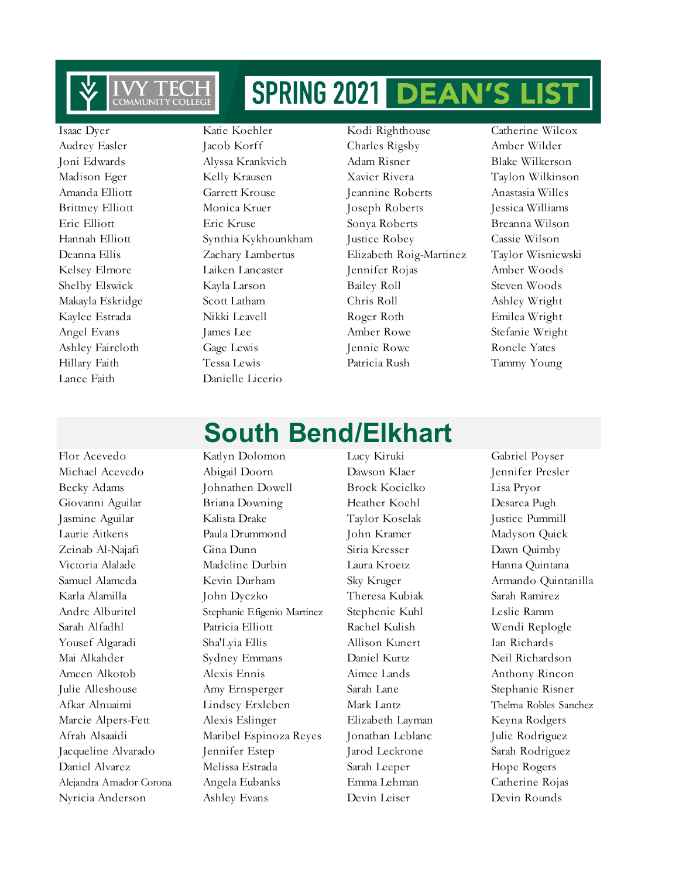# SPRING 2021 DEAN'S LIST

Isaac Dyer
Audrey Easler
Joni Edwards
Madison Eger
Amanda Elliott
Brittney Elliott
Eric Elliott
Hannah Elliott
Deanna Ellis
Kelsey Elmore
Shelby Elswick
Makayla Eskridge
Kaylee Estrada
Angel Evans
Ashley Faircloth
Hillary Faith
Lance Faith
Katie Koehler
Jacob Korff
Alyssa Krankvich
Kelly Krausen
Garrett Krouse
Monica Kruer
Eric Kruse
Synthia Kykhounkham
Zachary Lambertus
Laiken Lancaster
Kayla Larson
Scott Latham
Nikki Leavell
James Lee
Gage Lewis
Tessa Lewis
Danielle Licerio
Kodi Righthouse
Charles Rigsby
Adam Risner
Xavier Rivera
Jeannine Roberts
Joseph Roberts
Sonya Roberts
Justice Robey
Elizabeth Roig-Martinez
Jennifer Rojas
Bailey Roll
Chris Roll
Roger Roth
Amber Rowe
Jennie Rowe
Patricia Rush
Catherine Wilcox
Amber Wilder
Blake Wilkerson
Taylon Wilkinson
Anastasia Willes
Jessica Williams
Breanna Wilson
Cassie Wilson
Taylor Wisniewski
Amber Woods
Steven Woods
Ashley Wright
Emilea Wright
Stefanie Wright
Ronele Yates
Tammy Young

## South Bend/Elkhart

Flor Acevedo
Michael Acevedo
Becky Adams
Giovanni Aguilar
Jasmine Aguilar
Laurie Aitkens
Zeinab Al-Najafi
Victoria Alalade
Samuel Alameda
Karla Alamilla
Andre Alburitel
Sarah Alfadhl
Yousef Algaradi
Mai Alkahder
Ameen Alkotob
Julie Alleshouse
Afkar Alnuaimi
Marcie Alpers-Fett
Afrah Alsaaidi
Jacqueline Alvarado
Daniel Alvarez
Alejandra Amador Corona
Nyricia Anderson
Katlyn Dolomon
Abigail Doorn
Johnathen Dowell
Briana Downing
Kalista Drake
Paula Drummond
Gina Dunn
Madeline Durbin
Kevin Durham
John Dyczko
Stephanie Efigenio Martinez
Patricia Elliott
Sha'Lyia Ellis
Sydney Emmans
Alexis Ennis
Amy Ernsperger
Lindsey Erxleben
Alexis Eslinger
Maribel Espinoza Reyes
Jennifer Estep
Melissa Estrada
Angela Eubanks
Ashley Evans
Lucy Kiruki
Dawson Klaer
Brock Kocielko
Heather Koehl
Taylor Koselak
John Kramer
Siria Kresser
Laura Kroetz
Sky Kruger
Theresa Kubiak
Stephenie Kuhl
Rachel Kulish
Allison Kunert
Daniel Kurtz
Aimee Lands
Sarah Lane
Mark Lantz
Elizabeth Layman
Jonathan Leblanc
Jarod Leckrone
Sarah Leeper
Emma Lehman
Devin Leiser
Gabriel Poyser
Jennifer Presler
Lisa Pryor
Desarea Pugh
Justice Pummill
Madyson Quick
Dawn Quimby
Hanna Quintana
Armando Quintanilla
Sarah Ramirez
Leslie Ramm
Wendi Replogle
Ian Richards
Neil Richardson
Anthony Rincon
Stephanie Risner
Thelma Robles Sanchez
Keyna Rodgers
Julie Rodriguez
Sarah Rodriguez
Hope Rogers
Catherine Rojas
Devin Rounds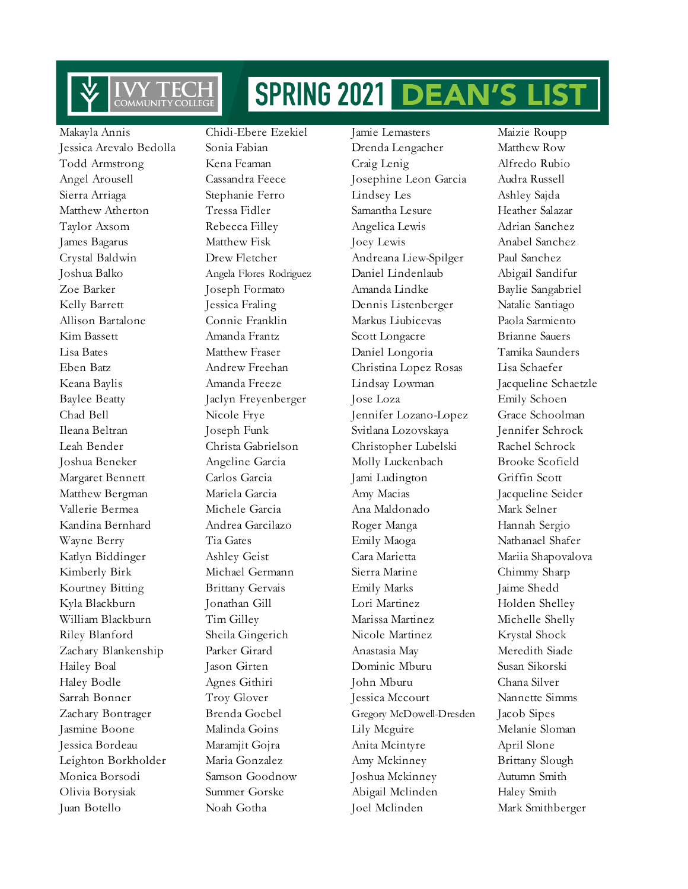# IVY TECH COMMUNITY COLLEGE SPRING 2021 DEAN'S LIST

Makayla Annis
Jessica Arevalo Bedolla
Todd Armstrong
Angel Arousell
Sierra Arriaga
Matthew Atherton
Taylor Axsom
James Bagarus
Crystal Baldwin
Joshua Balko
Zoe Barker
Kelly Barrett
Allison Bartalone
Kim Bassett
Lisa Bates
Eben Batz
Keana Baylis
Baylee Beatty
Chad Bell
Ileana Beltran
Leah Bender
Joshua Beneker
Margaret Bennett
Matthew Bergman
Vallerie Bermea
Kandina Bernhard
Wayne Berry
Katlyn Biddinger
Kimberly Birk
Kourtney Bitting
Kyla Blackburn
William Blackburn
Riley Blanford
Zachary Blankenship
Hailey Boal
Haley Bodle
Sarrah Bonner
Zachary Bontrager
Jasmine Boone
Jessica Bordeau
Leighton Borkholder
Monica Borsodi
Olivia Borysiak
Juan Botello

Chidi-Ebere Ezekiel
Sonia Fabian
Kena Feaman
Cassandra Feece
Stephanie Ferro
Tressa Fidler
Rebecca Filley
Matthew Fisk
Drew Fletcher
Angela Flores Rodriguez
Joseph Formato
Jessica Fraling
Connie Franklin
Amanda Frantz
Matthew Fraser
Andrew Freehan
Amanda Freeze
Jaclyn Freyenberger
Nicole Frye
Joseph Funk
Christa Gabrielson
Angeline Garcia
Carlos Garcia
Mariela Garcia
Michele Garcia
Andrea Garcilazo
Tia Gates
Ashley Geist
Michael Germann
Brittany Gervais
Jonathan Gill
Tim Gilley
Sheila Gingerich
Parker Girard
Jason Girten
Agnes Githiri
Troy Glover
Brenda Goebel
Malinda Goins
Maramjit Gojra
Maria Gonzalez
Samson Goodnow
Summer Gorske
Noah Gotha

Jamie Lemasters
Drenda Lengacher
Craig Lenig
Josephine Leon Garcia
Lindsey Les
Samantha Lesure
Angelica Lewis
Joey Lewis
Andreana Liew-Spilger
Daniel Lindenlaub
Amanda Lindke
Dennis Listenberger
Markus Liubicevas
Scott Longacre
Daniel Longoria
Christina Lopez Rosas
Lindsay Lowman
Jose Loza
Jennifer Lozano-Lopez
Svitlana Lozovskaya
Christopher Lubelski
Molly Luckenbach
Jami Ludington
Amy Macias
Ana Maldonado
Roger Manga
Emily Maoga
Cara Marietta
Sierra Marine
Emily Marks
Lori Martinez
Marissa Martinez
Nicole Martinez
Anastasia May
Dominic Mburu
John Mburu
Jessica Mccourt
Gregory McDowell-Dresden
Lily Mcguire
Anita Mcintyre
Amy Mckinney
Joshua Mckinney
Abigail Mclinden
Joel Mclinden

Maizie Roupp
Matthew Row
Alfredo Rubio
Audra Russell
Ashley Sajda
Heather Salazar
Adrian Sanchez
Anabel Sanchez
Paul Sanchez
Abigail Sandifur
Baylie Sangabriel
Natalie Santiago
Paola Sarmiento
Brianne Sauers
Tamika Saunders
Lisa Schaefer
Jacqueline Schaetzle
Emily Schoen
Grace Schoolman
Jennifer Schrock
Rachel Schrock
Brooke Scofield
Griffin Scott
Jacqueline Seider
Mark Selner
Hannah Sergio
Nathanael Shafer
Mariia Shapovalova
Chimmy Sharp
Jaime Shedd
Holden Shelley
Michelle Shelly
Krystal Shock
Meredith Siade
Susan Sikorski
Chana Silver
Nannette Simms
Jacob Sipes
Melanie Sloman
April Slone
Brittany Slough
Autumn Smith
Haley Smith
Mark Smithberger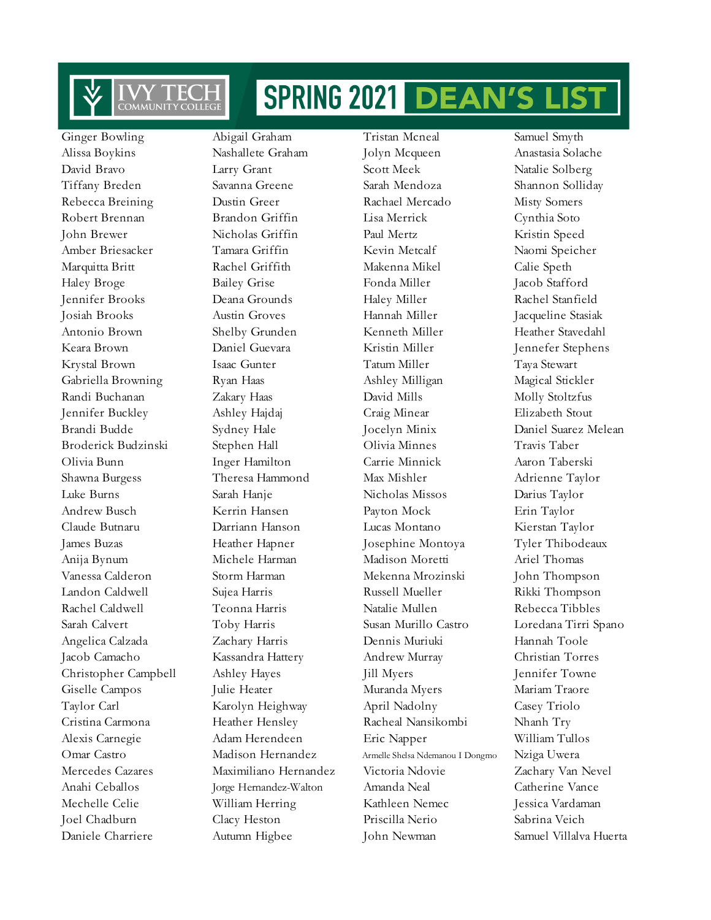# IVY TECH COMMUNITY COLLEGE SPRING 2021 DEAN'S LIST

Ginger Bowling
Alissa Boykins
David Bravo
Tiffany Breden
Rebecca Breining
Robert Brennan
John Brewer
Amber Briesacker
Marquitta Britt
Haley Broge
Jennifer Brooks
Josiah Brooks
Antonio Brown
Keara Brown
Krystal Brown
Gabriella Browning
Randi Buchanan
Jennifer Buckley
Brandi Budde
Broderick Budzinski
Olivia Bunn
Shawna Burgess
Luke Burns
Andrew Busch
Claude Butnaru
James Buzas
Anija Bynum
Vanessa Calderon
Landon Caldwell
Rachel Caldwell
Sarah Calvert
Angelica Calzada
Jacob Camacho
Christopher Campbell
Giselle Campos
Taylor Carl
Cristina Carmona
Alexis Carnegie
Omar Castro
Mercedes Cazares
Anahi Ceballos
Mechelle Celie
Joel Chadburn
Daniele Charriere

Abigail Graham
Nashallete Graham
Larry Grant
Savanna Greene
Dustin Greer
Brandon Griffin
Nicholas Griffin
Tamara Griffin
Rachel Griffith
Bailey Grise
Deana Grounds
Austin Groves
Shelby Grunden
Daniel Guevara
Isaac Gunter
Ryan Haas
Zakary Haas
Ashley Hajdaj
Sydney Hale
Stephen Hall
Inger Hamilton
Theresa Hammond
Sarah Hanje
Kerrin Hansen
Darriann Hanson
Heather Hapner
Michele Harman
Storm Harman
Sujea Harris
Teonna Harris
Toby Harris
Zachary Harris
Kassandra Hattery
Ashley Hayes
Julie Heater
Karolyn Heighway
Heather Hensley
Adam Herendeen
Madison Hernandez
Maximiliano Hernandez
Jorge Hernandez-Walton
William Herring
Clacy Heston
Autumn Higbee

Tristan Mcneal
Jolyn Mcqueen
Scott Meek
Sarah Mendoza
Rachael Mercado
Lisa Merrick
Paul Mertz
Kevin Metcalf
Makenna Mikel
Fonda Miller
Haley Miller
Hannah Miller
Kenneth Miller
Kristin Miller
Tatum Miller
Ashley Milligan
David Mills
Craig Minear
Jocelyn Minix
Olivia Minnes
Carrie Minnick
Max Mishler
Nicholas Missos
Payton Mock
Lucas Montano
Josephine Montoya
Madison Moretti
Mekenna Mrozinski
Russell Mueller
Natalie Mullen
Susan Murillo Castro
Dennis Muriuki
Andrew Murray
Jill Myers
Muranda Myers
April Nadolny
Racheal Nansikombi
Eric Napper
Armelle Shelsa Ndemanou I Dongmo
Victoria Ndovie
Amanda Neal
Kathleen Nemec
Priscilla Nerio
John Newman

Samuel Smyth
Anastasia Solache
Natalie Solberg
Shannon Solliday
Misty Somers
Cynthia Soto
Kristin Speed
Naomi Speicher
Calie Speth
Jacob Stafford
Rachel Stanfield
Jacqueline Stasiak
Heather Stavedahl
Jennefer Stephens
Taya Stewart
Magical Stickler
Molly Stoltzfus
Elizabeth Stout
Daniel Suarez Melean
Travis Taber
Aaron Taberski
Adrienne Taylor
Darius Taylor
Erin Taylor
Kierstan Taylor
Tyler Thibodeaux
Ariel Thomas
John Thompson
Rikki Thompson
Rebecca Tibbles
Loredana Tirri Spano
Hannah Toole
Christian Torres
Jennifer Towne
Mariam Traore
Casey Triolo
Nhanh Try
William Tullos
Nziga Uwera
Zachary Van Nevel
Catherine Vance
Jessica Vardaman
Sabrina Veich
Samuel Villalva Huerta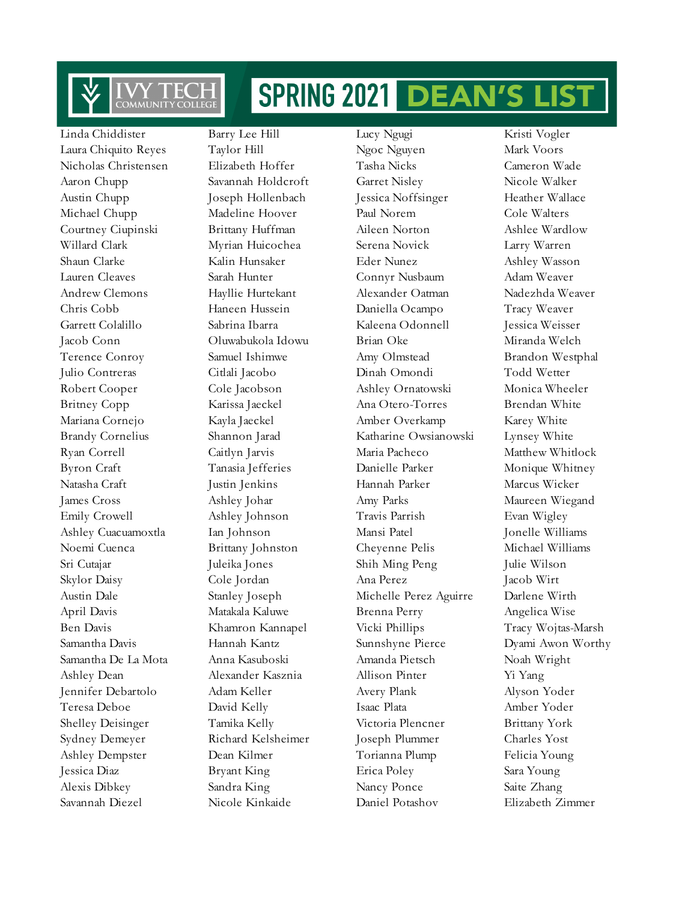# SPRING 2021 DEAN'S LIST

Ivy Tech Community College

Linda Chiddister
Laura Chiquito Reyes
Nicholas Christensen
Aaron Chupp
Austin Chupp
Michael Chupp
Courtney Ciupinski
Willard Clark
Shaun Clarke
Lauren Cleaves
Andrew Clemons
Chris Cobb
Garrett Colalillo
Jacob Conn
Terence Conroy
Julio Contreras
Robert Cooper
Britney Copp
Mariana Cornejo
Brandy Cornelius
Ryan Correll
Byron Craft
Natasha Craft
James Cross
Emily Crowell
Ashley Cuacuamoxtla
Noemi Cuenca
Sri Cutajar
Skylor Daisy
Austin Dale
April Davis
Ben Davis
Samantha Davis
Samantha De La Mota
Ashley Dean
Jennifer Debartolo
Teresa Deboe
Shelley Deisinger
Sydney Demeyer
Ashley Dempster
Jessica Diaz
Alexis Dibkey
Savannah Diezel
Barry Lee Hill
Taylor Hill
Elizabeth Hoffer
Savannah Holdcroft
Joseph Hollenbach
Madeline Hoover
Brittany Huffman
Myrian Huicochea
Kalin Hunsaker
Sarah Hunter
Hayllie Hurtekant
Haneen Hussein
Sabrina Ibarra
Oluwabukola Idowu
Samuel Ishimwe
Citlali Jacobo
Cole Jacobson
Karissa Jaeckel
Kayla Jaeckel
Shannon Jarad
Caitlyn Jarvis
Tanasia Jefferies
Justin Jenkins
Ashley Johar
Ashley Johnson
Ian Johnson
Brittany Johnston
Juleika Jones
Cole Jordan
Stanley Joseph
Matakala Kaluwe
Khamron Kannapel
Hannah Kantz
Anna Kasuboski
Alexander Kasznia
Adam Keller
David Kelly
Tamika Kelly
Richard Kelsheimer
Dean Kilmer
Bryant King
Sandra King
Nicole Kinkaide
Lucy Ngugi
Ngoc Nguyen
Tasha Nicks
Garret Nisley
Jessica Noffsinger
Paul Norem
Aileen Norton
Serena Novick
Eder Nunez
Connyr Nusbaum
Alexander Oatman
Daniella Ocampo
Kaleena Odonnell
Brian Oke
Amy Olmstead
Dinah Omondi
Ashley Ornatowski
Ana Otero-Torres
Amber Overkamp
Katharine Owsianowski
Maria Pacheco
Danielle Parker
Hannah Parker
Amy Parks
Travis Parrish
Mansi Patel
Cheyenne Pelis
Shih Ming Peng
Ana Perez
Michelle Perez Aguirre
Brenna Perry
Vicki Phillips
Sunnshyne Pierce
Amanda Pietsch
Allison Pinter
Avery Plank
Isaac Plata
Victoria Plencner
Joseph Plummer
Torianna Plump
Erica Poley
Nancy Ponce
Daniel Potashov
Kristi Vogler
Mark Voors
Cameron Wade
Nicole Walker
Heather Wallace
Cole Walters
Ashlee Wardlow
Larry Warren
Ashley Wasson
Adam Weaver
Nadezhda Weaver
Tracy Weaver
Jessica Weisser
Miranda Welch
Brandon Westphal
Todd Wetter
Monica Wheeler
Brendan White
Karey White
Lynsey White
Matthew Whitlock
Monique Whitney
Marcus Wicker
Maureen Wiegand
Evan Wigley
Jonelle Williams
Michael Williams
Julie Wilson
Jacob Wirt
Darlene Wirth
Angelica Wise
Tracy Wojtas-Marsh
Dyami Awon Worthy
Noah Wright
Yi Yang
Alyson Yoder
Amber Yoder
Brittany York
Charles Yost
Felicia Young
Sara Young
Saite Zhang
Elizabeth Zimmer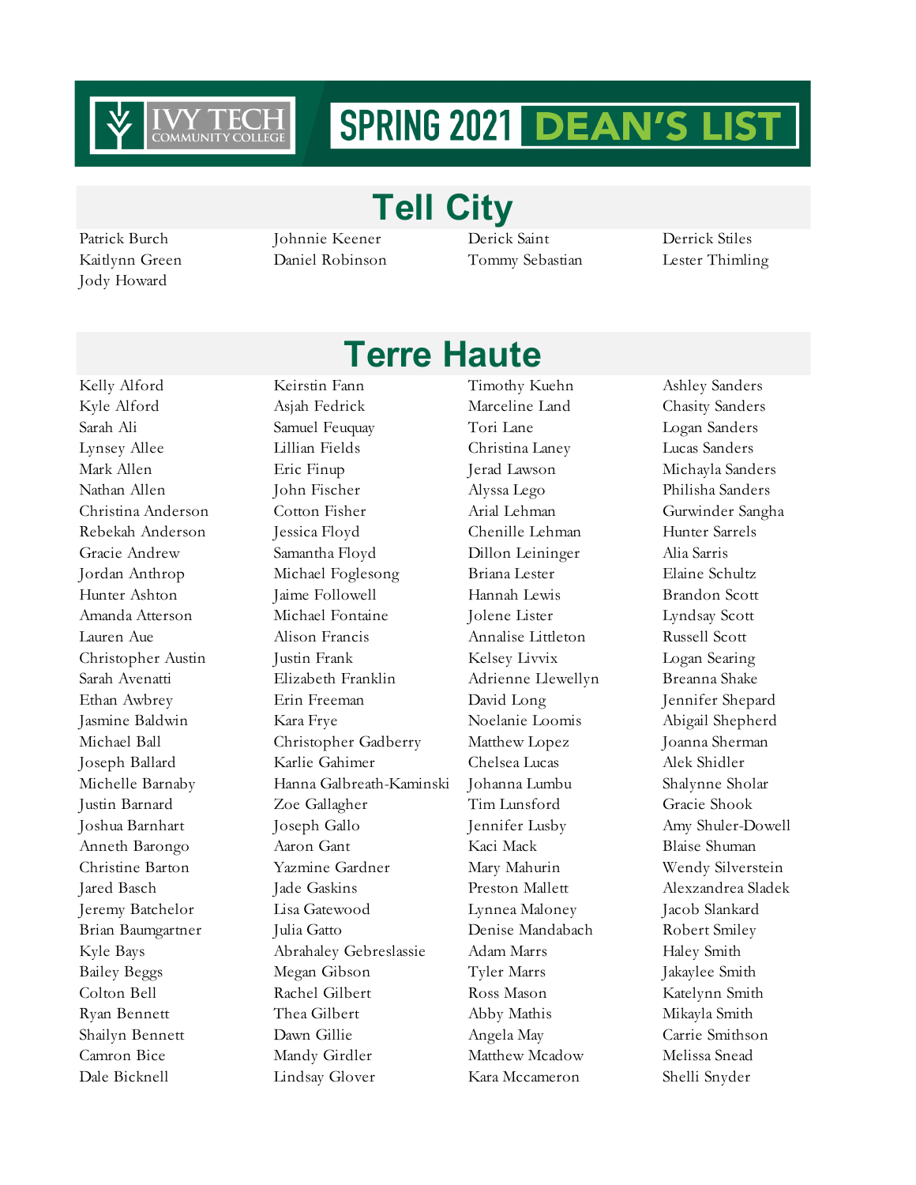# SPRING 2021 DEAN'S LIST

## Tell City

Patrick Burch
Kaitlynn Green
Jody Howard
Johnnie Keener
Daniel Robinson
Derick Saint
Tommy Sebastian
Derrick Stiles
Lester Thimling

## Terre Haute

Kelly Alford
Kyle Alford
Sarah Ali
Lynsey Allee
Mark Allen
Nathan Allen
Christina Anderson
Rebekah Anderson
Gracie Andrew
Jordan Anthrop
Hunter Ashton
Amanda Atterson
Lauren Aue
Christopher Austin
Sarah Avenatti
Ethan Awbrey
Jasmine Baldwin
Michael Ball
Joseph Ballard
Michelle Barnaby
Justin Barnard
Joshua Barnhart
Anneth Barongo
Christine Barton
Jared Basch
Jeremy Batchelor
Brian Baumgartner
Kyle Bays
Bailey Beggs
Colton Bell
Ryan Bennett
Shailyn Bennett
Camron Bice
Dale Bicknell
Keirstin Fann
Asjah Fedrick
Samuel Feuquay
Lillian Fields
Eric Finup
John Fischer
Cotton Fisher
Jessica Floyd
Samantha Floyd
Michael Foglesong
Jaime Followell
Michael Fontaine
Alison Francis
Justin Frank
Elizabeth Franklin
Erin Freeman
Kara Frye
Christopher Gadberry
Karlie Gahimer
Hanna Galbreath-Kaminski
Zoe Gallagher
Joseph Gallo
Aaron Gant
Yazmine Gardner
Jade Gaskins
Lisa Gatewood
Julia Gatto
Abrahaley Gebreslassie
Megan Gibson
Rachel Gilbert
Thea Gilbert
Dawn Gillie
Mandy Girdler
Lindsay Glover
Timothy Kuehn
Marceline Land
Tori Lane
Christina Laney
Jerad Lawson
Alyssa Lego
Arial Lehman
Chenille Lehman
Dillon Leininger
Briana Lester
Hannah Lewis
Jolene Lister
Annalise Littleton
Kelsey Livvix
Adrienne Llewellyn
David Long
Noelanie Loomis
Matthew Lopez
Chelsea Lucas
Johanna Lumbu
Tim Lunsford
Jennifer Lusby
Kaci Mack
Mary Mahurin
Preston Mallett
Lynnea Maloney
Denise Mandabach
Adam Marrs
Tyler Marrs
Ross Mason
Abby Mathis
Angela May
Matthew Mcadow
Kara Mccameron
Ashley Sanders
Chasity Sanders
Logan Sanders
Lucas Sanders
Michayla Sanders
Philisha Sanders
Gurwinder Sangha
Hunter Sarrels
Alia Sarris
Elaine Schultz
Brandon Scott
Lyndsay Scott
Russell Scott
Logan Searing
Breanna Shake
Jennifer Shepard
Abigail Shepherd
Joanna Sherman
Alek Shidler
Shalynne Sholar
Gracie Shook
Amy Shuler-Dowell
Blaise Shuman
Wendy Silverstein
Alexzandrea Sladek
Jacob Slankard
Robert Smiley
Haley Smith
Jakaylee Smith
Katelynn Smith
Mikayla Smith
Carrie Smithson
Melissa Snead
Shelli Snyder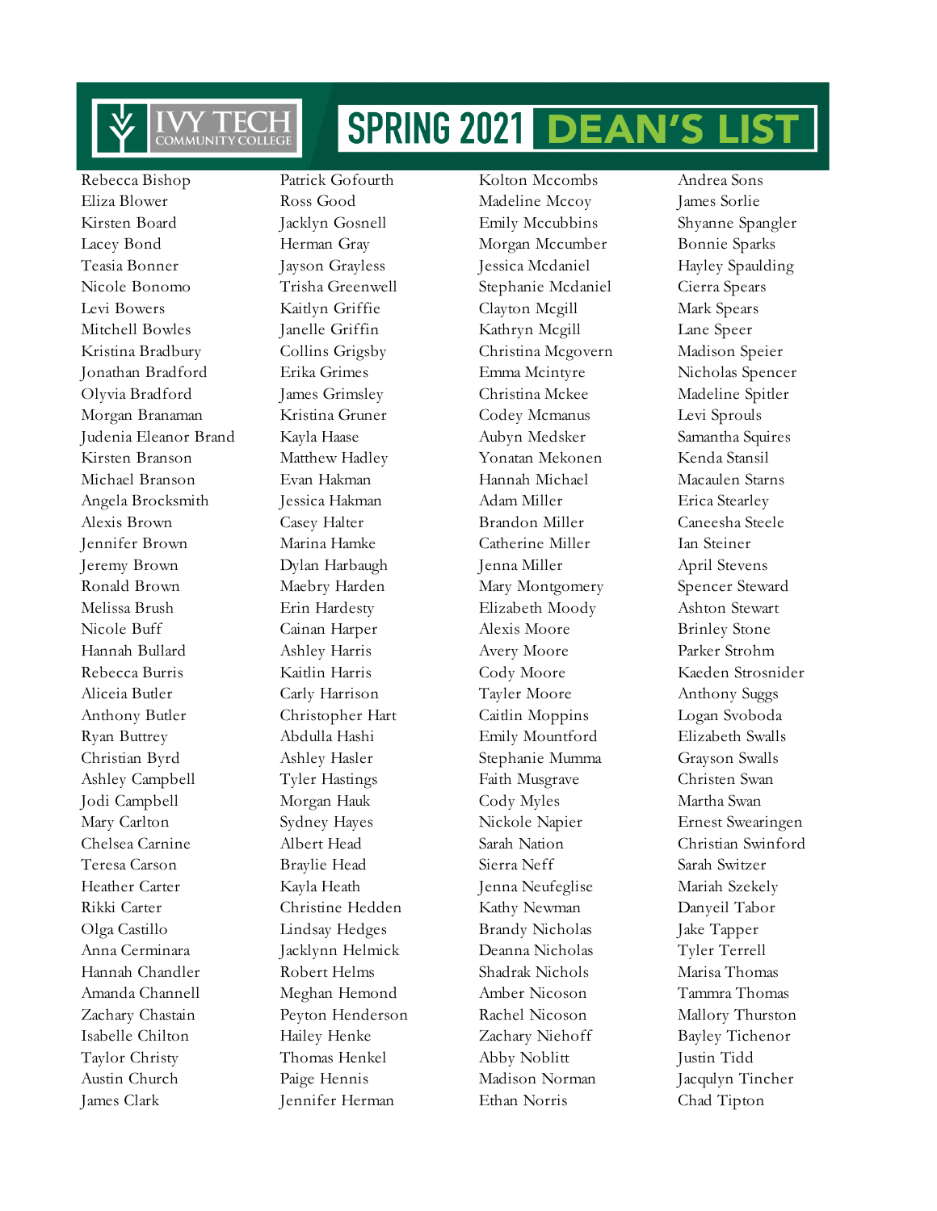# SPRING 2021 DEAN'S LIST

Rebecca Bishop
Eliza Blower
Kirsten Board
Lacey Bond
Teasia Bonner
Nicole Bonomo
Levi Bowers
Mitchell Bowles
Kristina Bradbury
Jonathan Bradford
Olyvia Bradford
Morgan Branaman
Judenia Eleanor Brand
Kirsten Branson
Michael Branson
Angela Brocksmith
Alexis Brown
Jennifer Brown
Jeremy Brown
Ronald Brown
Melissa Brush
Nicole Buff
Hannah Bullard
Rebecca Burris
Aliceia Butler
Anthony Butler
Ryan Buttrey
Christian Byrd
Ashley Campbell
Jodi Campbell
Mary Carlton
Chelsea Carnine
Teresa Carson
Heather Carter
Rikki Carter
Olga Castillo
Anna Cerminara
Hannah Chandler
Amanda Channell
Zachary Chastain
Isabelle Chilton
Taylor Christy
Austin Church
James Clark

Patrick Gofourth
Ross Good
Jacklyn Gosnell
Herman Gray
Jayson Grayless
Trisha Greenwell
Kaitlyn Griffie
Janelle Griffin
Collins Grigsby
Erika Grimes
James Grimsley
Kristina Gruner
Kayla Haase
Matthew Hadley
Evan Hakman
Jessica Hakman
Casey Halter
Marina Hamke
Dylan Harbaugh
Maebry Harden
Erin Hardesty
Cainan Harper
Ashley Harris
Kaitlin Harris
Carly Harrison
Christopher Hart
Abdulla Hashi
Ashley Hasler
Tyler Hastings
Morgan Hauk
Sydney Hayes
Albert Head
Braylie Head
Kayla Heath
Christine Hedden
Lindsay Hedges
Jacklynn Helmick
Robert Helms
Meghan Hemond
Peyton Henderson
Hailey Henke
Thomas Henkel
Paige Hennis
Jennifer Herman

Kolton Mccombs
Madeline Mccoy
Emily Mccubbins
Morgan Mccumber
Jessica Mcdaniel
Stephanie Mcdaniel
Clayton Mcgill
Kathryn Mcgill
Christina Mcgovern
Emma Mcintyre
Christina Mckee
Codey Mcmanus
Aubyn Medsker
Yonatan Mekonen
Hannah Michael
Adam Miller
Brandon Miller
Catherine Miller
Jenna Miller
Mary Montgomery
Elizabeth Moody
Alexis Moore
Avery Moore
Cody Moore
Tayler Moore
Caitlin Moppins
Emily Mountford
Stephanie Mumma
Faith Musgrave
Cody Myles
Nickole Napier
Sarah Nation
Sierra Neff
Jenna Neufeglise
Kathy Newman
Brandy Nicholas
Deanna Nicholas
Shadrak Nichols
Amber Nicoson
Rachel Nicoson
Zachary Niehoff
Abby Noblitt
Madison Norman
Ethan Norris

Andrea Sons
James Sorlie
Shyanne Spangler
Bonnie Sparks
Hayley Spaulding
Cierra Spears
Mark Spears
Lane Speer
Madison Speier
Nicholas Spencer
Madeline Spitler
Levi Sprouls
Samantha Squires
Kenda Stansil
Macaulen Starns
Erica Stearley
Caneesha Steele
Ian Steiner
April Stevens
Spencer Steward
Ashton Stewart
Brinley Stone
Parker Strohm
Kaeden Strosnider
Anthony Suggs
Logan Svoboda
Elizabeth Swalls
Grayson Swalls
Christen Swan
Martha Swan
Ernest Swearingen
Christian Swinford
Sarah Switzer
Mariah Szekely
Danyeil Tabor
Jake Tapper
Tyler Terrell
Marisa Thomas
Tammra Thomas
Mallory Thurston
Bayley Tichenor
Justin Tidd
Jacqulyn Tincher
Chad Tipton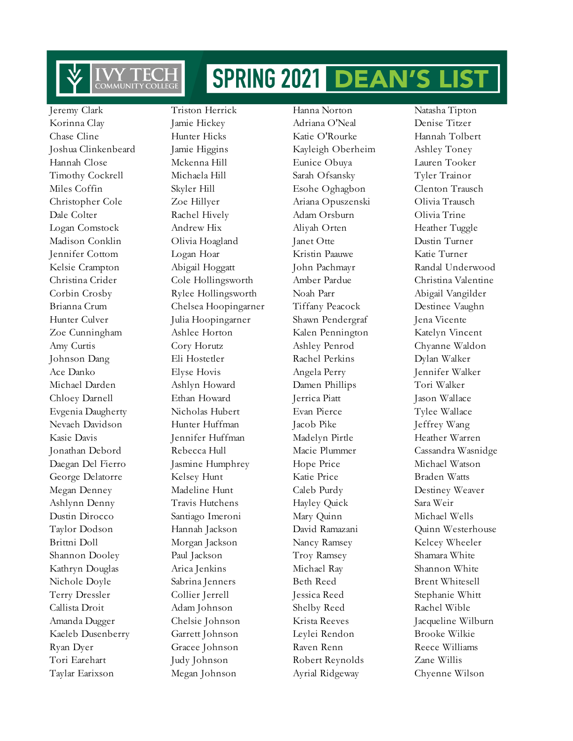# IVY TECH COMMUNITY COLLEGE SPRING 2021 DEAN'S LIST

Jeremy Clark
Korinna Clay
Chase Cline
Joshua Clinkenbeard
Hannah Close
Timothy Cockrell
Miles Coffin
Christopher Cole
Dale Colter
Logan Comstock
Madison Conklin
Jennifer Cottom
Kelsie Crampton
Christina Crider
Corbin Crosby
Brianna Crum
Hunter Culver
Zoe Cunningham
Amy Curtis
Johnson Dang
Ace Danko
Michael Darden
Chloey Darnell
Evgenia Daugherty
Nevaeh Davidson
Kasie Davis
Jonathan Debord
Daegan Del Fierro
George Delatorre
Megan Denney
Ashlynn Denny
Dustin Dirocco
Taylor Dodson
Brittni Doll
Shannon Dooley
Kathryn Douglas
Nichole Doyle
Terry Dressler
Callista Droit
Amanda Dugger
Kaeleb Dusenberry
Ryan Dyer
Tori Earehart
Taylar Earixson

Triston Herrick
Jamie Hickey
Hunter Hicks
Jamie Higgins
Mckenna Hill
Michaela Hill
Skyler Hill
Zoe Hillyer
Rachel Hively
Andrew Hix
Olivia Hoagland
Logan Hoar
Abigail Hoggatt
Cole Hollingsworth
Rylee Hollingsworth
Chelsea Hoopingarner
Julia Hoopingarner
Ashlee Horton
Cory Horutz
Eli Hostetler
Elyse Hovis
Ashlyn Howard
Ethan Howard
Nicholas Hubert
Hunter Huffman
Jennifer Huffman
Rebecca Hull
Jasmine Humphrey
Kelsey Hunt
Madeline Hunt
Travis Hutchens
Santiago Imeroni
Hannah Jackson
Morgan Jackson
Paul Jackson
Arica Jenkins
Sabrina Jenners
Collier Jerrell
Adam Johnson
Chelsie Johnson
Garrett Johnson
Gracee Johnson
Judy Johnson
Megan Johnson

Hanna Norton
Adriana O'Neal
Katie O'Rourke
Kayleigh Oberheim
Eunice Obuya
Sarah Ofsansky
Esohe Oghagbon
Ariana Opuszenski
Adam Orsburn
Aliyah Orten
Janet Otte
Kristin Paauwe
John Pachmayr
Amber Pardue
Noah Parr
Tiffany Peacock
Shawn Pendergraf
Kalen Pennington
Ashley Penrod
Rachel Perkins
Angela Perry
Damen Phillips
Jerrica Piatt
Evan Pierce
Jacob Pike
Madelyn Pirtle
Macie Plummer
Hope Price
Katie Price
Caleb Purdy
Hayley Quick
Mary Quinn
David Ramazani
Nancy Ramsey
Troy Ramsey
Michael Ray
Beth Reed
Jessica Reed
Shelby Reed
Krista Reeves
Leylei Rendon
Raven Renn
Robert Reynolds
Ayrial Ridgeway

Natasha Tipton
Denise Titzer
Hannah Tolbert
Ashley Toney
Lauren Tooker
Tyler Trainor
Clenton Trausch
Olivia Trausch
Olivia Trine
Heather Tuggle
Dustin Turner
Katie Turner
Randal Underwood
Christina Valentine
Abigail Vangilder
Destinee Vaughn
Jena Vicente
Katelyn Vincent
Chyanne Waldon
Dylan Walker
Jennifer Walker
Tori Walker
Jason Wallace
Tylee Wallace
Jeffrey Wang
Heather Warren
Cassandra Wasnidge
Michael Watson
Braden Watts
Destiney Weaver
Sara Weir
Michael Wells
Quinn Westerhouse
Kelcey Wheeler
Shamara White
Shannon White
Brent Whitesell
Stephanie Whitt
Rachel Wible
Jacqueline Wilburn
Brooke Wilkie
Reece Williams
Zane Willis
Chyenne Wilson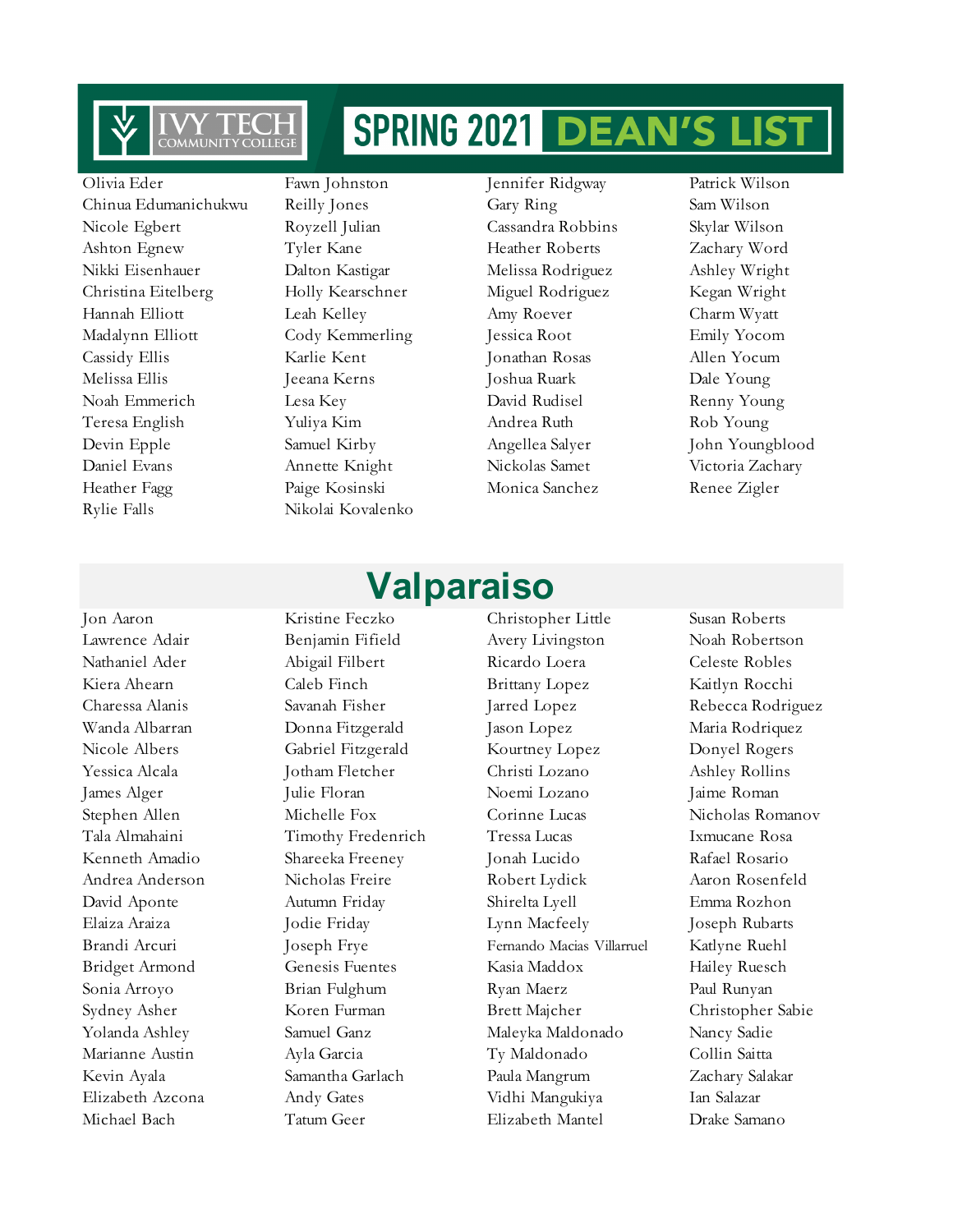# IVY TECH COMMUNITY COLLEGE SPRING 2021 DEAN'S LIST

Olivia Eder
Chinua Edumanichukwu
Nicole Egbert
Ashton Egnew
Nikki Eisenhauer
Christina Eitelberg
Hannah Elliott
Madalynn Elliott
Cassidy Ellis
Melissa Ellis
Noah Emmerich
Teresa English
Devin Epple
Daniel Evans
Heather Fagg
Rylie Falls
Fawn Johnston
Reilly Jones
Royzell Julian
Tyler Kane
Dalton Kastigar
Holly Kearschner
Leah Kelley
Cody Kemmerling
Karlie Kent
Jeeana Kerns
Lesa Key
Yuliya Kim
Samuel Kirby
Annette Knight
Paige Kosinski
Nikolai Kovalenko
Jennifer Ridgway
Gary Ring
Cassandra Robbins
Heather Roberts
Melissa Rodriguez
Miguel Rodriguez
Amy Roever
Jessica Root
Jonathan Rosas
Joshua Ruark
David Rudisel
Andrea Ruth
Angellea Salyer
Nickolas Samet
Monica Sanchez
Patrick Wilson
Sam Wilson
Skylar Wilson
Zachary Word
Ashley Wright
Kegan Wright
Charm Wyatt
Emily Yocom
Allen Yocum
Dale Young
Renny Young
Rob Young
John Youngblood
Victoria Zachary
Renee Zigler

## Valparaiso

Jon Aaron
Lawrence Adair
Nathaniel Ader
Kiera Ahearn
Charessa Alanis
Wanda Albarran
Nicole Albers
Yessica Alcala
James Alger
Stephen Allen
Tala Almahaini
Kenneth Amadio
Andrea Anderson
David Aponte
Elaiza Araiza
Brandi Arcuri
Bridget Armond
Sonia Arroyo
Sydney Asher
Yolanda Ashley
Marianne Austin
Kevin Ayala
Elizabeth Azcona
Michael Bach
Kristine Feczko
Benjamin Fifield
Abigail Filbert
Caleb Finch
Savanah Fisher
Donna Fitzgerald
Gabriel Fitzgerald
Jotham Fletcher
Julie Floran
Michelle Fox
Timothy Fredenrich
Shareeka Freeney
Nicholas Freire
Autumn Friday
Jodie Friday
Joseph Frye
Genesis Fuentes
Brian Fulghum
Koren Furman
Samuel Ganz
Ayla Garcia
Samantha Garlach
Andy Gates
Tatum Geer
Christopher Little
Avery Livingston
Ricardo Loera
Brittany Lopez
Jarred Lopez
Jason Lopez
Kourtney Lopez
Christi Lozano
Noemi Lozano
Corinne Lucas
Tressa Lucas
Jonah Lucido
Robert Lydick
Shirelta Lyell
Lynn Macfeely
Fernando Macias Villarruel
Kasia Maddox
Ryan Maerz
Brett Majcher
Maleyka Maldonado
Ty Maldonado
Paula Mangrum
Vidhi Mangukiya
Elizabeth Mantel
Susan Roberts
Noah Robertson
Celeste Robles
Kaitlyn Rocchi
Rebecca Rodriguez
Maria Rodriquez
Donyel Rogers
Ashley Rollins
Jaime Roman
Nicholas Romanov
Ixmucane Rosa
Rafael Rosario
Aaron Rosenfeld
Emma Rozhon
Joseph Rubarts
Katlyne Ruehl
Hailey Ruesch
Paul Runyan
Christopher Sabie
Nancy Sadie
Collin Saitta
Zachary Salakar
Ian Salazar
Drake Samano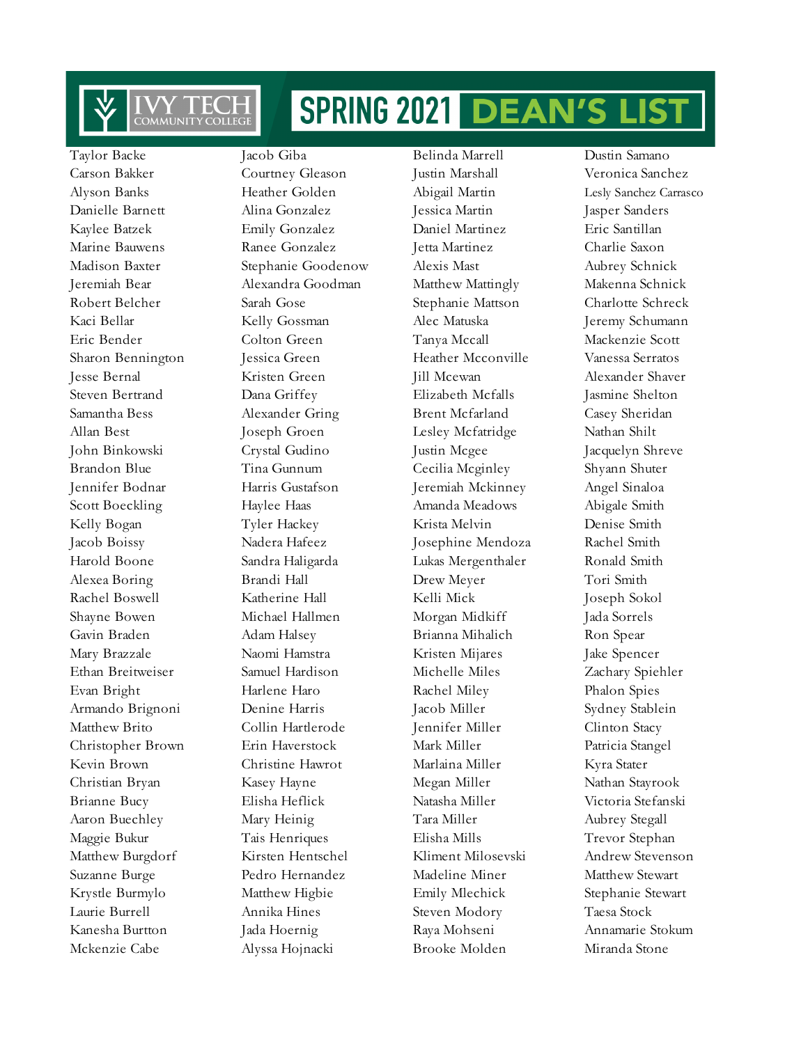# IVY TECH COMMUNITY COLLEGE SPRING 2021 DEAN'S LIST

Taylor Backe
Carson Bakker
Alyson Banks
Danielle Barnett
Kaylee Batzek
Marine Bauwens
Madison Baxter
Jeremiah Bear
Robert Belcher
Kaci Bellar
Eric Bender
Sharon Bennington
Jesse Bernal
Steven Bertrand
Samantha Bess
Allan Best
John Binkowski
Brandon Blue
Jennifer Bodnar
Scott Boeckling
Kelly Bogan
Jacob Boissy
Harold Boone
Alexea Boring
Rachel Boswell
Shayne Bowen
Gavin Braden
Mary Brazzale
Ethan Breitweiser
Evan Bright
Armando Brignoni
Matthew Brito
Christopher Brown
Kevin Brown
Christian Bryan
Brianne Bucy
Aaron Buechley
Maggie Bukur
Matthew Burgdorf
Suzanne Burge
Krystle Burmylo
Laurie Burrell
Kanesha Burtton
Mckenzie Cabe

Jacob Giba
Courtney Gleason
Heather Golden
Alina Gonzalez
Emily Gonzalez
Ranee Gonzalez
Stephanie Goodenow
Alexandra Goodman
Sarah Gose
Kelly Gossman
Colton Green
Jessica Green
Kristen Green
Dana Griffey
Alexander Gring
Joseph Groen
Crystal Gudino
Tina Gunnum
Harris Gustafson
Haylee Haas
Tyler Hackey
Nadera Hafeez
Sandra Haligarda
Brandi Hall
Katherine Hall
Michael Hallmen
Adam Halsey
Naomi Hamstra
Samuel Hardison
Harlene Haro
Denine Harris
Collin Hartlerode
Erin Haverstock
Christine Hawrot
Kasey Hayne
Elisha Heflick
Mary Heinig
Tais Henriques
Kirsten Hentschel
Pedro Hernandez
Matthew Higbie
Annika Hines
Jada Hoernig
Alyssa Hojnacki

Belinda Marrell
Justin Marshall
Abigail Martin
Jessica Martin
Daniel Martinez
Jetta Martinez
Alexis Mast
Matthew Mattingly
Stephanie Mattson
Alec Matuska
Tanya Mccall
Heather Mcconville
Jill Mcewan
Elizabeth Mcfalls
Brent Mcfarland
Lesley Mcfatridge
Justin Mcgee
Cecilia Mcginley
Jeremiah Mckinney
Amanda Meadows
Krista Melvin
Josephine Mendoza
Lukas Mergenthaler
Drew Meyer
Kelli Mick
Morgan Midkiff
Brianna Mihalich
Kristen Mijares
Michelle Miles
Rachel Miley
Jacob Miller
Jennifer Miller
Mark Miller
Marlaina Miller
Megan Miller
Natasha Miller
Tara Miller
Elisha Mills
Kliment Milosevski
Madeline Miner
Emily Mlechick
Steven Modory
Raya Mohseni
Brooke Molden

Dustin Samano
Veronica Sanchez
Lesly Sanchez Carrasco
Jasper Sanders
Eric Santillan
Charlie Saxon
Aubrey Schnick
Makenna Schnick
Charlotte Schreck
Jeremy Schumann
Mackenzie Scott
Vanessa Serratos
Alexander Shaver
Jasmine Shelton
Casey Sheridan
Nathan Shilt
Jacquelyn Shreve
Shyann Shuter
Angel Sinaloa
Abigale Smith
Denise Smith
Rachel Smith
Ronald Smith
Tori Smith
Joseph Sokol
Jada Sorrels
Ron Spear
Jake Spencer
Zachary Spiehler
Phalon Spies
Sydney Stablein
Clinton Stacy
Patricia Stangel
Kyra Stater
Nathan Stayrook
Victoria Stefanski
Aubrey Stegall
Trevor Stephan
Andrew Stevenson
Matthew Stewart
Stephanie Stewart
Taesa Stock
Annamarie Stokum
Miranda Stone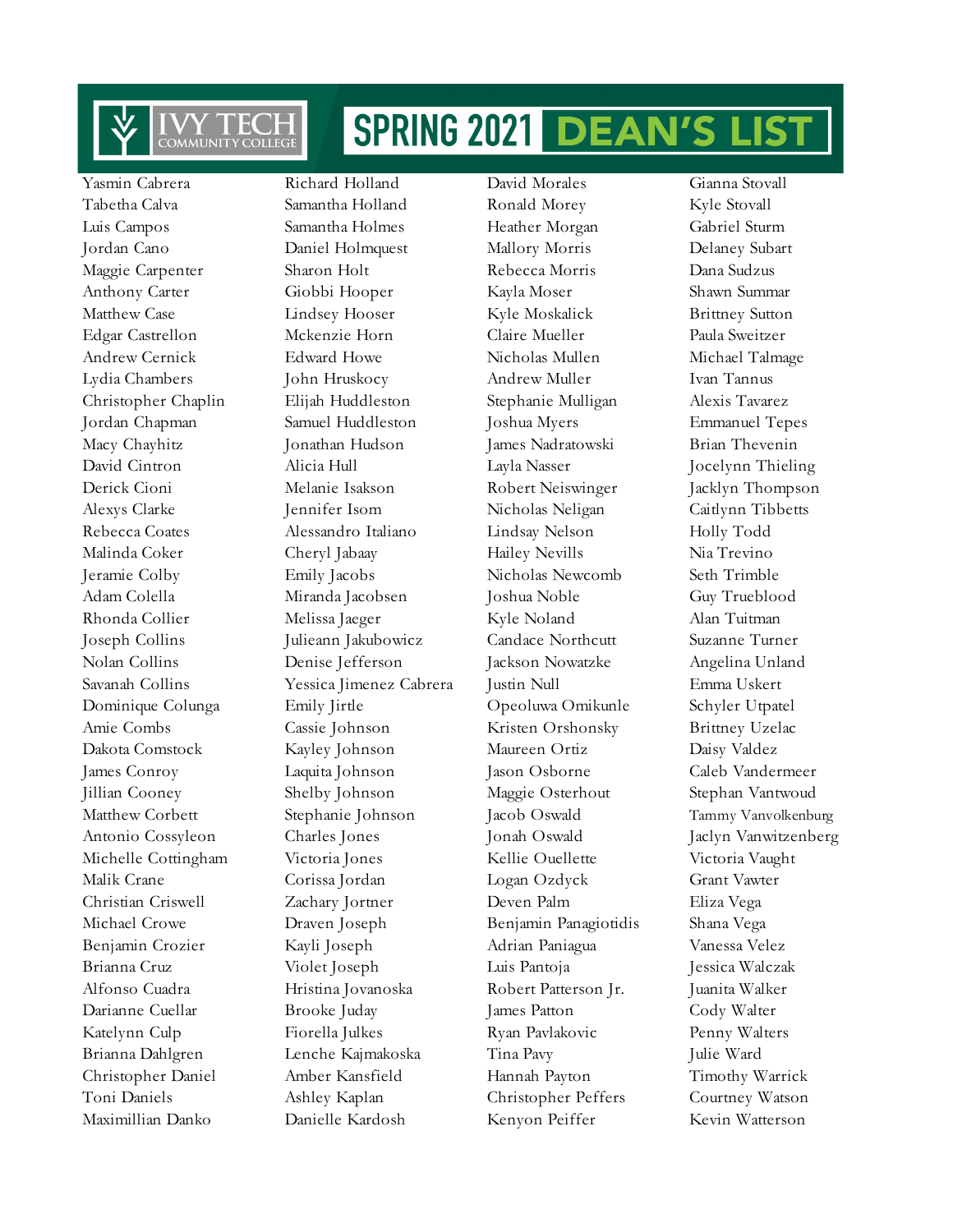# IVY TECH COMMUNITY COLLEGE SPRING 2021 DEAN'S LIST

Yasmin Cabrera
Tabetha Calva
Luis Campos
Jordan Cano
Maggie Carpenter
Anthony Carter
Matthew Case
Edgar Castrellon
Andrew Cernick
Lydia Chambers
Christopher Chaplin
Jordan Chapman
Macy Chayhitz
David Cintron
Derick Cioni
Alexys Clarke
Rebecca Coates
Malinda Coker
Jeramie Colby
Adam Colella
Rhonda Collier
Joseph Collins
Nolan Collins
Savanah Collins
Dominique Colunga
Amie Combs
Dakota Comstock
James Conroy
Jillian Cooney
Matthew Corbett
Antonio Cossyleon
Michelle Cottingham
Malik Crane
Christian Criswell
Michael Crowe
Benjamin Crozier
Brianna Cruz
Alfonso Cuadra
Darianne Cuellar
Katelynn Culp
Brianna Dahlgren
Christopher Daniel
Toni Daniels
Maximillian Danko

Richard Holland
Samantha Holland
Samantha Holmes
Daniel Holmquest
Sharon Holt
Giobbi Hooper
Lindsey Hooser
Mckenzie Horn
Edward Howe
John Hruskocy
Elijah Huddleston
Samuel Huddleston
Jonathan Hudson
Alicia Hull
Melanie Isakson
Jennifer Isom
Alessandro Italiano
Cheryl Jabaay
Emily Jacobs
Miranda Jacobsen
Melissa Jaeger
Julieann Jakubowicz
Denise Jefferson
Yessica Jimenez Cabrera
Emily Jirtle
Cassie Johnson
Kayley Johnson
Laquita Johnson
Shelby Johnson
Stephanie Johnson
Charles Jones
Victoria Jones
Corissa Jordan
Zachary Jortner
Draven Joseph
Kayli Joseph
Violet Joseph
Hristina Jovanoska
Brooke Juday
Fiorella Julkes
Lenche Kajmakoska
Amber Kansfield
Ashley Kaplan
Danielle Kardosh

David Morales
Ronald Morey
Heather Morgan
Mallory Morris
Rebecca Morris
Kayla Moser
Kyle Moskalick
Claire Mueller
Nicholas Mullen
Andrew Muller
Stephanie Mulligan
Joshua Myers
James Nadratowski
Layla Nasser
Robert Neiswinger
Nicholas Neligan
Lindsay Nelson
Hailey Nevills
Nicholas Newcomb
Joshua Noble
Kyle Noland
Candace Northcutt
Jackson Nowatzke
Justin Null
Opeoluwa Omikunle
Kristen Orshonsky
Maureen Ortiz
Jason Osborne
Maggie Osterhout
Jacob Oswald
Jonah Oswald
Kellie Ouellette
Logan Ozdyck
Deven Palm
Benjamin Panagiotidis
Adrian Paniagua
Luis Pantoja
Robert Patterson Jr.
James Patton
Ryan Pavlakovic
Tina Pavy
Hannah Payton
Christopher Peffers
Kenyon Peiffer

Gianna Stovall
Kyle Stovall
Gabriel Sturm
Delaney Subart
Dana Sudzus
Shawn Summar
Brittney Sutton
Paula Sweitzer
Michael Talmage
Ivan Tannus
Alexis Tavarez
Emmanuel Tepes
Brian Thevenin
Jocelynn Thieling
Jacklyn Thompson
Caitlynn Tibbetts
Holly Todd
Nia Trevino
Seth Trimble
Guy Trueblood
Alan Tuitman
Suzanne Turner
Angelina Unland
Emma Uskert
Schyler Utpatel
Brittney Uzelac
Daisy Valdez
Caleb Vandermeer
Stephan Vantwoud
Tammy Vanvolkenburg
Jaclyn Vanwitzenberg
Victoria Vaught
Grant Vawter
Eliza Vega
Shana Vega
Vanessa Velez
Jessica Walczak
Juanita Walker
Cody Walter
Penny Walters
Julie Ward
Timothy Warrick
Courtney Watson
Kevin Watterson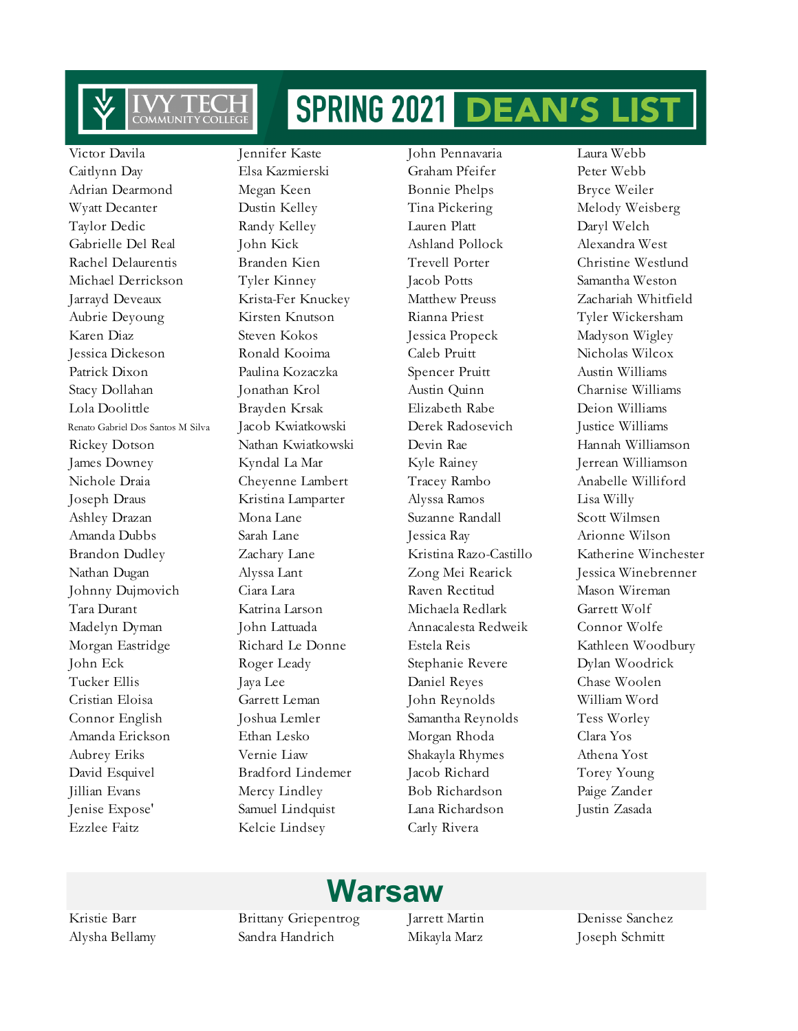# SPRING 2021 DEAN'S LIST

Victor Davila
Caitlynn Day
Adrian Dearmond
Wyatt Decanter
Taylor Dedic
Gabrielle Del Real
Rachel Delaurentis
Michael Derrickson
Jarrayd Deveaux
Aubrie Deyoung
Karen Diaz
Jessica Dickeson
Patrick Dixon
Stacy Dollahan
Lola Doolittle
Renato Gabriel Dos Santos M Silva
Rickey Dotson
James Downey
Nichole Draia
Joseph Draus
Ashley Drazan
Amanda Dubbs
Brandon Dudley
Nathan Dugan
Johnny Dujmovich
Tara Durant
Madelyn Dyman
Morgan Eastridge
John Eck
Tucker Ellis
Cristian Eloisa
Connor English
Amanda Erickson
Aubrey Eriks
David Esquivel
Jillian Evans
Jenise Expose'
Ezzlee Faitz
Jennifer Kaste
Elsa Kazmierski
Megan Keen
Dustin Kelley
Randy Kelley
John Kick
Branden Kien
Tyler Kinney
Krista-Fer Knuckey
Kirsten Knutson
Steven Kokos
Ronald Kooima
Paulina Kozaczka
Jonathan Krol
Brayden Krsak
Jacob Kwiatkowski
Nathan Kwiatkowski
Kyndal La Mar
Cheyenne Lambert
Kristina Lamparter
Mona Lane
Sarah Lane
Zachary Lane
Alyssa Lant
Ciara Lara
Katrina Larson
John Lattuada
Richard Le Donne
Roger Leady
Jaya Lee
Garrett Leman
Joshua Lemler
Ethan Lesko
Vernie Liaw
Bradford Lindemer
Mercy Lindley
Samuel Lindquist
Kelcie Lindsey
John Pennavaria
Graham Pfeifer
Bonnie Phelps
Tina Pickering
Lauren Platt
Ashland Pollock
Trevell Porter
Jacob Potts
Matthew Preuss
Rianna Priest
Jessica Propeck
Caleb Pruitt
Spencer Pruitt
Austin Quinn
Elizabeth Rabe
Derek Radosevich
Devin Rae
Kyle Rainey
Tracey Rambo
Alyssa Ramos
Suzanne Randall
Jessica Ray
Kristina Razo-Castillo
Zong Mei Rearick
Raven Rectitud
Michaela Redlark
Annacalesta Redweik
Estela Reis
Stephanie Revere
Daniel Reyes
John Reynolds
Samantha Reynolds
Morgan Rhoda
Shakayla Rhymes
Jacob Richard
Bob Richardson
Lana Richardson
Carly Rivera
Laura Webb
Peter Webb
Bryce Weiler
Melody Weisberg
Daryl Welch
Alexandra West
Christine Westlund
Samantha Weston
Zachariah Whitfield
Tyler Wickersham
Madyson Wigley
Nicholas Wilcox
Austin Williams
Charnise Williams
Deion Williams
Justice Williams
Hannah Williamson
Jerrean Williamson
Anabelle Williford
Lisa Willy
Scott Wilmsen
Arionne Wilson
Katherine Winchester
Jessica Winebrenner
Mason Wireman
Garrett Wolf
Connor Wolfe
Kathleen Woodbury
Dylan Woodrick
Chase Woolen
William Word
Tess Worley
Clara Yos
Athena Yost
Torey Young
Paige Zander
Justin Zasada

## Warsaw

Kristie Barr
Alysha Bellamy
Brittany Griepentrog
Sandra Handrich
Jarrett Martin
Mikayla Marz
Denisse Sanchez
Joseph Schmitt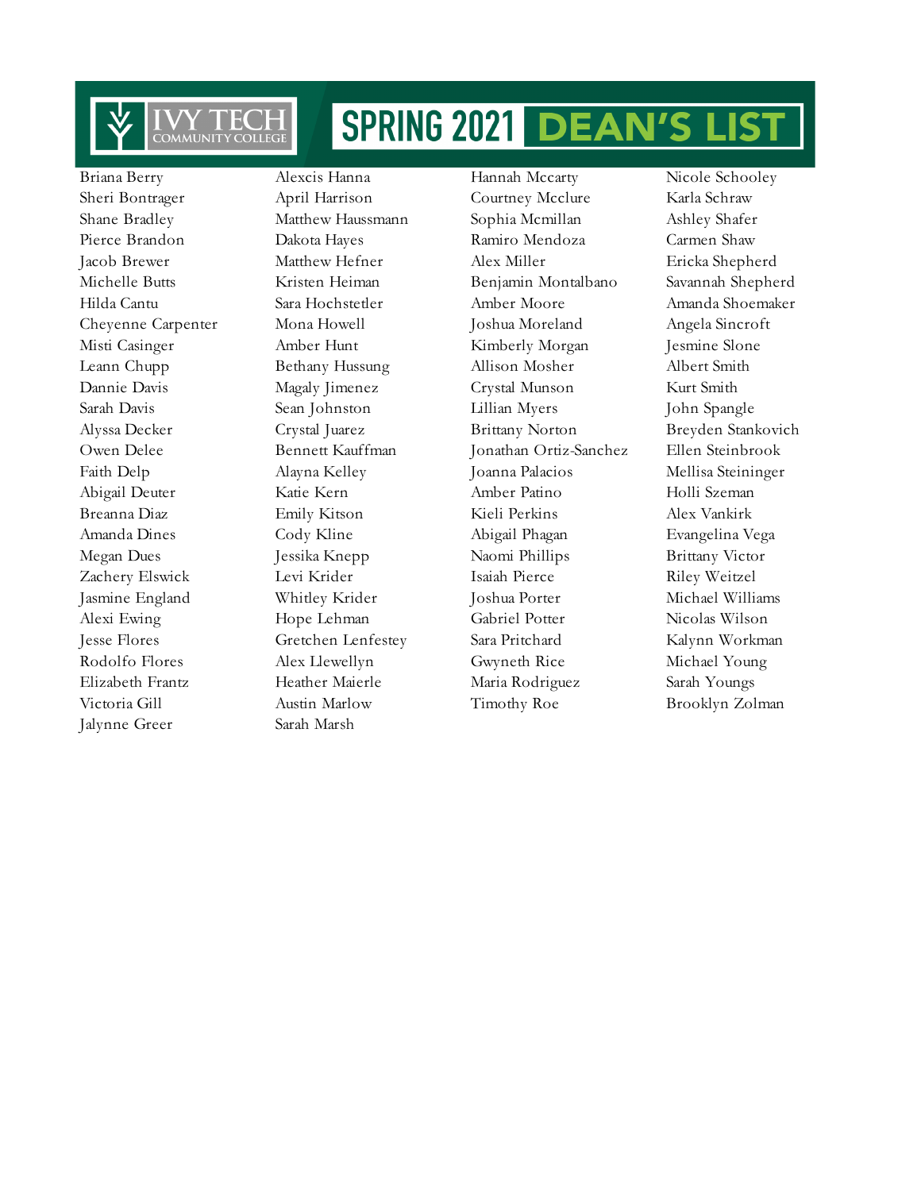# IVY TECH COMMUNITY COLLEGE

# SPRING 2021 DEAN'S LIST

Briana Berry
Sheri Bontrager
Shane Bradley
Pierce Brandon
Jacob Brewer
Michelle Butts
Hilda Cantu
Cheyenne Carpenter
Misti Casinger
Leann Chupp
Dannie Davis
Sarah Davis
Alyssa Decker
Owen Delee
Faith Delp
Abigail Deuter
Breanna Diaz
Amanda Dines
Megan Dues
Zachery Elswick
Jasmine England
Alexi Ewing
Jesse Flores
Rodolfo Flores
Elizabeth Frantz
Victoria Gill
Jalynne Greer
Alexcis Hanna
April Harrison
Matthew Haussmann
Dakota Hayes
Matthew Hefner
Kristen Heiman
Sara Hochstetler
Mona Howell
Amber Hunt
Bethany Hussung
Magaly Jimenez
Sean Johnston
Crystal Juarez
Bennett Kauffman
Alayna Kelley
Katie Kern
Emily Kitson
Cody Kline
Jessika Knepp
Levi Krider
Whitley Krider
Hope Lehman
Gretchen Lenfestey
Alex Llewellyn
Heather Maierle
Austin Marlow
Sarah Marsh
Hannah Mccarty
Courtney Mcclure
Sophia Mcmillan
Ramiro Mendoza
Alex Miller
Benjamin Montalbano
Amber Moore
Joshua Moreland
Kimberly Morgan
Allison Mosher
Crystal Munson
Lillian Myers
Brittany Norton
Jonathan Ortiz-Sanchez
Joanna Palacios
Amber Patino
Kieli Perkins
Abigail Phagan
Naomi Phillips
Isaiah Pierce
Joshua Porter
Gabriel Potter
Sara Pritchard
Gwyneth Rice
Maria Rodriguez
Timothy Roe
Nicole Schooley
Karla Schraw
Ashley Shafer
Carmen Shaw
Ericka Shepherd
Savannah Shepherd
Amanda Shoemaker
Angela Sincroft
Jesmine Slone
Albert Smith
Kurt Smith
John Spangle
Breyden Stankovich
Ellen Steinbrook
Mellisa Steininger
Holli Szeman
Alex Vankirk
Evangelina Vega
Brittany Victor
Riley Weitzel
Michael Williams
Nicolas Wilson
Kalynn Workman
Michael Young
Sarah Youngs
Brooklyn Zolman